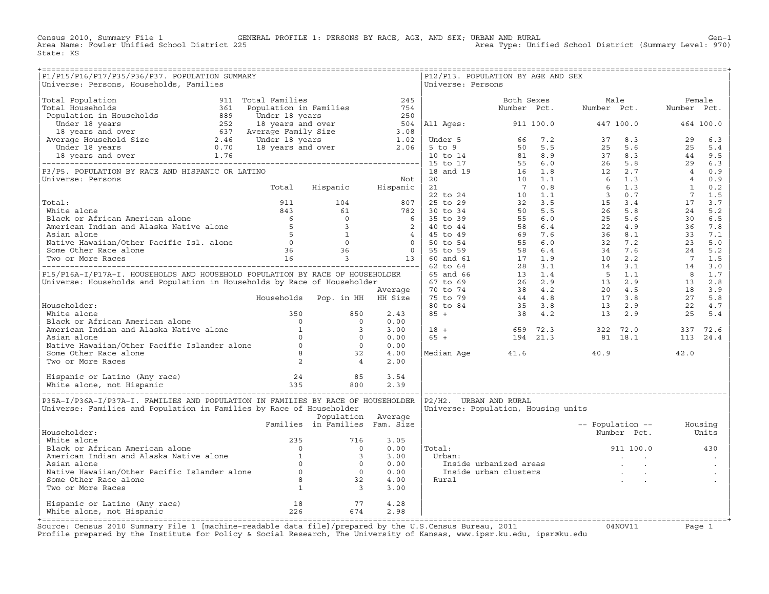Census 2010, Summary File 1 — GENERAL PROFILE 1: PERSONS BY RACE, AGE, AND SEX; URBAN AND RURAL — Gen-1

Area Name: Fowler Unified School District 225 — Area Type: Unified School District (Summary Level: 970)

State: KS

## P1/P15/P16/P17/P35/P36/P37. POPULATION SUMMARY

Universe: Persons, Households, Families

| | | | |
|---|---|---|---|
| Total Population | 911 | Total Families | 245 |
| Total Households | 361 | Population in Families | 754 |
| Population in Households | 889 | Under 18 years | 250 |
| Under 18 years | 252 | 18 years and over | 504 |
| 18 years and over | 637 | Average Family Size | 3.08 |
| Average Household Size | 2.46 | Under 18 years | 1.02 |
| Under 18 years | 0.70 | 18 years and over | 2.06 |
| 18 years and over | 1.76 | | |

## P3/P5. POPULATION BY RACE AND HISPANIC OR LATINO

Universe: Persons

| | Total | Hispanic | Not Hispanic |
|---|---|---|---|
| Total: | 911 | 104 | 807 |
| White alone | 843 | 61 | 782 |
| Black or African American alone | 6 | 0 | 6 |
| American Indian and Alaska Native alone | 5 | 3 | 2 |
| Asian alone | 5 | 1 | 4 |
| Native Hawaiian/Other Pacific Isl. alone | 0 | 0 | 0 |
| Some Other Race alone | 36 | 36 | 0 |
| Two or More Races | 16 | 3 | 13 |

## P15/P16A-I/P17A-I. HOUSEHOLDS AND HOUSEHOLD POPULATION BY RACE OF HOUSEHOLDER

Universe: Households and Population in Households by Race of Householder

| Householder: | Households | Pop. in HH | Average HH Size |
|---|---|---|---|
| White alone | 350 | 850 | 2.43 |
| Black or African American alone | 0 | 0 | 0.00 |
| American Indian and Alaska Native alone | 1 | 3 | 3.00 |
| Asian alone | 0 | 0 | 0.00 |
| Native Hawaiian/Other Pacific Islander alone | 0 | 0 | 0.00 |
| Some Other Race alone | 8 | 32 | 4.00 |
| Two or More Races | 2 | 4 | 2.00 |
| Hispanic or Latino (Any race) | 24 | 85 | 3.54 |
| White alone, not Hispanic | 335 | 800 | 2.39 |

## P35A-I/P36A-I/P37A-I. FAMILIES AND POPULATION IN FAMILIES BY RACE OF HOUSEHOLDER

Universe: Families and Population in Families by Race of Householder

| Householder: | Families | Population in Families | Average Fam. Size |
|---|---|---|---|
| White alone | 235 | 716 | 3.05 |
| Black or African American alone | 0 | 0 | 0.00 |
| American Indian and Alaska Native alone | 1 | 3 | 3.00 |
| Asian alone | 0 | 0 | 0.00 |
| Native Hawaiian/Other Pacific Islander alone | 0 | 0 | 0.00 |
| Some Other Race alone | 8 | 32 | 4.00 |
| Two or More Races | 1 | 3 | 3.00 |
| Hispanic or Latino (Any race) | 18 | 77 | 4.28 |
| White alone, not Hispanic | 226 | 674 | 2.98 |

## P12/P13. POPULATION BY AGE AND SEX

Universe: Persons

| | Both Sexes Number | Both Sexes Pct. | Male Number | Male Pct. | Female Number | Female Pct. |
|---|---|---|---|---|---|---|
| All Ages: | 911 | 100.0 | 447 | 100.0 | 464 | 100.0 |
| Under 5 | 66 | 7.2 | 37 | 8.3 | 29 | 6.3 |
| 5 to 9 | 50 | 5.5 | 25 | 5.6 | 25 | 5.4 |
| 10 to 14 | 81 | 8.9 | 37 | 8.3 | 44 | 9.5 |
| 15 to 17 | 55 | 6.0 | 26 | 5.8 | 29 | 6.3 |
| 18 and 19 | 16 | 1.8 | 12 | 2.7 | 4 | 0.9 |
| 20 | 10 | 1.1 | 6 | 1.3 | 4 | 0.9 |
| 21 | 7 | 0.8 | 6 | 1.3 | 1 | 0.2 |
| 22 to 24 | 10 | 1.1 | 3 | 0.7 | 7 | 1.5 |
| 25 to 29 | 32 | 3.5 | 15 | 3.4 | 17 | 3.7 |
| 30 to 34 | 50 | 5.5 | 26 | 5.8 | 24 | 5.2 |
| 35 to 39 | 55 | 6.0 | 25 | 5.6 | 30 | 6.5 |
| 40 to 44 | 58 | 6.4 | 22 | 4.9 | 36 | 7.8 |
| 45 to 49 | 69 | 7.6 | 36 | 8.1 | 33 | 7.1 |
| 50 to 54 | 55 | 6.0 | 32 | 7.2 | 23 | 5.0 |
| 55 to 59 | 58 | 6.4 | 34 | 7.6 | 24 | 5.2 |
| 60 and 61 | 17 | 1.9 | 10 | 2.2 | 7 | 1.5 |
| 62 to 64 | 28 | 3.1 | 14 | 3.1 | 14 | 3.0 |
| 65 and 66 | 13 | 1.4 | 5 | 1.1 | 8 | 1.7 |
| 67 to 69 | 26 | 2.9 | 13 | 2.9 | 13 | 2.8 |
| 70 to 74 | 38 | 4.2 | 20 | 4.5 | 18 | 3.9 |
| 75 to 79 | 44 | 4.8 | 17 | 3.8 | 27 | 5.8 |
| 80 to 84 | 35 | 3.8 | 13 | 2.9 | 22 | 4.7 |
| 85 + | 38 | 4.2 | 13 | 2.9 | 25 | 5.4 |
| 18 + | 659 | 72.3 | 322 | 72.0 | 337 | 72.6 |
| 65 + | 194 | 21.3 | 81 | 18.1 | 113 | 24.4 |
| Median Age | 41.6 | | 40.9 | | 42.0 | |

## P2/H2. URBAN AND RURAL

Universe: Population, Housing units

| | Population Number | Population Pct. | Housing Units |
|---|---|---|---|
| Total: | 911 | 100.0 | 430 |
| Urban: | . | . | . |
| Inside urbanized areas | . | . | . |
| Inside urban clusters | . | . | . |
| Rural | . | . | . |

Source: Census 2010 Summary File 1 [machine-readable data file]/prepared by the U.S.Census Bureau, 2011 — 04NOV11

Profile prepared by the Institute for Policy & Social Research, The University of Kansas, www.ipsr.ku.edu, ipsr@ku.edu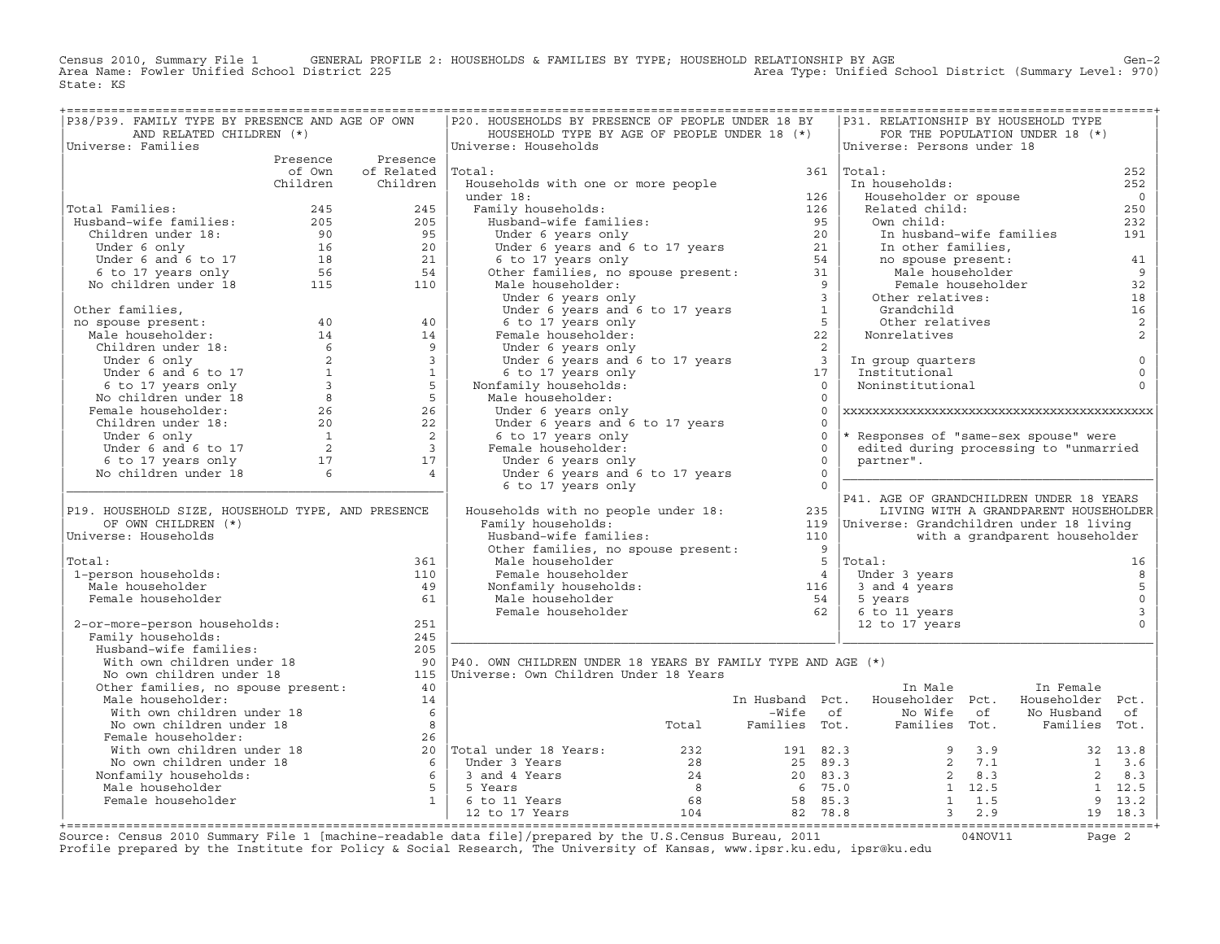Census 2010, Summary File 1 GENERAL PROFILE 2: HOUSEHOLDS & FAMILIES BY TYPE; HOUSEHOLD RELATIONSHIP BY AGE Gen-2
Area Name: Fowler Unified School District 225 Area Type: Unified School District (Summary Level: 970)
State: KS

## P38/P39. FAMILY TYPE BY PRESENCE AND AGE OF OWN AND RELATED CHILDREN (*)

Universe: Families

| | Presence of Own Children | Presence of Related Children |
|---|---|---|
| Total Families: | 245 | 245 |
| Husband-wife families: | 205 | 205 |
| Children under 18: | 90 | 95 |
| Under 6 only | 16 | 20 |
| Under 6 and 6 to 17 | 18 | 21 |
| 6 to 17 years only | 56 | 54 |
| No children under 18 | 115 | 110 |
| Other families, no spouse present: | 40 | 40 |
| Male householder: | 14 | 14 |
| Children under 18: | 6 | 9 |
| Under 6 only | 2 | 3 |
| Under 6 and 6 to 17 | 1 | 1 |
| 6 to 17 years only | 3 | 5 |
| No children under 18 | 8 | 5 |
| Female householder: | 26 | 26 |
| Children under 18: | 20 | 22 |
| Under 6 only | 1 | 2 |
| Under 6 and 6 to 17 | 2 | 3 |
| 6 to 17 years only | 17 | 17 |
| No children under 18 | 6 | 4 |

## P19. HOUSEHOLD SIZE, HOUSEHOLD TYPE, AND PRESENCE OF OWN CHILDREN (*)

Universe: Households

| | |
|---|---|
| Total: | 361 |
| 1-person households: | 110 |
| Male householder | 49 |
| Female householder | 61 |
| 2-or-more-person households: | 251 |
| Family households: | 245 |
| Husband-wife families: | 205 |
| With own children under 18 | 90 |
| No own children under 18 | 115 |
| Other families, no spouse present: | 40 |
| Male householder: | 14 |
| With own children under 18 | 6 |
| No own children under 18 | 8 |
| Female householder: | 26 |
| With own children under 18 | 20 |
| No own children under 18 | 6 |
| Nonfamily households: | 6 |
| Male householder | 5 |
| Female householder | 1 |

## P20. HOUSEHOLDS BY PRESENCE OF PEOPLE UNDER 18 BY HOUSEHOLD TYPE BY AGE OF PEOPLE UNDER 18 (*)

Universe: Households

| | |
|---|---|
| Total: | 361 |
| Households with one or more people under 18: | 126 |
| Family households: | 126 |
| Husband-wife families: | 95 |
| Under 6 years only | 20 |
| Under 6 years and 6 to 17 years | 21 |
| 6 to 17 years only | 54 |
| Other families, no spouse present: | 31 |
| Male householder: | 9 |
| Under 6 years only | 3 |
| Under 6 years and 6 to 17 years | 1 |
| 6 to 17 years only | 5 |
| Female householder: | 22 |
| Under 6 years only | 2 |
| Under 6 years and 6 to 17 years | 3 |
| 6 to 17 years only | 17 |
| Nonfamily households: | 0 |
| Male householder: | 0 |
| Under 6 years only | 0 |
| Under 6 years and 6 to 17 years | 0 |
| 6 to 17 years only | 0 |
| Female householder: | 0 |
| Under 6 years only | 0 |
| Under 6 years and 6 to 17 years | 0 |
| 6 to 17 years only | 0 |
| Households with no people under 18: | 235 |
| Family households: | 119 |
| Husband-wife families: | 110 |
| Other families, no spouse present: | 9 |
| Male householder | 5 |
| Female householder | 4 |
| Nonfamily households: | 116 |
| Male householder | 54 |
| Female householder | 62 |

## P31. RELATIONSHIP BY HOUSEHOLD TYPE FOR THE POPULATION UNDER 18 (*)

Universe: Persons under 18

| | |
|---|---|
| Total: | 252 |
| In households: | 252 |
| Householder or spouse | 0 |
| Related child: | 250 |
| Own child: | 232 |
| In husband-wife families | 191 |
| In other families, no spouse present: | 41 |
| Male householder | 9 |
| Female householder | 32 |
| Other relatives: | 18 |
| Grandchild | 16 |
| Other relatives | 2 |
| Nonrelatives | 2 |
| In group quarters | 0 |
| Institutional | 0 |
| Noninstitutional | 0 |

\* Responses of "same-sex spouse" were edited during processing to "unmarried partner".

## P41. AGE OF GRANDCHILDREN UNDER 18 YEARS LIVING WITH A GRANDPARENT HOUSEHOLDER

Universe: Grandchildren under 18 living with a grandparent householder

| | |
|---|---|
| Total: | 16 |
| Under 3 years | 8 |
| 3 and 4 years | 5 |
| 5 years | 0 |
| 6 to 11 years | 3 |
| 12 to 17 years | 0 |

## P40. OWN CHILDREN UNDER 18 YEARS BY FAMILY TYPE AND AGE (*)

Universe: Own Children Under 18 Years

| | Total | In Husband-Wife Families | Pct. of Tot. | In Male Householder No Wife Families | Pct. of Tot. | In Female Householder No Husband Families | Pct. of Tot. |
|---|---|---|---|---|---|---|---|
| Total under 18 Years: | 232 | 191 | 82.3 | 9 | 3.9 | 32 | 13.8 |
| Under 3 Years | 28 | 25 | 89.3 | 2 | 7.1 | 1 | 3.6 |
| 3 and 4 Years | 24 | 20 | 83.3 | 2 | 8.3 | 2 | 8.3 |
| 5 Years | 8 | 6 | 75.0 | 1 | 12.5 | 1 | 12.5 |
| 6 to 11 Years | 68 | 58 | 85.3 | 1 | 1.5 | 9 | 13.2 |
| 12 to 17 Years | 104 | 82 | 78.8 | 3 | 2.9 | 19 | 18.3 |

Source: Census 2010 Summary File 1 [machine-readable data file]/prepared by the U.S.Census Bureau, 2011 04NOV11
Profile prepared by the Institute for Policy & Social Research, The University of Kansas, www.ipsr.ku.edu, ipsr@ku.edu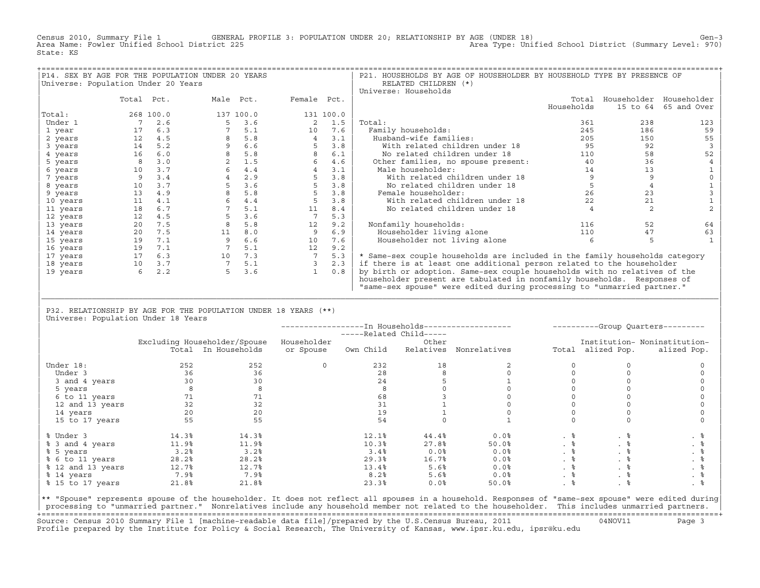Census 2010, Summary File 1 GENERAL PROFILE 3: POPULATION UNDER 20; RELATIONSHIP BY AGE (UNDER 18) Gen-3
Area Name: Fowler Unified School District 225 Area Type: Unified School District (Summary Level: 970)
State: KS

## P14. SEX BY AGE FOR THE POPULATION UNDER 20 YEARS

Universe: Population Under 20 Years

| | Total | Pct. | Male | Pct. | Female | Pct. |
|---|---|---|---|---|---|---|
| Total: | 268 | 100.0 | 137 | 100.0 | 131 | 100.0 |
| Under 1 | 7 | 2.6 | 5 | 3.6 | 2 | 1.5 |
| 1 year | 17 | 6.3 | 7 | 5.1 | 10 | 7.6 |
| 2 years | 12 | 4.5 | 8 | 5.8 | 4 | 3.1 |
| 3 years | 14 | 5.2 | 9 | 6.6 | 5 | 3.8 |
| 4 years | 16 | 6.0 | 8 | 5.8 | 8 | 6.1 |
| 5 years | 8 | 3.0 | 2 | 1.5 | 6 | 4.6 |
| 6 years | 10 | 3.7 | 6 | 4.4 | 4 | 3.1 |
| 7 years | 9 | 3.4 | 4 | 2.9 | 5 | 3.8 |
| 8 years | 10 | 3.7 | 5 | 3.6 | 5 | 3.8 |
| 9 years | 13 | 4.9 | 8 | 5.8 | 5 | 3.8 |
| 10 years | 11 | 4.1 | 6 | 4.4 | 5 | 3.8 |
| 11 years | 18 | 6.7 | 7 | 5.1 | 11 | 8.4 |
| 12 years | 12 | 4.5 | 5 | 3.6 | 7 | 5.3 |
| 13 years | 20 | 7.5 | 8 | 5.8 | 12 | 9.2 |
| 14 years | 20 | 7.5 | 11 | 8.0 | 9 | 6.9 |
| 15 years | 19 | 7.1 | 9 | 6.6 | 10 | 7.6 |
| 16 years | 19 | 7.1 | 7 | 5.1 | 12 | 9.2 |
| 17 years | 17 | 6.3 | 10 | 7.3 | 7 | 5.3 |
| 18 years | 10 | 3.7 | 7 | 5.1 | 3 | 2.3 |
| 19 years | 6 | 2.2 | 5 | 3.6 | 1 | 0.8 |

## P21. HOUSEHOLDS BY AGE OF HOUSEHOLDER BY HOUSEHOLD TYPE BY PRESENCE OF RELATED CHILDREN (*)

Universe: Households

| | Total Households | Householder 15 to 64 | Householder 65 and Over |
|---|---|---|---|
| Total: | 361 | 238 | 123 |
| Family households: | 245 | 186 | 59 |
| Husband-wife families: | 205 | 150 | 55 |
| With related children under 18 | 95 | 92 | 3 |
| No related children under 18 | 110 | 58 | 52 |
| Other families, no spouse present: | 40 | 36 | 4 |
| Male householder: | 14 | 13 | 1 |
| With related children under 18 | 9 | 9 | 0 |
| No related children under 18 | 5 | 4 | 1 |
| Female householder: | 26 | 23 | 3 |
| With related children under 18 | 22 | 21 | 1 |
| No related children under 18 | 4 | 2 | 2 |
| Nonfamily households: | 116 | 52 | 64 |
| Householder living alone | 110 | 47 | 63 |
| Householder not living alone | 6 | 5 | 1 |

* Same-sex couple households are included in the family households category if there is at least one additional person related to the householder by birth or adoption. Same-sex couple households with no relatives of the householder present are tabulated in nonfamily households. Responses of "same-sex spouse" were edited during processing to "unmarried partner."

## P32. RELATIONSHIP BY AGE FOR THE POPULATION UNDER 18 YEARS (**)

Universe: Population Under 18 Years

| | Excluding Householder/Spouse Total | Excluding Householder/Spouse In Households | In Households: Householder or Spouse | In Households: Related Child: Own Child | In Households: Related Child: Other Relatives | In Households: Nonrelatives | Group Quarters: Total | Group Quarters: Institution-alized Pop. | Group Quarters: Noninstitution-alized Pop. |
|---|---|---|---|---|---|---|---|---|---|
| Under 18: | 252 | 252 | 0 | 232 | 18 | 2 | 0 | 0 | 0 |
| Under 3 | 36 | 36 | | 28 | 8 | 0 | 0 | 0 | 0 |
| 3 and 4 years | 30 | 30 | | 24 | 5 | 1 | 0 | 0 | 0 |
| 5 years | 8 | 8 | | 8 | 0 | 0 | 0 | 0 | 0 |
| 6 to 11 years | 71 | 71 | | 68 | 3 | 0 | 0 | 0 | 0 |
| 12 and 13 years | 32 | 32 | | 31 | 1 | 0 | 0 | 0 | 0 |
| 14 years | 20 | 20 | | 19 | 1 | 0 | 0 | 0 | 0 |
| 15 to 17 years | 55 | 55 | | 54 | 0 | 1 | 0 | 0 | 0 |
| % Under 3 | 14.3% | 14.3% | | 12.1% | 44.4% | 0.0% | . % | . % | . % |
| % 3 and 4 years | 11.9% | 11.9% | | 10.3% | 27.8% | 50.0% | . % | . % | . % |
| % 5 years | 3.2% | 3.2% | | 3.4% | 0.0% | 0.0% | . % | . % | . % |
| % 6 to 11 years | 28.2% | 28.2% | | 29.3% | 16.7% | 0.0% | . % | . % | . % |
| % 12 and 13 years | 12.7% | 12.7% | | 13.4% | 5.6% | 0.0% | . % | . % | . % |
| % 14 years | 7.9% | 7.9% | | 8.2% | 5.6% | 0.0% | . % | . % | . % |
| % 15 to 17 years | 21.8% | 21.8% | | 23.3% | 0.0% | 50.0% | . % | . % | . % |

** "Spouse" represents spouse of the householder. It does not reflect all spouses in a household. Responses of "same-sex spouse" were edited during processing to "unmarried partner." Nonrelatives include any household member not related to the householder. This includes unmarried partners.

Source: Census 2010 Summary File 1 [machine-readable data file]/prepared by the U.S.Census Bureau, 2011 04NOV11
Profile prepared by the Institute for Policy & Social Research, The University of Kansas, www.ipsr.ku.edu, ipsr@ku.edu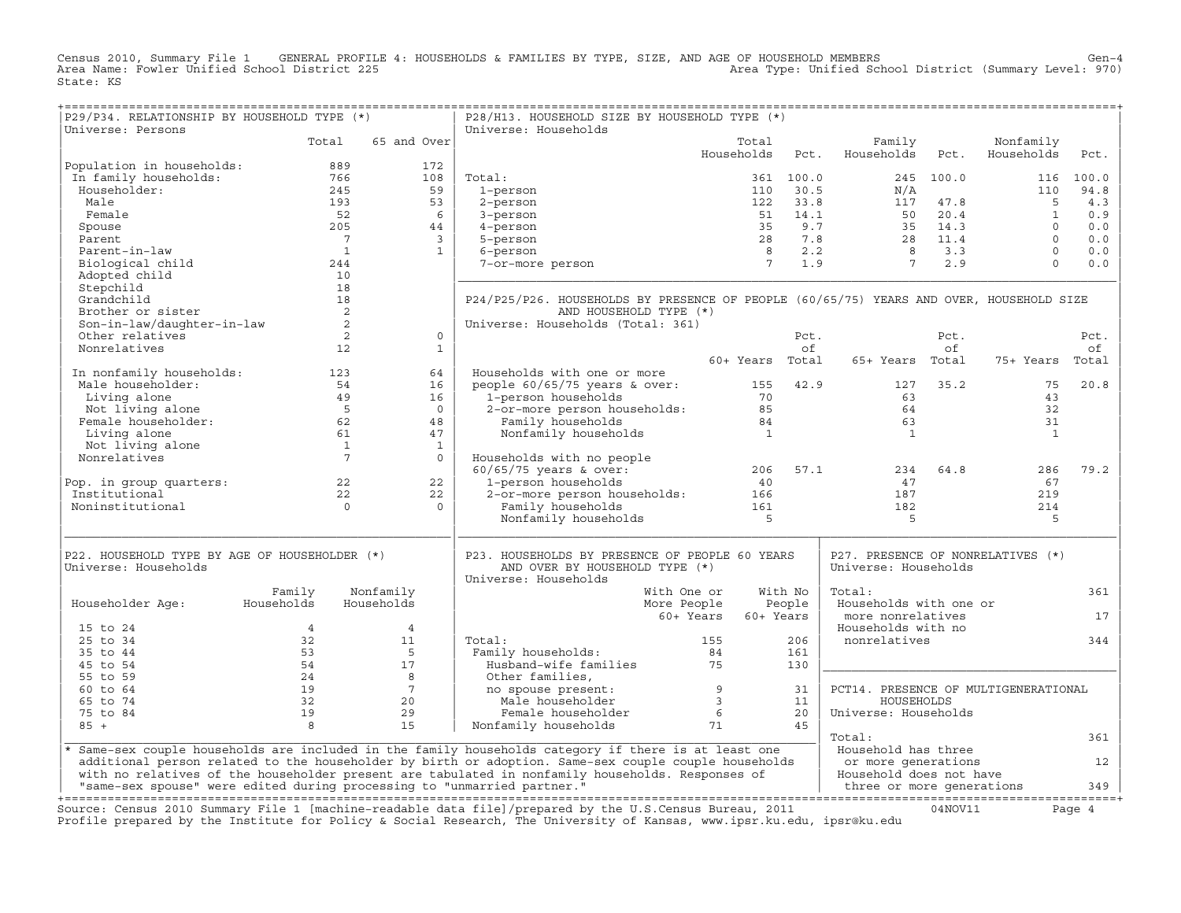Census 2010, Summary File 1 GENERAL PROFILE 4: HOUSEHOLDS & FAMILIES BY TYPE, SIZE, AND AGE OF HOUSEHOLD MEMBERS Gen-4
Area Name: Fowler Unified School District 225 Area Type: Unified School District (Summary Level: 970)
State: KS

## P29/P34. RELATIONSHIP BY HOUSEHOLD TYPE (*)

Universe: Persons

| | Total | 65 and Over |
|---|---|---|
| Population in households: | 889 | 172 |
| In family households: | 766 | 108 |
| Householder: | 245 | 59 |
| Male | 193 | 53 |
| Female | 52 | 6 |
| Spouse | 205 | 44 |
| Parent | 7 | 3 |
| Parent-in-law | 1 | 1 |
| Biological child | 244 | |
| Adopted child | 10 | |
| Stepchild | 18 | |
| Grandchild | 18 | |
| Brother or sister | 2 | |
| Son-in-law/daughter-in-law | 2 | |
| Other relatives | 2 | 0 |
| Nonrelatives | 12 | 1 |
| In nonfamily households: | 123 | 64 |
| Male householder: | 54 | 16 |
| Living alone | 49 | 16 |
| Not living alone | 5 | 0 |
| Female householder: | 62 | 48 |
| Living alone | 61 | 47 |
| Not living alone | 1 | 1 |
| Nonrelatives | 7 | 0 |
| Pop. in group quarters: | 22 | 22 |
| Institutional | 22 | 22 |
| Noninstitutional | 0 | 0 |

## P28/H13. HOUSEHOLD SIZE BY HOUSEHOLD TYPE (*)

Universe: Households

| | Total Households | Pct. | Family Households | Pct. | Nonfamily Households | Pct. |
|---|---|---|---|---|---|---|
| Total: | 361 | 100.0 | 245 | 100.0 | 116 | 100.0 |
| 1-person | 110 | 30.5 | N/A | | 110 | 94.8 |
| 2-person | 122 | 33.8 | 117 | 47.8 | 5 | 4.3 |
| 3-person | 51 | 14.1 | 50 | 20.4 | 1 | 0.9 |
| 4-person | 35 | 9.7 | 35 | 14.3 | 0 | 0.0 |
| 5-person | 28 | 7.8 | 28 | 11.4 | 0 | 0.0 |
| 6-person | 8 | 2.2 | 8 | 3.3 | 0 | 0.0 |
| 7-or-more person | 7 | 1.9 | 7 | 2.9 | 0 | 0.0 |

## P24/P25/P26. HOUSEHOLDS BY PRESENCE OF PEOPLE (60/65/75) YEARS AND OVER, HOUSEHOLD SIZE AND HOUSEHOLD TYPE (*)

Universe: Households (Total: 361)

| | 60+ Years | Pct. of Total | 65+ Years | Pct. of Total | 75+ Years | Pct. of Total |
|---|---|---|---|---|---|---|
| Households with one or more people 60/65/75 years & over: | 155 | 42.9 | 127 | 35.2 | 75 | 20.8 |
| 1-person households | 70 | | 63 | | 43 | |
| 2-or-more person households: | 85 | | 64 | | 32 | |
| Family households | 84 | | 63 | | 31 | |
| Nonfamily households | 1 | | 1 | | 1 | |
| Households with no people 60/65/75 years & over: | 206 | 57.1 | 234 | 64.8 | 286 | 79.2 |
| 1-person households | 40 | | 47 | | 67 | |
| 2-or-more person households: | 166 | | 187 | | 219 | |
| Family households | 161 | | 182 | | 214 | |
| Nonfamily households | 5 | | 5 | | 5 | |

## P22. HOUSEHOLD TYPE BY AGE OF HOUSEHOLDER (*)

Universe: Households

| Householder Age: | Family Households | Nonfamily Households |
|---|---|---|
| 15 to 24 | 4 | 4 |
| 25 to 34 | 32 | 11 |
| 35 to 44 | 53 | 5 |
| 45 to 54 | 54 | 17 |
| 55 to 59 | 24 | 8 |
| 60 to 64 | 19 | 7 |
| 65 to 74 | 32 | 20 |
| 75 to 84 | 19 | 29 |
| 85 + | 8 | 15 |

## P23. HOUSEHOLDS BY PRESENCE OF PEOPLE 60 YEARS AND OVER BY HOUSEHOLD TYPE (*)

Universe: Households

| | With One or More People 60+ Years | With No People 60+ Years |
|---|---|---|
| Total: | 155 | 206 |
| Family households: | 84 | 161 |
| Husband-wife families | 75 | 130 |
| Other families, no spouse present: | 9 | 31 |
| Male householder | 3 | 11 |
| Female householder | 6 | 20 |
| Nonfamily households | 71 | 45 |

## P27. PRESENCE OF NONRELATIVES (*)

Universe: Households

| | |
|---|---|
| Total: | 361 |
| Households with one or more nonrelatives | 17 |
| Households with no nonrelatives | 344 |

## PCT14. PRESENCE OF MULTIGENERATIONAL HOUSEHOLDS

Universe: Households

| | |
|---|---|
| Total: | 361 |
| Household has three or more generations | 12 |
| Household does not have three or more generations | 349 |

* Same-sex couple households are included in the family households category if there is at least one additional person related to the householder by birth or adoption. Same-sex couple couple households with no relatives of the householder present are tabulated in nonfamily households. Responses of "same-sex spouse" were edited during processing to "unmarried partner."

Source: Census 2010 Summary File 1 [machine-readable data file]/prepared by the U.S.Census Bureau, 2011 04NOV11
Profile prepared by the Institute for Policy & Social Research, The University of Kansas, www.ipsr.ku.edu, ipsr@ku.edu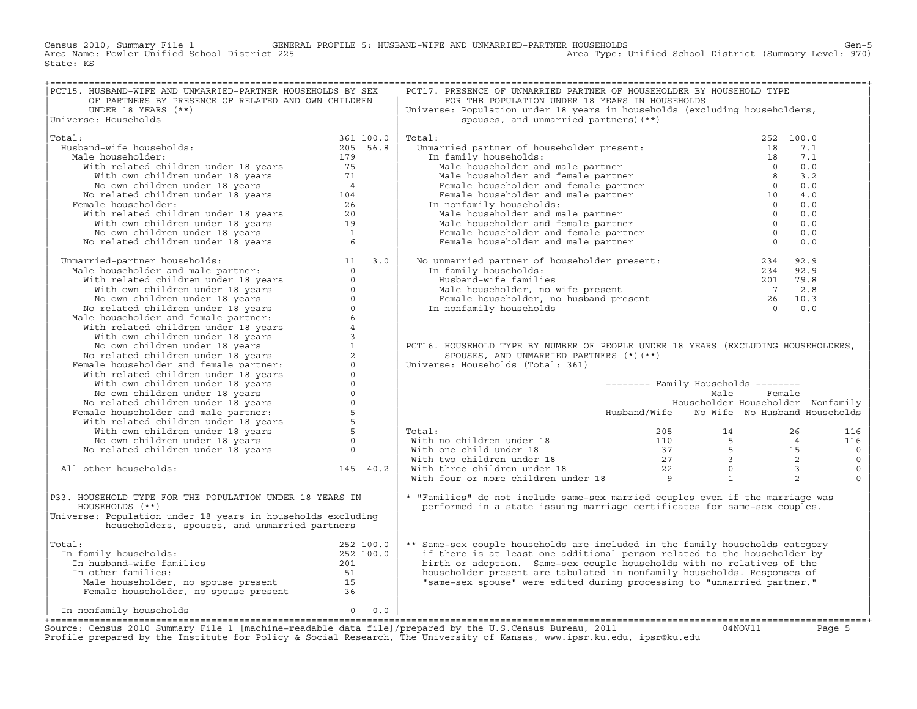Census 2010, Summary File 1 GENERAL PROFILE 5: HUSBAND-WIFE AND UNMARRIED-PARTNER HOUSEHOLDS Gen-5
Area Name: Fowler Unified School District 225 Area Type: Unified School District (Summary Level: 970)
State: KS

## PCT15. HUSBAND-WIFE AND UNMARRIED-PARTNER HOUSEHOLDS BY SEX OF PARTNERS BY PRESENCE OF RELATED AND OWN CHILDREN UNDER 18 YEARS (**)

Universe: Households

| | Number | Percent |
|---|---|---|
| Total: | 361 | 100.0 |
| Husband-wife households: | 205 | 56.8 |
| Male householder: | 179 | |
| With related children under 18 years | 75 | |
| With own children under 18 years | 71 | |
| No own children under 18 years | 4 | |
| No related children under 18 years | 104 | |
| Female householder: | 26 | |
| With related children under 18 years | 20 | |
| With own children under 18 years | 19 | |
| No own children under 18 years | 1 | |
| No related children under 18 years | 6 | |
| Unmarried-partner households: | 11 | 3.0 |
| Male householder and male partner: | 0 | |
| With related children under 18 years | 0 | |
| With own children under 18 years | 0 | |
| No own children under 18 years | 0 | |
| No related children under 18 years | 0 | |
| Male householder and female partner: | 6 | |
| With related children under 18 years | 4 | |
| With own children under 18 years | 3 | |
| No own children under 18 years | 1 | |
| No related children under 18 years | 2 | |
| Female householder and female partner: | 0 | |
| With related children under 18 years | 0 | |
| With own children under 18 years | 0 | |
| No own children under 18 years | 0 | |
| No related children under 18 years | 0 | |
| Female householder and male partner: | 5 | |
| With related children under 18 years | 5 | |
| With own children under 18 years | 5 | |
| No own children under 18 years | 0 | |
| No related children under 18 years | 0 | |
| All other households: | 145 | 40.2 |

## P33. HOUSEHOLD TYPE FOR THE POPULATION UNDER 18 YEARS IN HOUSEHOLDS (**)

Universe: Population under 18 years in households excluding householders, spouses, and unmarried partners

| | Number | Percent |
|---|---|---|
| Total: | 252 | 100.0 |
| In family households: | 252 | 100.0 |
| In husband-wife families | 201 | |
| In other families: | 51 | |
| Male householder, no spouse present | 15 | |
| Female householder, no spouse present | 36 | |
| In nonfamily households | 0 | 0.0 |

## PCT17. PRESENCE OF UNMARRIED PARTNER OF HOUSEHOLDER BY HOUSEHOLD TYPE FOR THE POPULATION UNDER 18 YEARS IN HOUSEHOLDS

Universe: Population under 18 years in households (excluding householders, spouses, and unmarried partners)(**)

| | Number | Percent |
|---|---|---|
| Total: | 252 | 100.0 |
| Unmarried partner of householder present: | 18 | 7.1 |
| In family households: | 18 | 7.1 |
| Male householder and male partner | 0 | 0.0 |
| Male householder and female partner | 8 | 3.2 |
| Female householder and female partner | 0 | 0.0 |
| Female householder and male partner | 10 | 4.0 |
| In nonfamily households: | 0 | 0.0 |
| Male householder and male partner | 0 | 0.0 |
| Male householder and female partner | 0 | 0.0 |
| Female householder and female partner | 0 | 0.0 |
| Female householder and male partner | 0 | 0.0 |
| No unmarried partner of householder present: | 234 | 92.9 |
| In family households: | 234 | 92.9 |
| Husband-wife families | 201 | 79.8 |
| Male householder, no wife present | 7 | 2.8 |
| Female householder, no husband present | 26 | 10.3 |
| In nonfamily households | 0 | 0.0 |

## PCT16. HOUSEHOLD TYPE BY NUMBER OF PEOPLE UNDER 18 YEARS (EXCLUDING HOUSEHOLDERS, SPOUSES, AND UNMARRIED PARTNERS (*)(**)

Universe: Households (Total: 361)

| | Family Households: Husband/Wife | Family Households: Male Householder No Wife | Family Households: Female Householder No Husband | Nonfamily Households |
|---|---|---|---|---|
| Total: | 205 | 14 | 26 | 116 |
| With no children under 18 | 110 | 5 | 4 | 116 |
| With one child under 18 | 37 | 5 | 15 | 0 |
| With two children under 18 | 27 | 3 | 2 | 0 |
| With three children under 18 | 22 | 0 | 3 | 0 |
| With four or more children under 18 | 9 | 1 | 2 | 0 |

\* "Families" do not include same-sex married couples even if the marriage was performed in a state issuing marriage certificates for same-sex couples.

** Same-sex couple households are included in the family households category if there is at least one additional person related to the householder by birth or adoption. Same-sex couple households with no relatives of the householder present are tabulated in nonfamily households. Responses of "same-sex spouse" were edited during processing to "unmarried partner."

Source: Census 2010 Summary File 1 [machine-readable data file]/prepared by the U.S.Census Bureau, 2011 04NOV11
Profile prepared by the Institute for Policy & Social Research, The University of Kansas, www.ipsr.ku.edu, ipsr@ku.edu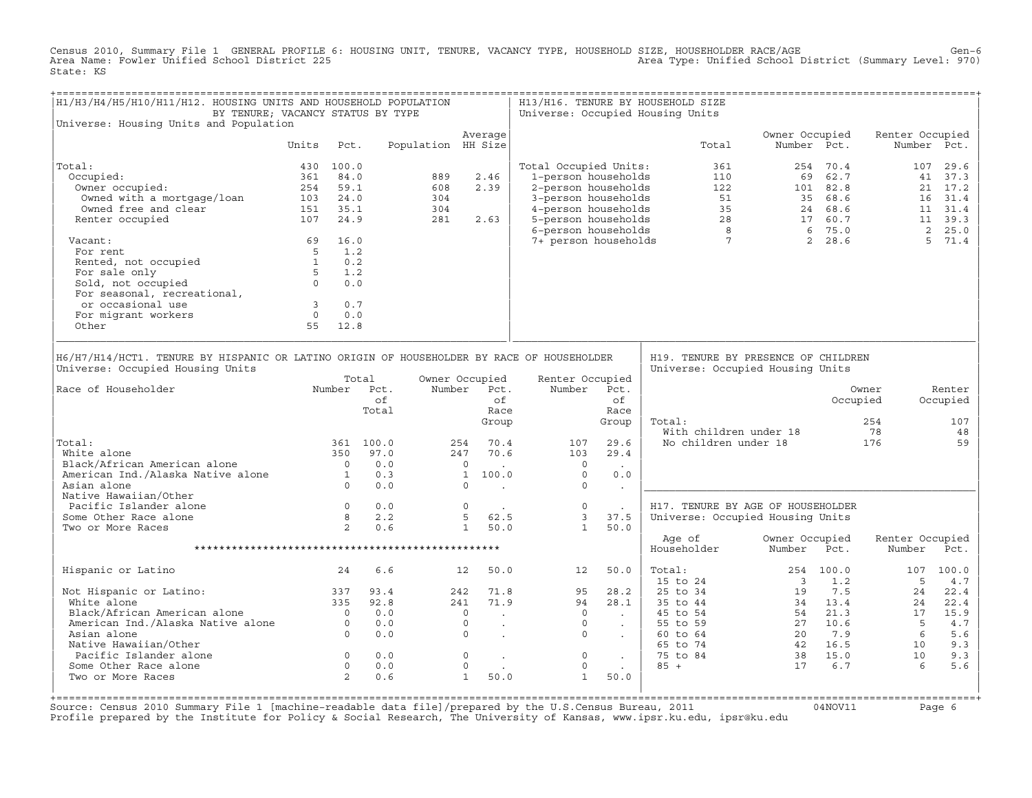Census 2010, Summary File 1 GENERAL PROFILE 6: HOUSING UNIT, TENURE, VACANCY TYPE, HOUSEHOLD SIZE, HOUSEHOLDER RACE/AGE
Area Name: Fowler Unified School District 225
State: KS
Area Type: Unified School District (Summary Level: 970)

## H1/H3/H4/H5/H10/H11/H12. HOUSING UNITS AND HOUSEHOLD POPULATION BY TENURE; VACANCY STATUS BY TYPE

Universe: Housing Units and Population

| | Units | Pct. | Population | Average HH Size |
|---|---|---|---|---|
| Total: | 430 | 100.0 | | |
| Occupied: | 361 | 84.0 | 889 | 2.46 |
| Owner occupied: | 254 | 59.1 | 608 | 2.39 |
| Owned with a mortgage/loan | 103 | 24.0 | 304 | |
| Owned free and clear | 151 | 35.1 | 304 | |
| Renter occupied | 107 | 24.9 | 281 | 2.63 |
| Vacant: | 69 | 16.0 | | |
| For rent | 5 | 1.2 | | |
| Rented, not occupied | 1 | 0.2 | | |
| For sale only | 5 | 1.2 | | |
| Sold, not occupied | 0 | 0.0 | | |
| For seasonal, recreational, or occasional use | 3 | 0.7 | | |
| For migrant workers | 0 | 0.0 | | |
| Other | 55 | 12.8 | | |

## H13/H16. TENURE BY HOUSEHOLD SIZE

Universe: Occupied Housing Units

| | Total | Owner Occupied Number | Owner Occupied Pct. | Renter Occupied Number | Renter Occupied Pct. |
|---|---|---|---|---|---|
| Total Occupied Units: | 361 | 254 | 70.4 | 107 | 29.6 |
| 1-person households | 110 | 69 | 62.7 | 41 | 37.3 |
| 2-person households | 122 | 101 | 82.8 | 21 | 17.2 |
| 3-person households | 51 | 35 | 68.6 | 16 | 31.4 |
| 4-person households | 35 | 24 | 68.6 | 11 | 31.4 |
| 5-person households | 28 | 17 | 60.7 | 11 | 39.3 |
| 6-person households | 8 | 6 | 75.0 | 2 | 25.0 |
| 7+ person households | 7 | 2 | 28.6 | 5 | 71.4 |

## H6/H7/H14/HCT1. TENURE BY HISPANIC OR LATINO ORIGIN OF HOUSEHOLDER BY RACE OF HOUSEHOLDER

Universe: Occupied Housing Units

| Race of Householder | Total Number | Total Pct. of Total | Owner Occupied Number | Owner Occupied Pct. of Race Group | Renter Occupied Number | Renter Occupied Pct. of Race Group |
|---|---|---|---|---|---|---|
| Total: | 361 | 100.0 | 254 | 70.4 | 107 | 29.6 |
| White alone | 350 | 97.0 | 247 | 70.6 | 103 | 29.4 |
| Black/African American alone | 0 | 0.0 | 0 | . | 0 | . |
| American Ind./Alaska Native alone | 1 | 0.3 | 1 | 100.0 | 0 | 0.0 |
| Asian alone | 0 | 0.0 | 0 | . | 0 | . |
| Native Hawaiian/Other Pacific Islander alone | 0 | 0.0 | 0 | . | 0 | . |
| Some Other Race alone | 8 | 2.2 | 5 | 62.5 | 3 | 37.5 |
| Two or More Races | 2 | 0.6 | 1 | 50.0 | 1 | 50.0 |
| Hispanic or Latino | 24 | 6.6 | 12 | 50.0 | 12 | 50.0 |
| Not Hispanic or Latino: | 337 | 93.4 | 242 | 71.8 | 95 | 28.2 |
| White alone | 335 | 92.8 | 241 | 71.9 | 94 | 28.1 |
| Black/African American alone | 0 | 0.0 | 0 | . | 0 | . |
| American Ind./Alaska Native alone | 0 | 0.0 | 0 | . | 0 | . |
| Asian alone | 0 | 0.0 | 0 | . | 0 | . |
| Native Hawaiian/Other Pacific Islander alone | 0 | 0.0 | 0 | . | 0 | . |
| Some Other Race alone | 0 | 0.0 | 0 | . | 0 | . |
| Two or More Races | 2 | 0.6 | 1 | 50.0 | 1 | 50.0 |

## H19. TENURE BY PRESENCE OF CHILDREN

Universe: Occupied Housing Units

| | Owner Occupied | Renter Occupied |
|---|---|---|
| Total: | 254 | 107 |
| With children under 18 | 78 | 48 |
| No children under 18 | 176 | 59 |

## H17. TENURE BY AGE OF HOUSEHOLDER

Universe: Occupied Housing Units

| Age of Householder | Owner Occupied Number | Owner Occupied Pct. | Renter Occupied Number | Renter Occupied Pct. |
|---|---|---|---|---|
| Total: | 254 | 100.0 | 107 | 100.0 |
| 15 to 24 | 3 | 1.2 | 5 | 4.7 |
| 25 to 34 | 19 | 7.5 | 24 | 22.4 |
| 35 to 44 | 34 | 13.4 | 24 | 22.4 |
| 45 to 54 | 54 | 21.3 | 17 | 15.9 |
| 55 to 59 | 27 | 10.6 | 5 | 4.7 |
| 60 to 64 | 20 | 7.9 | 6 | 5.6 |
| 65 to 74 | 42 | 16.5 | 10 | 9.3 |
| 75 to 84 | 38 | 15.0 | 10 | 9.3 |
| 85 + | 17 | 6.7 | 6 | 5.6 |

Source: Census 2010 Summary File 1 [machine-readable data file]/prepared by the U.S.Census Bureau, 2011 04NOV11
Profile prepared by the Institute for Policy & Social Research, The University of Kansas, www.ipsr.ku.edu, ipsr@ku.edu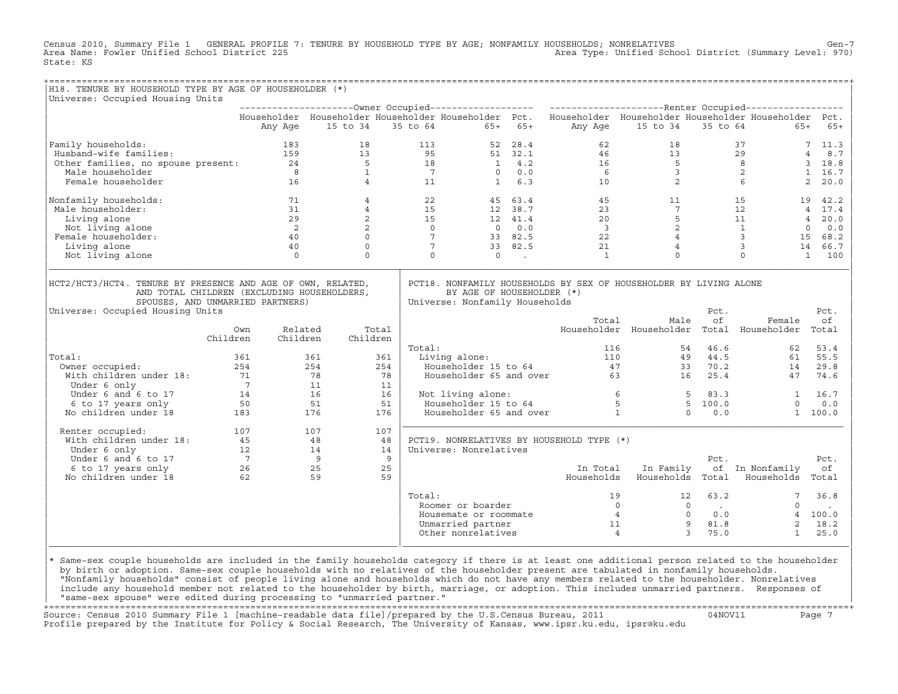Census 2010, Summary File 1 GENERAL PROFILE 7: TENURE BY HOUSEHOLD TYPE BY AGE; NONFAMILY HOUSEHOLDS; NONRELATIVES Gen-7
Area Name: Fowler Unified School District 225 Area Type: Unified School District (Summary Level: 970)
State: KS

## H18. TENURE BY HOUSEHOLD TYPE BY AGE OF HOUSEHOLDER (*)

Universe: Occupied Housing Units

| | Owner Occupied | | | | | Renter Occupied | | | | |
|---|---|---|---|---|---|---|---|---|---|---|
| | Householder Any Age | Householder 15 to 34 | Householder 35 to 64 | Householder 65+ | Pct. 65+ | Householder Any Age | Householder 15 to 34 | Householder 35 to 64 | Householder 65+ | Pct. 65+ |
| Family households: | 183 | 18 | 113 | 52 | 28.4 | 62 | 18 | 37 | 7 | 11.3 |
| Husband-wife families: | 159 | 13 | 95 | 51 | 32.1 | 46 | 13 | 29 | 4 | 8.7 |
| Other families, no spouse present: | 24 | 5 | 18 | 1 | 4.2 | 16 | 5 | 8 | 3 | 18.8 |
| Male householder | 8 | 1 | 7 | 0 | 0.0 | 6 | 3 | 2 | 1 | 16.7 |
| Female householder | 16 | 4 | 11 | 1 | 6.3 | 10 | 2 | 6 | 2 | 20.0 |
| Nonfamily households: | 71 | 4 | 22 | 45 | 63.4 | 45 | 11 | 15 | 19 | 42.2 |
| Male householder: | 31 | 4 | 15 | 12 | 38.7 | 23 | 7 | 12 | 4 | 17.4 |
| Living alone | 29 | 2 | 15 | 12 | 41.4 | 20 | 5 | 11 | 4 | 20.0 |
| Not living alone | 2 | 2 | 0 | 0 | 0.0 | 3 | 2 | 1 | 0 | 0.0 |
| Female householder: | 40 | 0 | 7 | 33 | 82.5 | 22 | 4 | 3 | 15 | 68.2 |
| Living alone | 40 | 0 | 7 | 33 | 82.5 | 21 | 4 | 3 | 14 | 66.7 |
| Not living alone | 0 | 0 | 0 | 0 | . | 1 | 0 | 0 | 1 | 100 |

## HCT2/HCT3/HCT4. TENURE BY PRESENCE AND AGE OF OWN, RELATED, AND TOTAL CHILDREN (EXCLUDING HOUSEHOLDERS, SPOUSES, AND UNMARRIED PARTNERS)

Universe: Occupied Housing Units

| | Own Children | Related Children | Total Children |
|---|---|---|---|
| Total: | 361 | 361 | 361 |
| Owner occupied: | 254 | 254 | 254 |
| With children under 18: | 71 | 78 | 78 |
| Under 6 only | 7 | 11 | 11 |
| Under 6 and 6 to 17 | 14 | 16 | 16 |
| 6 to 17 years only | 50 | 51 | 51 |
| No children under 18 | 183 | 176 | 176 |
| Renter occupied: | 107 | 107 | 107 |
| With children under 18: | 45 | 48 | 48 |
| Under 6 only | 12 | 14 | 14 |
| Under 6 and 6 to 17 | 7 | 9 | 9 |
| 6 to 17 years only | 26 | 25 | 25 |
| No children under 18 | 62 | 59 | 59 |

## PCT18. NONFAMILY HOUSEHOLDS BY SEX OF HOUSEHOLDER BY LIVING ALONE BY AGE OF HOUSEHOLDER (*)

Universe: Nonfamily Households

| | Total Householder | Male Householder | Pct. of Total | Female Householder | Pct. of Total |
|---|---|---|---|---|---|
| Total: | 116 | 54 | 46.6 | 62 | 53.4 |
| Living alone: | 110 | 49 | 44.5 | 61 | 55.5 |
| Householder 15 to 64 | 47 | 33 | 70.2 | 14 | 29.8 |
| Householder 65 and over | 63 | 16 | 25.4 | 47 | 74.6 |
| Not living alone: | 6 | 5 | 83.3 | 1 | 16.7 |
| Householder 15 to 64 | 5 | 5 | 100.0 | 0 | 0.0 |
| Householder 65 and over | 1 | 0 | 0.0 | 1 | 100.0 |

## PCT19. NONRELATIVES BY HOUSEHOLD TYPE (*)

Universe: Nonrelatives

| | In Total Households | In Family Households | Pct. of Total | In Nonfamily Households | Pct. of Total |
|---|---|---|---|---|---|
| Total: | 19 | 12 | 63.2 | 7 | 36.8 |
| Roomer or boarder | 0 | 0 | . | 0 | . |
| Housemate or roommate | 4 | 0 | 0.0 | 4 | 100.0 |
| Unmarried partner | 11 | 9 | 81.8 | 2 | 18.2 |
| Other nonrelatives | 4 | 3 | 75.0 | 1 | 25.0 |

* Same-sex couple households are included in the family households category if there is at least one additional person related to the householder by birth or adoption. Same-sex couple households with no relatives of the householder present are tabulated in nonfamily households. "Nonfamily households" consist of people living alone and households which do not have any members related to the householder. Nonrelatives include any household member not related to the householder by birth, marriage, or adoption. This includes unmarried partners. Responses of "same-sex spouse" were edited during processing to "unmarried partner."

Source: Census 2010 Summary File 1 [machine-readable data file]/prepared by the U.S.Census Bureau, 2011 04NOV11
Profile prepared by the Institute for Policy & Social Research, The University of Kansas, www.ipsr.ku.edu, ipsr@ku.edu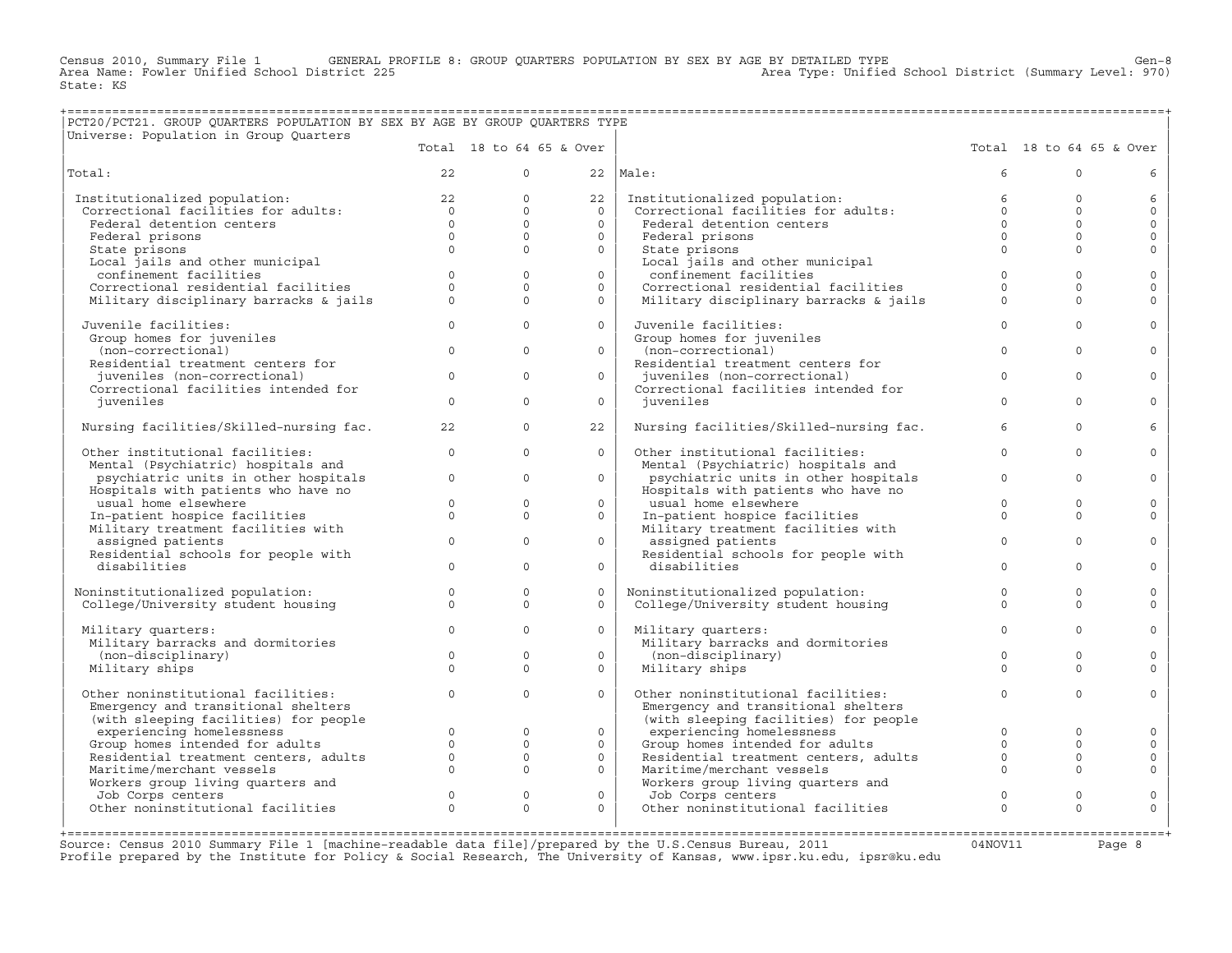Census 2010, Summary File 1 GENERAL PROFILE 8: GROUP QUARTERS POPULATION BY SEX BY AGE BY DETAILED TYPE Gen-8
Area Name: Fowler Unified School District 225 Area Type: Unified School District (Summary Level: 970)
State: KS

PCT20/PCT21. GROUP QUARTERS POPULATION BY SEX BY AGE BY GROUP QUARTERS TYPE
Universe: Population in Group Quarters

| | Total | 18 to 64 | 65 & Over | | Total | 18 to 64 | 65 & Over |
|---|---|---|---|---|---|---|---|
| Total: | 22 | 0 | 22 | Male: | 6 | 0 | 6 |
| Institutionalized population: | 22 | 0 | 22 | Institutionalized population: | 6 | 0 | 6 |
| Correctional facilities for adults: | 0 | 0 | 0 | Correctional facilities for adults: | 0 | 0 | 0 |
| Federal detention centers | 0 | 0 | 0 | Federal detention centers | 0 | 0 | 0 |
| Federal prisons | 0 | 0 | 0 | Federal prisons | 0 | 0 | 0 |
| State prisons | 0 | 0 | 0 | State prisons | 0 | 0 | 0 |
| Local jails and other municipal confinement facilities | 0 | 0 | 0 | Local jails and other municipal confinement facilities | 0 | 0 | 0 |
| Correctional residential facilities | 0 | 0 | 0 | Correctional residential facilities | 0 | 0 | 0 |
| Military disciplinary barracks & jails | 0 | 0 | 0 | Military disciplinary barracks & jails | 0 | 0 | 0 |
| Juvenile facilities: | 0 | 0 | 0 | Juvenile facilities: | 0 | 0 | 0 |
| Group homes for juveniles (non-correctional) | 0 | 0 | 0 | Group homes for juveniles (non-correctional) | 0 | 0 | 0 |
| Residential treatment centers for juveniles (non-correctional) | 0 | 0 | 0 | Residential treatment centers for juveniles (non-correctional) | 0 | 0 | 0 |
| Correctional facilities intended for juveniles | 0 | 0 | 0 | Correctional facilities intended for juveniles | 0 | 0 | 0 |
| Nursing facilities/Skilled-nursing fac. | 22 | 0 | 22 | Nursing facilities/Skilled-nursing fac. | 6 | 0 | 6 |
| Other institutional facilities: | 0 | 0 | 0 | Other institutional facilities: | 0 | 0 | 0 |
| Mental (Psychiatric) hospitals and psychiatric units in other hospitals | 0 | 0 | 0 | Mental (Psychiatric) hospitals and psychiatric units in other hospitals | 0 | 0 | 0 |
| Hospitals with patients who have no usual home elsewhere | 0 | 0 | 0 | Hospitals with patients who have no usual home elsewhere | 0 | 0 | 0 |
| In-patient hospice facilities | 0 | 0 | 0 | In-patient hospice facilities | 0 | 0 | 0 |
| Military treatment facilities with assigned patients | 0 | 0 | 0 | Military treatment facilities with assigned patients | 0 | 0 | 0 |
| Residential schools for people with disabilities | 0 | 0 | 0 | Residential schools for people with disabilities | 0 | 0 | 0 |
| Noninstitutionalized population: | 0 | 0 | 0 | Noninstitutionalized population: | 0 | 0 | 0 |
| College/University student housing | 0 | 0 | 0 | College/University student housing | 0 | 0 | 0 |
| Military quarters: | 0 | 0 | 0 | Military quarters: | 0 | 0 | 0 |
| Military barracks and dormitories (non-disciplinary) | 0 | 0 | 0 | Military barracks and dormitories (non-disciplinary) | 0 | 0 | 0 |
| Military ships | 0 | 0 | 0 | Military ships | 0 | 0 | 0 |
| Other noninstitutional facilities: | 0 | 0 | 0 | Other noninstitutional facilities: | 0 | 0 | 0 |
| Emergency and transitional shelters (with sleeping facilities) for people experiencing homelessness | 0 | 0 | 0 | Emergency and transitional shelters (with sleeping facilities) for people experiencing homelessness | 0 | 0 | 0 |
| Group homes intended for adults | 0 | 0 | 0 | Group homes intended for adults | 0 | 0 | 0 |
| Residential treatment centers, adults | 0 | 0 | 0 | Residential treatment centers, adults | 0 | 0 | 0 |
| Maritime/merchant vessels | 0 | 0 | 0 | Maritime/merchant vessels | 0 | 0 | 0 |
| Workers group living quarters and Job Corps centers | 0 | 0 | 0 | Workers group living quarters and Job Corps centers | 0 | 0 | 0 |
| Other noninstitutional facilities | 0 | 0 | 0 | Other noninstitutional facilities | 0 | 0 | 0 |

Source: Census 2010 Summary File 1 [machine-readable data file]/prepared by the U.S.Census Bureau, 2011 04NOV11
Profile prepared by the Institute for Policy & Social Research, The University of Kansas, www.ipsr.ku.edu, ipsr@ku.edu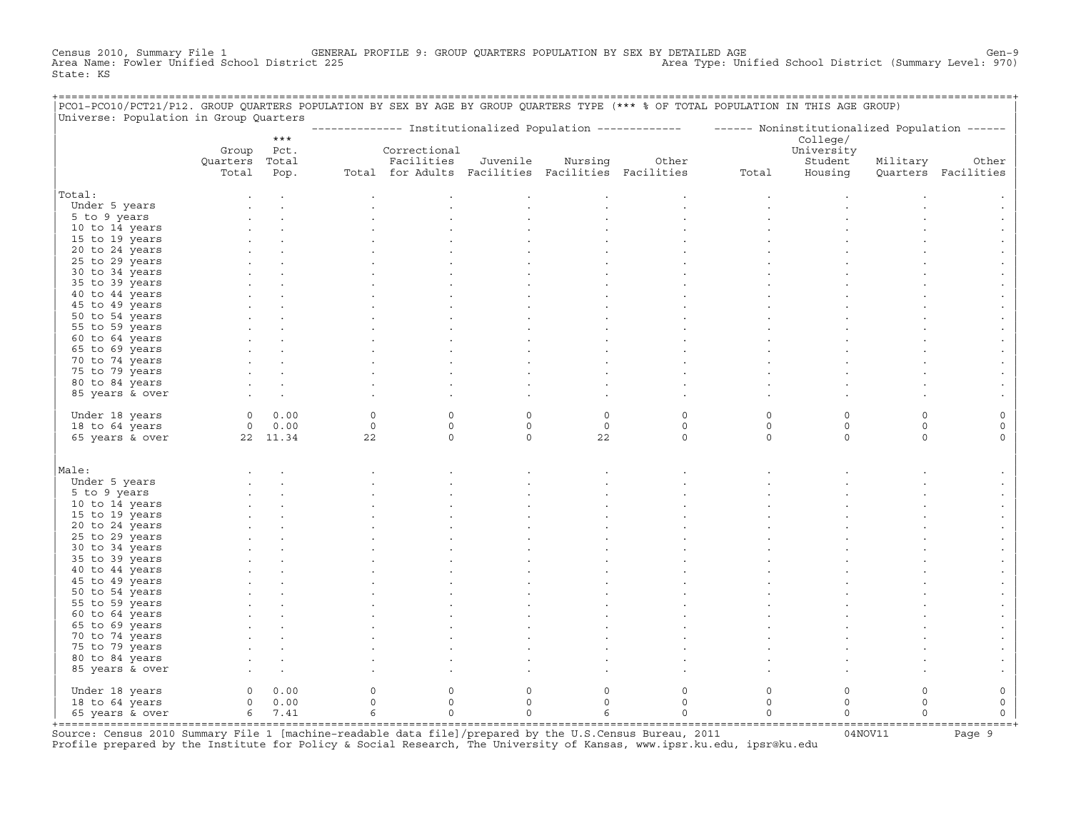Census 2010, Summary File 1 GENERAL PROFILE 9: GROUP QUARTERS POPULATION BY SEX BY DETAILED AGE Gen-9
Area Name: Fowler Unified School District 225 Area Type: Unified School District (Summary Level: 970)
State: KS

PCO1-PCO10/PCT21/P12. GROUP QUARTERS POPULATION BY SEX BY AGE BY GROUP QUARTERS TYPE (*** % OF TOTAL POPULATION IN THIS AGE GROUP)
Universe: Population in Group Quarters

| | Group Quarters Total | *** Pct. Total Pop. | Institutionalized Population: Total | Correctional Facilities for Adults | Juvenile Facilities | Nursing Facilities | Other Facilities | Noninstitutionalized Population: Total | College/ University Student Housing | Military Quarters | Other Facilities |
|---|---|---|---|---|---|---|---|---|---|---|---|
| **Total:** | . | . | . | . | . | . | . | . | . | . | . |
| Under 5 years | . | . | . | . | . | . | . | . | . | . | . |
| 5 to 9 years | . | . | . | . | . | . | . | . | . | . | . |
| 10 to 14 years | . | . | . | . | . | . | . | . | . | . | . |
| 15 to 19 years | . | . | . | . | . | . | . | . | . | . | . |
| 20 to 24 years | . | . | . | . | . | . | . | . | . | . | . |
| 25 to 29 years | . | . | . | . | . | . | . | . | . | . | . |
| 30 to 34 years | . | . | . | . | . | . | . | . | . | . | . |
| 35 to 39 years | . | . | . | . | . | . | . | . | . | . | . |
| 40 to 44 years | . | . | . | . | . | . | . | . | . | . | . |
| 45 to 49 years | . | . | . | . | . | . | . | . | . | . | . |
| 50 to 54 years | . | . | . | . | . | . | . | . | . | . | . |
| 55 to 59 years | . | . | . | . | . | . | . | . | . | . | . |
| 60 to 64 years | . | . | . | . | . | . | . | . | . | . | . |
| 65 to 69 years | . | . | . | . | . | . | . | . | . | . | . |
| 70 to 74 years | . | . | . | . | . | . | . | . | . | . | . |
| 75 to 79 years | . | . | . | . | . | . | . | . | . | . | . |
| 80 to 84 years | . | . | . | . | . | . | . | . | . | . | . |
| 85 years & over | . | . | . | . | . | . | . | . | . | . | . |
| Under 18 years | 0 | 0.00 | 0 | 0 | 0 | 0 | 0 | 0 | 0 | 0 | 0 |
| 18 to 64 years | 0 | 0.00 | 0 | 0 | 0 | 0 | 0 | 0 | 0 | 0 | 0 |
| 65 years & over | 22 | 11.34 | 22 | 0 | 0 | 22 | 0 | 0 | 0 | 0 | 0 |
| **Male:** | . | . | . | . | . | . | . | . | . | . | . |
| Under 5 years | . | . | . | . | . | . | . | . | . | . | . |
| 5 to 9 years | . | . | . | . | . | . | . | . | . | . | . |
| 10 to 14 years | . | . | . | . | . | . | . | . | . | . | . |
| 15 to 19 years | . | . | . | . | . | . | . | . | . | . | . |
| 20 to 24 years | . | . | . | . | . | . | . | . | . | . | . |
| 25 to 29 years | . | . | . | . | . | . | . | . | . | . | . |
| 30 to 34 years | . | . | . | . | . | . | . | . | . | . | . |
| 35 to 39 years | . | . | . | . | . | . | . | . | . | . | . |
| 40 to 44 years | . | . | . | . | . | . | . | . | . | . | . |
| 45 to 49 years | . | . | . | . | . | . | . | . | . | . | . |
| 50 to 54 years | . | . | . | . | . | . | . | . | . | . | . |
| 55 to 59 years | . | . | . | . | . | . | . | . | . | . | . |
| 60 to 64 years | . | . | . | . | . | . | . | . | . | . | . |
| 65 to 69 years | . | . | . | . | . | . | . | . | . | . | . |
| 70 to 74 years | . | . | . | . | . | . | . | . | . | . | . |
| 75 to 79 years | . | . | . | . | . | . | . | . | . | . | . |
| 80 to 84 years | . | . | . | . | . | . | . | . | . | . | . |
| 85 years & over | . | . | . | . | . | . | . | . | . | . | . |
| Under 18 years | 0 | 0.00 | 0 | 0 | 0 | 0 | 0 | 0 | 0 | 0 | 0 |
| 18 to 64 years | 0 | 0.00 | 0 | 0 | 0 | 0 | 0 | 0 | 0 | 0 | 0 |
| 65 years & over | 6 | 7.41 | 6 | 0 | 0 | 6 | 0 | 0 | 0 | 0 | 0 |

Source: Census 2010 Summary File 1 [machine-readable data file]/prepared by the U.S.Census Bureau, 2011 04NOV11
Profile prepared by the Institute for Policy & Social Research, The University of Kansas, www.ipsr.ku.edu, ipsr@ku.edu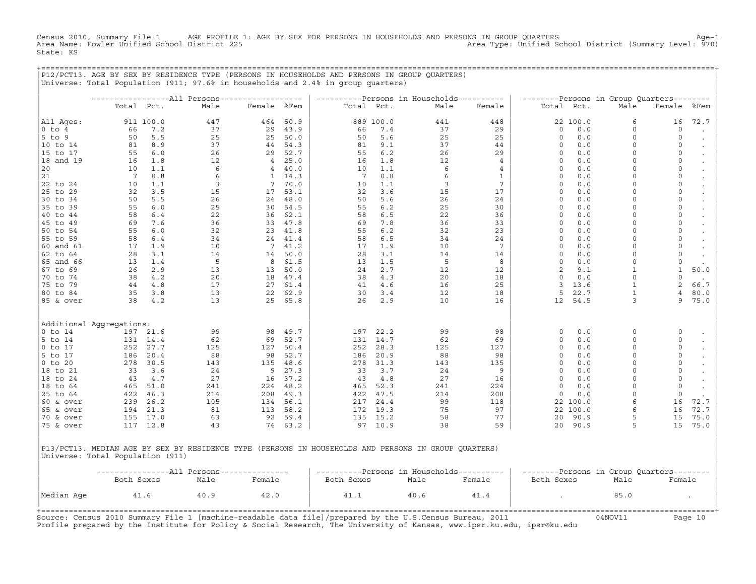Census 2010, Summary File 1 AGE PROFILE 1: AGE BY SEX FOR PERSONS IN HOUSEHOLDS AND PERSONS IN GROUP QUARTERS
Area Name: Fowler Unified School District 225
State: KS
Area Type: Unified School District (Summary Level: 970)

## P12/PCT13. AGE BY SEX BY RESIDENCE TYPE (PERSONS IN HOUSEHOLDS AND PERSONS IN GROUP QUARTERS)

Universe: Total Population (911; 97.6% in households and 2.4% in group quarters)

| | All Persons | | | | | Persons in Households | | | | Persons in Group Quarters | | | | |
|---|---|---|---|---|---|---|---|---|---|---|---|---|---|---|
| | Total | Pct. | Male | Female | %Fem | Total | Pct. | Male | Female | Total | Pct. | Male | Female | %Fem |
| All Ages: | 911 | 100.0 | 447 | 464 | 50.9 | 889 | 100.0 | 441 | 448 | 22 | 100.0 | 6 | 16 | 72.7 |
| 0 to 4 | 66 | 7.2 | 37 | 29 | 43.9 | 66 | 7.4 | 37 | 29 | 0 | 0.0 | 0 | 0 | . |
| 5 to 9 | 50 | 5.5 | 25 | 25 | 50.0 | 50 | 5.6 | 25 | 25 | 0 | 0.0 | 0 | 0 | . |
| 10 to 14 | 81 | 8.9 | 37 | 44 | 54.3 | 81 | 9.1 | 37 | 44 | 0 | 0.0 | 0 | 0 | . |
| 15 to 17 | 55 | 6.0 | 26 | 29 | 52.7 | 55 | 6.2 | 26 | 29 | 0 | 0.0 | 0 | 0 | . |
| 18 and 19 | 16 | 1.8 | 12 | 4 | 25.0 | 16 | 1.8 | 12 | 4 | 0 | 0.0 | 0 | 0 | . |
| 20 | 10 | 1.1 | 6 | 4 | 40.0 | 10 | 1.1 | 6 | 4 | 0 | 0.0 | 0 | 0 | . |
| 21 | 7 | 0.8 | 6 | 1 | 14.3 | 7 | 0.8 | 6 | 1 | 0 | 0.0 | 0 | 0 | . |
| 22 to 24 | 10 | 1.1 | 3 | 7 | 70.0 | 10 | 1.1 | 3 | 7 | 0 | 0.0 | 0 | 0 | . |
| 25 to 29 | 32 | 3.5 | 15 | 17 | 53.1 | 32 | 3.6 | 15 | 17 | 0 | 0.0 | 0 | 0 | . |
| 30 to 34 | 50 | 5.5 | 26 | 24 | 48.0 | 50 | 5.6 | 26 | 24 | 0 | 0.0 | 0 | 0 | . |
| 35 to 39 | 55 | 6.0 | 25 | 30 | 54.5 | 55 | 6.2 | 25 | 30 | 0 | 0.0 | 0 | 0 | . |
| 40 to 44 | 58 | 6.4 | 22 | 36 | 62.1 | 58 | 6.5 | 22 | 36 | 0 | 0.0 | 0 | 0 | . |
| 45 to 49 | 69 | 7.6 | 36 | 33 | 47.8 | 69 | 7.8 | 36 | 33 | 0 | 0.0 | 0 | 0 | . |
| 50 to 54 | 55 | 6.0 | 32 | 23 | 41.8 | 55 | 6.2 | 32 | 23 | 0 | 0.0 | 0 | 0 | . |
| 55 to 59 | 58 | 6.4 | 34 | 24 | 41.4 | 58 | 6.5 | 34 | 24 | 0 | 0.0 | 0 | 0 | . |
| 60 and 61 | 17 | 1.9 | 10 | 7 | 41.2 | 17 | 1.9 | 10 | 7 | 0 | 0.0 | 0 | 0 | . |
| 62 to 64 | 28 | 3.1 | 14 | 14 | 50.0 | 28 | 3.1 | 14 | 14 | 0 | 0.0 | 0 | 0 | . |
| 65 and 66 | 13 | 1.4 | 5 | 8 | 61.5 | 13 | 1.5 | 5 | 8 | 0 | 0.0 | 0 | 0 | . |
| 67 to 69 | 26 | 2.9 | 13 | 13 | 50.0 | 24 | 2.7 | 12 | 12 | 2 | 9.1 | 1 | 1 | 50.0 |
| 70 to 74 | 38 | 4.2 | 20 | 18 | 47.4 | 38 | 4.3 | 20 | 18 | 0 | 0.0 | 0 | 0 | . |
| 75 to 79 | 44 | 4.8 | 17 | 27 | 61.4 | 41 | 4.6 | 16 | 25 | 3 | 13.6 | 1 | 2 | 66.7 |
| 80 to 84 | 35 | 3.8 | 13 | 22 | 62.9 | 30 | 3.4 | 12 | 18 | 5 | 22.7 | 1 | 4 | 80.0 |
| 85 & over | 38 | 4.2 | 13 | 25 | 65.8 | 26 | 2.9 | 10 | 16 | 12 | 54.5 | 3 | 9 | 75.0 |
| Additional Aggregations: | | | | | | | | | | | | | | |
| 0 to 14 | 197 | 21.6 | 99 | 98 | 49.7 | 197 | 22.2 | 99 | 98 | 0 | 0.0 | 0 | 0 | . |
| 5 to 14 | 131 | 14.4 | 62 | 69 | 52.7 | 131 | 14.7 | 62 | 69 | 0 | 0.0 | 0 | 0 | . |
| 0 to 17 | 252 | 27.7 | 125 | 127 | 50.4 | 252 | 28.3 | 125 | 127 | 0 | 0.0 | 0 | 0 | . |
| 5 to 17 | 186 | 20.4 | 88 | 98 | 52.7 | 186 | 20.9 | 88 | 98 | 0 | 0.0 | 0 | 0 | . |
| 0 to 20 | 278 | 30.5 | 143 | 135 | 48.6 | 278 | 31.3 | 143 | 135 | 0 | 0.0 | 0 | 0 | . |
| 18 to 21 | 33 | 3.6 | 24 | 9 | 27.3 | 33 | 3.7 | 24 | 9 | 0 | 0.0 | 0 | 0 | . |
| 18 to 24 | 43 | 4.7 | 27 | 16 | 37.2 | 43 | 4.8 | 27 | 16 | 0 | 0.0 | 0 | 0 | . |
| 18 to 64 | 465 | 51.0 | 241 | 224 | 48.2 | 465 | 52.3 | 241 | 224 | 0 | 0.0 | 0 | 0 | . |
| 25 to 64 | 422 | 46.3 | 214 | 208 | 49.3 | 422 | 47.5 | 214 | 208 | 0 | 0.0 | 0 | 0 | . |
| 60 & over | 239 | 26.2 | 105 | 134 | 56.1 | 217 | 24.4 | 99 | 118 | 22 | 100.0 | 6 | 16 | 72.7 |
| 65 & over | 194 | 21.3 | 81 | 113 | 58.2 | 172 | 19.3 | 75 | 97 | 22 | 100.0 | 6 | 16 | 72.7 |
| 70 & over | 155 | 17.0 | 63 | 92 | 59.4 | 135 | 15.2 | 58 | 77 | 20 | 90.9 | 5 | 15 | 75.0 |
| 75 & over | 117 | 12.8 | 43 | 74 | 63.2 | 97 | 10.9 | 38 | 59 | 20 | 90.9 | 5 | 15 | 75.0 |

## P13/PCT13. MEDIAN AGE BY SEX BY RESIDENCE TYPE (PERSONS IN HOUSEHOLDS AND PERSONS IN GROUP QUARTERS)

Universe: Total Population (911)

| | All Persons | | | Persons in Households | | | Persons in Group Quarters | | |
|---|---|---|---|---|---|---|---|---|---|
| | Both Sexes | Male | Female | Both Sexes | Male | Female | Both Sexes | Male | Female |
| Median Age | 41.6 | 40.9 | 42.0 | 41.1 | 40.6 | 41.4 | . | 85.0 | . |

Source: Census 2010 Summary File 1 [machine-readable data file]/prepared by the U.S.Census Bureau, 2011 04NOV11
Profile prepared by the Institute for Policy & Social Research, The University of Kansas, www.ipsr.ku.edu, ipsr@ku.edu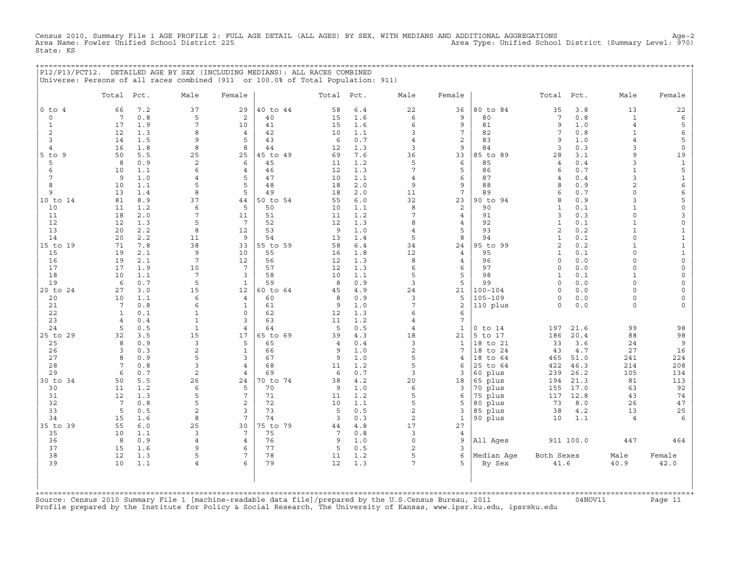Census 2010, Summary File 1 AGE PROFILE 2: FULL AGE DETAIL (ALL AGES) BY SEX, WITH MEDIANS AND ADDITIONAL AGGREGATIONS

Area Name: Fowler Unified School District 225

State: KS

Area Type: Unified School District (Summary Level: 970)

P12/P13/PCT12. DETAILED AGE BY SEX (INCLUDING MEDIANS): ALL RACES COMBINED

Universe: Persons of all races combined (911 or 100.0% of Total Population: 911)

| | Total | Pct. | Male | Female | | Total | Pct. | Male | Female | | Total | Pct. | Male | Female |
|---|---|---|---|---|---|---|---|---|---|---|---|---|---|---|
| 0 to 4 | 66 | 7.2 | 37 | 29 | 40 to 44 | 58 | 6.4 | 22 | 36 | 80 to 84 | 35 | 3.8 | 13 | 22 |
| 0 | 7 | 0.8 | 5 | 2 | 40 | 15 | 1.6 | 6 | 9 | 80 | 7 | 0.8 | 1 | 6 |
| 1 | 17 | 1.9 | 7 | 10 | 41 | 15 | 1.6 | 6 | 9 | 81 | 9 | 1.0 | 4 | 5 |
| 2 | 12 | 1.3 | 8 | 4 | 42 | 10 | 1.1 | 3 | 7 | 82 | 7 | 0.8 | 1 | 6 |
| 3 | 14 | 1.5 | 9 | 5 | 43 | 6 | 0.7 | 4 | 2 | 83 | 9 | 1.0 | 4 | 5 |
| 4 | 16 | 1.8 | 8 | 8 | 44 | 12 | 1.3 | 3 | 9 | 84 | 3 | 0.3 | 3 | 0 |
| 5 to 9 | 50 | 5.5 | 25 | 25 | 45 to 49 | 69 | 7.6 | 36 | 33 | 85 to 89 | 28 | 3.1 | 9 | 19 |
| 5 | 8 | 0.9 | 2 | 6 | 45 | 11 | 1.2 | 5 | 6 | 85 | 4 | 0.4 | 3 | 1 |
| 6 | 10 | 1.1 | 6 | 4 | 46 | 12 | 1.3 | 7 | 5 | 86 | 6 | 0.7 | 1 | 5 |
| 7 | 9 | 1.0 | 4 | 5 | 47 | 10 | 1.1 | 4 | 6 | 87 | 4 | 0.4 | 3 | 1 |
| 8 | 10 | 1.1 | 5 | 5 | 48 | 18 | 2.0 | 9 | 9 | 88 | 8 | 0.9 | 2 | 6 |
| 9 | 13 | 1.4 | 8 | 5 | 49 | 18 | 2.0 | 11 | 7 | 89 | 6 | 0.7 | 0 | 6 |
| 10 to 14 | 81 | 8.9 | 37 | 44 | 50 to 54 | 55 | 6.0 | 32 | 23 | 90 to 94 | 8 | 0.9 | 3 | 5 |
| 10 | 11 | 1.2 | 6 | 5 | 50 | 10 | 1.1 | 8 | 2 | 90 | 1 | 0.1 | 1 | 0 |
| 11 | 18 | 2.0 | 7 | 11 | 51 | 11 | 1.2 | 7 | 4 | 91 | 3 | 0.3 | 0 | 3 |
| 12 | 12 | 1.3 | 5 | 7 | 52 | 12 | 1.3 | 8 | 4 | 92 | 1 | 0.1 | 1 | 0 |
| 13 | 20 | 2.2 | 8 | 12 | 53 | 9 | 1.0 | 4 | 5 | 93 | 2 | 0.2 | 1 | 1 |
| 14 | 20 | 2.2 | 11 | 9 | 54 | 13 | 1.4 | 5 | 8 | 94 | 1 | 0.1 | 0 | 1 |
| 15 to 19 | 71 | 7.8 | 38 | 33 | 55 to 59 | 58 | 6.4 | 34 | 24 | 95 to 99 | 2 | 0.2 | 1 | 1 |
| 15 | 19 | 2.1 | 9 | 10 | 55 | 16 | 1.8 | 12 | 4 | 95 | 1 | 0.1 | 0 | 1 |
| 16 | 19 | 2.1 | 7 | 12 | 56 | 12 | 1.3 | 8 | 4 | 96 | 0 | 0.0 | 0 | 0 |
| 17 | 17 | 1.9 | 10 | 7 | 57 | 12 | 1.3 | 6 | 6 | 97 | 0 | 0.0 | 0 | 0 |
| 18 | 10 | 1.1 | 7 | 3 | 58 | 10 | 1.1 | 5 | 5 | 98 | 1 | 0.1 | 1 | 0 |
| 19 | 6 | 0.7 | 5 | 1 | 59 | 8 | 0.9 | 3 | 5 | 99 | 0 | 0.0 | 0 | 0 |
| 20 to 24 | 27 | 3.0 | 15 | 12 | 60 to 64 | 45 | 4.9 | 24 | 21 | 100-104 | 0 | 0.0 | 0 | 0 |
| 20 | 10 | 1.1 | 6 | 4 | 60 | 8 | 0.9 | 3 | 5 | 105-109 | 0 | 0.0 | 0 | 0 |
| 21 | 7 | 0.8 | 6 | 1 | 61 | 9 | 1.0 | 7 | 2 | 110 plus | 0 | 0.0 | 0 | 0 |
| 22 | 1 | 0.1 | 1 | 0 | 62 | 12 | 1.3 | 6 | 6 | | | | | |
| 23 | 4 | 0.4 | 1 | 3 | 63 | 11 | 1.2 | 4 | 7 | | | | | |
| 24 | 5 | 0.5 | 1 | 4 | 64 | 5 | 0.5 | 4 | 1 | 0 to 14 | 197 | 21.6 | 99 | 98 |
| 25 to 29 | 32 | 3.5 | 15 | 17 | 65 to 69 | 39 | 4.3 | 18 | 21 | 5 to 17 | 186 | 20.4 | 88 | 98 |
| 25 | 8 | 0.9 | 3 | 5 | 65 | 4 | 0.4 | 3 | 1 | 18 to 21 | 33 | 3.6 | 24 | 9 |
| 26 | 3 | 0.3 | 2 | 1 | 66 | 9 | 1.0 | 2 | 7 | 18 to 24 | 43 | 4.7 | 27 | 16 |
| 27 | 8 | 0.9 | 5 | 3 | 67 | 9 | 1.0 | 5 | 4 | 18 to 64 | 465 | 51.0 | 241 | 224 |
| 28 | 7 | 0.8 | 3 | 4 | 68 | 11 | 1.2 | 5 | 6 | 25 to 64 | 422 | 46.3 | 214 | 208 |
| 29 | 6 | 0.7 | 2 | 4 | 69 | 6 | 0.7 | 3 | 3 | 60 plus | 239 | 26.2 | 105 | 134 |
| 30 to 34 | 50 | 5.5 | 26 | 24 | 70 to 74 | 38 | 4.2 | 20 | 18 | 65 plus | 194 | 21.3 | 81 | 113 |
| 30 | 11 | 1.2 | 6 | 5 | 70 | 9 | 1.0 | 6 | 3 | 70 plus | 155 | 17.0 | 63 | 92 |
| 31 | 12 | 1.3 | 5 | 7 | 71 | 11 | 1.2 | 5 | 6 | 75 plus | 117 | 12.8 | 43 | 74 |
| 32 | 7 | 0.8 | 5 | 2 | 72 | 10 | 1.1 | 5 | 5 | 80 plus | 73 | 8.0 | 26 | 47 |
| 33 | 5 | 0.5 | 2 | 3 | 73 | 5 | 0.5 | 2 | 3 | 85 plus | 38 | 4.2 | 13 | 25 |
| 34 | 15 | 1.6 | 8 | 7 | 74 | 3 | 0.3 | 2 | 1 | 90 plus | 10 | 1.1 | 4 | 6 |
| 35 to 39 | 55 | 6.0 | 25 | 30 | 75 to 79 | 44 | 4.8 | 17 | 27 | | | | | |
| 35 | 10 | 1.1 | 3 | 7 | 75 | 7 | 0.8 | 3 | 4 | | | | | |
| 36 | 8 | 0.9 | 4 | 4 | 76 | 9 | 1.0 | 0 | 9 | All Ages | 911 | 100.0 | 447 | 464 |
| 37 | 15 | 1.6 | 9 | 6 | 77 | 5 | 0.5 | 2 | 3 | | | | | |
| 38 | 12 | 1.3 | 5 | 7 | 78 | 11 | 1.2 | 5 | 6 | Median Age | Both Sexes | | Male | Female |
| 39 | 10 | 1.1 | 4 | 6 | 79 | 12 | 1.3 | 7 | 5 | By Sex | 41.6 | | 40.9 | 42.0 |

Source: Census 2010 Summary File 1 [machine-readable data file]/prepared by the U.S.Census Bureau, 2011 04NOV11

Profile prepared by the Institute for Policy & Social Research, The University of Kansas, www.ipsr.ku.edu, ipsr@ku.edu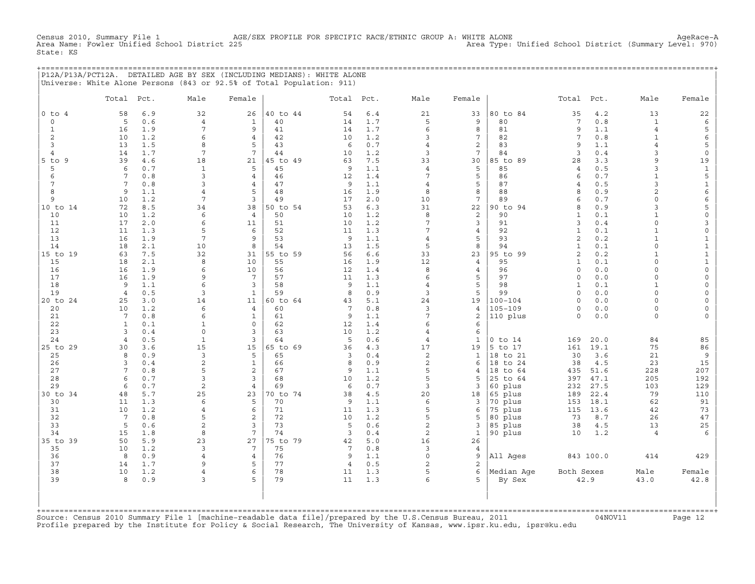Census 2010, Summary File 1 AGE/SEX PROFILE FOR SPECIFIC RACE/ETHNIC GROUP A: WHITE ALONE AgeRace-A
Area Name: Fowler Unified School District 225 Area Type: Unified School District (Summary Level: 970)
State: KS

## P12A/P13A/PCT12A. DETAILED AGE BY SEX (INCLUDING MEDIANS): WHITE ALONE

Universe: White Alone Persons (843 or 92.5% of Total Population: 911)

| | Total | Pct. | Male | Female | | Total | Pct. | Male | Female | | Total | Pct. | Male | Female |
|---|---|---|---|---|---|---|---|---|---|---|---|---|---|---|
| 0 to 4 | 58 | 6.9 | 32 | 26 | 40 to 44 | 54 | 6.4 | 21 | 33 | 80 to 84 | 35 | 4.2 | 13 | 22 |
| 0 | 5 | 0.6 | 4 | 1 | 40 | 14 | 1.7 | 5 | 9 | 80 | 7 | 0.8 | 1 | 6 |
| 1 | 16 | 1.9 | 7 | 9 | 41 | 14 | 1.7 | 6 | 8 | 81 | 9 | 1.1 | 4 | 5 |
| 2 | 10 | 1.2 | 6 | 4 | 42 | 10 | 1.2 | 3 | 7 | 82 | 7 | 0.8 | 1 | 6 |
| 3 | 13 | 1.5 | 8 | 5 | 43 | 6 | 0.7 | 4 | 2 | 83 | 9 | 1.1 | 4 | 5 |
| 4 | 14 | 1.7 | 7 | 7 | 44 | 10 | 1.2 | 3 | 7 | 84 | 3 | 0.4 | 3 | 0 |
| 5 to 9 | 39 | 4.6 | 18 | 21 | 45 to 49 | 63 | 7.5 | 33 | 30 | 85 to 89 | 28 | 3.3 | 9 | 19 |
| 5 | 6 | 0.7 | 1 | 5 | 45 | 9 | 1.1 | 4 | 5 | 85 | 4 | 0.5 | 3 | 1 |
| 6 | 7 | 0.8 | 3 | 4 | 46 | 12 | 1.4 | 7 | 5 | 86 | 6 | 0.7 | 1 | 5 |
| 7 | 7 | 0.8 | 3 | 4 | 47 | 9 | 1.1 | 4 | 5 | 87 | 4 | 0.5 | 3 | 1 |
| 8 | 9 | 1.1 | 4 | 5 | 48 | 16 | 1.9 | 8 | 8 | 88 | 8 | 0.9 | 2 | 6 |
| 9 | 10 | 1.2 | 7 | 3 | 49 | 17 | 2.0 | 10 | 7 | 89 | 6 | 0.7 | 0 | 6 |
| 10 to 14 | 72 | 8.5 | 34 | 38 | 50 to 54 | 53 | 6.3 | 31 | 22 | 90 to 94 | 8 | 0.9 | 3 | 5 |
| 10 | 10 | 1.2 | 6 | 4 | 50 | 10 | 1.2 | 8 | 2 | 90 | 1 | 0.1 | 1 | 0 |
| 11 | 17 | 2.0 | 6 | 11 | 51 | 10 | 1.2 | 7 | 3 | 91 | 3 | 0.4 | 0 | 3 |
| 12 | 11 | 1.3 | 5 | 6 | 52 | 11 | 1.3 | 7 | 4 | 92 | 1 | 0.1 | 1 | 0 |
| 13 | 16 | 1.9 | 7 | 9 | 53 | 9 | 1.1 | 4 | 5 | 93 | 2 | 0.2 | 1 | 1 |
| 14 | 18 | 2.1 | 10 | 8 | 54 | 13 | 1.5 | 5 | 8 | 94 | 1 | 0.1 | 0 | 1 |
| 15 to 19 | 63 | 7.5 | 32 | 31 | 55 to 59 | 56 | 6.6 | 33 | 23 | 95 to 99 | 2 | 0.2 | 1 | 1 |
| 15 | 18 | 2.1 | 8 | 10 | 55 | 16 | 1.9 | 12 | 4 | 95 | 1 | 0.1 | 0 | 1 |
| 16 | 16 | 1.9 | 6 | 10 | 56 | 12 | 1.4 | 8 | 4 | 96 | 0 | 0.0 | 0 | 0 |
| 17 | 16 | 1.9 | 9 | 7 | 57 | 11 | 1.3 | 6 | 5 | 97 | 0 | 0.0 | 0 | 0 |
| 18 | 9 | 1.1 | 6 | 3 | 58 | 9 | 1.1 | 4 | 5 | 98 | 1 | 0.1 | 1 | 0 |
| 19 | 4 | 0.5 | 3 | 1 | 59 | 8 | 0.9 | 3 | 5 | 99 | 0 | 0.0 | 0 | 0 |
| 20 to 24 | 25 | 3.0 | 14 | 11 | 60 to 64 | 43 | 5.1 | 24 | 19 | 100-104 | 0 | 0.0 | 0 | 0 |
| 20 | 10 | 1.2 | 6 | 4 | 60 | 7 | 0.8 | 3 | 4 | 105-109 | 0 | 0.0 | 0 | 0 |
| 21 | 7 | 0.8 | 6 | 1 | 61 | 9 | 1.1 | 7 | 2 | 110 plus | 0 | 0.0 | 0 | 0 |
| 22 | 1 | 0.1 | 1 | 0 | 62 | 12 | 1.4 | 6 | 6 | | | | | |
| 23 | 3 | 0.4 | 0 | 3 | 63 | 10 | 1.2 | 4 | 6 | | | | | |
| 24 | 4 | 0.5 | 1 | 3 | 64 | 5 | 0.6 | 4 | 1 | 0 to 14 | 169 | 20.0 | 84 | 85 |
| 25 to 29 | 30 | 3.6 | 15 | 15 | 65 to 69 | 36 | 4.3 | 17 | 19 | 5 to 17 | 161 | 19.1 | 75 | 86 |
| 25 | 8 | 0.9 | 3 | 5 | 65 | 3 | 0.4 | 2 | 1 | 18 to 21 | 30 | 3.6 | 21 | 9 |
| 26 | 3 | 0.4 | 2 | 1 | 66 | 8 | 0.9 | 2 | 6 | 18 to 24 | 38 | 4.5 | 23 | 15 |
| 27 | 7 | 0.8 | 5 | 2 | 67 | 9 | 1.1 | 5 | 4 | 18 to 64 | 435 | 51.6 | 228 | 207 |
| 28 | 6 | 0.7 | 3 | 3 | 68 | 10 | 1.2 | 5 | 5 | 25 to 64 | 397 | 47.1 | 205 | 192 |
| 29 | 6 | 0.7 | 2 | 4 | 69 | 6 | 0.7 | 3 | 3 | 60 plus | 232 | 27.5 | 103 | 129 |
| 30 to 34 | 48 | 5.7 | 25 | 23 | 70 to 74 | 38 | 4.5 | 20 | 18 | 65 plus | 189 | 22.4 | 79 | 110 |
| 30 | 11 | 1.3 | 6 | 5 | 70 | 9 | 1.1 | 6 | 3 | 70 plus | 153 | 18.1 | 62 | 91 |
| 31 | 10 | 1.2 | 4 | 6 | 71 | 11 | 1.3 | 5 | 6 | 75 plus | 115 | 13.6 | 42 | 73 |
| 32 | 7 | 0.8 | 5 | 2 | 72 | 10 | 1.2 | 5 | 5 | 80 plus | 73 | 8.7 | 26 | 47 |
| 33 | 5 | 0.6 | 2 | 3 | 73 | 5 | 0.6 | 2 | 3 | 85 plus | 38 | 4.5 | 13 | 25 |
| 34 | 15 | 1.8 | 8 | 7 | 74 | 3 | 0.4 | 2 | 1 | 90 plus | 10 | 1.2 | 4 | 6 |
| 35 to 39 | 50 | 5.9 | 23 | 27 | 75 to 79 | 42 | 5.0 | 16 | 26 | | | | | |
| 35 | 10 | 1.2 | 3 | 7 | 75 | 7 | 0.8 | 3 | 4 | | | | | |
| 36 | 8 | 0.9 | 4 | 4 | 76 | 9 | 1.1 | 0 | 9 | All Ages | 843 | 100.0 | 414 | 429 |
| 37 | 14 | 1.7 | 9 | 5 | 77 | 4 | 0.5 | 2 | 2 | | | | | |
| 38 | 10 | 1.2 | 4 | 6 | 78 | 11 | 1.3 | 5 | 6 | Median Age | Both Sexes | | Male | Female |
| 39 | 8 | 0.9 | 3 | 5 | 79 | 11 | 1.3 | 6 | 5 | By Sex | 42.9 | | 43.0 | 42.8 |

Source: Census 2010 Summary File 1 [machine-readable data file]/prepared by the U.S.Census Bureau, 2011 04NOV11
Profile prepared by the Institute for Policy & Social Research, The University of Kansas, www.ipsr.ku.edu, ipsr@ku.edu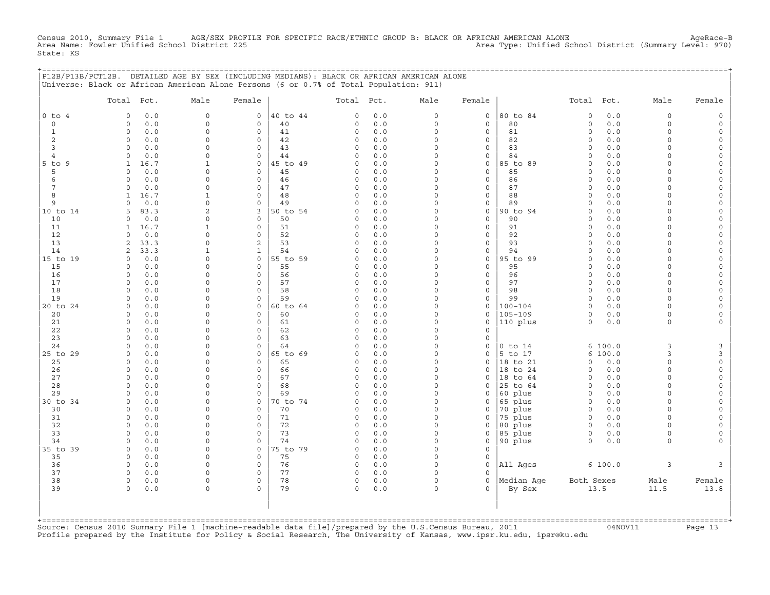Census 2010, Summary File 1 AGE/SEX PROFILE FOR SPECIFIC RACE/ETHNIC GROUP B: BLACK OR AFRICAN AMERICAN ALONE AgeRace-B
Area Name: Fowler Unified School District 225 Area Type: Unified School District (Summary Level: 970)
State: KS

## P12B/P13B/PCT12B. DETAILED AGE BY SEX (INCLUDING MEDIANS): BLACK OR AFRICAN AMERICAN ALONE

Universe: Black or African American Alone Persons (6 or 0.7% of Total Population: 911)

| | Total | Pct. | Male | Female | | Total | Pct. | Male | Female | | Total | Pct. | Male | Female |
|---|---|---|---|---|---|---|---|---|---|---|---|---|---|---|
| 0 to 4 | 0 | 0.0 | 0 | 0 | 40 to 44 | 0 | 0.0 | 0 | 0 | 80 to 84 | 0 | 0.0 | 0 | 0 |
| 0 | 0 | 0.0 | 0 | 0 | 40 | 0 | 0.0 | 0 | 0 | 80 | 0 | 0.0 | 0 | 0 |
| 1 | 0 | 0.0 | 0 | 0 | 41 | 0 | 0.0 | 0 | 0 | 81 | 0 | 0.0 | 0 | 0 |
| 2 | 0 | 0.0 | 0 | 0 | 42 | 0 | 0.0 | 0 | 0 | 82 | 0 | 0.0 | 0 | 0 |
| 3 | 0 | 0.0 | 0 | 0 | 43 | 0 | 0.0 | 0 | 0 | 83 | 0 | 0.0 | 0 | 0 |
| 4 | 0 | 0.0 | 0 | 0 | 44 | 0 | 0.0 | 0 | 0 | 84 | 0 | 0.0 | 0 | 0 |
| 5 to 9 | 1 | 16.7 | 1 | 0 | 45 to 49 | 0 | 0.0 | 0 | 0 | 85 to 89 | 0 | 0.0 | 0 | 0 |
| 5 | 0 | 0.0 | 0 | 0 | 45 | 0 | 0.0 | 0 | 0 | 85 | 0 | 0.0 | 0 | 0 |
| 6 | 0 | 0.0 | 0 | 0 | 46 | 0 | 0.0 | 0 | 0 | 86 | 0 | 0.0 | 0 | 0 |
| 7 | 0 | 0.0 | 0 | 0 | 47 | 0 | 0.0 | 0 | 0 | 87 | 0 | 0.0 | 0 | 0 |
| 8 | 1 | 16.7 | 1 | 0 | 48 | 0 | 0.0 | 0 | 0 | 88 | 0 | 0.0 | 0 | 0 |
| 9 | 0 | 0.0 | 0 | 0 | 49 | 0 | 0.0 | 0 | 0 | 89 | 0 | 0.0 | 0 | 0 |
| 10 to 14 | 5 | 83.3 | 2 | 3 | 50 to 54 | 0 | 0.0 | 0 | 0 | 90 to 94 | 0 | 0.0 | 0 | 0 |
| 10 | 0 | 0.0 | 0 | 0 | 50 | 0 | 0.0 | 0 | 0 | 90 | 0 | 0.0 | 0 | 0 |
| 11 | 1 | 16.7 | 1 | 0 | 51 | 0 | 0.0 | 0 | 0 | 91 | 0 | 0.0 | 0 | 0 |
| 12 | 0 | 0.0 | 0 | 0 | 52 | 0 | 0.0 | 0 | 0 | 92 | 0 | 0.0 | 0 | 0 |
| 13 | 2 | 33.3 | 0 | 2 | 53 | 0 | 0.0 | 0 | 0 | 93 | 0 | 0.0 | 0 | 0 |
| 14 | 2 | 33.3 | 1 | 1 | 54 | 0 | 0.0 | 0 | 0 | 94 | 0 | 0.0 | 0 | 0 |
| 15 to 19 | 0 | 0.0 | 0 | 0 | 55 to 59 | 0 | 0.0 | 0 | 0 | 95 to 99 | 0 | 0.0 | 0 | 0 |
| 15 | 0 | 0.0 | 0 | 0 | 55 | 0 | 0.0 | 0 | 0 | 95 | 0 | 0.0 | 0 | 0 |
| 16 | 0 | 0.0 | 0 | 0 | 56 | 0 | 0.0 | 0 | 0 | 96 | 0 | 0.0 | 0 | 0 |
| 17 | 0 | 0.0 | 0 | 0 | 57 | 0 | 0.0 | 0 | 0 | 97 | 0 | 0.0 | 0 | 0 |
| 18 | 0 | 0.0 | 0 | 0 | 58 | 0 | 0.0 | 0 | 0 | 98 | 0 | 0.0 | 0 | 0 |
| 19 | 0 | 0.0 | 0 | 0 | 59 | 0 | 0.0 | 0 | 0 | 99 | 0 | 0.0 | 0 | 0 |
| 20 to 24 | 0 | 0.0 | 0 | 0 | 60 to 64 | 0 | 0.0 | 0 | 0 | 100-104 | 0 | 0.0 | 0 | 0 |
| 20 | 0 | 0.0 | 0 | 0 | 60 | 0 | 0.0 | 0 | 0 | 105-109 | 0 | 0.0 | 0 | 0 |
| 21 | 0 | 0.0 | 0 | 0 | 61 | 0 | 0.0 | 0 | 0 | 110 plus | 0 | 0.0 | 0 | 0 |
| 22 | 0 | 0.0 | 0 | 0 | 62 | 0 | 0.0 | 0 | 0 | | | | | |
| 23 | 0 | 0.0 | 0 | 0 | 63 | 0 | 0.0 | 0 | 0 | | | | | |
| 24 | 0 | 0.0 | 0 | 0 | 64 | 0 | 0.0 | 0 | 0 | 0 to 14 | 6 | 100.0 | 3 | 3 |
| 25 to 29 | 0 | 0.0 | 0 | 0 | 65 to 69 | 0 | 0.0 | 0 | 0 | 5 to 17 | 6 | 100.0 | 3 | 3 |
| 25 | 0 | 0.0 | 0 | 0 | 65 | 0 | 0.0 | 0 | 0 | 18 to 21 | 0 | 0.0 | 0 | 0 |
| 26 | 0 | 0.0 | 0 | 0 | 66 | 0 | 0.0 | 0 | 0 | 18 to 24 | 0 | 0.0 | 0 | 0 |
| 27 | 0 | 0.0 | 0 | 0 | 67 | 0 | 0.0 | 0 | 0 | 18 to 64 | 0 | 0.0 | 0 | 0 |
| 28 | 0 | 0.0 | 0 | 0 | 68 | 0 | 0.0 | 0 | 0 | 25 to 64 | 0 | 0.0 | 0 | 0 |
| 29 | 0 | 0.0 | 0 | 0 | 69 | 0 | 0.0 | 0 | 0 | 60 plus | 0 | 0.0 | 0 | 0 |
| 30 to 34 | 0 | 0.0 | 0 | 0 | 70 to 74 | 0 | 0.0 | 0 | 0 | 65 plus | 0 | 0.0 | 0 | 0 |
| 30 | 0 | 0.0 | 0 | 0 | 70 | 0 | 0.0 | 0 | 0 | 70 plus | 0 | 0.0 | 0 | 0 |
| 31 | 0 | 0.0 | 0 | 0 | 71 | 0 | 0.0 | 0 | 0 | 75 plus | 0 | 0.0 | 0 | 0 |
| 32 | 0 | 0.0 | 0 | 0 | 72 | 0 | 0.0 | 0 | 0 | 80 plus | 0 | 0.0 | 0 | 0 |
| 33 | 0 | 0.0 | 0 | 0 | 73 | 0 | 0.0 | 0 | 0 | 85 plus | 0 | 0.0 | 0 | 0 |
| 34 | 0 | 0.0 | 0 | 0 | 74 | 0 | 0.0 | 0 | 0 | 90 plus | 0 | 0.0 | 0 | 0 |
| 35 to 39 | 0 | 0.0 | 0 | 0 | 75 to 79 | 0 | 0.0 | 0 | 0 | | | | | |
| 35 | 0 | 0.0 | 0 | 0 | 75 | 0 | 0.0 | 0 | 0 | | | | | |
| 36 | 0 | 0.0 | 0 | 0 | 76 | 0 | 0.0 | 0 | 0 | All Ages | 6 | 100.0 | 3 | 3 |
| 37 | 0 | 0.0 | 0 | 0 | 77 | 0 | 0.0 | 0 | 0 | | | | | |
| 38 | 0 | 0.0 | 0 | 0 | 78 | 0 | 0.0 | 0 | 0 | Median Age | Both Sexes | | Male | Female |
| 39 | 0 | 0.0 | 0 | 0 | 79 | 0 | 0.0 | 0 | 0 | By Sex | 13.5 | | 11.5 | 13.8 |

Source: Census 2010 Summary File 1 [machine-readable data file]/prepared by the U.S.Census Bureau, 2011 04NOV11
Profile prepared by the Institute for Policy & Social Research, The University of Kansas, www.ipsr.ku.edu, ipsr@ku.edu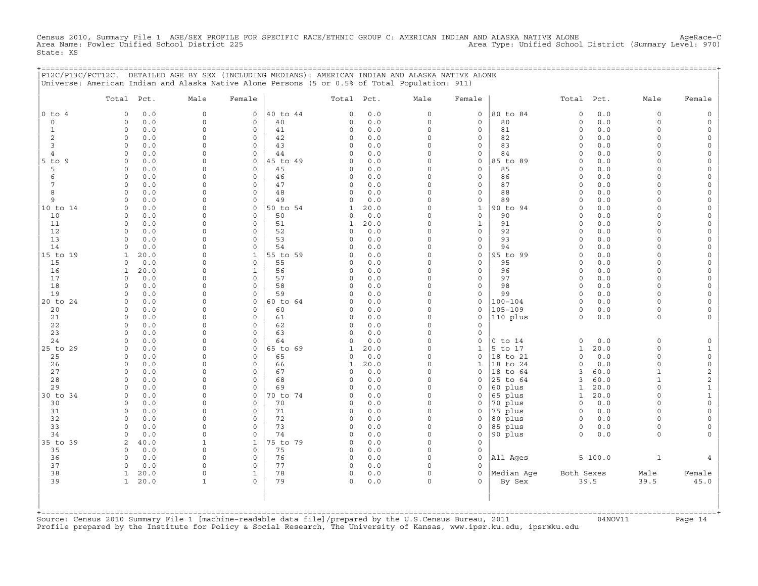Census 2010, Summary File 1 AGE/SEX PROFILE FOR SPECIFIC RACE/ETHNIC GROUP C: AMERICAN INDIAN AND ALASKA NATIVE ALONE AgeRace-C
Area Name: Fowler Unified School District 225 Area Type: Unified School District (Summary Level: 970)
State: KS

## P12C/P13C/PCT12C. DETAILED AGE BY SEX (INCLUDING MEDIANS): AMERICAN INDIAN AND ALASKA NATIVE ALONE

Universe: American Indian and Alaska Native Alone Persons (5 or 0.5% of Total Population: 911)

| | Total | Pct. | Male | Female | | Total | Pct. | Male | Female | | Total | Pct. | Male | Female |
|---|---|---|---|---|---|---|---|---|---|---|---|---|---|---|
| 0 to 4 | 0 | 0.0 | 0 | 0 | 40 to 44 | 0 | 0.0 | 0 | 0 | 80 to 84 | 0 | 0.0 | 0 | 0 |
| 0 | 0 | 0.0 | 0 | 0 | 40 | 0 | 0.0 | 0 | 0 | 80 | 0 | 0.0 | 0 | 0 |
| 1 | 0 | 0.0 | 0 | 0 | 41 | 0 | 0.0 | 0 | 0 | 81 | 0 | 0.0 | 0 | 0 |
| 2 | 0 | 0.0 | 0 | 0 | 42 | 0 | 0.0 | 0 | 0 | 82 | 0 | 0.0 | 0 | 0 |
| 3 | 0 | 0.0 | 0 | 0 | 43 | 0 | 0.0 | 0 | 0 | 83 | 0 | 0.0 | 0 | 0 |
| 4 | 0 | 0.0 | 0 | 0 | 44 | 0 | 0.0 | 0 | 0 | 84 | 0 | 0.0 | 0 | 0 |
| 5 to 9 | 0 | 0.0 | 0 | 0 | 45 to 49 | 0 | 0.0 | 0 | 0 | 85 to 89 | 0 | 0.0 | 0 | 0 |
| 5 | 0 | 0.0 | 0 | 0 | 45 | 0 | 0.0 | 0 | 0 | 85 | 0 | 0.0 | 0 | 0 |
| 6 | 0 | 0.0 | 0 | 0 | 46 | 0 | 0.0 | 0 | 0 | 86 | 0 | 0.0 | 0 | 0 |
| 7 | 0 | 0.0 | 0 | 0 | 47 | 0 | 0.0 | 0 | 0 | 87 | 0 | 0.0 | 0 | 0 |
| 8 | 0 | 0.0 | 0 | 0 | 48 | 0 | 0.0 | 0 | 0 | 88 | 0 | 0.0 | 0 | 0 |
| 9 | 0 | 0.0 | 0 | 0 | 49 | 0 | 0.0 | 0 | 0 | 89 | 0 | 0.0 | 0 | 0 |
| 10 to 14 | 0 | 0.0 | 0 | 0 | 50 to 54 | 1 | 20.0 | 0 | 1 | 90 to 94 | 0 | 0.0 | 0 | 0 |
| 10 | 0 | 0.0 | 0 | 0 | 50 | 0 | 0.0 | 0 | 0 | 90 | 0 | 0.0 | 0 | 0 |
| 11 | 0 | 0.0 | 0 | 0 | 51 | 1 | 20.0 | 0 | 1 | 91 | 0 | 0.0 | 0 | 0 |
| 12 | 0 | 0.0 | 0 | 0 | 52 | 0 | 0.0 | 0 | 0 | 92 | 0 | 0.0 | 0 | 0 |
| 13 | 0 | 0.0 | 0 | 0 | 53 | 0 | 0.0 | 0 | 0 | 93 | 0 | 0.0 | 0 | 0 |
| 14 | 0 | 0.0 | 0 | 0 | 54 | 0 | 0.0 | 0 | 0 | 94 | 0 | 0.0 | 0 | 0 |
| 15 to 19 | 1 | 20.0 | 0 | 1 | 55 to 59 | 0 | 0.0 | 0 | 0 | 95 to 99 | 0 | 0.0 | 0 | 0 |
| 15 | 0 | 0.0 | 0 | 0 | 55 | 0 | 0.0 | 0 | 0 | 95 | 0 | 0.0 | 0 | 0 |
| 16 | 1 | 20.0 | 0 | 1 | 56 | 0 | 0.0 | 0 | 0 | 96 | 0 | 0.0 | 0 | 0 |
| 17 | 0 | 0.0 | 0 | 0 | 57 | 0 | 0.0 | 0 | 0 | 97 | 0 | 0.0 | 0 | 0 |
| 18 | 0 | 0.0 | 0 | 0 | 58 | 0 | 0.0 | 0 | 0 | 98 | 0 | 0.0 | 0 | 0 |
| 19 | 0 | 0.0 | 0 | 0 | 59 | 0 | 0.0 | 0 | 0 | 99 | 0 | 0.0 | 0 | 0 |
| 20 to 24 | 0 | 0.0 | 0 | 0 | 60 to 64 | 0 | 0.0 | 0 | 0 | 100-104 | 0 | 0.0 | 0 | 0 |
| 20 | 0 | 0.0 | 0 | 0 | 60 | 0 | 0.0 | 0 | 0 | 105-109 | 0 | 0.0 | 0 | 0 |
| 21 | 0 | 0.0 | 0 | 0 | 61 | 0 | 0.0 | 0 | 0 | 110 plus | 0 | 0.0 | 0 | 0 |
| 22 | 0 | 0.0 | 0 | 0 | 62 | 0 | 0.0 | 0 | 0 | | | | | |
| 23 | 0 | 0.0 | 0 | 0 | 63 | 0 | 0.0 | 0 | 0 | | | | | |
| 24 | 0 | 0.0 | 0 | 0 | 64 | 0 | 0.0 | 0 | 0 | 0 to 14 | 0 | 0.0 | 0 | 0 |
| 25 to 29 | 0 | 0.0 | 0 | 0 | 65 to 69 | 1 | 20.0 | 0 | 1 | 5 to 17 | 1 | 20.0 | 0 | 1 |
| 25 | 0 | 0.0 | 0 | 0 | 65 | 0 | 0.0 | 0 | 0 | 18 to 21 | 0 | 0.0 | 0 | 0 |
| 26 | 0 | 0.0 | 0 | 0 | 66 | 1 | 20.0 | 0 | 1 | 18 to 24 | 0 | 0.0 | 0 | 0 |
| 27 | 0 | 0.0 | 0 | 0 | 67 | 0 | 0.0 | 0 | 0 | 18 to 64 | 3 | 60.0 | 1 | 2 |
| 28 | 0 | 0.0 | 0 | 0 | 68 | 0 | 0.0 | 0 | 0 | 25 to 64 | 3 | 60.0 | 1 | 2 |
| 29 | 0 | 0.0 | 0 | 0 | 69 | 0 | 0.0 | 0 | 0 | 60 plus | 1 | 20.0 | 0 | 1 |
| 30 to 34 | 0 | 0.0 | 0 | 0 | 70 to 74 | 0 | 0.0 | 0 | 0 | 65 plus | 1 | 20.0 | 0 | 1 |
| 30 | 0 | 0.0 | 0 | 0 | 70 | 0 | 0.0 | 0 | 0 | 70 plus | 0 | 0.0 | 0 | 0 |
| 31 | 0 | 0.0 | 0 | 0 | 71 | 0 | 0.0 | 0 | 0 | 75 plus | 0 | 0.0 | 0 | 0 |
| 32 | 0 | 0.0 | 0 | 0 | 72 | 0 | 0.0 | 0 | 0 | 80 plus | 0 | 0.0 | 0 | 0 |
| 33 | 0 | 0.0 | 0 | 0 | 73 | 0 | 0.0 | 0 | 0 | 85 plus | 0 | 0.0 | 0 | 0 |
| 34 | 0 | 0.0 | 0 | 0 | 74 | 0 | 0.0 | 0 | 0 | 90 plus | 0 | 0.0 | 0 | 0 |
| 35 to 39 | 2 | 40.0 | 1 | 1 | 75 to 79 | 0 | 0.0 | 0 | 0 | | | | | |
| 35 | 0 | 0.0 | 0 | 0 | 75 | 0 | 0.0 | 0 | 0 | | | | | |
| 36 | 0 | 0.0 | 0 | 0 | 76 | 0 | 0.0 | 0 | 0 | All Ages | 5 | 100.0 | 1 | 4 |
| 37 | 0 | 0.0 | 0 | 0 | 77 | 0 | 0.0 | 0 | 0 | | | | | |
| 38 | 1 | 20.0 | 0 | 1 | 78 | 0 | 0.0 | 0 | 0 | Median Age | Both Sexes | | Male | Female |
| 39 | 1 | 20.0 | 1 | 0 | 79 | 0 | 0.0 | 0 | 0 | By Sex | 39.5 | | 39.5 | 45.0 |

Source: Census 2010 Summary File 1 [machine-readable data file]/prepared by the U.S.Census Bureau, 2011 04NOV11
Profile prepared by the Institute for Policy & Social Research, The University of Kansas, www.ipsr.ku.edu, ipsr@ku.edu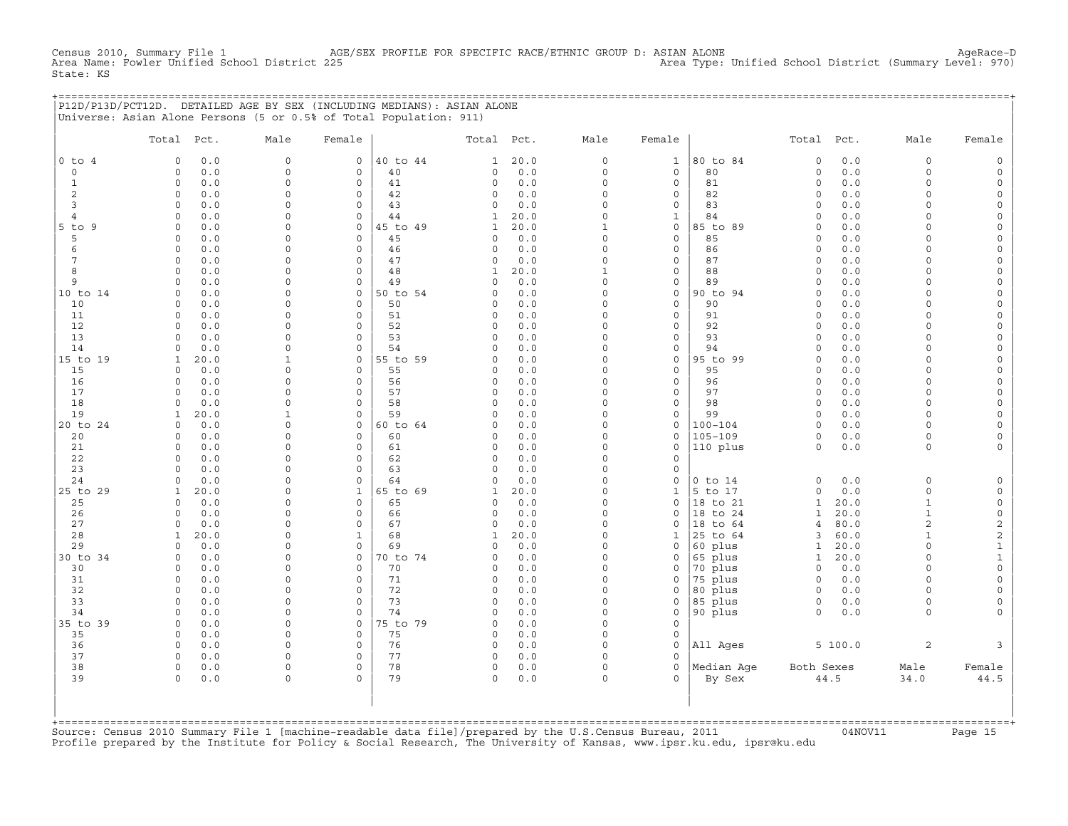Census 2010, Summary File 1 AGE/SEX PROFILE FOR SPECIFIC RACE/ETHNIC GROUP D: ASIAN ALONE AgeRace-D
Area Name: Fowler Unified School District 225 Area Type: Unified School District (Summary Level: 970)
State: KS

## P12D/P13D/PCT12D. DETAILED AGE BY SEX (INCLUDING MEDIANS): ASIAN ALONE

Universe: Asian Alone Persons (5 or 0.5% of Total Population: 911)

| | Total | Pct. | Male | Female | | Total | Pct. | Male | Female | | Total | Pct. | Male | Female |
|---|---|---|---|---|---|---|---|---|---|---|---|---|---|---|
| 0 to 4 | 0 | 0.0 | 0 | 0 | 40 to 44 | 1 | 20.0 | 0 | 1 | 80 to 84 | 0 | 0.0 | 0 | 0 |
| 0 | 0 | 0.0 | 0 | 0 | 40 | 0 | 0.0 | 0 | 0 | 80 | 0 | 0.0 | 0 | 0 |
| 1 | 0 | 0.0 | 0 | 0 | 41 | 0 | 0.0 | 0 | 0 | 81 | 0 | 0.0 | 0 | 0 |
| 2 | 0 | 0.0 | 0 | 0 | 42 | 0 | 0.0 | 0 | 0 | 82 | 0 | 0.0 | 0 | 0 |
| 3 | 0 | 0.0 | 0 | 0 | 43 | 0 | 0.0 | 0 | 0 | 83 | 0 | 0.0 | 0 | 0 |
| 4 | 0 | 0.0 | 0 | 0 | 44 | 1 | 20.0 | 0 | 1 | 84 | 0 | 0.0 | 0 | 0 |
| 5 to 9 | 0 | 0.0 | 0 | 0 | 45 to 49 | 1 | 20.0 | 1 | 0 | 85 to 89 | 0 | 0.0 | 0 | 0 |
| 5 | 0 | 0.0 | 0 | 0 | 45 | 0 | 0.0 | 0 | 0 | 85 | 0 | 0.0 | 0 | 0 |
| 6 | 0 | 0.0 | 0 | 0 | 46 | 0 | 0.0 | 0 | 0 | 86 | 0 | 0.0 | 0 | 0 |
| 7 | 0 | 0.0 | 0 | 0 | 47 | 0 | 0.0 | 0 | 0 | 87 | 0 | 0.0 | 0 | 0 |
| 8 | 0 | 0.0 | 0 | 0 | 48 | 1 | 20.0 | 1 | 0 | 88 | 0 | 0.0 | 0 | 0 |
| 9 | 0 | 0.0 | 0 | 0 | 49 | 0 | 0.0 | 0 | 0 | 89 | 0 | 0.0 | 0 | 0 |
| 10 to 14 | 0 | 0.0 | 0 | 0 | 50 to 54 | 0 | 0.0 | 0 | 0 | 90 to 94 | 0 | 0.0 | 0 | 0 |
| 10 | 0 | 0.0 | 0 | 0 | 50 | 0 | 0.0 | 0 | 0 | 90 | 0 | 0.0 | 0 | 0 |
| 11 | 0 | 0.0 | 0 | 0 | 51 | 0 | 0.0 | 0 | 0 | 91 | 0 | 0.0 | 0 | 0 |
| 12 | 0 | 0.0 | 0 | 0 | 52 | 0 | 0.0 | 0 | 0 | 92 | 0 | 0.0 | 0 | 0 |
| 13 | 0 | 0.0 | 0 | 0 | 53 | 0 | 0.0 | 0 | 0 | 93 | 0 | 0.0 | 0 | 0 |
| 14 | 0 | 0.0 | 0 | 0 | 54 | 0 | 0.0 | 0 | 0 | 94 | 0 | 0.0 | 0 | 0 |
| 15 to 19 | 1 | 20.0 | 1 | 0 | 55 to 59 | 0 | 0.0 | 0 | 0 | 95 to 99 | 0 | 0.0 | 0 | 0 |
| 15 | 0 | 0.0 | 0 | 0 | 55 | 0 | 0.0 | 0 | 0 | 95 | 0 | 0.0 | 0 | 0 |
| 16 | 0 | 0.0 | 0 | 0 | 56 | 0 | 0.0 | 0 | 0 | 96 | 0 | 0.0 | 0 | 0 |
| 17 | 0 | 0.0 | 0 | 0 | 57 | 0 | 0.0 | 0 | 0 | 97 | 0 | 0.0 | 0 | 0 |
| 18 | 0 | 0.0 | 0 | 0 | 58 | 0 | 0.0 | 0 | 0 | 98 | 0 | 0.0 | 0 | 0 |
| 19 | 1 | 20.0 | 1 | 0 | 59 | 0 | 0.0 | 0 | 0 | 99 | 0 | 0.0 | 0 | 0 |
| 20 to 24 | 0 | 0.0 | 0 | 0 | 60 to 64 | 0 | 0.0 | 0 | 0 | 100-104 | 0 | 0.0 | 0 | 0 |
| 20 | 0 | 0.0 | 0 | 0 | 60 | 0 | 0.0 | 0 | 0 | 105-109 | 0 | 0.0 | 0 | 0 |
| 21 | 0 | 0.0 | 0 | 0 | 61 | 0 | 0.0 | 0 | 0 | 110 plus | 0 | 0.0 | 0 | 0 |
| 22 | 0 | 0.0 | 0 | 0 | 62 | 0 | 0.0 | 0 | 0 | | | | | |
| 23 | 0 | 0.0 | 0 | 0 | 63 | 0 | 0.0 | 0 | 0 | | | | | |
| 24 | 0 | 0.0 | 0 | 0 | 64 | 0 | 0.0 | 0 | 0 | 0 to 14 | 0 | 0.0 | 0 | 0 |
| 25 to 29 | 1 | 20.0 | 0 | 1 | 65 to 69 | 1 | 20.0 | 0 | 1 | 5 to 17 | 0 | 0.0 | 0 | 0 |
| 25 | 0 | 0.0 | 0 | 0 | 65 | 0 | 0.0 | 0 | 0 | 18 to 21 | 1 | 20.0 | 1 | 0 |
| 26 | 0 | 0.0 | 0 | 0 | 66 | 0 | 0.0 | 0 | 0 | 18 to 24 | 1 | 20.0 | 1 | 0 |
| 27 | 0 | 0.0 | 0 | 0 | 67 | 0 | 0.0 | 0 | 0 | 18 to 64 | 4 | 80.0 | 2 | 2 |
| 28 | 1 | 20.0 | 0 | 1 | 68 | 1 | 20.0 | 0 | 1 | 25 to 64 | 3 | 60.0 | 1 | 2 |
| 29 | 0 | 0.0 | 0 | 0 | 69 | 0 | 0.0 | 0 | 0 | 60 plus | 1 | 20.0 | 0 | 1 |
| 30 to 34 | 0 | 0.0 | 0 | 0 | 70 to 74 | 0 | 0.0 | 0 | 0 | 65 plus | 1 | 20.0 | 0 | 1 |
| 30 | 0 | 0.0 | 0 | 0 | 70 | 0 | 0.0 | 0 | 0 | 70 plus | 0 | 0.0 | 0 | 0 |
| 31 | 0 | 0.0 | 0 | 0 | 71 | 0 | 0.0 | 0 | 0 | 75 plus | 0 | 0.0 | 0 | 0 |
| 32 | 0 | 0.0 | 0 | 0 | 72 | 0 | 0.0 | 0 | 0 | 80 plus | 0 | 0.0 | 0 | 0 |
| 33 | 0 | 0.0 | 0 | 0 | 73 | 0 | 0.0 | 0 | 0 | 85 plus | 0 | 0.0 | 0 | 0 |
| 34 | 0 | 0.0 | 0 | 0 | 74 | 0 | 0.0 | 0 | 0 | 90 plus | 0 | 0.0 | 0 | 0 |
| 35 to 39 | 0 | 0.0 | 0 | 0 | 75 to 79 | 0 | 0.0 | 0 | 0 | | | | | |
| 35 | 0 | 0.0 | 0 | 0 | 75 | 0 | 0.0 | 0 | 0 | | | | | |
| 36 | 0 | 0.0 | 0 | 0 | 76 | 0 | 0.0 | 0 | 0 | All Ages | 5 | 100.0 | 2 | 3 |
| 37 | 0 | 0.0 | 0 | 0 | 77 | 0 | 0.0 | 0 | 0 | | | | | |
| 38 | 0 | 0.0 | 0 | 0 | 78 | 0 | 0.0 | 0 | 0 | Median Age | Both Sexes | | Male | Female |
| 39 | 0 | 0.0 | 0 | 0 | 79 | 0 | 0.0 | 0 | 0 | By Sex | 44.5 | | 34.0 | 44.5 |

Source: Census 2010 Summary File 1 [machine-readable data file]/prepared by the U.S.Census Bureau, 2011 04NOV11
Profile prepared by the Institute for Policy & Social Research, The University of Kansas, www.ipsr.ku.edu, ipsr@ku.edu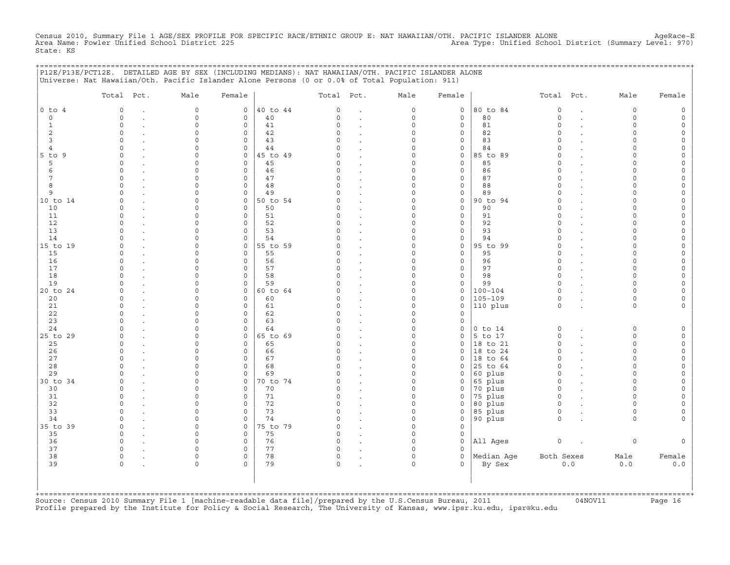Census 2010, Summary File 1 AGE/SEX PROFILE FOR SPECIFIC RACE/ETHNIC GROUP E: NAT HAWAIIAN/OTH. PACIFIC ISLANDER ALONE AgeRace-E
Area Name: Fowler Unified School District 225 Area Type: Unified School District (Summary Level: 970)
State: KS

P12E/P13E/PCT12E. DETAILED AGE BY SEX (INCLUDING MEDIANS): NAT HAWAIIAN/OTH. PACIFIC ISLANDER ALONE
Universe: Nat Hawaiian/Oth. Pacific Islander Alone Persons (0 or 0.0% of Total Population: 911)

| | Total | Pct. | Male | Female | | Total | Pct. | Male | Female | | Total | Pct. | Male | Female |
|---|---|---|---|---|---|---|---|---|---|---|---|---|---|---|
| 0 to 4 | 0 | . | 0 | 0 | 40 to 44 | 0 | . | 0 | 0 | 80 to 84 | 0 | . | 0 | 0 |
| 0 | 0 | . | 0 | 0 | 40 | 0 | . | 0 | 0 | 80 | 0 | . | 0 | 0 |
| 1 | 0 | . | 0 | 0 | 41 | 0 | . | 0 | 0 | 81 | 0 | . | 0 | 0 |
| 2 | 0 | . | 0 | 0 | 42 | 0 | . | 0 | 0 | 82 | 0 | . | 0 | 0 |
| 3 | 0 | . | 0 | 0 | 43 | 0 | . | 0 | 0 | 83 | 0 | . | 0 | 0 |
| 4 | 0 | . | 0 | 0 | 44 | 0 | . | 0 | 0 | 84 | 0 | . | 0 | 0 |
| 5 to 9 | 0 | . | 0 | 0 | 45 to 49 | 0 | . | 0 | 0 | 85 to 89 | 0 | . | 0 | 0 |
| 5 | 0 | . | 0 | 0 | 45 | 0 | . | 0 | 0 | 85 | 0 | . | 0 | 0 |
| 6 | 0 | . | 0 | 0 | 46 | 0 | . | 0 | 0 | 86 | 0 | . | 0 | 0 |
| 7 | 0 | . | 0 | 0 | 47 | 0 | . | 0 | 0 | 87 | 0 | . | 0 | 0 |
| 8 | 0 | . | 0 | 0 | 48 | 0 | . | 0 | 0 | 88 | 0 | . | 0 | 0 |
| 9 | 0 | . | 0 | 0 | 49 | 0 | . | 0 | 0 | 89 | 0 | . | 0 | 0 |
| 10 to 14 | 0 | . | 0 | 0 | 50 to 54 | 0 | . | 0 | 0 | 90 to 94 | 0 | . | 0 | 0 |
| 10 | 0 | . | 0 | 0 | 50 | 0 | . | 0 | 0 | 90 | 0 | . | 0 | 0 |
| 11 | 0 | . | 0 | 0 | 51 | 0 | . | 0 | 0 | 91 | 0 | . | 0 | 0 |
| 12 | 0 | . | 0 | 0 | 52 | 0 | . | 0 | 0 | 92 | 0 | . | 0 | 0 |
| 13 | 0 | . | 0 | 0 | 53 | 0 | . | 0 | 0 | 93 | 0 | . | 0 | 0 |
| 14 | 0 | . | 0 | 0 | 54 | 0 | . | 0 | 0 | 94 | 0 | . | 0 | 0 |
| 15 to 19 | 0 | . | 0 | 0 | 55 to 59 | 0 | . | 0 | 0 | 95 to 99 | 0 | . | 0 | 0 |
| 15 | 0 | . | 0 | 0 | 55 | 0 | . | 0 | 0 | 95 | 0 | . | 0 | 0 |
| 16 | 0 | . | 0 | 0 | 56 | 0 | . | 0 | 0 | 96 | 0 | . | 0 | 0 |
| 17 | 0 | . | 0 | 0 | 57 | 0 | . | 0 | 0 | 97 | 0 | . | 0 | 0 |
| 18 | 0 | . | 0 | 0 | 58 | 0 | . | 0 | 0 | 98 | 0 | . | 0 | 0 |
| 19 | 0 | . | 0 | 0 | 59 | 0 | . | 0 | 0 | 99 | 0 | . | 0 | 0 |
| 20 to 24 | 0 | . | 0 | 0 | 60 to 64 | 0 | . | 0 | 0 | 100-104 | 0 | . | 0 | 0 |
| 20 | 0 | . | 0 | 0 | 60 | 0 | . | 0 | 0 | 105-109 | 0 | . | 0 | 0 |
| 21 | 0 | . | 0 | 0 | 61 | 0 | . | 0 | 0 | 110 plus | 0 | . | 0 | 0 |
| 22 | 0 | . | 0 | 0 | 62 | 0 | . | 0 | 0 | | | | | |
| 23 | 0 | . | 0 | 0 | 63 | 0 | . | 0 | 0 | | | | | |
| 24 | 0 | . | 0 | 0 | 64 | 0 | . | 0 | 0 | 0 to 14 | 0 | . | 0 | 0 |
| 25 to 29 | 0 | . | 0 | 0 | 65 to 69 | 0 | . | 0 | 0 | 5 to 17 | 0 | . | 0 | 0 |
| 25 | 0 | . | 0 | 0 | 65 | 0 | . | 0 | 0 | 18 to 21 | 0 | . | 0 | 0 |
| 26 | 0 | . | 0 | 0 | 66 | 0 | . | 0 | 0 | 18 to 24 | 0 | . | 0 | 0 |
| 27 | 0 | . | 0 | 0 | 67 | 0 | . | 0 | 0 | 18 to 64 | 0 | . | 0 | 0 |
| 28 | 0 | . | 0 | 0 | 68 | 0 | . | 0 | 0 | 25 to 64 | 0 | . | 0 | 0 |
| 29 | 0 | . | 0 | 0 | 69 | 0 | . | 0 | 0 | 60 plus | 0 | . | 0 | 0 |
| 30 to 34 | 0 | . | 0 | 0 | 70 to 74 | 0 | . | 0 | 0 | 65 plus | 0 | . | 0 | 0 |
| 30 | 0 | . | 0 | 0 | 70 | 0 | . | 0 | 0 | 70 plus | 0 | . | 0 | 0 |
| 31 | 0 | . | 0 | 0 | 71 | 0 | . | 0 | 0 | 75 plus | 0 | . | 0 | 0 |
| 32 | 0 | . | 0 | 0 | 72 | 0 | . | 0 | 0 | 80 plus | 0 | . | 0 | 0 |
| 33 | 0 | . | 0 | 0 | 73 | 0 | . | 0 | 0 | 85 plus | 0 | . | 0 | 0 |
| 34 | 0 | . | 0 | 0 | 74 | 0 | . | 0 | 0 | 90 plus | 0 | . | 0 | 0 |
| 35 to 39 | 0 | . | 0 | 0 | 75 to 79 | 0 | . | 0 | 0 | | | | | |
| 35 | 0 | . | 0 | 0 | 75 | 0 | . | 0 | 0 | | | | | |
| 36 | 0 | . | 0 | 0 | 76 | 0 | . | 0 | 0 | All Ages | 0 | . | 0 | 0 |
| 37 | 0 | . | 0 | 0 | 77 | 0 | . | 0 | 0 | | | | | |
| 38 | 0 | . | 0 | 0 | 78 | 0 | . | 0 | 0 | Median Age | Both Sexes | | Male | Female |
| 39 | 0 | . | 0 | 0 | 79 | 0 | . | 0 | 0 | By Sex | 0.0 | | 0.0 | 0.0 |

Source: Census 2010 Summary File 1 [machine-readable data file]/prepared by the U.S.Census Bureau, 2011 04NOV11
Profile prepared by the Institute for Policy & Social Research, The University of Kansas, www.ipsr.ku.edu, ipsr@ku.edu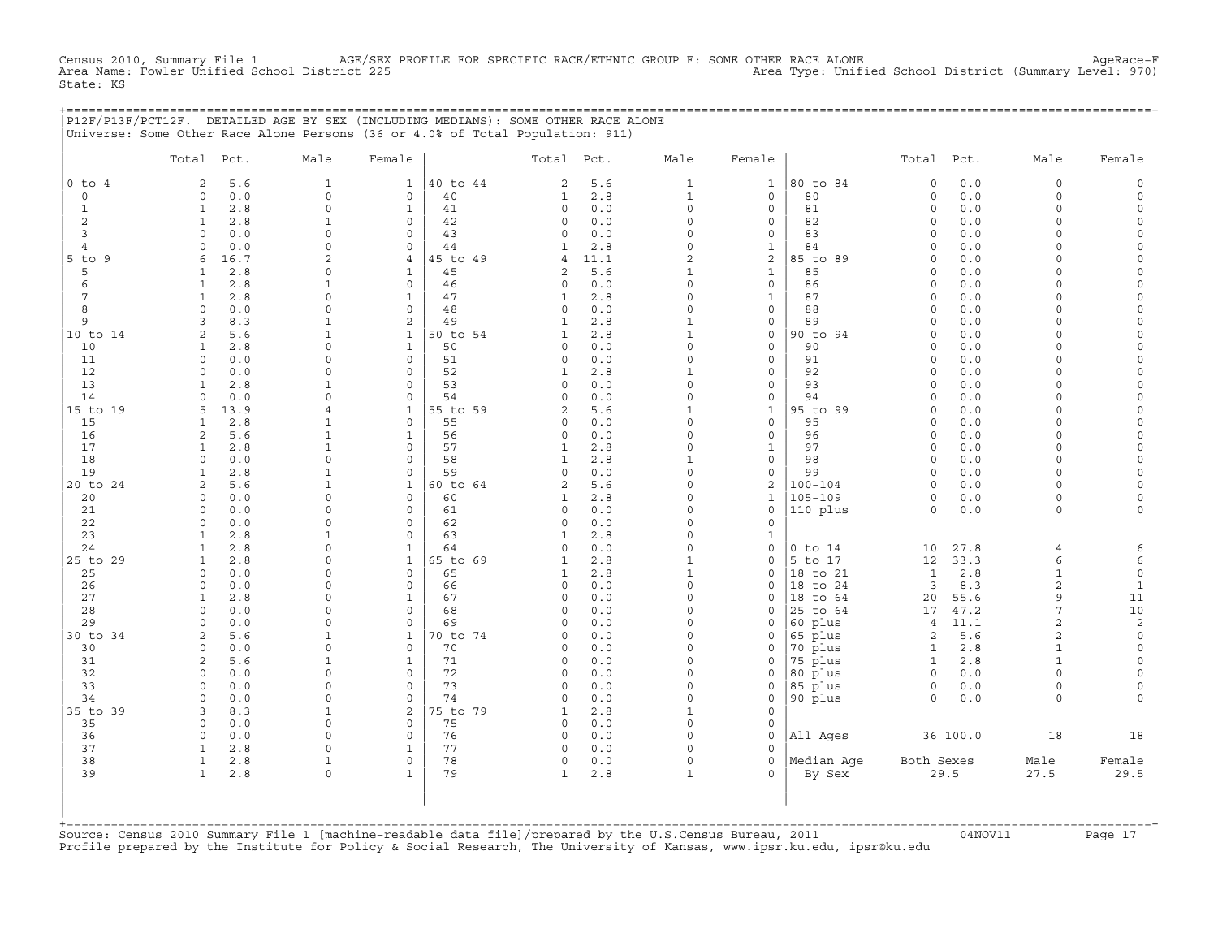Census 2010, Summary File 1 AGE/SEX PROFILE FOR SPECIFIC RACE/ETHNIC GROUP F: SOME OTHER RACE ALONE AgeRace-F
Area Name: Fowler Unified School District 225 Area Type: Unified School District (Summary Level: 970)
State: KS

## P12F/P13F/PCT12F. DETAILED AGE BY SEX (INCLUDING MEDIANS): SOME OTHER RACE ALONE

Universe: Some Other Race Alone Persons (36 or 4.0% of Total Population: 911)

| | Total | Pct. | Male | Female | | Total | Pct. | Male | Female | | Total | Pct. | Male | Female |
|---|---|---|---|---|---|---|---|---|---|---|---|---|---|---|
| 0 to 4 | 2 | 5.6 | 1 | 1 | 40 to 44 | 2 | 5.6 | 1 | 1 | 80 to 84 | 0 | 0.0 | 0 | 0 |
| 0 | 0 | 0.0 | 0 | 0 | 40 | 1 | 2.8 | 1 | 0 | 80 | 0 | 0.0 | 0 | 0 |
| 1 | 1 | 2.8 | 0 | 1 | 41 | 0 | 0.0 | 0 | 0 | 81 | 0 | 0.0 | 0 | 0 |
| 2 | 1 | 2.8 | 1 | 0 | 42 | 0 | 0.0 | 0 | 0 | 82 | 0 | 0.0 | 0 | 0 |
| 3 | 0 | 0.0 | 0 | 0 | 43 | 0 | 0.0 | 0 | 0 | 83 | 0 | 0.0 | 0 | 0 |
| 4 | 0 | 0.0 | 0 | 0 | 44 | 1 | 2.8 | 0 | 1 | 84 | 0 | 0.0 | 0 | 0 |
| 5 to 9 | 6 | 16.7 | 2 | 4 | 45 to 49 | 4 | 11.1 | 2 | 2 | 85 to 89 | 0 | 0.0 | 0 | 0 |
| 5 | 1 | 2.8 | 0 | 1 | 45 | 2 | 5.6 | 1 | 1 | 85 | 0 | 0.0 | 0 | 0 |
| 6 | 1 | 2.8 | 1 | 0 | 46 | 0 | 0.0 | 0 | 0 | 86 | 0 | 0.0 | 0 | 0 |
| 7 | 1 | 2.8 | 0 | 1 | 47 | 1 | 2.8 | 0 | 1 | 87 | 0 | 0.0 | 0 | 0 |
| 8 | 0 | 0.0 | 0 | 0 | 48 | 0 | 0.0 | 0 | 0 | 88 | 0 | 0.0 | 0 | 0 |
| 9 | 3 | 8.3 | 1 | 2 | 49 | 1 | 2.8 | 1 | 0 | 89 | 0 | 0.0 | 0 | 0 |
| 10 to 14 | 2 | 5.6 | 1 | 1 | 50 to 54 | 1 | 2.8 | 1 | 0 | 90 to 94 | 0 | 0.0 | 0 | 0 |
| 10 | 1 | 2.8 | 0 | 1 | 50 | 0 | 0.0 | 0 | 0 | 90 | 0 | 0.0 | 0 | 0 |
| 11 | 0 | 0.0 | 0 | 0 | 51 | 0 | 0.0 | 0 | 0 | 91 | 0 | 0.0 | 0 | 0 |
| 12 | 0 | 0.0 | 0 | 0 | 52 | 1 | 2.8 | 1 | 0 | 92 | 0 | 0.0 | 0 | 0 |
| 13 | 1 | 2.8 | 1 | 0 | 53 | 0 | 0.0 | 0 | 0 | 93 | 0 | 0.0 | 0 | 0 |
| 14 | 0 | 0.0 | 0 | 0 | 54 | 0 | 0.0 | 0 | 0 | 94 | 0 | 0.0 | 0 | 0 |
| 15 to 19 | 5 | 13.9 | 4 | 1 | 55 to 59 | 2 | 5.6 | 1 | 1 | 95 to 99 | 0 | 0.0 | 0 | 0 |
| 15 | 1 | 2.8 | 1 | 0 | 55 | 0 | 0.0 | 0 | 0 | 95 | 0 | 0.0 | 0 | 0 |
| 16 | 2 | 5.6 | 1 | 1 | 56 | 0 | 0.0 | 0 | 0 | 96 | 0 | 0.0 | 0 | 0 |
| 17 | 1 | 2.8 | 1 | 0 | 57 | 1 | 2.8 | 0 | 1 | 97 | 0 | 0.0 | 0 | 0 |
| 18 | 0 | 0.0 | 0 | 0 | 58 | 1 | 2.8 | 1 | 0 | 98 | 0 | 0.0 | 0 | 0 |
| 19 | 1 | 2.8 | 1 | 0 | 59 | 0 | 0.0 | 0 | 0 | 99 | 0 | 0.0 | 0 | 0 |
| 20 to 24 | 2 | 5.6 | 1 | 1 | 60 to 64 | 2 | 5.6 | 0 | 2 | 100-104 | 0 | 0.0 | 0 | 0 |
| 20 | 0 | 0.0 | 0 | 0 | 60 | 1 | 2.8 | 0 | 1 | 105-109 | 0 | 0.0 | 0 | 0 |
| 21 | 0 | 0.0 | 0 | 0 | 61 | 0 | 0.0 | 0 | 0 | 110 plus | 0 | 0.0 | 0 | 0 |
| 22 | 0 | 0.0 | 0 | 0 | 62 | 0 | 0.0 | 0 | 0 | | | | | |
| 23 | 1 | 2.8 | 1 | 0 | 63 | 1 | 2.8 | 0 | 1 | | | | | |
| 24 | 1 | 2.8 | 0 | 1 | 64 | 0 | 0.0 | 0 | 0 | 0 to 14 | 10 | 27.8 | 4 | 6 |
| 25 to 29 | 1 | 2.8 | 0 | 1 | 65 to 69 | 1 | 2.8 | 1 | 0 | 5 to 17 | 12 | 33.3 | 6 | 6 |
| 25 | 0 | 0.0 | 0 | 0 | 65 | 1 | 2.8 | 1 | 0 | 18 to 21 | 1 | 2.8 | 1 | 0 |
| 26 | 0 | 0.0 | 0 | 0 | 66 | 0 | 0.0 | 0 | 0 | 18 to 24 | 3 | 8.3 | 2 | 1 |
| 27 | 1 | 2.8 | 0 | 1 | 67 | 0 | 0.0 | 0 | 0 | 18 to 64 | 20 | 55.6 | 9 | 11 |
| 28 | 0 | 0.0 | 0 | 0 | 68 | 0 | 0.0 | 0 | 0 | 25 to 64 | 17 | 47.2 | 7 | 10 |
| 29 | 0 | 0.0 | 0 | 0 | 69 | 0 | 0.0 | 0 | 0 | 60 plus | 4 | 11.1 | 2 | 2 |
| 30 to 34 | 2 | 5.6 | 1 | 1 | 70 to 74 | 0 | 0.0 | 0 | 0 | 65 plus | 2 | 5.6 | 2 | 0 |
| 30 | 0 | 0.0 | 0 | 0 | 70 | 0 | 0.0 | 0 | 0 | 70 plus | 1 | 2.8 | 1 | 0 |
| 31 | 2 | 5.6 | 1 | 1 | 71 | 0 | 0.0 | 0 | 0 | 75 plus | 1 | 2.8 | 1 | 0 |
| 32 | 0 | 0.0 | 0 | 0 | 72 | 0 | 0.0 | 0 | 0 | 80 plus | 0 | 0.0 | 0 | 0 |
| 33 | 0 | 0.0 | 0 | 0 | 73 | 0 | 0.0 | 0 | 0 | 85 plus | 0 | 0.0 | 0 | 0 |
| 34 | 0 | 0.0 | 0 | 0 | 74 | 0 | 0.0 | 0 | 0 | 90 plus | 0 | 0.0 | 0 | 0 |
| 35 to 39 | 3 | 8.3 | 1 | 2 | 75 to 79 | 1 | 2.8 | 1 | 0 | | | | | |
| 35 | 0 | 0.0 | 0 | 0 | 75 | 0 | 0.0 | 0 | 0 | | | | | |
| 36 | 0 | 0.0 | 0 | 0 | 76 | 0 | 0.0 | 0 | 0 | All Ages | 36 | 100.0 | 18 | 18 |
| 37 | 1 | 2.8 | 0 | 1 | 77 | 0 | 0.0 | 0 | 0 | | | | | |
| 38 | 1 | 2.8 | 1 | 0 | 78 | 0 | 0.0 | 0 | 0 | Median Age | Both Sexes | | Male | Female |
| 39 | 1 | 2.8 | 0 | 1 | 79 | 1 | 2.8 | 1 | 0 | By Sex | 29.5 | | 27.5 | 29.5 |

Source: Census 2010 Summary File 1 [machine-readable data file]/prepared by the U.S.Census Bureau, 2011 04NOV11
Profile prepared by the Institute for Policy & Social Research, The University of Kansas, www.ipsr.ku.edu, ipsr@ku.edu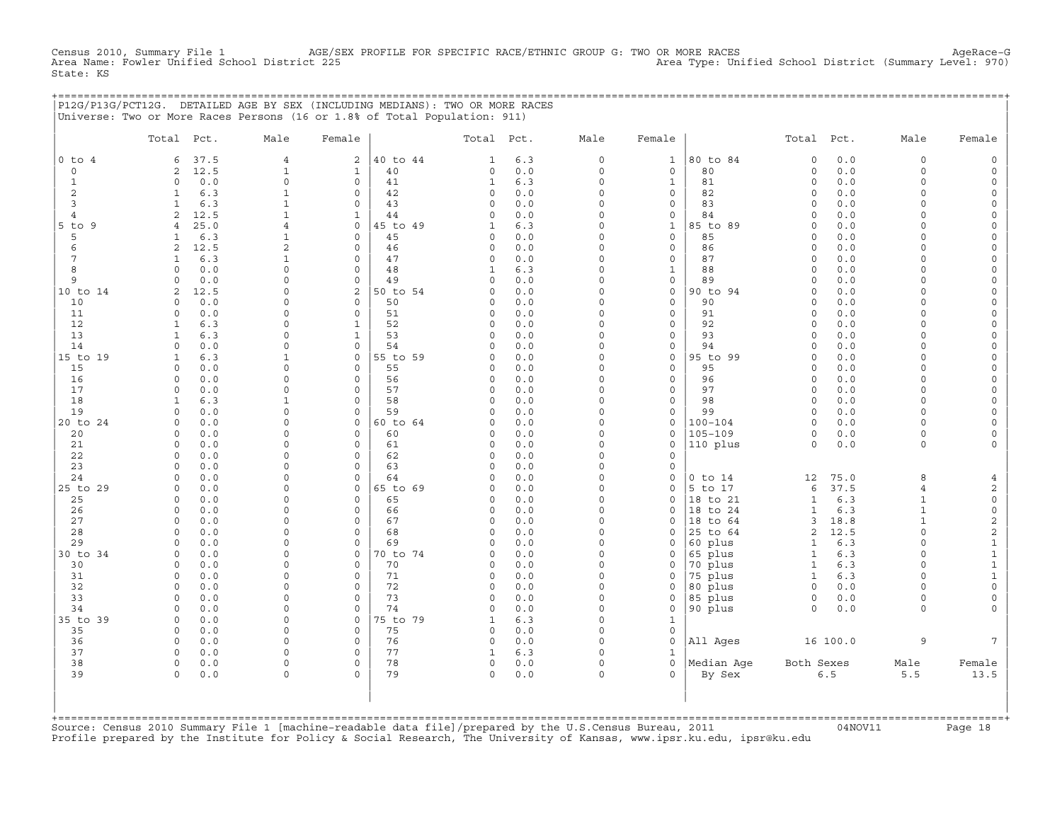Census 2010, Summary File 1 AGE/SEX PROFILE FOR SPECIFIC RACE/ETHNIC GROUP G: TWO OR MORE RACES AgeRace-G
Area Name: Fowler Unified School District 225 Area Type: Unified School District (Summary Level: 970)
State: KS

## P12G/P13G/PCT12G. DETAILED AGE BY SEX (INCLUDING MEDIANS): TWO OR MORE RACES

Universe: Two or More Races Persons (16 or 1.8% of Total Population: 911)

| | Total | Pct. | Male | Female | | Total | Pct. | Male | Female | | Total | Pct. | Male | Female |
|---|---|---|---|---|---|---|---|---|---|---|---|---|---|---|
| 0 to 4 | 6 | 37.5 | 4 | 2 | 40 to 44 | 1 | 6.3 | 0 | 1 | 80 to 84 | 0 | 0.0 | 0 | 0 |
| 0 | 2 | 12.5 | 1 | 1 | 40 | 0 | 0.0 | 0 | 0 | 80 | 0 | 0.0 | 0 | 0 |
| 1 | 0 | 0.0 | 0 | 0 | 41 | 1 | 6.3 | 0 | 1 | 81 | 0 | 0.0 | 0 | 0 |
| 2 | 1 | 6.3 | 1 | 0 | 42 | 0 | 0.0 | 0 | 0 | 82 | 0 | 0.0 | 0 | 0 |
| 3 | 1 | 6.3 | 1 | 0 | 43 | 0 | 0.0 | 0 | 0 | 83 | 0 | 0.0 | 0 | 0 |
| 4 | 2 | 12.5 | 1 | 1 | 44 | 0 | 0.0 | 0 | 0 | 84 | 0 | 0.0 | 0 | 0 |
| 5 to 9 | 4 | 25.0 | 4 | 0 | 45 to 49 | 1 | 6.3 | 0 | 1 | 85 to 89 | 0 | 0.0 | 0 | 0 |
| 5 | 1 | 6.3 | 1 | 0 | 45 | 0 | 0.0 | 0 | 0 | 85 | 0 | 0.0 | 0 | 0 |
| 6 | 2 | 12.5 | 2 | 0 | 46 | 0 | 0.0 | 0 | 0 | 86 | 0 | 0.0 | 0 | 0 |
| 7 | 1 | 6.3 | 1 | 0 | 47 | 0 | 0.0 | 0 | 0 | 87 | 0 | 0.0 | 0 | 0 |
| 8 | 0 | 0.0 | 0 | 0 | 48 | 1 | 6.3 | 0 | 1 | 88 | 0 | 0.0 | 0 | 0 |
| 9 | 0 | 0.0 | 0 | 0 | 49 | 0 | 0.0 | 0 | 0 | 89 | 0 | 0.0 | 0 | 0 |
| 10 to 14 | 2 | 12.5 | 0 | 2 | 50 to 54 | 0 | 0.0 | 0 | 0 | 90 to 94 | 0 | 0.0 | 0 | 0 |
| 10 | 0 | 0.0 | 0 | 0 | 50 | 0 | 0.0 | 0 | 0 | 90 | 0 | 0.0 | 0 | 0 |
| 11 | 0 | 0.0 | 0 | 0 | 51 | 0 | 0.0 | 0 | 0 | 91 | 0 | 0.0 | 0 | 0 |
| 12 | 1 | 6.3 | 0 | 1 | 52 | 0 | 0.0 | 0 | 0 | 92 | 0 | 0.0 | 0 | 0 |
| 13 | 1 | 6.3 | 0 | 1 | 53 | 0 | 0.0 | 0 | 0 | 93 | 0 | 0.0 | 0 | 0 |
| 14 | 0 | 0.0 | 0 | 0 | 54 | 0 | 0.0 | 0 | 0 | 94 | 0 | 0.0 | 0 | 0 |
| 15 to 19 | 1 | 6.3 | 1 | 0 | 55 to 59 | 0 | 0.0 | 0 | 0 | 95 to 99 | 0 | 0.0 | 0 | 0 |
| 15 | 0 | 0.0 | 0 | 0 | 55 | 0 | 0.0 | 0 | 0 | 95 | 0 | 0.0 | 0 | 0 |
| 16 | 0 | 0.0 | 0 | 0 | 56 | 0 | 0.0 | 0 | 0 | 96 | 0 | 0.0 | 0 | 0 |
| 17 | 0 | 0.0 | 0 | 0 | 57 | 0 | 0.0 | 0 | 0 | 97 | 0 | 0.0 | 0 | 0 |
| 18 | 1 | 6.3 | 1 | 0 | 58 | 0 | 0.0 | 0 | 0 | 98 | 0 | 0.0 | 0 | 0 |
| 19 | 0 | 0.0 | 0 | 0 | 59 | 0 | 0.0 | 0 | 0 | 99 | 0 | 0.0 | 0 | 0 |
| 20 to 24 | 0 | 0.0 | 0 | 0 | 60 to 64 | 0 | 0.0 | 0 | 0 | 100-104 | 0 | 0.0 | 0 | 0 |
| 20 | 0 | 0.0 | 0 | 0 | 60 | 0 | 0.0 | 0 | 0 | 105-109 | 0 | 0.0 | 0 | 0 |
| 21 | 0 | 0.0 | 0 | 0 | 61 | 0 | 0.0 | 0 | 0 | 110 plus | 0 | 0.0 | 0 | 0 |
| 22 | 0 | 0.0 | 0 | 0 | 62 | 0 | 0.0 | 0 | 0 | | | | | |
| 23 | 0 | 0.0 | 0 | 0 | 63 | 0 | 0.0 | 0 | 0 | | | | | |
| 24 | 0 | 0.0 | 0 | 0 | 64 | 0 | 0.0 | 0 | 0 | 0 to 14 | 12 | 75.0 | 8 | 4 |
| 25 to 29 | 0 | 0.0 | 0 | 0 | 65 to 69 | 0 | 0.0 | 0 | 0 | 5 to 17 | 6 | 37.5 | 4 | 2 |
| 25 | 0 | 0.0 | 0 | 0 | 65 | 0 | 0.0 | 0 | 0 | 18 to 21 | 1 | 6.3 | 1 | 0 |
| 26 | 0 | 0.0 | 0 | 0 | 66 | 0 | 0.0 | 0 | 0 | 18 to 24 | 1 | 6.3 | 1 | 0 |
| 27 | 0 | 0.0 | 0 | 0 | 67 | 0 | 0.0 | 0 | 0 | 18 to 64 | 3 | 18.8 | 1 | 2 |
| 28 | 0 | 0.0 | 0 | 0 | 68 | 0 | 0.0 | 0 | 0 | 25 to 64 | 2 | 12.5 | 0 | 2 |
| 29 | 0 | 0.0 | 0 | 0 | 69 | 0 | 0.0 | 0 | 0 | 60 plus | 1 | 6.3 | 0 | 1 |
| 30 to 34 | 0 | 0.0 | 0 | 0 | 70 to 74 | 0 | 0.0 | 0 | 0 | 65 plus | 1 | 6.3 | 0 | 1 |
| 30 | 0 | 0.0 | 0 | 0 | 70 | 0 | 0.0 | 0 | 0 | 70 plus | 1 | 6.3 | 0 | 1 |
| 31 | 0 | 0.0 | 0 | 0 | 71 | 0 | 0.0 | 0 | 0 | 75 plus | 1 | 6.3 | 0 | 1 |
| 32 | 0 | 0.0 | 0 | 0 | 72 | 0 | 0.0 | 0 | 0 | 80 plus | 0 | 0.0 | 0 | 0 |
| 33 | 0 | 0.0 | 0 | 0 | 73 | 0 | 0.0 | 0 | 0 | 85 plus | 0 | 0.0 | 0 | 0 |
| 34 | 0 | 0.0 | 0 | 0 | 74 | 0 | 0.0 | 0 | 0 | 90 plus | 0 | 0.0 | 0 | 0 |
| 35 to 39 | 0 | 0.0 | 0 | 0 | 75 to 79 | 1 | 6.3 | 0 | 1 | | | | | |
| 35 | 0 | 0.0 | 0 | 0 | 75 | 0 | 0.0 | 0 | 0 | | | | | |
| 36 | 0 | 0.0 | 0 | 0 | 76 | 0 | 0.0 | 0 | 0 | All Ages | 16 | 100.0 | 9 | 7 |
| 37 | 0 | 0.0 | 0 | 0 | 77 | 1 | 6.3 | 0 | 1 | | | | | |
| 38 | 0 | 0.0 | 0 | 0 | 78 | 0 | 0.0 | 0 | 0 | Median Age | Both Sexes | | Male | Female |
| 39 | 0 | 0.0 | 0 | 0 | 79 | 0 | 0.0 | 0 | 0 | By Sex | 6.5 | | 5.5 | 13.5 |

Source: Census 2010 Summary File 1 [machine-readable data file]/prepared by the U.S.Census Bureau, 2011 04NOV11
Profile prepared by the Institute for Policy & Social Research, The University of Kansas, www.ipsr.ku.edu, ipsr@ku.edu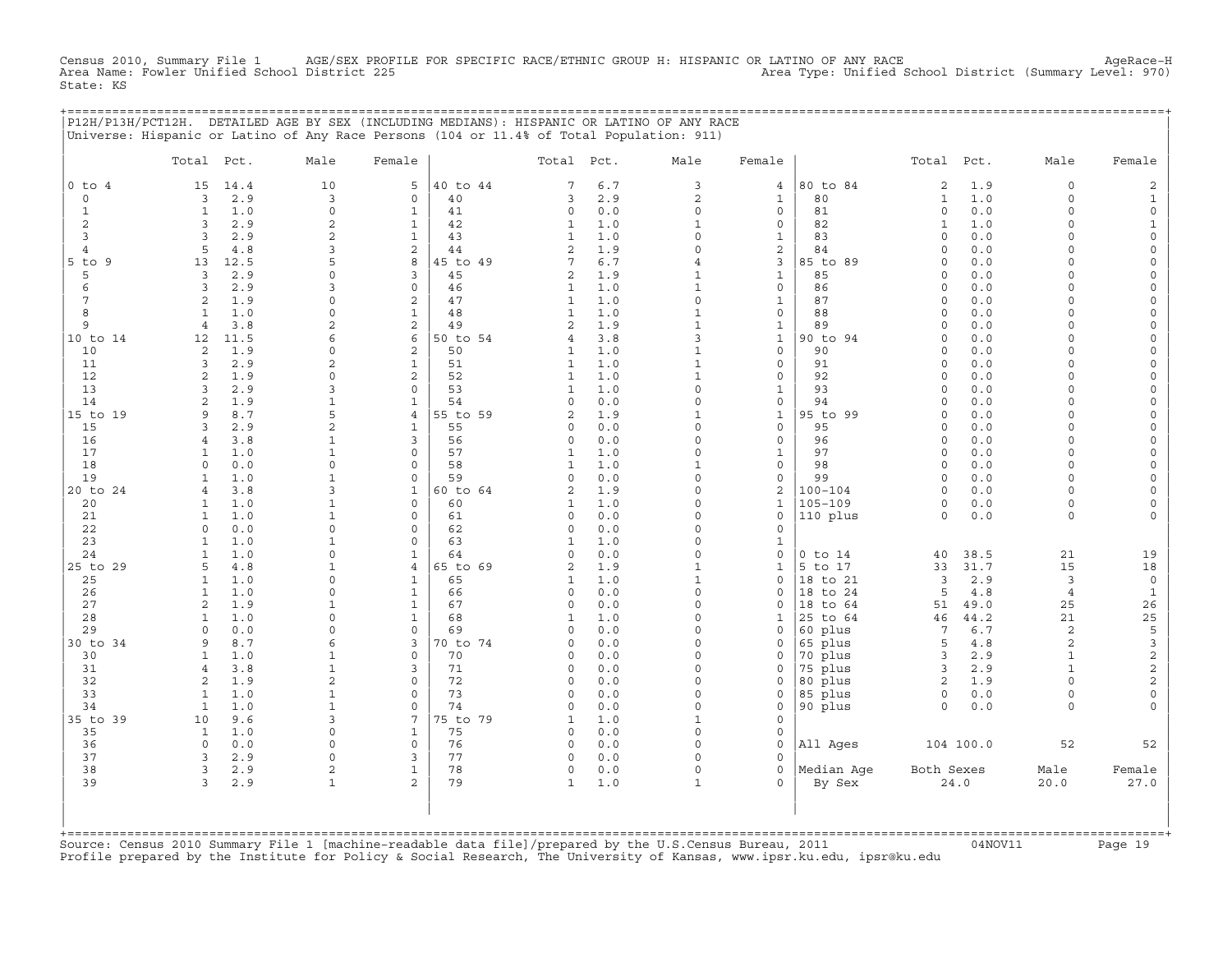Census 2010, Summary File 1 AGE/SEX PROFILE FOR SPECIFIC RACE/ETHNIC GROUP H: HISPANIC OR LATINO OF ANY RACE AgeRace-H
Area Name: Fowler Unified School District 225 Area Type: Unified School District (Summary Level: 970)
State: KS

## P12H/P13H/PCT12H. DETAILED AGE BY SEX (INCLUDING MEDIANS): HISPANIC OR LATINO OF ANY RACE

Universe: Hispanic or Latino of Any Race Persons (104 or 11.4% of Total Population: 911)

| | Total | Pct. | Male | Female | | Total | Pct. | Male | Female | | Total | Pct. | Male | Female |
|---|---|---|---|---|---|---|---|---|---|---|---|---|---|---|
| 0 to 4 | 15 | 14.4 | 10 | 5 | 40 to 44 | 7 | 6.7 | 3 | 4 | 80 to 84 | 2 | 1.9 | 0 | 2 |
| 0 | 3 | 2.9 | 3 | 0 | 40 | 3 | 2.9 | 2 | 1 | 80 | 1 | 1.0 | 0 | 1 |
| 1 | 1 | 1.0 | 0 | 1 | 41 | 0 | 0.0 | 0 | 0 | 81 | 0 | 0.0 | 0 | 0 |
| 2 | 3 | 2.9 | 2 | 1 | 42 | 1 | 1.0 | 1 | 0 | 82 | 1 | 1.0 | 0 | 1 |
| 3 | 3 | 2.9 | 2 | 1 | 43 | 1 | 1.0 | 0 | 1 | 83 | 0 | 0.0 | 0 | 0 |
| 4 | 5 | 4.8 | 3 | 2 | 44 | 2 | 1.9 | 0 | 2 | 84 | 0 | 0.0 | 0 | 0 |
| 5 to 9 | 13 | 12.5 | 5 | 8 | 45 to 49 | 7 | 6.7 | 4 | 3 | 85 to 89 | 0 | 0.0 | 0 | 0 |
| 5 | 3 | 2.9 | 0 | 3 | 45 | 2 | 1.9 | 1 | 1 | 85 | 0 | 0.0 | 0 | 0 |
| 6 | 3 | 2.9 | 3 | 0 | 46 | 1 | 1.0 | 1 | 0 | 86 | 0 | 0.0 | 0 | 0 |
| 7 | 2 | 1.9 | 0 | 2 | 47 | 1 | 1.0 | 0 | 1 | 87 | 0 | 0.0 | 0 | 0 |
| 8 | 1 | 1.0 | 0 | 1 | 48 | 1 | 1.0 | 1 | 0 | 88 | 0 | 0.0 | 0 | 0 |
| 9 | 4 | 3.8 | 2 | 2 | 49 | 2 | 1.9 | 1 | 1 | 89 | 0 | 0.0 | 0 | 0 |
| 10 to 14 | 12 | 11.5 | 6 | 6 | 50 to 54 | 4 | 3.8 | 3 | 1 | 90 to 94 | 0 | 0.0 | 0 | 0 |
| 10 | 2 | 1.9 | 0 | 2 | 50 | 1 | 1.0 | 1 | 0 | 90 | 0 | 0.0 | 0 | 0 |
| 11 | 3 | 2.9 | 2 | 1 | 51 | 1 | 1.0 | 1 | 0 | 91 | 0 | 0.0 | 0 | 0 |
| 12 | 2 | 1.9 | 0 | 2 | 52 | 1 | 1.0 | 1 | 0 | 92 | 0 | 0.0 | 0 | 0 |
| 13 | 3 | 2.9 | 3 | 0 | 53 | 1 | 1.0 | 0 | 1 | 93 | 0 | 0.0 | 0 | 0 |
| 14 | 2 | 1.9 | 1 | 1 | 54 | 0 | 0.0 | 0 | 0 | 94 | 0 | 0.0 | 0 | 0 |
| 15 to 19 | 9 | 8.7 | 5 | 4 | 55 to 59 | 2 | 1.9 | 1 | 1 | 95 to 99 | 0 | 0.0 | 0 | 0 |
| 15 | 3 | 2.9 | 2 | 1 | 55 | 0 | 0.0 | 0 | 0 | 95 | 0 | 0.0 | 0 | 0 |
| 16 | 4 | 3.8 | 1 | 3 | 56 | 0 | 0.0 | 0 | 0 | 96 | 0 | 0.0 | 0 | 0 |
| 17 | 1 | 1.0 | 1 | 0 | 57 | 1 | 1.0 | 0 | 1 | 97 | 0 | 0.0 | 0 | 0 |
| 18 | 0 | 0.0 | 0 | 0 | 58 | 1 | 1.0 | 1 | 0 | 98 | 0 | 0.0 | 0 | 0 |
| 19 | 1 | 1.0 | 1 | 0 | 59 | 0 | 0.0 | 0 | 0 | 99 | 0 | 0.0 | 0 | 0 |
| 20 to 24 | 4 | 3.8 | 3 | 1 | 60 to 64 | 2 | 1.9 | 0 | 2 | 100-104 | 0 | 0.0 | 0 | 0 |
| 20 | 1 | 1.0 | 1 | 0 | 60 | 1 | 1.0 | 0 | 1 | 105-109 | 0 | 0.0 | 0 | 0 |
| 21 | 1 | 1.0 | 1 | 0 | 61 | 0 | 0.0 | 0 | 0 | 110 plus | 0 | 0.0 | 0 | 0 |
| 22 | 0 | 0.0 | 0 | 0 | 62 | 0 | 0.0 | 0 | 0 | | | | | |
| 23 | 1 | 1.0 | 1 | 0 | 63 | 1 | 1.0 | 0 | 1 | | | | | |
| 24 | 1 | 1.0 | 0 | 1 | 64 | 0 | 0.0 | 0 | 0 | 0 to 14 | 40 | 38.5 | 21 | 19 |
| 25 to 29 | 5 | 4.8 | 1 | 4 | 65 to 69 | 2 | 1.9 | 1 | 1 | 5 to 17 | 33 | 31.7 | 15 | 18 |
| 25 | 1 | 1.0 | 0 | 1 | 65 | 1 | 1.0 | 1 | 0 | 18 to 21 | 3 | 2.9 | 3 | 0 |
| 26 | 1 | 1.0 | 0 | 1 | 66 | 0 | 0.0 | 0 | 0 | 18 to 24 | 5 | 4.8 | 4 | 1 |
| 27 | 2 | 1.9 | 1 | 1 | 67 | 0 | 0.0 | 0 | 0 | 18 to 64 | 51 | 49.0 | 25 | 26 |
| 28 | 1 | 1.0 | 0 | 1 | 68 | 1 | 1.0 | 0 | 1 | 25 to 64 | 46 | 44.2 | 21 | 25 |
| 29 | 0 | 0.0 | 0 | 0 | 69 | 0 | 0.0 | 0 | 0 | 60 plus | 7 | 6.7 | 2 | 5 |
| 30 to 34 | 9 | 8.7 | 6 | 3 | 70 to 74 | 0 | 0.0 | 0 | 0 | 65 plus | 5 | 4.8 | 2 | 3 |
| 30 | 1 | 1.0 | 1 | 0 | 70 | 0 | 0.0 | 0 | 0 | 70 plus | 3 | 2.9 | 1 | 2 |
| 31 | 4 | 3.8 | 1 | 3 | 71 | 0 | 0.0 | 0 | 0 | 75 plus | 3 | 2.9 | 1 | 2 |
| 32 | 2 | 1.9 | 2 | 0 | 72 | 0 | 0.0 | 0 | 0 | 80 plus | 2 | 1.9 | 0 | 2 |
| 33 | 1 | 1.0 | 1 | 0 | 73 | 0 | 0.0 | 0 | 0 | 85 plus | 0 | 0.0 | 0 | 0 |
| 34 | 1 | 1.0 | 1 | 0 | 74 | 0 | 0.0 | 0 | 0 | 90 plus | 0 | 0.0 | 0 | 0 |
| 35 to 39 | 10 | 9.6 | 3 | 7 | 75 to 79 | 1 | 1.0 | 1 | 0 | | | | | |
| 35 | 1 | 1.0 | 0 | 1 | 75 | 0 | 0.0 | 0 | 0 | | | | | |
| 36 | 0 | 0.0 | 0 | 0 | 76 | 0 | 0.0 | 0 | 0 | All Ages | 104 | 100.0 | 52 | 52 |
| 37 | 3 | 2.9 | 0 | 3 | 77 | 0 | 0.0 | 0 | 0 | | | | | |
| 38 | 3 | 2.9 | 2 | 1 | 78 | 0 | 0.0 | 0 | 0 | Median Age | Both Sexes | | Male | Female |
| 39 | 3 | 2.9 | 1 | 2 | 79 | 1 | 1.0 | 1 | 0 | By Sex | 24.0 | | 20.0 | 27.0 |

Source: Census 2010 Summary File 1 [machine-readable data file]/prepared by the U.S.Census Bureau, 2011 04NOV11
Profile prepared by the Institute for Policy & Social Research, The University of Kansas, www.ipsr.ku.edu, ipsr@ku.edu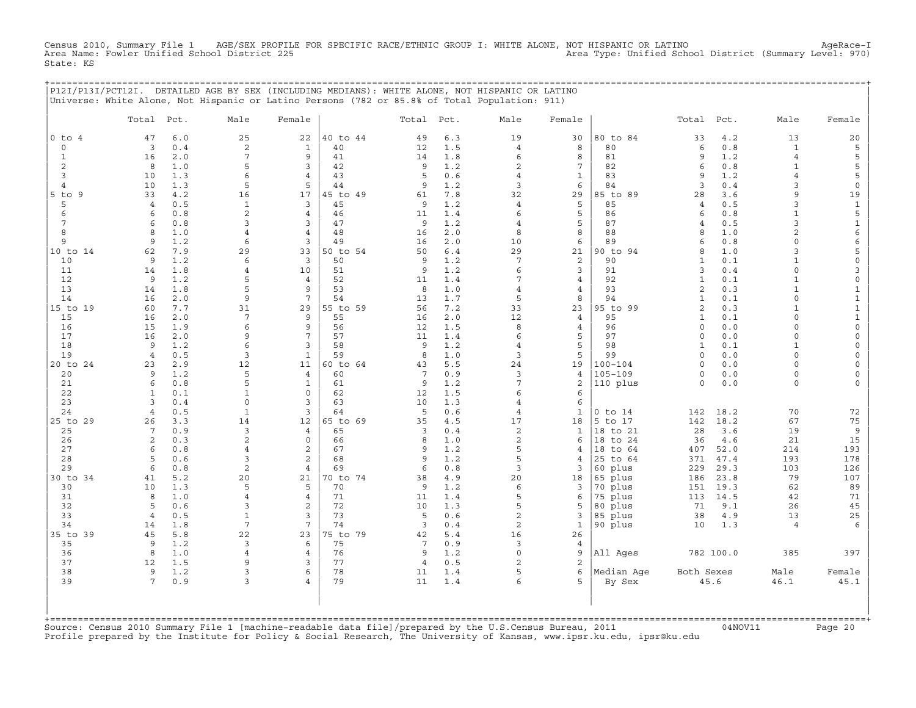Census 2010, Summary File 1 AGE/SEX PROFILE FOR SPECIFIC RACE/ETHNIC GROUP I: WHITE ALONE, NOT HISPANIC OR LATINO AgeRace-I
Area Name: Fowler Unified School District 225 Area Type: Unified School District (Summary Level: 970)
State: KS

## P12I/P13I/PCT12I. DETAILED AGE BY SEX (INCLUDING MEDIANS): WHITE ALONE, NOT HISPANIC OR LATINO

Universe: White Alone, Not Hispanic or Latino Persons (782 or 85.8% of Total Population: 911)

| | Total | Pct. | Male | Female | | Total | Pct. | Male | Female | | Total | Pct. | Male | Female |
|---|---|---|---|---|---|---|---|---|---|---|---|---|---|---|
| 0 to 4 | 47 | 6.0 | 25 | 22 | 40 to 44 | 49 | 6.3 | 19 | 30 | 80 to 84 | 33 | 4.2 | 13 | 20 |
| 0 | 3 | 0.4 | 2 | 1 | 40 | 12 | 1.5 | 4 | 8 | 80 | 6 | 0.8 | 1 | 5 |
| 1 | 16 | 2.0 | 7 | 9 | 41 | 14 | 1.8 | 6 | 8 | 81 | 9 | 1.2 | 4 | 5 |
| 2 | 8 | 1.0 | 5 | 3 | 42 | 9 | 1.2 | 2 | 7 | 82 | 6 | 0.8 | 1 | 5 |
| 3 | 10 | 1.3 | 6 | 4 | 43 | 5 | 0.6 | 4 | 1 | 83 | 9 | 1.2 | 4 | 5 |
| 4 | 10 | 1.3 | 5 | 5 | 44 | 9 | 1.2 | 3 | 6 | 84 | 3 | 0.4 | 3 | 0 |
| 5 to 9 | 33 | 4.2 | 16 | 17 | 45 to 49 | 61 | 7.8 | 32 | 29 | 85 to 89 | 28 | 3.6 | 9 | 19 |
| 5 | 4 | 0.5 | 1 | 3 | 45 | 9 | 1.2 | 4 | 5 | 85 | 4 | 0.5 | 3 | 1 |
| 6 | 6 | 0.8 | 2 | 4 | 46 | 11 | 1.4 | 6 | 5 | 86 | 6 | 0.8 | 1 | 5 |
| 7 | 6 | 0.8 | 3 | 3 | 47 | 9 | 1.2 | 4 | 5 | 87 | 4 | 0.5 | 3 | 1 |
| 8 | 8 | 1.0 | 4 | 4 | 48 | 16 | 2.0 | 8 | 8 | 88 | 8 | 1.0 | 2 | 6 |
| 9 | 9 | 1.2 | 6 | 3 | 49 | 16 | 2.0 | 10 | 6 | 89 | 6 | 0.8 | 0 | 6 |
| 10 to 14 | 62 | 7.9 | 29 | 33 | 50 to 54 | 50 | 6.4 | 29 | 21 | 90 to 94 | 8 | 1.0 | 3 | 5 |
| 10 | 9 | 1.2 | 6 | 3 | 50 | 9 | 1.2 | 7 | 2 | 90 | 1 | 0.1 | 1 | 0 |
| 11 | 14 | 1.8 | 4 | 10 | 51 | 9 | 1.2 | 6 | 3 | 91 | 3 | 0.4 | 0 | 3 |
| 12 | 9 | 1.2 | 5 | 4 | 52 | 11 | 1.4 | 7 | 4 | 92 | 1 | 0.1 | 1 | 0 |
| 13 | 14 | 1.8 | 5 | 9 | 53 | 8 | 1.0 | 4 | 4 | 93 | 2 | 0.3 | 1 | 1 |
| 14 | 16 | 2.0 | 9 | 7 | 54 | 13 | 1.7 | 5 | 8 | 94 | 1 | 0.1 | 0 | 1 |
| 15 to 19 | 60 | 7.7 | 31 | 29 | 55 to 59 | 56 | 7.2 | 33 | 23 | 95 to 99 | 2 | 0.3 | 1 | 1 |
| 15 | 16 | 2.0 | 7 | 9 | 55 | 16 | 2.0 | 12 | 4 | 95 | 1 | 0.1 | 0 | 1 |
| 16 | 15 | 1.9 | 6 | 9 | 56 | 12 | 1.5 | 8 | 4 | 96 | 0 | 0.0 | 0 | 0 |
| 17 | 16 | 2.0 | 9 | 7 | 57 | 11 | 1.4 | 6 | 5 | 97 | 0 | 0.0 | 0 | 0 |
| 18 | 9 | 1.2 | 6 | 3 | 58 | 9 | 1.2 | 4 | 5 | 98 | 1 | 0.1 | 1 | 0 |
| 19 | 4 | 0.5 | 3 | 1 | 59 | 8 | 1.0 | 3 | 5 | 99 | 0 | 0.0 | 0 | 0 |
| 20 to 24 | 23 | 2.9 | 12 | 11 | 60 to 64 | 43 | 5.5 | 24 | 19 | 100-104 | 0 | 0.0 | 0 | 0 |
| 20 | 9 | 1.2 | 5 | 4 | 60 | 7 | 0.9 | 3 | 4 | 105-109 | 0 | 0.0 | 0 | 0 |
| 21 | 6 | 0.8 | 5 | 1 | 61 | 9 | 1.2 | 7 | 2 | 110 plus | 0 | 0.0 | 0 | 0 |
| 22 | 1 | 0.1 | 1 | 0 | 62 | 12 | 1.5 | 6 | 6 | | | | | |
| 23 | 3 | 0.4 | 0 | 3 | 63 | 10 | 1.3 | 4 | 6 | | | | | |
| 24 | 4 | 0.5 | 1 | 3 | 64 | 5 | 0.6 | 4 | 1 | 0 to 14 | 142 | 18.2 | 70 | 72 |
| 25 to 29 | 26 | 3.3 | 14 | 12 | 65 to 69 | 35 | 4.5 | 17 | 18 | 5 to 17 | 142 | 18.2 | 67 | 75 |
| 25 | 7 | 0.9 | 3 | 4 | 65 | 3 | 0.4 | 2 | 1 | 18 to 21 | 28 | 3.6 | 19 | 9 |
| 26 | 2 | 0.3 | 2 | 0 | 66 | 8 | 1.0 | 2 | 6 | 18 to 24 | 36 | 4.6 | 21 | 15 |
| 27 | 6 | 0.8 | 4 | 2 | 67 | 9 | 1.2 | 5 | 4 | 18 to 64 | 407 | 52.0 | 214 | 193 |
| 28 | 5 | 0.6 | 3 | 2 | 68 | 9 | 1.2 | 5 | 4 | 25 to 64 | 371 | 47.4 | 193 | 178 |
| 29 | 6 | 0.8 | 2 | 4 | 69 | 6 | 0.8 | 3 | 3 | 60 plus | 229 | 29.3 | 103 | 126 |
| 30 to 34 | 41 | 5.2 | 20 | 21 | 70 to 74 | 38 | 4.9 | 20 | 18 | 65 plus | 186 | 23.8 | 79 | 107 |
| 30 | 10 | 1.3 | 5 | 5 | 70 | 9 | 1.2 | 6 | 3 | 70 plus | 151 | 19.3 | 62 | 89 |
| 31 | 8 | 1.0 | 4 | 4 | 71 | 11 | 1.4 | 5 | 6 | 75 plus | 113 | 14.5 | 42 | 71 |
| 32 | 5 | 0.6 | 3 | 2 | 72 | 10 | 1.3 | 5 | 5 | 80 plus | 71 | 9.1 | 26 | 45 |
| 33 | 4 | 0.5 | 1 | 3 | 73 | 5 | 0.6 | 2 | 3 | 85 plus | 38 | 4.9 | 13 | 25 |
| 34 | 14 | 1.8 | 7 | 7 | 74 | 3 | 0.4 | 2 | 1 | 90 plus | 10 | 1.3 | 4 | 6 |
| 35 to 39 | 45 | 5.8 | 22 | 23 | 75 to 79 | 42 | 5.4 | 16 | 26 | | | | | |
| 35 | 9 | 1.2 | 3 | 6 | 75 | 7 | 0.9 | 3 | 4 | | | | | |
| 36 | 8 | 1.0 | 4 | 4 | 76 | 9 | 1.2 | 0 | 9 | All Ages | 782 | 100.0 | 385 | 397 |
| 37 | 12 | 1.5 | 9 | 3 | 77 | 4 | 0.5 | 2 | 2 | | | | | |
| 38 | 9 | 1.2 | 3 | 6 | 78 | 11 | 1.4 | 5 | 6 | Median Age | Both Sexes | | Male | Female |
| 39 | 7 | 0.9 | 3 | 4 | 79 | 11 | 1.4 | 6 | 5 | By Sex | 45.6 | | 46.1 | 45.1 |

Source: Census 2010 Summary File 1 [machine-readable data file]/prepared by the U.S.Census Bureau, 2011 04NOV11
Profile prepared by the Institute for Policy & Social Research, The University of Kansas, www.ipsr.ku.edu, ipsr@ku.edu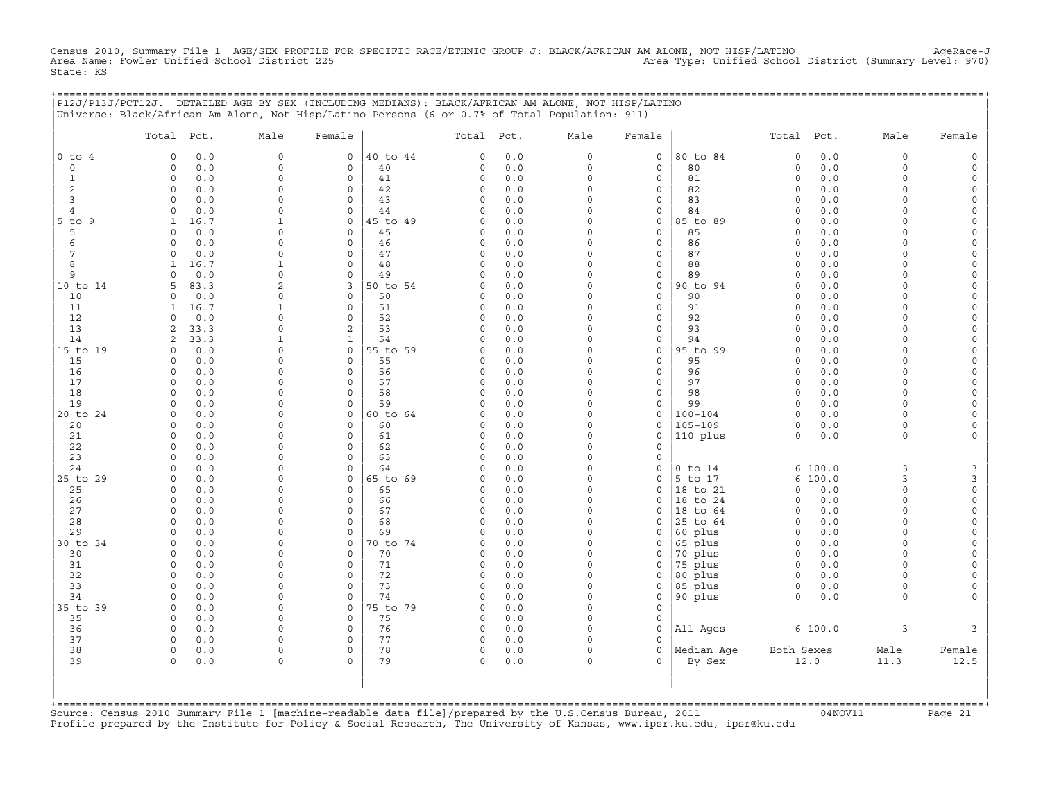Census 2010, Summary File 1 AGE/SEX PROFILE FOR SPECIFIC RACE/ETHNIC GROUP J: BLACK/AFRICAN AM ALONE, NOT HISP/LATINO AgeRace-J
Area Name: Fowler Unified School District 225 Area Type: Unified School District (Summary Level: 970)
State: KS

P12J/P13J/PCT12J. DETAILED AGE BY SEX (INCLUDING MEDIANS): BLACK/AFRICAN AM ALONE, NOT HISP/LATINO
Universe: Black/African Am Alone, Not Hisp/Latino Persons (6 or 0.7% of Total Population: 911)

| | Total | Pct. | Male | Female | | Total | Pct. | Male | Female | | Total | Pct. | Male | Female |
|---|---|---|---|---|---|---|---|---|---|---|---|---|---|---|
| 0 to 4 | 0 | 0.0 | 0 | 0 | 40 to 44 | 0 | 0.0 | 0 | 0 | 80 to 84 | 0 | 0.0 | 0 | 0 |
| 0 | 0 | 0.0 | 0 | 0 | 40 | 0 | 0.0 | 0 | 0 | 80 | 0 | 0.0 | 0 | 0 |
| 1 | 0 | 0.0 | 0 | 0 | 41 | 0 | 0.0 | 0 | 0 | 81 | 0 | 0.0 | 0 | 0 |
| 2 | 0 | 0.0 | 0 | 0 | 42 | 0 | 0.0 | 0 | 0 | 82 | 0 | 0.0 | 0 | 0 |
| 3 | 0 | 0.0 | 0 | 0 | 43 | 0 | 0.0 | 0 | 0 | 83 | 0 | 0.0 | 0 | 0 |
| 4 | 0 | 0.0 | 0 | 0 | 44 | 0 | 0.0 | 0 | 0 | 84 | 0 | 0.0 | 0 | 0 |
| 5 to 9 | 1 | 16.7 | 1 | 0 | 45 to 49 | 0 | 0.0 | 0 | 0 | 85 to 89 | 0 | 0.0 | 0 | 0 |
| 5 | 0 | 0.0 | 0 | 0 | 45 | 0 | 0.0 | 0 | 0 | 85 | 0 | 0.0 | 0 | 0 |
| 6 | 0 | 0.0 | 0 | 0 | 46 | 0 | 0.0 | 0 | 0 | 86 | 0 | 0.0 | 0 | 0 |
| 7 | 0 | 0.0 | 0 | 0 | 47 | 0 | 0.0 | 0 | 0 | 87 | 0 | 0.0 | 0 | 0 |
| 8 | 1 | 16.7 | 1 | 0 | 48 | 0 | 0.0 | 0 | 0 | 88 | 0 | 0.0 | 0 | 0 |
| 9 | 0 | 0.0 | 0 | 0 | 49 | 0 | 0.0 | 0 | 0 | 89 | 0 | 0.0 | 0 | 0 |
| 10 to 14 | 5 | 83.3 | 2 | 3 | 50 to 54 | 0 | 0.0 | 0 | 0 | 90 to 94 | 0 | 0.0 | 0 | 0 |
| 10 | 0 | 0.0 | 0 | 0 | 50 | 0 | 0.0 | 0 | 0 | 90 | 0 | 0.0 | 0 | 0 |
| 11 | 1 | 16.7 | 1 | 0 | 51 | 0 | 0.0 | 0 | 0 | 91 | 0 | 0.0 | 0 | 0 |
| 12 | 0 | 0.0 | 0 | 0 | 52 | 0 | 0.0 | 0 | 0 | 92 | 0 | 0.0 | 0 | 0 |
| 13 | 2 | 33.3 | 0 | 2 | 53 | 0 | 0.0 | 0 | 0 | 93 | 0 | 0.0 | 0 | 0 |
| 14 | 2 | 33.3 | 1 | 1 | 54 | 0 | 0.0 | 0 | 0 | 94 | 0 | 0.0 | 0 | 0 |
| 15 to 19 | 0 | 0.0 | 0 | 0 | 55 to 59 | 0 | 0.0 | 0 | 0 | 95 to 99 | 0 | 0.0 | 0 | 0 |
| 15 | 0 | 0.0 | 0 | 0 | 55 | 0 | 0.0 | 0 | 0 | 95 | 0 | 0.0 | 0 | 0 |
| 16 | 0 | 0.0 | 0 | 0 | 56 | 0 | 0.0 | 0 | 0 | 96 | 0 | 0.0 | 0 | 0 |
| 17 | 0 | 0.0 | 0 | 0 | 57 | 0 | 0.0 | 0 | 0 | 97 | 0 | 0.0 | 0 | 0 |
| 18 | 0 | 0.0 | 0 | 0 | 58 | 0 | 0.0 | 0 | 0 | 98 | 0 | 0.0 | 0 | 0 |
| 19 | 0 | 0.0 | 0 | 0 | 59 | 0 | 0.0 | 0 | 0 | 99 | 0 | 0.0 | 0 | 0 |
| 20 to 24 | 0 | 0.0 | 0 | 0 | 60 to 64 | 0 | 0.0 | 0 | 0 | 100-104 | 0 | 0.0 | 0 | 0 |
| 20 | 0 | 0.0 | 0 | 0 | 60 | 0 | 0.0 | 0 | 0 | 105-109 | 0 | 0.0 | 0 | 0 |
| 21 | 0 | 0.0 | 0 | 0 | 61 | 0 | 0.0 | 0 | 0 | 110 plus | 0 | 0.0 | 0 | 0 |
| 22 | 0 | 0.0 | 0 | 0 | 62 | 0 | 0.0 | 0 | 0 | | | | | |
| 23 | 0 | 0.0 | 0 | 0 | 63 | 0 | 0.0 | 0 | 0 | | | | | |
| 24 | 0 | 0.0 | 0 | 0 | 64 | 0 | 0.0 | 0 | 0 | 0 to 14 | 6 | 100.0 | 3 | 3 |
| 25 to 29 | 0 | 0.0 | 0 | 0 | 65 to 69 | 0 | 0.0 | 0 | 0 | 5 to 17 | 6 | 100.0 | 3 | 3 |
| 25 | 0 | 0.0 | 0 | 0 | 65 | 0 | 0.0 | 0 | 0 | 18 to 21 | 0 | 0.0 | 0 | 0 |
| 26 | 0 | 0.0 | 0 | 0 | 66 | 0 | 0.0 | 0 | 0 | 18 to 24 | 0 | 0.0 | 0 | 0 |
| 27 | 0 | 0.0 | 0 | 0 | 67 | 0 | 0.0 | 0 | 0 | 18 to 64 | 0 | 0.0 | 0 | 0 |
| 28 | 0 | 0.0 | 0 | 0 | 68 | 0 | 0.0 | 0 | 0 | 25 to 64 | 0 | 0.0 | 0 | 0 |
| 29 | 0 | 0.0 | 0 | 0 | 69 | 0 | 0.0 | 0 | 0 | 60 plus | 0 | 0.0 | 0 | 0 |
| 30 to 34 | 0 | 0.0 | 0 | 0 | 70 to 74 | 0 | 0.0 | 0 | 0 | 65 plus | 0 | 0.0 | 0 | 0 |
| 30 | 0 | 0.0 | 0 | 0 | 70 | 0 | 0.0 | 0 | 0 | 70 plus | 0 | 0.0 | 0 | 0 |
| 31 | 0 | 0.0 | 0 | 0 | 71 | 0 | 0.0 | 0 | 0 | 75 plus | 0 | 0.0 | 0 | 0 |
| 32 | 0 | 0.0 | 0 | 0 | 72 | 0 | 0.0 | 0 | 0 | 80 plus | 0 | 0.0 | 0 | 0 |
| 33 | 0 | 0.0 | 0 | 0 | 73 | 0 | 0.0 | 0 | 0 | 85 plus | 0 | 0.0 | 0 | 0 |
| 34 | 0 | 0.0 | 0 | 0 | 74 | 0 | 0.0 | 0 | 0 | 90 plus | 0 | 0.0 | 0 | 0 |
| 35 to 39 | 0 | 0.0 | 0 | 0 | 75 to 79 | 0 | 0.0 | 0 | 0 | | | | | |
| 35 | 0 | 0.0 | 0 | 0 | 75 | 0 | 0.0 | 0 | 0 | | | | | |
| 36 | 0 | 0.0 | 0 | 0 | 76 | 0 | 0.0 | 0 | 0 | All Ages | 6 | 100.0 | 3 | 3 |
| 37 | 0 | 0.0 | 0 | 0 | 77 | 0 | 0.0 | 0 | 0 | | | | | |
| 38 | 0 | 0.0 | 0 | 0 | 78 | 0 | 0.0 | 0 | 0 | Median Age | Both Sexes | | Male | Female |
| 39 | 0 | 0.0 | 0 | 0 | 79 | 0 | 0.0 | 0 | 0 | By Sex | 12.0 | | 11.3 | 12.5 |

Source: Census 2010 Summary File 1 [machine-readable data file]/prepared by the U.S.Census Bureau, 2011 04NOV11
Profile prepared by the Institute for Policy & Social Research, The University of Kansas, www.ipsr.ku.edu, ipsr@ku.edu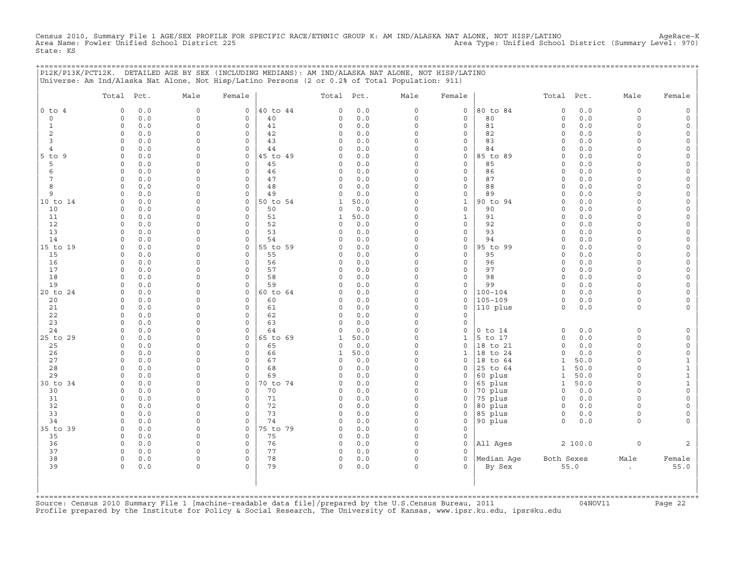Census 2010, Summary File 1 AGE/SEX PROFILE FOR SPECIFIC RACE/ETHNIC GROUP K: AM IND/ALASKA NAT ALONE, NOT HISP/LATINO AgeRace-K
Area Name: Fowler Unified School District 225 Area Type: Unified School District (Summary Level: 970)
State: KS

P12K/P13K/PCT12K. DETAILED AGE BY SEX (INCLUDING MEDIANS): AM IND/ALASKA NAT ALONE, NOT HISP/LATINO
Universe: Am Ind/Alaska Nat Alone, Not Hisp/Latino Persons (2 or 0.2% of Total Population: 911)

| | Total | Pct. | Male | Female | | Total | Pct. | Male | Female | | Total | Pct. | Male | Female |
|---|---|---|---|---|---|---|---|---|---|---|---|---|---|---|
| 0 to 4 | 0 | 0.0 | 0 | 0 | 40 to 44 | 0 | 0.0 | 0 | 0 | 80 to 84 | 0 | 0.0 | 0 | 0 |
| 0 | 0 | 0.0 | 0 | 0 | 40 | 0 | 0.0 | 0 | 0 | 80 | 0 | 0.0 | 0 | 0 |
| 1 | 0 | 0.0 | 0 | 0 | 41 | 0 | 0.0 | 0 | 0 | 81 | 0 | 0.0 | 0 | 0 |
| 2 | 0 | 0.0 | 0 | 0 | 42 | 0 | 0.0 | 0 | 0 | 82 | 0 | 0.0 | 0 | 0 |
| 3 | 0 | 0.0 | 0 | 0 | 43 | 0 | 0.0 | 0 | 0 | 83 | 0 | 0.0 | 0 | 0 |
| 4 | 0 | 0.0 | 0 | 0 | 44 | 0 | 0.0 | 0 | 0 | 84 | 0 | 0.0 | 0 | 0 |
| 5 to 9 | 0 | 0.0 | 0 | 0 | 45 to 49 | 0 | 0.0 | 0 | 0 | 85 to 89 | 0 | 0.0 | 0 | 0 |
| 5 | 0 | 0.0 | 0 | 0 | 45 | 0 | 0.0 | 0 | 0 | 85 | 0 | 0.0 | 0 | 0 |
| 6 | 0 | 0.0 | 0 | 0 | 46 | 0 | 0.0 | 0 | 0 | 86 | 0 | 0.0 | 0 | 0 |
| 7 | 0 | 0.0 | 0 | 0 | 47 | 0 | 0.0 | 0 | 0 | 87 | 0 | 0.0 | 0 | 0 |
| 8 | 0 | 0.0 | 0 | 0 | 48 | 0 | 0.0 | 0 | 0 | 88 | 0 | 0.0 | 0 | 0 |
| 9 | 0 | 0.0 | 0 | 0 | 49 | 0 | 0.0 | 0 | 0 | 89 | 0 | 0.0 | 0 | 0 |
| 10 to 14 | 0 | 0.0 | 0 | 0 | 50 to 54 | 1 | 50.0 | 0 | 1 | 90 to 94 | 0 | 0.0 | 0 | 0 |
| 10 | 0 | 0.0 | 0 | 0 | 50 | 0 | 0.0 | 0 | 0 | 90 | 0 | 0.0 | 0 | 0 |
| 11 | 0 | 0.0 | 0 | 0 | 51 | 1 | 50.0 | 0 | 1 | 91 | 0 | 0.0 | 0 | 0 |
| 12 | 0 | 0.0 | 0 | 0 | 52 | 0 | 0.0 | 0 | 0 | 92 | 0 | 0.0 | 0 | 0 |
| 13 | 0 | 0.0 | 0 | 0 | 53 | 0 | 0.0 | 0 | 0 | 93 | 0 | 0.0 | 0 | 0 |
| 14 | 0 | 0.0 | 0 | 0 | 54 | 0 | 0.0 | 0 | 0 | 94 | 0 | 0.0 | 0 | 0 |
| 15 to 19 | 0 | 0.0 | 0 | 0 | 55 to 59 | 0 | 0.0 | 0 | 0 | 95 to 99 | 0 | 0.0 | 0 | 0 |
| 15 | 0 | 0.0 | 0 | 0 | 55 | 0 | 0.0 | 0 | 0 | 95 | 0 | 0.0 | 0 | 0 |
| 16 | 0 | 0.0 | 0 | 0 | 56 | 0 | 0.0 | 0 | 0 | 96 | 0 | 0.0 | 0 | 0 |
| 17 | 0 | 0.0 | 0 | 0 | 57 | 0 | 0.0 | 0 | 0 | 97 | 0 | 0.0 | 0 | 0 |
| 18 | 0 | 0.0 | 0 | 0 | 58 | 0 | 0.0 | 0 | 0 | 98 | 0 | 0.0 | 0 | 0 |
| 19 | 0 | 0.0 | 0 | 0 | 59 | 0 | 0.0 | 0 | 0 | 99 | 0 | 0.0 | 0 | 0 |
| 20 to 24 | 0 | 0.0 | 0 | 0 | 60 to 64 | 0 | 0.0 | 0 | 0 | 100-104 | 0 | 0.0 | 0 | 0 |
| 20 | 0 | 0.0 | 0 | 0 | 60 | 0 | 0.0 | 0 | 0 | 105-109 | 0 | 0.0 | 0 | 0 |
| 21 | 0 | 0.0 | 0 | 0 | 61 | 0 | 0.0 | 0 | 0 | 110 plus | 0 | 0.0 | 0 | 0 |
| 22 | 0 | 0.0 | 0 | 0 | 62 | 0 | 0.0 | 0 | 0 | | | | | |
| 23 | 0 | 0.0 | 0 | 0 | 63 | 0 | 0.0 | 0 | 0 | | | | | |
| 24 | 0 | 0.0 | 0 | 0 | 64 | 0 | 0.0 | 0 | 0 | 0 to 14 | 0 | 0.0 | 0 | 0 |
| 25 to 29 | 0 | 0.0 | 0 | 0 | 65 to 69 | 1 | 50.0 | 0 | 1 | 5 to 17 | 0 | 0.0 | 0 | 0 |
| 25 | 0 | 0.0 | 0 | 0 | 65 | 0 | 0.0 | 0 | 0 | 18 to 21 | 0 | 0.0 | 0 | 0 |
| 26 | 0 | 0.0 | 0 | 0 | 66 | 1 | 50.0 | 0 | 1 | 18 to 24 | 0 | 0.0 | 0 | 0 |
| 27 | 0 | 0.0 | 0 | 0 | 67 | 0 | 0.0 | 0 | 0 | 18 to 64 | 1 | 50.0 | 0 | 1 |
| 28 | 0 | 0.0 | 0 | 0 | 68 | 0 | 0.0 | 0 | 0 | 25 to 64 | 1 | 50.0 | 0 | 1 |
| 29 | 0 | 0.0 | 0 | 0 | 69 | 0 | 0.0 | 0 | 0 | 60 plus | 1 | 50.0 | 0 | 1 |
| 30 to 34 | 0 | 0.0 | 0 | 0 | 70 to 74 | 0 | 0.0 | 0 | 0 | 65 plus | 1 | 50.0 | 0 | 1 |
| 30 | 0 | 0.0 | 0 | 0 | 70 | 0 | 0.0 | 0 | 0 | 70 plus | 0 | 0.0 | 0 | 0 |
| 31 | 0 | 0.0 | 0 | 0 | 71 | 0 | 0.0 | 0 | 0 | 75 plus | 0 | 0.0 | 0 | 0 |
| 32 | 0 | 0.0 | 0 | 0 | 72 | 0 | 0.0 | 0 | 0 | 80 plus | 0 | 0.0 | 0 | 0 |
| 33 | 0 | 0.0 | 0 | 0 | 73 | 0 | 0.0 | 0 | 0 | 85 plus | 0 | 0.0 | 0 | 0 |
| 34 | 0 | 0.0 | 0 | 0 | 74 | 0 | 0.0 | 0 | 0 | 90 plus | 0 | 0.0 | 0 | 0 |
| 35 to 39 | 0 | 0.0 | 0 | 0 | 75 to 79 | 0 | 0.0 | 0 | 0 | | | | | |
| 35 | 0 | 0.0 | 0 | 0 | 75 | 0 | 0.0 | 0 | 0 | | | | | |
| 36 | 0 | 0.0 | 0 | 0 | 76 | 0 | 0.0 | 0 | 0 | All Ages | 2 | 100.0 | 0 | 2 |
| 37 | 0 | 0.0 | 0 | 0 | 77 | 0 | 0.0 | 0 | 0 | | | | | |
| 38 | 0 | 0.0 | 0 | 0 | 78 | 0 | 0.0 | 0 | 0 | Median Age | Both Sexes | | Male | Female |
| 39 | 0 | 0.0 | 0 | 0 | 79 | 0 | 0.0 | 0 | 0 | By Sex | 55.0 | | . | 55.0 |

Source: Census 2010 Summary File 1 [machine-readable data file]/prepared by the U.S.Census Bureau, 2011 04NOV11
Profile prepared by the Institute for Policy & Social Research, The University of Kansas, www.ipsr.ku.edu, ipsr@ku.edu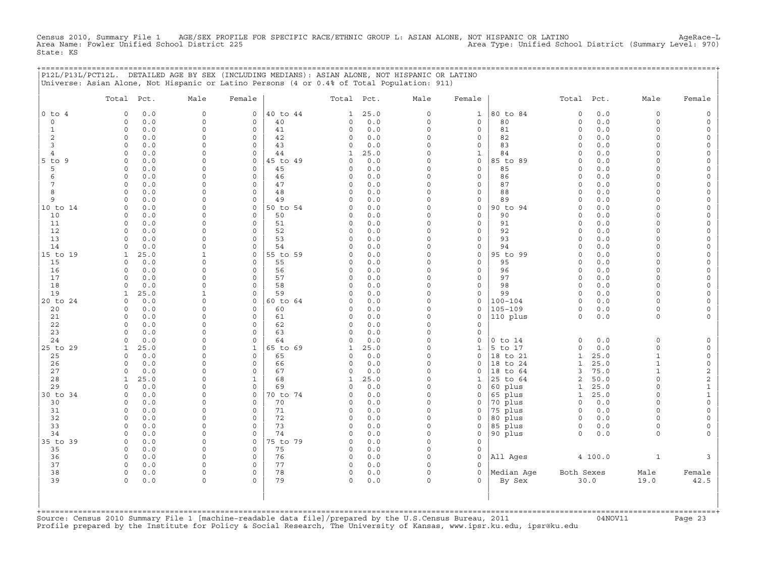Census 2010, Summary File 1 AGE/SEX PROFILE FOR SPECIFIC RACE/ETHNIC GROUP L: ASIAN ALONE, NOT HISPANIC OR LATINO AgeRace-L
Area Name: Fowler Unified School District 225 Area Type: Unified School District (Summary Level: 970)
State: KS

P12L/P13L/PCT12L. DETAILED AGE BY SEX (INCLUDING MEDIANS): ASIAN ALONE, NOT HISPANIC OR LATINO
Universe: Asian Alone, Not Hispanic or Latino Persons (4 or 0.4% of Total Population: 911)

| | Total | Pct. | Male | Female | | Total | Pct. | Male | Female | | Total | Pct. | Male | Female |
|---|---|---|---|---|---|---|---|---|---|---|---|---|---|---|
| 0 to 4 | 0 | 0.0 | 0 | 0 | 40 to 44 | 1 | 25.0 | 0 | 1 | 80 to 84 | 0 | 0.0 | 0 | 0 |
| 0 | 0 | 0.0 | 0 | 0 | 40 | 0 | 0.0 | 0 | 0 | 80 | 0 | 0.0 | 0 | 0 |
| 1 | 0 | 0.0 | 0 | 0 | 41 | 0 | 0.0 | 0 | 0 | 81 | 0 | 0.0 | 0 | 0 |
| 2 | 0 | 0.0 | 0 | 0 | 42 | 0 | 0.0 | 0 | 0 | 82 | 0 | 0.0 | 0 | 0 |
| 3 | 0 | 0.0 | 0 | 0 | 43 | 0 | 0.0 | 0 | 0 | 83 | 0 | 0.0 | 0 | 0 |
| 4 | 0 | 0.0 | 0 | 0 | 44 | 1 | 25.0 | 0 | 1 | 84 | 0 | 0.0 | 0 | 0 |
| 5 to 9 | 0 | 0.0 | 0 | 0 | 45 to 49 | 0 | 0.0 | 0 | 0 | 85 to 89 | 0 | 0.0 | 0 | 0 |
| 5 | 0 | 0.0 | 0 | 0 | 45 | 0 | 0.0 | 0 | 0 | 85 | 0 | 0.0 | 0 | 0 |
| 6 | 0 | 0.0 | 0 | 0 | 46 | 0 | 0.0 | 0 | 0 | 86 | 0 | 0.0 | 0 | 0 |
| 7 | 0 | 0.0 | 0 | 0 | 47 | 0 | 0.0 | 0 | 0 | 87 | 0 | 0.0 | 0 | 0 |
| 8 | 0 | 0.0 | 0 | 0 | 48 | 0 | 0.0 | 0 | 0 | 88 | 0 | 0.0 | 0 | 0 |
| 9 | 0 | 0.0 | 0 | 0 | 49 | 0 | 0.0 | 0 | 0 | 89 | 0 | 0.0 | 0 | 0 |
| 10 to 14 | 0 | 0.0 | 0 | 0 | 50 to 54 | 0 | 0.0 | 0 | 0 | 90 to 94 | 0 | 0.0 | 0 | 0 |
| 10 | 0 | 0.0 | 0 | 0 | 50 | 0 | 0.0 | 0 | 0 | 90 | 0 | 0.0 | 0 | 0 |
| 11 | 0 | 0.0 | 0 | 0 | 51 | 0 | 0.0 | 0 | 0 | 91 | 0 | 0.0 | 0 | 0 |
| 12 | 0 | 0.0 | 0 | 0 | 52 | 0 | 0.0 | 0 | 0 | 92 | 0 | 0.0 | 0 | 0 |
| 13 | 0 | 0.0 | 0 | 0 | 53 | 0 | 0.0 | 0 | 0 | 93 | 0 | 0.0 | 0 | 0 |
| 14 | 0 | 0.0 | 0 | 0 | 54 | 0 | 0.0 | 0 | 0 | 94 | 0 | 0.0 | 0 | 0 |
| 15 to 19 | 1 | 25.0 | 1 | 0 | 55 to 59 | 0 | 0.0 | 0 | 0 | 95 to 99 | 0 | 0.0 | 0 | 0 |
| 15 | 0 | 0.0 | 0 | 0 | 55 | 0 | 0.0 | 0 | 0 | 95 | 0 | 0.0 | 0 | 0 |
| 16 | 0 | 0.0 | 0 | 0 | 56 | 0 | 0.0 | 0 | 0 | 96 | 0 | 0.0 | 0 | 0 |
| 17 | 0 | 0.0 | 0 | 0 | 57 | 0 | 0.0 | 0 | 0 | 97 | 0 | 0.0 | 0 | 0 |
| 18 | 0 | 0.0 | 0 | 0 | 58 | 0 | 0.0 | 0 | 0 | 98 | 0 | 0.0 | 0 | 0 |
| 19 | 1 | 25.0 | 1 | 0 | 59 | 0 | 0.0 | 0 | 0 | 99 | 0 | 0.0 | 0 | 0 |
| 20 to 24 | 0 | 0.0 | 0 | 0 | 60 to 64 | 0 | 0.0 | 0 | 0 | 100-104 | 0 | 0.0 | 0 | 0 |
| 20 | 0 | 0.0 | 0 | 0 | 60 | 0 | 0.0 | 0 | 0 | 105-109 | 0 | 0.0 | 0 | 0 |
| 21 | 0 | 0.0 | 0 | 0 | 61 | 0 | 0.0 | 0 | 0 | 110 plus | 0 | 0.0 | 0 | 0 |
| 22 | 0 | 0.0 | 0 | 0 | 62 | 0 | 0.0 | 0 | 0 | | | | | |
| 23 | 0 | 0.0 | 0 | 0 | 63 | 0 | 0.0 | 0 | 0 | | | | | |
| 24 | 0 | 0.0 | 0 | 0 | 64 | 0 | 0.0 | 0 | 0 | 0 to 14 | 0 | 0.0 | 0 | 0 |
| 25 to 29 | 1 | 25.0 | 0 | 1 | 65 to 69 | 1 | 25.0 | 0 | 1 | 5 to 17 | 0 | 0.0 | 0 | 0 |
| 25 | 0 | 0.0 | 0 | 0 | 65 | 0 | 0.0 | 0 | 0 | 18 to 21 | 1 | 25.0 | 1 | 0 |
| 26 | 0 | 0.0 | 0 | 0 | 66 | 0 | 0.0 | 0 | 0 | 18 to 24 | 1 | 25.0 | 1 | 0 |
| 27 | 0 | 0.0 | 0 | 0 | 67 | 0 | 0.0 | 0 | 0 | 18 to 64 | 3 | 75.0 | 1 | 2 |
| 28 | 1 | 25.0 | 0 | 1 | 68 | 1 | 25.0 | 0 | 1 | 25 to 64 | 2 | 50.0 | 0 | 2 |
| 29 | 0 | 0.0 | 0 | 0 | 69 | 0 | 0.0 | 0 | 0 | 60 plus | 1 | 25.0 | 0 | 1 |
| 30 to 34 | 0 | 0.0 | 0 | 0 | 70 to 74 | 0 | 0.0 | 0 | 0 | 65 plus | 1 | 25.0 | 0 | 1 |
| 30 | 0 | 0.0 | 0 | 0 | 70 | 0 | 0.0 | 0 | 0 | 70 plus | 0 | 0.0 | 0 | 0 |
| 31 | 0 | 0.0 | 0 | 0 | 71 | 0 | 0.0 | 0 | 0 | 75 plus | 0 | 0.0 | 0 | 0 |
| 32 | 0 | 0.0 | 0 | 0 | 72 | 0 | 0.0 | 0 | 0 | 80 plus | 0 | 0.0 | 0 | 0 |
| 33 | 0 | 0.0 | 0 | 0 | 73 | 0 | 0.0 | 0 | 0 | 85 plus | 0 | 0.0 | 0 | 0 |
| 34 | 0 | 0.0 | 0 | 0 | 74 | 0 | 0.0 | 0 | 0 | 90 plus | 0 | 0.0 | 0 | 0 |
| 35 to 39 | 0 | 0.0 | 0 | 0 | 75 to 79 | 0 | 0.0 | 0 | 0 | | | | | |
| 35 | 0 | 0.0 | 0 | 0 | 75 | 0 | 0.0 | 0 | 0 | | | | | |
| 36 | 0 | 0.0 | 0 | 0 | 76 | 0 | 0.0 | 0 | 0 | All Ages | 4 | 100.0 | 1 | 3 |
| 37 | 0 | 0.0 | 0 | 0 | 77 | 0 | 0.0 | 0 | 0 | | | | | |
| 38 | 0 | 0.0 | 0 | 0 | 78 | 0 | 0.0 | 0 | 0 | Median Age | Both Sexes | | Male | Female |
| 39 | 0 | 0.0 | 0 | 0 | 79 | 0 | 0.0 | 0 | 0 | By Sex | 30.0 | | 19.0 | 42.5 |

Source: Census 2010 Summary File 1 [machine-readable data file]/prepared by the U.S.Census Bureau, 2011 04NOV11
Profile prepared by the Institute for Policy & Social Research, The University of Kansas, www.ipsr.ku.edu, ipsr@ku.edu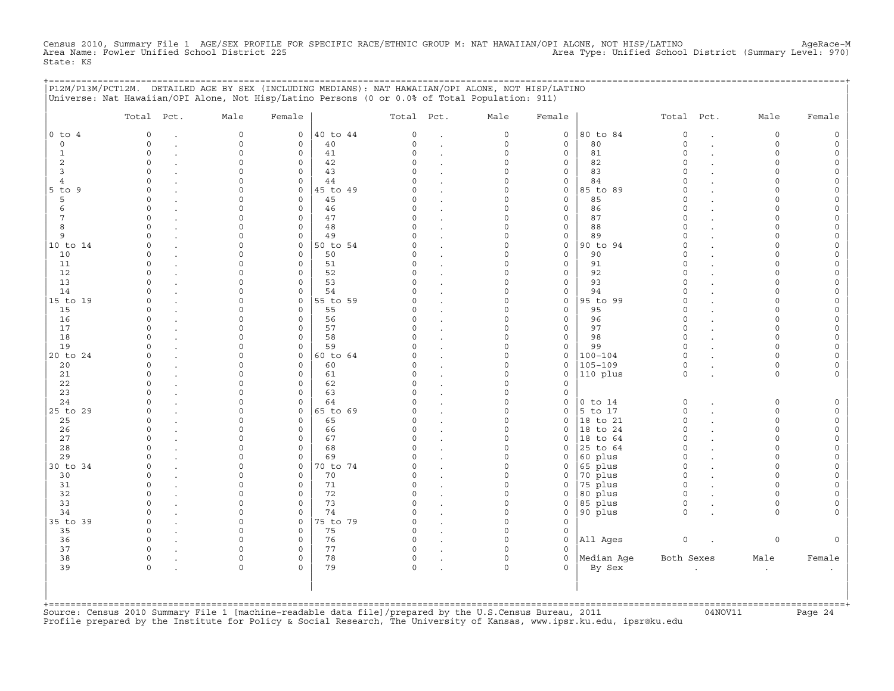Census 2010, Summary File 1 AGE/SEX PROFILE FOR SPECIFIC RACE/ETHNIC GROUP M: NAT HAWAIIAN/OPI ALONE, NOT HISP/LATINO AgeRace-M
Area Name: Fowler Unified School District 225 Area Type: Unified School District (Summary Level: 970)
State: KS

P12M/P13M/PCT12M. DETAILED AGE BY SEX (INCLUDING MEDIANS): NAT HAWAIIAN/OPI ALONE, NOT HISP/LATINO
Universe: Nat Hawaiian/OPI Alone, Not Hisp/Latino Persons (0 or 0.0% of Total Population: 911)

| | Total | Pct. | Male | Female | | Total | Pct. | Male | Female | | Total | Pct. | Male | Female |
|---|---|---|---|---|---|---|---|---|---|---|---|---|---|---|
| 0 to 4 | 0 | . | 0 | 0 | 40 to 44 | 0 | . | 0 | 0 | 80 to 84 | 0 | . | 0 | 0 |
| 0 | 0 | . | 0 | 0 | 40 | 0 | . | 0 | 0 | 80 | 0 | . | 0 | 0 |
| 1 | 0 | . | 0 | 0 | 41 | 0 | . | 0 | 0 | 81 | 0 | . | 0 | 0 |
| 2 | 0 | . | 0 | 0 | 42 | 0 | . | 0 | 0 | 82 | 0 | . | 0 | 0 |
| 3 | 0 | . | 0 | 0 | 43 | 0 | . | 0 | 0 | 83 | 0 | . | 0 | 0 |
| 4 | 0 | . | 0 | 0 | 44 | 0 | . | 0 | 0 | 84 | 0 | . | 0 | 0 |
| 5 to 9 | 0 | . | 0 | 0 | 45 to 49 | 0 | . | 0 | 0 | 85 to 89 | 0 | . | 0 | 0 |
| 5 | 0 | . | 0 | 0 | 45 | 0 | . | 0 | 0 | 85 | 0 | . | 0 | 0 |
| 6 | 0 | . | 0 | 0 | 46 | 0 | . | 0 | 0 | 86 | 0 | . | 0 | 0 |
| 7 | 0 | . | 0 | 0 | 47 | 0 | . | 0 | 0 | 87 | 0 | . | 0 | 0 |
| 8 | 0 | . | 0 | 0 | 48 | 0 | . | 0 | 0 | 88 | 0 | . | 0 | 0 |
| 9 | 0 | . | 0 | 0 | 49 | 0 | . | 0 | 0 | 89 | 0 | . | 0 | 0 |
| 10 to 14 | 0 | . | 0 | 0 | 50 to 54 | 0 | . | 0 | 0 | 90 to 94 | 0 | . | 0 | 0 |
| 10 | 0 | . | 0 | 0 | 50 | 0 | . | 0 | 0 | 90 | 0 | . | 0 | 0 |
| 11 | 0 | . | 0 | 0 | 51 | 0 | . | 0 | 0 | 91 | 0 | . | 0 | 0 |
| 12 | 0 | . | 0 | 0 | 52 | 0 | . | 0 | 0 | 92 | 0 | . | 0 | 0 |
| 13 | 0 | . | 0 | 0 | 53 | 0 | . | 0 | 0 | 93 | 0 | . | 0 | 0 |
| 14 | 0 | . | 0 | 0 | 54 | 0 | . | 0 | 0 | 94 | 0 | . | 0 | 0 |
| 15 to 19 | 0 | . | 0 | 0 | 55 to 59 | 0 | . | 0 | 0 | 95 to 99 | 0 | . | 0 | 0 |
| 15 | 0 | . | 0 | 0 | 55 | 0 | . | 0 | 0 | 95 | 0 | . | 0 | 0 |
| 16 | 0 | . | 0 | 0 | 56 | 0 | . | 0 | 0 | 96 | 0 | . | 0 | 0 |
| 17 | 0 | . | 0 | 0 | 57 | 0 | . | 0 | 0 | 97 | 0 | . | 0 | 0 |
| 18 | 0 | . | 0 | 0 | 58 | 0 | . | 0 | 0 | 98 | 0 | . | 0 | 0 |
| 19 | 0 | . | 0 | 0 | 59 | 0 | . | 0 | 0 | 99 | 0 | . | 0 | 0 |
| 20 to 24 | 0 | . | 0 | 0 | 60 to 64 | 0 | . | 0 | 0 | 100-104 | 0 | . | 0 | 0 |
| 20 | 0 | . | 0 | 0 | 60 | 0 | . | 0 | 0 | 105-109 | 0 | . | 0 | 0 |
| 21 | 0 | . | 0 | 0 | 61 | 0 | . | 0 | 0 | 110 plus | 0 | . | 0 | 0 |
| 22 | 0 | . | 0 | 0 | 62 | 0 | . | 0 | 0 | | | | | |
| 23 | 0 | . | 0 | 0 | 63 | 0 | . | 0 | 0 | | | | | |
| 24 | 0 | . | 0 | 0 | 64 | 0 | . | 0 | 0 | 0 to 14 | 0 | . | 0 | 0 |
| 25 to 29 | 0 | . | 0 | 0 | 65 to 69 | 0 | . | 0 | 0 | 5 to 17 | 0 | . | 0 | 0 |
| 25 | 0 | . | 0 | 0 | 65 | 0 | . | 0 | 0 | 18 to 21 | 0 | . | 0 | 0 |
| 26 | 0 | . | 0 | 0 | 66 | 0 | . | 0 | 0 | 18 to 24 | 0 | . | 0 | 0 |
| 27 | 0 | . | 0 | 0 | 67 | 0 | . | 0 | 0 | 18 to 64 | 0 | . | 0 | 0 |
| 28 | 0 | . | 0 | 0 | 68 | 0 | . | 0 | 0 | 25 to 64 | 0 | . | 0 | 0 |
| 29 | 0 | . | 0 | 0 | 69 | 0 | . | 0 | 0 | 60 plus | 0 | . | 0 | 0 |
| 30 to 34 | 0 | . | 0 | 0 | 70 to 74 | 0 | . | 0 | 0 | 65 plus | 0 | . | 0 | 0 |
| 30 | 0 | . | 0 | 0 | 70 | 0 | . | 0 | 0 | 70 plus | 0 | . | 0 | 0 |
| 31 | 0 | . | 0 | 0 | 71 | 0 | . | 0 | 0 | 75 plus | 0 | . | 0 | 0 |
| 32 | 0 | . | 0 | 0 | 72 | 0 | . | 0 | 0 | 80 plus | 0 | . | 0 | 0 |
| 33 | 0 | . | 0 | 0 | 73 | 0 | . | 0 | 0 | 85 plus | 0 | . | 0 | 0 |
| 34 | 0 | . | 0 | 0 | 74 | 0 | . | 0 | 0 | 90 plus | 0 | . | 0 | 0 |
| 35 to 39 | 0 | . | 0 | 0 | 75 to 79 | 0 | . | 0 | 0 | | | | | |
| 35 | 0 | . | 0 | 0 | 75 | 0 | . | 0 | 0 | | | | | |
| 36 | 0 | . | 0 | 0 | 76 | 0 | . | 0 | 0 | All Ages | 0 | . | 0 | 0 |
| 37 | 0 | . | 0 | 0 | 77 | 0 | . | 0 | 0 | | | | | |
| 38 | 0 | . | 0 | 0 | 78 | 0 | . | 0 | 0 | Median Age | Both Sexes | | Male | Female |
| 39 | 0 | . | 0 | 0 | 79 | 0 | . | 0 | 0 | By Sex | . | | . | . |

Source: Census 2010 Summary File 1 [machine-readable data file]/prepared by the U.S.Census Bureau, 2011 04NOV11
Profile prepared by the Institute for Policy & Social Research, The University of Kansas, www.ipsr.ku.edu, ipsr@ku.edu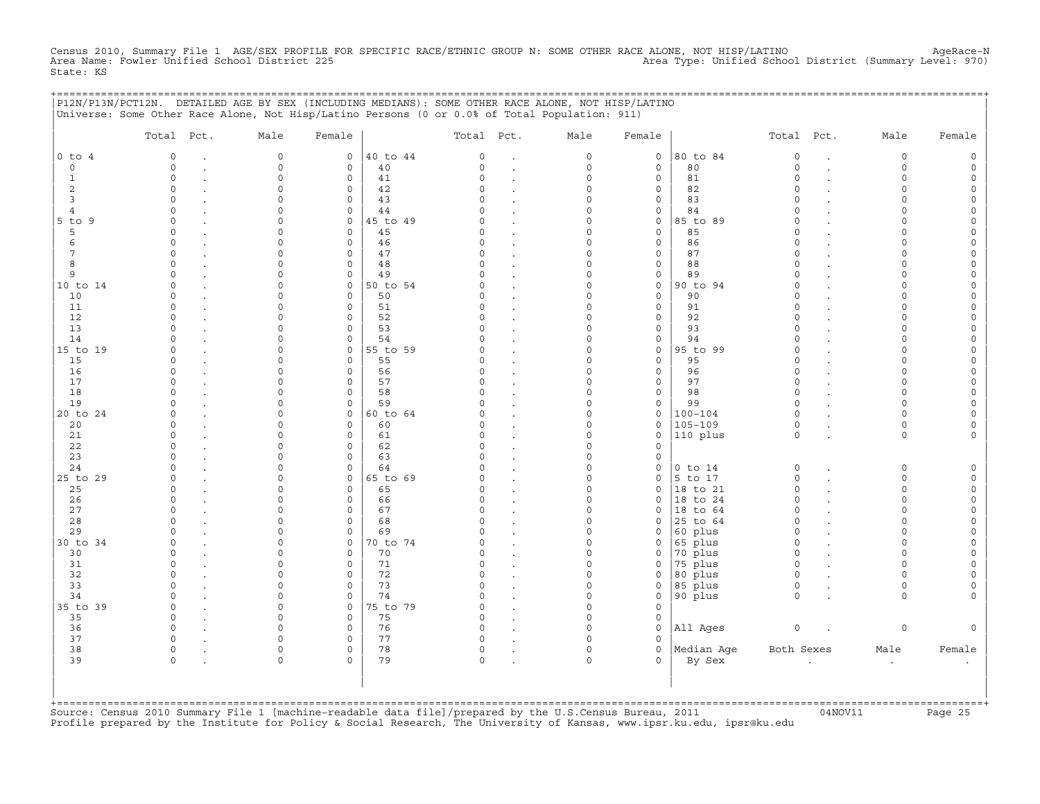Census 2010, Summary File 1 AGE/SEX PROFILE FOR SPECIFIC RACE/ETHNIC GROUP N: SOME OTHER RACE ALONE, NOT HISP/LATINO AgeRace-N
Area Name: Fowler Unified School District 225 Area Type: Unified School District (Summary Level: 970)
State: KS

## P12N/P13N/PCT12N. DETAILED AGE BY SEX (INCLUDING MEDIANS): SOME OTHER RACE ALONE, NOT HISP/LATINO

Universe: Some Other Race Alone, Not Hisp/Latino Persons (0 or 0.0% of Total Population: 911)

| | Total | Pct. | Male | Female | | Total | Pct. | Male | Female | | Total | Pct. | Male | Female |
|---|---|---|---|---|---|---|---|---|---|---|---|---|---|---|
| 0 to 4 | 0 | . | 0 | 0 | 40 to 44 | 0 | . | 0 | 0 | 80 to 84 | 0 | . | 0 | 0 |
| 0 | 0 | . | 0 | 0 | 40 | 0 | . | 0 | 0 | 80 | 0 | . | 0 | 0 |
| 1 | 0 | . | 0 | 0 | 41 | 0 | . | 0 | 0 | 81 | 0 | . | 0 | 0 |
| 2 | 0 | . | 0 | 0 | 42 | 0 | . | 0 | 0 | 82 | 0 | . | 0 | 0 |
| 3 | 0 | . | 0 | 0 | 43 | 0 | . | 0 | 0 | 83 | 0 | . | 0 | 0 |
| 4 | 0 | . | 0 | 0 | 44 | 0 | . | 0 | 0 | 84 | 0 | . | 0 | 0 |
| 5 to 9 | 0 | . | 0 | 0 | 45 to 49 | 0 | . | 0 | 0 | 85 to 89 | 0 | . | 0 | 0 |
| 5 | 0 | . | 0 | 0 | 45 | 0 | . | 0 | 0 | 85 | 0 | . | 0 | 0 |
| 6 | 0 | . | 0 | 0 | 46 | 0 | . | 0 | 0 | 86 | 0 | . | 0 | 0 |
| 7 | 0 | . | 0 | 0 | 47 | 0 | . | 0 | 0 | 87 | 0 | . | 0 | 0 |
| 8 | 0 | . | 0 | 0 | 48 | 0 | . | 0 | 0 | 88 | 0 | . | 0 | 0 |
| 9 | 0 | . | 0 | 0 | 49 | 0 | . | 0 | 0 | 89 | 0 | . | 0 | 0 |
| 10 to 14 | 0 | . | 0 | 0 | 50 to 54 | 0 | . | 0 | 0 | 90 to 94 | 0 | . | 0 | 0 |
| 10 | 0 | . | 0 | 0 | 50 | 0 | . | 0 | 0 | 90 | 0 | . | 0 | 0 |
| 11 | 0 | . | 0 | 0 | 51 | 0 | . | 0 | 0 | 91 | 0 | . | 0 | 0 |
| 12 | 0 | . | 0 | 0 | 52 | 0 | . | 0 | 0 | 92 | 0 | . | 0 | 0 |
| 13 | 0 | . | 0 | 0 | 53 | 0 | . | 0 | 0 | 93 | 0 | . | 0 | 0 |
| 14 | 0 | . | 0 | 0 | 54 | 0 | . | 0 | 0 | 94 | 0 | . | 0 | 0 |
| 15 to 19 | 0 | . | 0 | 0 | 55 to 59 | 0 | . | 0 | 0 | 95 to 99 | 0 | . | 0 | 0 |
| 15 | 0 | . | 0 | 0 | 55 | 0 | . | 0 | 0 | 95 | 0 | . | 0 | 0 |
| 16 | 0 | . | 0 | 0 | 56 | 0 | . | 0 | 0 | 96 | 0 | . | 0 | 0 |
| 17 | 0 | . | 0 | 0 | 57 | 0 | . | 0 | 0 | 97 | 0 | . | 0 | 0 |
| 18 | 0 | . | 0 | 0 | 58 | 0 | . | 0 | 0 | 98 | 0 | . | 0 | 0 |
| 19 | 0 | . | 0 | 0 | 59 | 0 | . | 0 | 0 | 99 | 0 | . | 0 | 0 |
| 20 to 24 | 0 | . | 0 | 0 | 60 to 64 | 0 | . | 0 | 0 | 100-104 | 0 | . | 0 | 0 |
| 20 | 0 | . | 0 | 0 | 60 | 0 | . | 0 | 0 | 105-109 | 0 | . | 0 | 0 |
| 21 | 0 | . | 0 | 0 | 61 | 0 | . | 0 | 0 | 110 plus | 0 | . | 0 | 0 |
| 22 | 0 | . | 0 | 0 | 62 | 0 | . | 0 | 0 | | | | | |
| 23 | 0 | . | 0 | 0 | 63 | 0 | . | 0 | 0 | | | | | |
| 24 | 0 | . | 0 | 0 | 64 | 0 | . | 0 | 0 | 0 to 14 | 0 | . | 0 | 0 |
| 25 to 29 | 0 | . | 0 | 0 | 65 to 69 | 0 | . | 0 | 0 | 5 to 17 | 0 | . | 0 | 0 |
| 25 | 0 | . | 0 | 0 | 65 | 0 | . | 0 | 0 | 18 to 21 | 0 | . | 0 | 0 |
| 26 | 0 | . | 0 | 0 | 66 | 0 | . | 0 | 0 | 18 to 24 | 0 | . | 0 | 0 |
| 27 | 0 | . | 0 | 0 | 67 | 0 | . | 0 | 0 | 18 to 64 | 0 | . | 0 | 0 |
| 28 | 0 | . | 0 | 0 | 68 | 0 | . | 0 | 0 | 25 to 64 | 0 | . | 0 | 0 |
| 29 | 0 | . | 0 | 0 | 69 | 0 | . | 0 | 0 | 60 plus | 0 | . | 0 | 0 |
| 30 to 34 | 0 | . | 0 | 0 | 70 to 74 | 0 | . | 0 | 0 | 65 plus | 0 | . | 0 | 0 |
| 30 | 0 | . | 0 | 0 | 70 | 0 | . | 0 | 0 | 70 plus | 0 | . | 0 | 0 |
| 31 | 0 | . | 0 | 0 | 71 | 0 | . | 0 | 0 | 75 plus | 0 | . | 0 | 0 |
| 32 | 0 | . | 0 | 0 | 72 | 0 | . | 0 | 0 | 80 plus | 0 | . | 0 | 0 |
| 33 | 0 | . | 0 | 0 | 73 | 0 | . | 0 | 0 | 85 plus | 0 | . | 0 | 0 |
| 34 | 0 | . | 0 | 0 | 74 | 0 | . | 0 | 0 | 90 plus | 0 | . | 0 | 0 |
| 35 to 39 | 0 | . | 0 | 0 | 75 to 79 | 0 | . | 0 | 0 | | | | | |
| 35 | 0 | . | 0 | 0 | 75 | 0 | . | 0 | 0 | | | | | |
| 36 | 0 | . | 0 | 0 | 76 | 0 | . | 0 | 0 | All Ages | 0 | . | 0 | 0 |
| 37 | 0 | . | 0 | 0 | 77 | 0 | . | 0 | 0 | | | | | |
| 38 | 0 | . | 0 | 0 | 78 | 0 | . | 0 | 0 | Median Age | Both Sexes | | Male | Female |
| 39 | 0 | . | 0 | 0 | 79 | 0 | . | 0 | 0 | By Sex | . | | . | . |

Source: Census 2010 Summary File 1 [machine-readable data file]/prepared by the U.S.Census Bureau, 2011 04NOV11
Profile prepared by the Institute for Policy & Social Research, The University of Kansas, www.ipsr.ku.edu, ipsr@ku.edu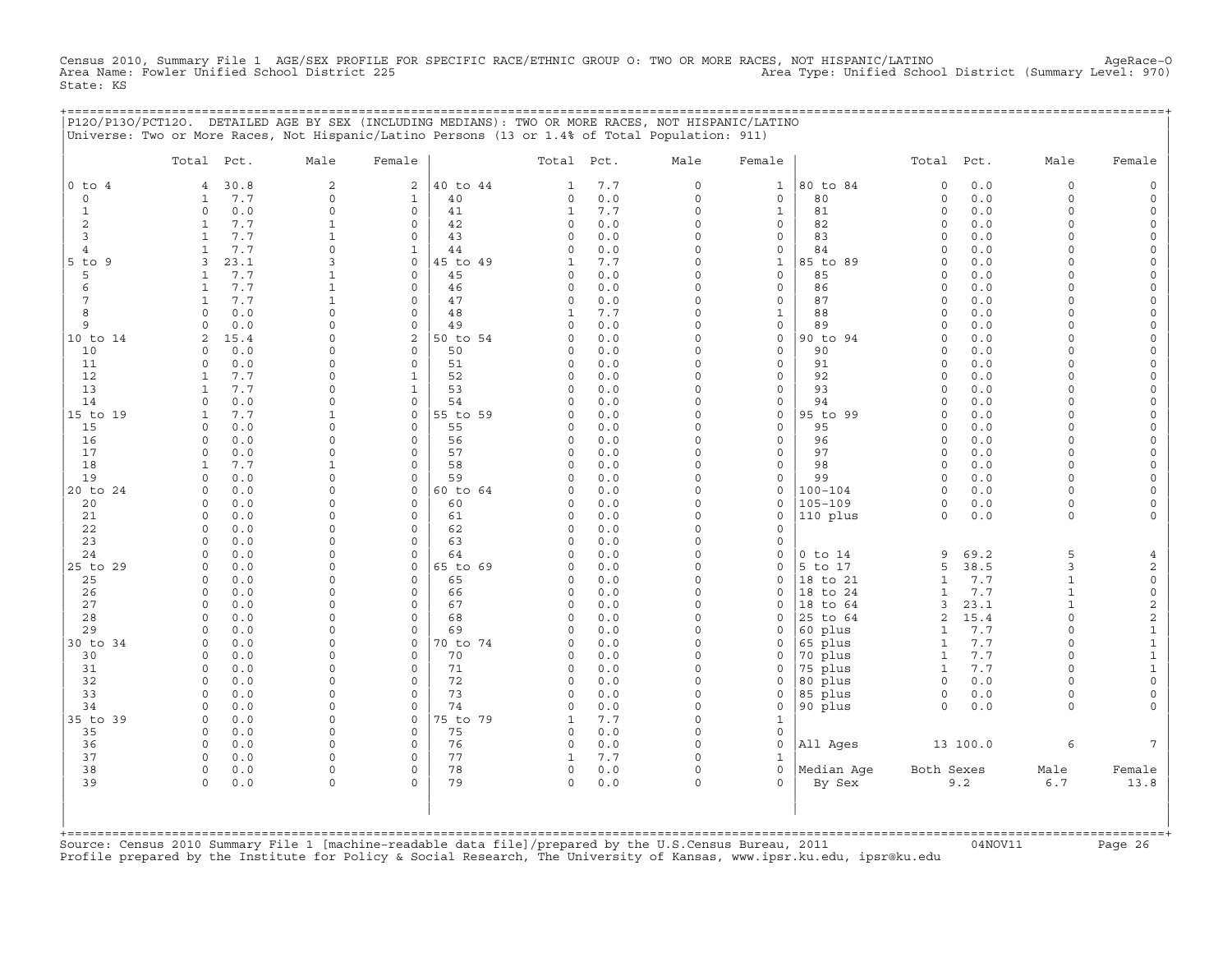Census 2010, Summary File 1 AGE/SEX PROFILE FOR SPECIFIC RACE/ETHNIC GROUP O: TWO OR MORE RACES, NOT HISPANIC/LATINO AgeRace-O
Area Name: Fowler Unified School District 225 Area Type: Unified School District (Summary Level: 970)
State: KS

## P12O/P13O/PCT12O. DETAILED AGE BY SEX (INCLUDING MEDIANS): TWO OR MORE RACES, NOT HISPANIC/LATINO

Universe: Two or More Races, Not Hispanic/Latino Persons (13 or 1.4% of Total Population: 911)

| | Total | Pct. | Male | Female | | Total | Pct. | Male | Female | | Total | Pct. | Male | Female |
|---|---|---|---|---|---|---|---|---|---|---|---|---|---|---|
| 0 to 4 | 4 | 30.8 | 2 | 2 | 40 to 44 | 1 | 7.7 | 0 | 1 | 80 to 84 | 0 | 0.0 | 0 | 0 |
| 0 | 1 | 7.7 | 0 | 1 | 40 | 0 | 0.0 | 0 | 0 | 80 | 0 | 0.0 | 0 | 0 |
| 1 | 0 | 0.0 | 0 | 0 | 41 | 1 | 7.7 | 0 | 1 | 81 | 0 | 0.0 | 0 | 0 |
| 2 | 1 | 7.7 | 1 | 0 | 42 | 0 | 0.0 | 0 | 0 | 82 | 0 | 0.0 | 0 | 0 |
| 3 | 1 | 7.7 | 1 | 0 | 43 | 0 | 0.0 | 0 | 0 | 83 | 0 | 0.0 | 0 | 0 |
| 4 | 1 | 7.7 | 0 | 1 | 44 | 0 | 0.0 | 0 | 0 | 84 | 0 | 0.0 | 0 | 0 |
| 5 to 9 | 3 | 23.1 | 3 | 0 | 45 to 49 | 1 | 7.7 | 0 | 1 | 85 to 89 | 0 | 0.0 | 0 | 0 |
| 5 | 1 | 7.7 | 1 | 0 | 45 | 0 | 0.0 | 0 | 0 | 85 | 0 | 0.0 | 0 | 0 |
| 6 | 1 | 7.7 | 1 | 0 | 46 | 0 | 0.0 | 0 | 0 | 86 | 0 | 0.0 | 0 | 0 |
| 7 | 1 | 7.7 | 1 | 0 | 47 | 0 | 0.0 | 0 | 0 | 87 | 0 | 0.0 | 0 | 0 |
| 8 | 0 | 0.0 | 0 | 0 | 48 | 1 | 7.7 | 0 | 1 | 88 | 0 | 0.0 | 0 | 0 |
| 9 | 0 | 0.0 | 0 | 0 | 49 | 0 | 0.0 | 0 | 0 | 89 | 0 | 0.0 | 0 | 0 |
| 10 to 14 | 2 | 15.4 | 0 | 2 | 50 to 54 | 0 | 0.0 | 0 | 0 | 90 to 94 | 0 | 0.0 | 0 | 0 |
| 10 | 0 | 0.0 | 0 | 0 | 50 | 0 | 0.0 | 0 | 0 | 90 | 0 | 0.0 | 0 | 0 |
| 11 | 0 | 0.0 | 0 | 0 | 51 | 0 | 0.0 | 0 | 0 | 91 | 0 | 0.0 | 0 | 0 |
| 12 | 1 | 7.7 | 0 | 1 | 52 | 0 | 0.0 | 0 | 0 | 92 | 0 | 0.0 | 0 | 0 |
| 13 | 1 | 7.7 | 0 | 1 | 53 | 0 | 0.0 | 0 | 0 | 93 | 0 | 0.0 | 0 | 0 |
| 14 | 0 | 0.0 | 0 | 0 | 54 | 0 | 0.0 | 0 | 0 | 94 | 0 | 0.0 | 0 | 0 |
| 15 to 19 | 1 | 7.7 | 1 | 0 | 55 to 59 | 0 | 0.0 | 0 | 0 | 95 to 99 | 0 | 0.0 | 0 | 0 |
| 15 | 0 | 0.0 | 0 | 0 | 55 | 0 | 0.0 | 0 | 0 | 95 | 0 | 0.0 | 0 | 0 |
| 16 | 0 | 0.0 | 0 | 0 | 56 | 0 | 0.0 | 0 | 0 | 96 | 0 | 0.0 | 0 | 0 |
| 17 | 0 | 0.0 | 0 | 0 | 57 | 0 | 0.0 | 0 | 0 | 97 | 0 | 0.0 | 0 | 0 |
| 18 | 1 | 7.7 | 1 | 0 | 58 | 0 | 0.0 | 0 | 0 | 98 | 0 | 0.0 | 0 | 0 |
| 19 | 0 | 0.0 | 0 | 0 | 59 | 0 | 0.0 | 0 | 0 | 99 | 0 | 0.0 | 0 | 0 |
| 20 to 24 | 0 | 0.0 | 0 | 0 | 60 to 64 | 0 | 0.0 | 0 | 0 | 100-104 | 0 | 0.0 | 0 | 0 |
| 20 | 0 | 0.0 | 0 | 0 | 60 | 0 | 0.0 | 0 | 0 | 105-109 | 0 | 0.0 | 0 | 0 |
| 21 | 0 | 0.0 | 0 | 0 | 61 | 0 | 0.0 | 0 | 0 | 110 plus | 0 | 0.0 | 0 | 0 |
| 22 | 0 | 0.0 | 0 | 0 | 62 | 0 | 0.0 | 0 | 0 | | | | | |
| 23 | 0 | 0.0 | 0 | 0 | 63 | 0 | 0.0 | 0 | 0 | | | | | |
| 24 | 0 | 0.0 | 0 | 0 | 64 | 0 | 0.0 | 0 | 0 | 0 to 14 | 9 | 69.2 | 5 | 4 |
| 25 to 29 | 0 | 0.0 | 0 | 0 | 65 to 69 | 0 | 0.0 | 0 | 0 | 5 to 17 | 5 | 38.5 | 3 | 2 |
| 25 | 0 | 0.0 | 0 | 0 | 65 | 0 | 0.0 | 0 | 0 | 18 to 21 | 1 | 7.7 | 1 | 0 |
| 26 | 0 | 0.0 | 0 | 0 | 66 | 0 | 0.0 | 0 | 0 | 18 to 24 | 1 | 7.7 | 1 | 0 |
| 27 | 0 | 0.0 | 0 | 0 | 67 | 0 | 0.0 | 0 | 0 | 18 to 64 | 3 | 23.1 | 1 | 2 |
| 28 | 0 | 0.0 | 0 | 0 | 68 | 0 | 0.0 | 0 | 0 | 25 to 64 | 2 | 15.4 | 0 | 2 |
| 29 | 0 | 0.0 | 0 | 0 | 69 | 0 | 0.0 | 0 | 0 | 60 plus | 1 | 7.7 | 0 | 1 |
| 30 to 34 | 0 | 0.0 | 0 | 0 | 70 to 74 | 0 | 0.0 | 0 | 0 | 65 plus | 1 | 7.7 | 0 | 1 |
| 30 | 0 | 0.0 | 0 | 0 | 70 | 0 | 0.0 | 0 | 0 | 70 plus | 1 | 7.7 | 0 | 1 |
| 31 | 0 | 0.0 | 0 | 0 | 71 | 0 | 0.0 | 0 | 0 | 75 plus | 1 | 7.7 | 0 | 1 |
| 32 | 0 | 0.0 | 0 | 0 | 72 | 0 | 0.0 | 0 | 0 | 80 plus | 0 | 0.0 | 0 | 0 |
| 33 | 0 | 0.0 | 0 | 0 | 73 | 0 | 0.0 | 0 | 0 | 85 plus | 0 | 0.0 | 0 | 0 |
| 34 | 0 | 0.0 | 0 | 0 | 74 | 0 | 0.0 | 0 | 0 | 90 plus | 0 | 0.0 | 0 | 0 |
| 35 to 39 | 0 | 0.0 | 0 | 0 | 75 to 79 | 1 | 7.7 | 0 | 1 | | | | | |
| 35 | 0 | 0.0 | 0 | 0 | 75 | 0 | 0.0 | 0 | 0 | | | | | |
| 36 | 0 | 0.0 | 0 | 0 | 76 | 0 | 0.0 | 0 | 0 | All Ages | 13 | 100.0 | 6 | 7 |
| 37 | 0 | 0.0 | 0 | 0 | 77 | 1 | 7.7 | 0 | 1 | | | | | |
| 38 | 0 | 0.0 | 0 | 0 | 78 | 0 | 0.0 | 0 | 0 | Median Age | Both Sexes | | Male | Female |
| 39 | 0 | 0.0 | 0 | 0 | 79 | 0 | 0.0 | 0 | 0 | By Sex | 9.2 | | 6.7 | 13.8 |

Source: Census 2010 Summary File 1 [machine-readable data file]/prepared by the U.S.Census Bureau, 2011 04NOV11
Profile prepared by the Institute for Policy & Social Research, The University of Kansas, www.ipsr.ku.edu, ipsr@ku.edu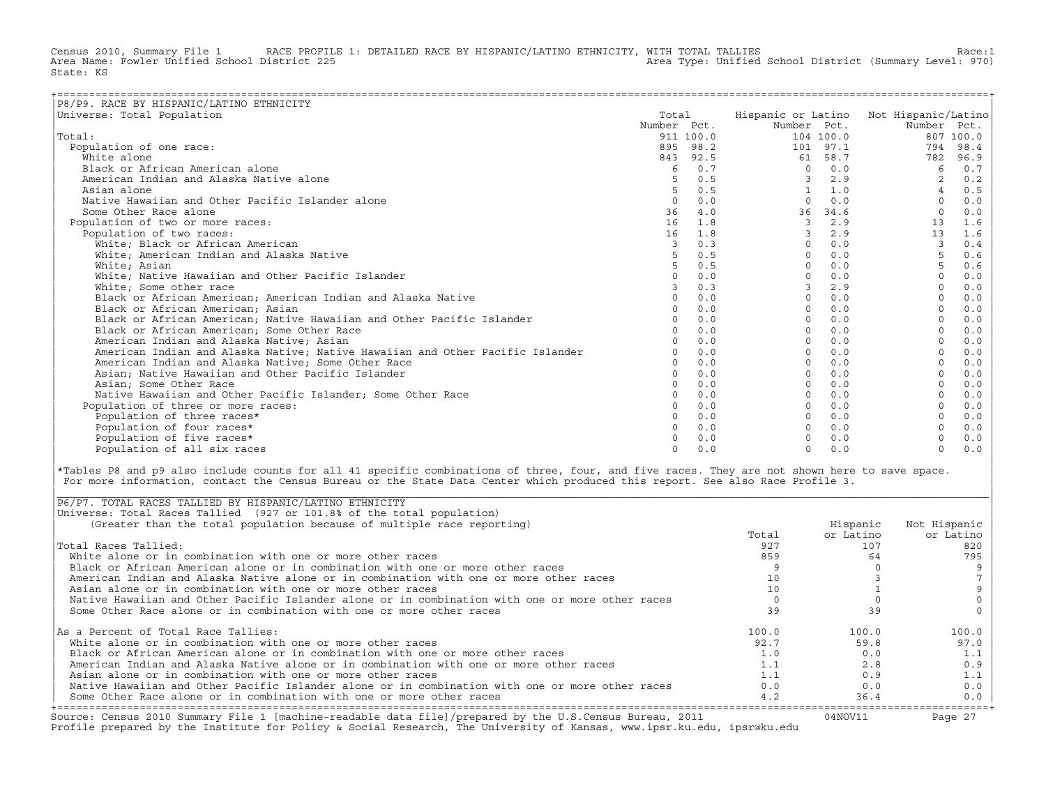Census 2010, Summary File 1 RACE PROFILE 1: DETAILED RACE BY HISPANIC/LATINO ETHNICITY, WITH TOTAL TALLIES Race:1
Area Name: Fowler Unified School District 225 Area Type: Unified School District (Summary Level: 970)
State: KS

## P8/P9. RACE BY HISPANIC/LATINO ETHNICITY

Universe: Total Population

| | Total Number | Total Pct. | Hispanic or Latino Number | Hispanic or Latino Pct. | Not Hispanic/Latino Number | Not Hispanic/Latino Pct. |
|---|---|---|---|---|---|---|
| Total: | 911 | 100.0 | 104 | 100.0 | 807 | 100.0 |
| Population of one race: | 895 | 98.2 | 101 | 97.1 | 794 | 98.4 |
| White alone | 843 | 92.5 | 61 | 58.7 | 782 | 96.9 |
| Black or African American alone | 6 | 0.7 | 0 | 0.0 | 6 | 0.7 |
| American Indian and Alaska Native alone | 5 | 0.5 | 3 | 2.9 | 2 | 0.2 |
| Asian alone | 5 | 0.5 | 1 | 1.0 | 4 | 0.5 |
| Native Hawaiian and Other Pacific Islander alone | 0 | 0.0 | 0 | 0.0 | 0 | 0.0 |
| Some Other Race alone | 36 | 4.0 | 36 | 34.6 | 0 | 0.0 |
| Population of two or more races: | 16 | 1.8 | 3 | 2.9 | 13 | 1.6 |
| Population of two races: | 16 | 1.8 | 3 | 2.9 | 13 | 1.6 |
| White; Black or African American | 3 | 0.3 | 0 | 0.0 | 3 | 0.4 |
| White; American Indian and Alaska Native | 5 | 0.5 | 0 | 0.0 | 5 | 0.6 |
| White; Asian | 5 | 0.5 | 0 | 0.0 | 5 | 0.6 |
| White; Native Hawaiian and Other Pacific Islander | 0 | 0.0 | 0 | 0.0 | 0 | 0.0 |
| White; Some other race | 3 | 0.3 | 3 | 2.9 | 0 | 0.0 |
| Black or African American; American Indian and Alaska Native | 0 | 0.0 | 0 | 0.0 | 0 | 0.0 |
| Black or African American; Asian | 0 | 0.0 | 0 | 0.0 | 0 | 0.0 |
| Black or African American; Native Hawaiian and Other Pacific Islander | 0 | 0.0 | 0 | 0.0 | 0 | 0.0 |
| Black or African American; Some Other Race | 0 | 0.0 | 0 | 0.0 | 0 | 0.0 |
| American Indian and Alaska Native; Asian | 0 | 0.0 | 0 | 0.0 | 0 | 0.0 |
| American Indian and Alaska Native; Native Hawaiian and Other Pacific Islander | 0 | 0.0 | 0 | 0.0 | 0 | 0.0 |
| American Indian and Alaska Native; Some Other Race | 0 | 0.0 | 0 | 0.0 | 0 | 0.0 |
| Asian; Native Hawaiian and Other Pacific Islander | 0 | 0.0 | 0 | 0.0 | 0 | 0.0 |
| Asian; Some Other Race | 0 | 0.0 | 0 | 0.0 | 0 | 0.0 |
| Native Hawaiian and Other Pacific Islander; Some Other Race | 0 | 0.0 | 0 | 0.0 | 0 | 0.0 |
| Population of three or more races: | 0 | 0.0 | 0 | 0.0 | 0 | 0.0 |
| Population of three races* | 0 | 0.0 | 0 | 0.0 | 0 | 0.0 |
| Population of four races* | 0 | 0.0 | 0 | 0.0 | 0 | 0.0 |
| Population of five races* | 0 | 0.0 | 0 | 0.0 | 0 | 0.0 |
| Population of all six races | 0 | 0.0 | 0 | 0.0 | 0 | 0.0 |

*Tables P8 and p9 also include counts for all 41 specific combinations of three, four, and five races. They are not shown here to save space. For more information, contact the Census Bureau or the State Data Center which produced this report. See also Race Profile 3.

## P6/P7. TOTAL RACES TALLIED BY HISPANIC/LATINO ETHNICITY

Universe: Total Races Tallied (927 or 101.8% of the total population)
(Greater than the total population because of multiple race reporting)

| | Total | Hispanic or Latino | Not Hispanic or Latino |
|---|---|---|---|
| Total Races Tallied: | 927 | 107 | 820 |
| White alone or in combination with one or more other races | 859 | 64 | 795 |
| Black or African American alone or in combination with one or more other races | 9 | 0 | 9 |
| American Indian and Alaska Native alone or in combination with one or more other races | 10 | 3 | 7 |
| Asian alone or in combination with one or more other races | 10 | 1 | 9 |
| Native Hawaiian and Other Pacific Islander alone or in combination with one or more other races | 0 | 0 | 0 |
| Some Other Race alone or in combination with one or more other races | 39 | 39 | 0 |
| As a Percent of Total Race Tallies: | 100.0 | 100.0 | 100.0 |
| White alone or in combination with one or more other races | 92.7 | 59.8 | 97.0 |
| Black or African American alone or in combination with one or more other races | 1.0 | 0.0 | 1.1 |
| American Indian and Alaska Native alone or in combination with one or more other races | 1.1 | 2.8 | 0.9 |
| Asian alone or in combination with one or more other races | 1.1 | 0.9 | 1.1 |
| Native Hawaiian and Other Pacific Islander alone or in combination with one or more other races | 0.0 | 0.0 | 0.0 |
| Some Other Race alone or in combination with one or more other races | 4.2 | 36.4 | 0.0 |

Source: Census 2010 Summary File 1 [machine-readable data file]/prepared by the U.S.Census Bureau, 2011 04NOV11
Profile prepared by the Institute for Policy & Social Research, The University of Kansas, www.ipsr.ku.edu, ipsr@ku.edu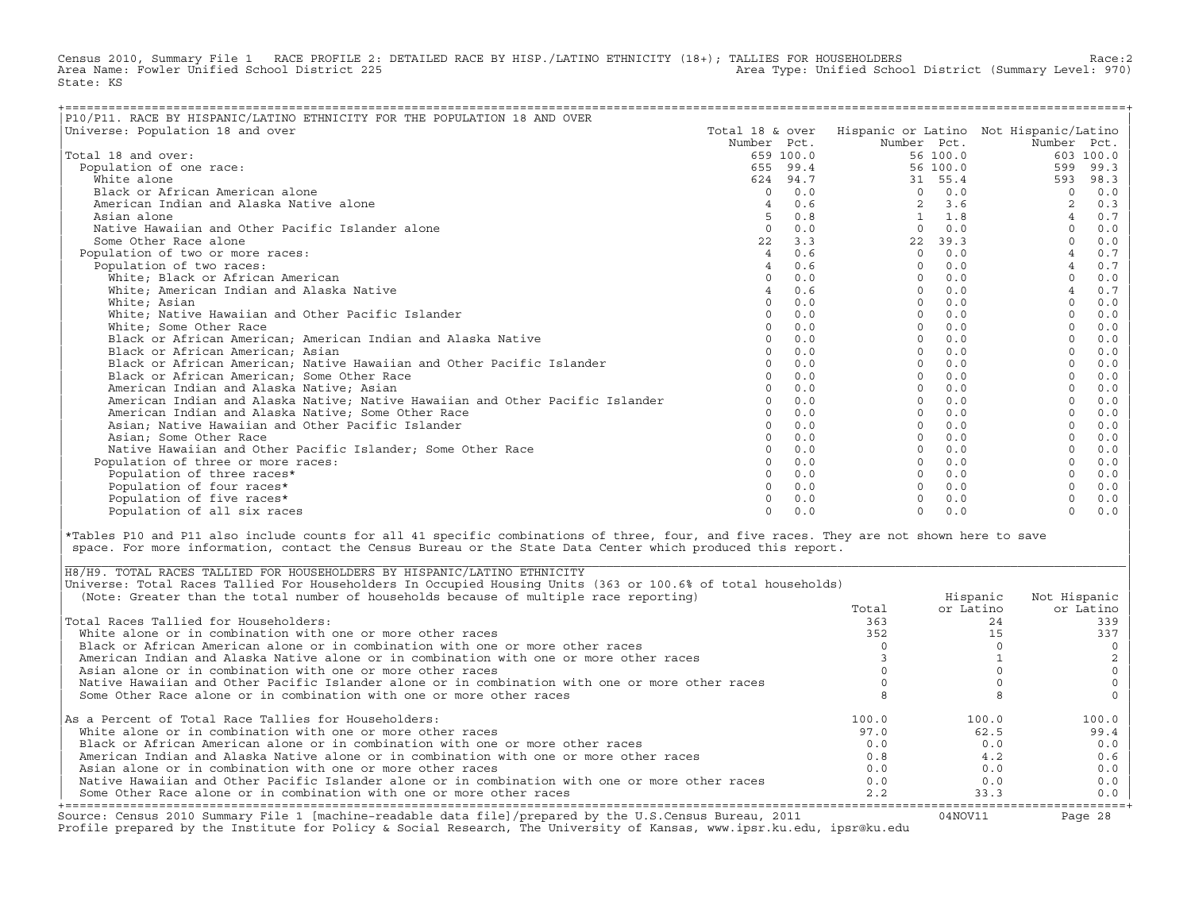Census 2010, Summary File 1 RACE PROFILE 2: DETAILED RACE BY HISP./LATINO ETHNICITY (18+); TALLIES FOR HOUSEHOLDERS Race:2
Area Name: Fowler Unified School District 225 Area Type: Unified School District (Summary Level: 970)
State: KS

## P10/P11. RACE BY HISPANIC/LATINO ETHNICITY FOR THE POPULATION 18 AND OVER

Universe: Population 18 and over

| | Total 18 & over Number | Total 18 & over Pct. | Hispanic or Latino Number | Hispanic or Latino Pct. | Not Hispanic/Latino Number | Not Hispanic/Latino Pct. |
|---|---|---|---|---|---|---|
| Total 18 and over: | 659 | 100.0 | 56 | 100.0 | 603 | 100.0 |
| Population of one race: | 655 | 99.4 | 56 | 100.0 | 599 | 99.3 |
| White alone | 624 | 94.7 | 31 | 55.4 | 593 | 98.3 |
| Black or African American alone | 0 | 0.0 | 0 | 0.0 | 0 | 0.0 |
| American Indian and Alaska Native alone | 4 | 0.6 | 2 | 3.6 | 2 | 0.3 |
| Asian alone | 5 | 0.8 | 1 | 1.8 | 4 | 0.7 |
| Native Hawaiian and Other Pacific Islander alone | 0 | 0.0 | 0 | 0.0 | 0 | 0.0 |
| Some Other Race alone | 22 | 3.3 | 22 | 39.3 | 0 | 0.0 |
| Population of two or more races: | 4 | 0.6 | 0 | 0.0 | 4 | 0.7 |
| Population of two races: | 4 | 0.6 | 0 | 0.0 | 4 | 0.7 |
| White; Black or African American | 0 | 0.0 | 0 | 0.0 | 0 | 0.0 |
| White; American Indian and Alaska Native | 4 | 0.6 | 0 | 0.0 | 4 | 0.7 |
| White; Asian | 0 | 0.0 | 0 | 0.0 | 0 | 0.0 |
| White; Native Hawaiian and Other Pacific Islander | 0 | 0.0 | 0 | 0.0 | 0 | 0.0 |
| White; Some Other Race | 0 | 0.0 | 0 | 0.0 | 0 | 0.0 |
| Black or African American; American Indian and Alaska Native | 0 | 0.0 | 0 | 0.0 | 0 | 0.0 |
| Black or African American; Asian | 0 | 0.0 | 0 | 0.0 | 0 | 0.0 |
| Black or African American; Native Hawaiian and Other Pacific Islander | 0 | 0.0 | 0 | 0.0 | 0 | 0.0 |
| Black or African American; Some Other Race | 0 | 0.0 | 0 | 0.0 | 0 | 0.0 |
| American Indian and Alaska Native; Asian | 0 | 0.0 | 0 | 0.0 | 0 | 0.0 |
| American Indian and Alaska Native; Native Hawaiian and Other Pacific Islander | 0 | 0.0 | 0 | 0.0 | 0 | 0.0 |
| American Indian and Alaska Native; Some Other Race | 0 | 0.0 | 0 | 0.0 | 0 | 0.0 |
| Asian; Native Hawaiian and Other Pacific Islander | 0 | 0.0 | 0 | 0.0 | 0 | 0.0 |
| Asian; Some Other Race | 0 | 0.0 | 0 | 0.0 | 0 | 0.0 |
| Native Hawaiian and Other Pacific Islander; Some Other Race | 0 | 0.0 | 0 | 0.0 | 0 | 0.0 |
| Population of three or more races: | 0 | 0.0 | 0 | 0.0 | 0 | 0.0 |
| Population of three races* | 0 | 0.0 | 0 | 0.0 | 0 | 0.0 |
| Population of four races* | 0 | 0.0 | 0 | 0.0 | 0 | 0.0 |
| Population of five races* | 0 | 0.0 | 0 | 0.0 | 0 | 0.0 |
| Population of all six races | 0 | 0.0 | 0 | 0.0 | 0 | 0.0 |

*Tables P10 and P11 also include counts for all 41 specific combinations of three, four, and five races. They are not shown here to save space. For more information, contact the Census Bureau or the State Data Center which produced this report.

## H8/H9. TOTAL RACES TALLIED FOR HOUSEHOLDERS BY HISPANIC/LATINO ETHNICITY

Universe: Total Races Tallied For Householders In Occupied Housing Units (363 or 100.6% of total households)
(Note: Greater than the total number of households because of multiple race reporting)

| | Total | Hispanic or Latino | Not Hispanic or Latino |
|---|---|---|---|
| Total Races Tallied for Householders: | 363 | 24 | 339 |
| White alone or in combination with one or more other races | 352 | 15 | 337 |
| Black or African American alone or in combination with one or more other races | 0 | 0 | 0 |
| American Indian and Alaska Native alone or in combination with one or more other races | 3 | 1 | 2 |
| Asian alone or in combination with one or more other races | 0 | 0 | 0 |
| Native Hawaiian and Other Pacific Islander alone or in combination with one or more other races | 0 | 0 | 0 |
| Some Other Race alone or in combination with one or more other races | 8 | 8 | 0 |
| As a Percent of Total Race Tallies for Householders: | 100.0 | 100.0 | 100.0 |
| White alone or in combination with one or more other races | 97.0 | 62.5 | 99.4 |
| Black or African American alone or in combination with one or more other races | 0.0 | 0.0 | 0.0 |
| American Indian and Alaska Native alone or in combination with one or more other races | 0.8 | 4.2 | 0.6 |
| Asian alone or in combination with one or more other races | 0.0 | 0.0 | 0.0 |
| Native Hawaiian and Other Pacific Islander alone or in combination with one or more other races | 0.0 | 0.0 | 0.0 |
| Some Other Race alone or in combination with one or more other races | 2.2 | 33.3 | 0.0 |

Source: Census 2010 Summary File 1 [machine-readable data file]/prepared by the U.S.Census Bureau, 2011 04NOV11
Profile prepared by the Institute for Policy & Social Research, The University of Kansas, www.ipsr.ku.edu, ipsr@ku.edu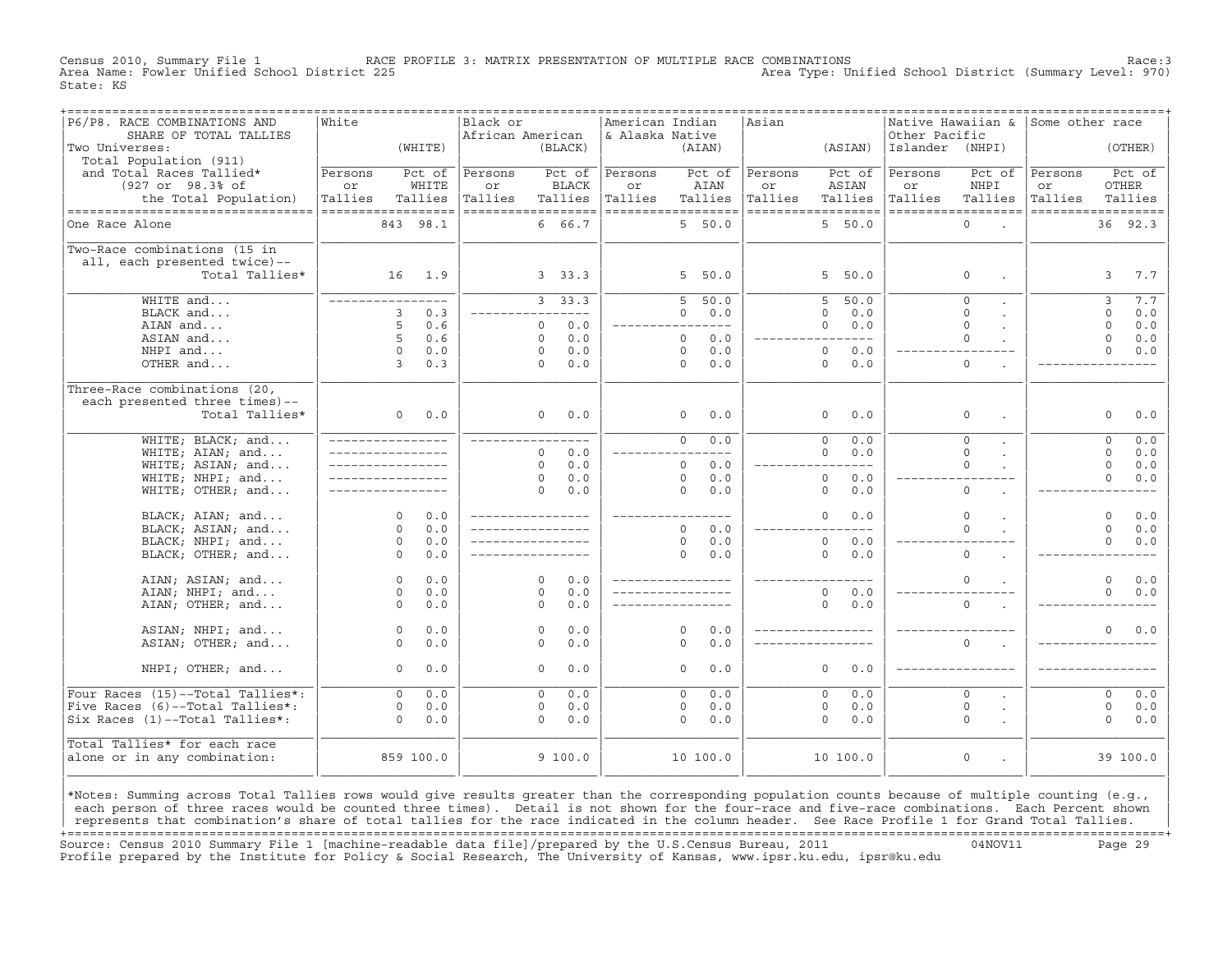Census 2010, Summary File 1 RACE PROFILE 3: MATRIX PRESENTATION OF MULTIPLE RACE COMBINATIONS Race:3
Area Name: Fowler Unified School District 225 Area Type: Unified School District (Summary Level: 970)
State: KS

| P6/P8. RACE COMBINATIONS AND SHARE OF TOTAL TALLIES<br>Two Universes:<br>Total Population (911)<br>and Total Races Tallied* (927 or 98.3% of the Total Population) | White (WHITE) Persons or Tallies | Pct of WHITE Tallies | Black or African American (BLACK) Persons or Tallies | Pct of BLACK Tallies | American Indian & Alaska Native (AIAN) Persons or Tallies | Pct of AIAN Tallies | Asian (ASIAN) Persons or Tallies | Pct of ASIAN Tallies | Native Hawaiian & Other Pacific Islander (NHPI) Persons or Tallies | Pct of NHPI Tallies | Some other race (OTHER) Persons or Tallies | Pct of OTHER Tallies |
|---|---|---|---|---|---|---|---|---|---|---|---|---|
| One Race Alone | 843 | 98.1 | 6 | 66.7 | 5 | 50.0 | 5 | 50.0 | 0 | . | 36 | 92.3 |
| Two-Race combinations (15 in all, each presented twice)-- Total Tallies* | 16 | 1.9 | 3 | 33.3 | 5 | 50.0 | 5 | 50.0 | 0 | . | 3 | 7.7 |
| WHITE and... | --- | --- | 3 | 33.3 | 5 | 50.0 | 5 | 50.0 | 0 | . | 3 | 7.7 |
| BLACK and... | 3 | 0.3 | --- | --- | 0 | 0.0 | 0 | 0.0 | 0 | . | 0 | 0.0 |
| AIAN and... | 5 | 0.6 | 0 | 0.0 | --- | --- | 0 | 0.0 | 0 | . | 0 | 0.0 |
| ASIAN and... | 5 | 0.6 | 0 | 0.0 | 0 | 0.0 | --- | --- | 0 | . | 0 | 0.0 |
| NHPI and... | 0 | 0.0 | 0 | 0.0 | 0 | 0.0 | 0 | 0.0 | --- | --- | 0 | 0.0 |
| OTHER and... | 3 | 0.3 | 0 | 0.0 | 0 | 0.0 | 0 | 0.0 | 0 | . | --- | --- |
| Three-Race combinations (20, each presented three times)-- Total Tallies* | 0 | 0.0 | 0 | 0.0 | 0 | 0.0 | 0 | 0.0 | 0 | . | 0 | 0.0 |
| WHITE; BLACK; and... | --- | --- | --- | --- | 0 | 0.0 | 0 | 0.0 | 0 | . | 0 | 0.0 |
| WHITE; AIAN; and... | --- | --- | 0 | 0.0 | --- | --- | 0 | 0.0 | 0 | . | 0 | 0.0 |
| WHITE; ASIAN; and... | --- | --- | 0 | 0.0 | 0 | 0.0 | --- | --- | 0 | . | 0 | 0.0 |
| WHITE; NHPI; and... | --- | --- | 0 | 0.0 | 0 | 0.0 | 0 | 0.0 | --- | --- | 0 | 0.0 |
| WHITE; OTHER; and... | --- | --- | 0 | 0.0 | 0 | 0.0 | 0 | 0.0 | 0 | . | --- | --- |
| BLACK; AIAN; and... | 0 | 0.0 | --- | --- | --- | --- | 0 | 0.0 | 0 | . | 0 | 0.0 |
| BLACK; ASIAN; and... | 0 | 0.0 | --- | --- | 0 | 0.0 | --- | --- | 0 | . | 0 | 0.0 |
| BLACK; NHPI; and... | 0 | 0.0 | --- | --- | 0 | 0.0 | 0 | 0.0 | --- | --- | 0 | 0.0 |
| BLACK; OTHER; and... | 0 | 0.0 | --- | --- | 0 | 0.0 | 0 | 0.0 | 0 | . | --- | --- |
| AIAN; ASIAN; and... | 0 | 0.0 | 0 | 0.0 | --- | --- | --- | --- | 0 | . | 0 | 0.0 |
| AIAN; NHPI; and... | 0 | 0.0 | 0 | 0.0 | --- | --- | 0 | 0.0 | --- | --- | 0 | 0.0 |
| AIAN; OTHER; and... | 0 | 0.0 | 0 | 0.0 | --- | --- | 0 | 0.0 | 0 | . | --- | --- |
| ASIAN; NHPI; and... | 0 | 0.0 | 0 | 0.0 | 0 | 0.0 | --- | --- | --- | --- | 0 | 0.0 |
| ASIAN; OTHER; and... | 0 | 0.0 | 0 | 0.0 | 0 | 0.0 | --- | --- | 0 | . | --- | --- |
| NHPI; OTHER; and... | 0 | 0.0 | 0 | 0.0 | 0 | 0.0 | 0 | 0.0 | --- | --- | --- | --- |
| Four Races (15)--Total Tallies*: | 0 | 0.0 | 0 | 0.0 | 0 | 0.0 | 0 | 0.0 | 0 | . | 0 | 0.0 |
| Five Races (6)--Total Tallies*: | 0 | 0.0 | 0 | 0.0 | 0 | 0.0 | 0 | 0.0 | 0 | . | 0 | 0.0 |
| Six Races (1)--Total Tallies*: | 0 | 0.0 | 0 | 0.0 | 0 | 0.0 | 0 | 0.0 | 0 | . | 0 | 0.0 |
| Total Tallies* for each race alone or in any combination: | 859 | 100.0 | 9 | 100.0 | 10 | 100.0 | 10 | 100.0 | 0 | . | 39 | 100.0 |

*Notes: Summing across Total Tallies rows would give results greater than the corresponding population counts because of multiple counting (e.g., each person of three races would be counted three times). Detail is not shown for the four-race and five-race combinations. Each Percent shown represents that combination's share of total tallies for the race indicated in the column header. See Race Profile 1 for Grand Total Tallies.

Source: Census 2010 Summary File 1 [machine-readable data file]/prepared by the U.S.Census Bureau, 2011 04NOV11
Profile prepared by the Institute for Policy & Social Research, The University of Kansas, www.ipsr.ku.edu, ipsr@ku.edu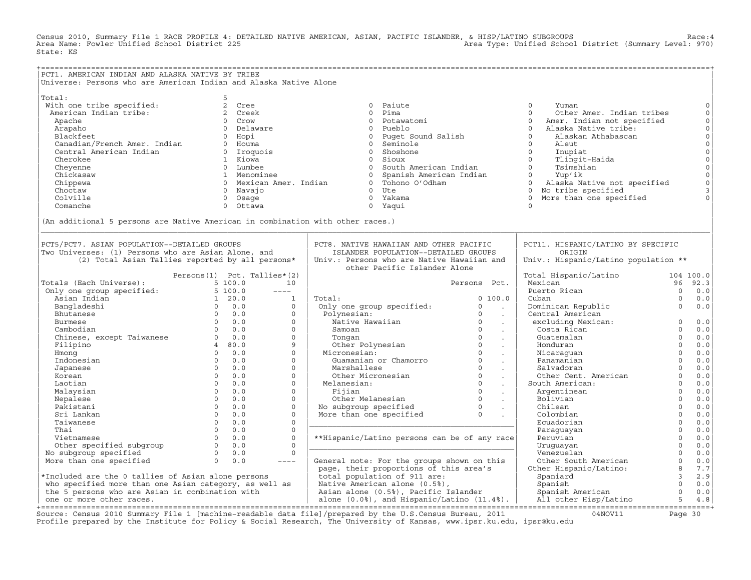Census 2010, Summary File 1 RACE PROFILE 4: DETAILED NATIVE AMERICAN, ASIAN, PACIFIC ISLANDER, & HISP/LATINO SUBGROUPS Race:4
Area Name: Fowler Unified School District 225 Area Type: Unified School District (Summary Level: 970)
State: KS

## PCT1. AMERICAN INDIAN AND ALASKA NATIVE BY TRIBE

Universe: Persons who are American Indian and Alaska Native Alone

| Tribe | Persons | Tribe | Persons | Tribe | Persons | Tribe | Persons |
|---|---|---|---|---|---|---|---|
| Total: | 5 | | | | | | |
| With one tribe specified: | 2 | Cree | 0 | Paiute | 0 | Yuman | 0 |
| American Indian tribe: | 2 | Creek | 0 | Pima | 0 | Other Amer. Indian tribes | 0 |
| Apache | 0 | Crow | 0 | Potawatomi | 0 | Amer. Indian not specified | 0 |
| Arapaho | 0 | Delaware | 0 | Pueblo | 0 | Alaska Native tribe: | 0 |
| Blackfeet | 0 | Hopi | 0 | Puget Sound Salish | 0 | Alaskan Athabascan | 0 |
| Canadian/French Amer. Indian | 0 | Houma | 0 | Seminole | 0 | Aleut | 0 |
| Central American Indian | 0 | Iroquois | 0 | Shoshone | 0 | Inupiat | 0 |
| Cherokee | 1 | Kiowa | 0 | Sioux | 0 | Tlingit-Haida | 0 |
| Cheyenne | 0 | Lumbee | 0 | South American Indian | 0 | Tsimshian | 0 |
| Chickasaw | 1 | Menominee | 0 | Spanish American Indian | 0 | Yup'ik | 0 |
| Chippewa | 0 | Mexican Amer. Indian | 0 | Tohono O'Odham | 0 | Alaska Native not specified | 0 |
| Choctaw | 0 | Navajo | 0 | Ute | 0 | No tribe specified | 3 |
| Colville | 0 | Osage | 0 | Yakama | 0 | More than one specified | 0 |
| Comanche | 0 | Ottawa | 0 | Yaqui | 0 | | |

(An additional 5 persons are Native American in combination with other races.)

## PCT5/PCT7. ASIAN POPULATION--DETAILED GROUPS

Two Universes: (1) Persons who are Asian Alone, and (2) Total Asian Tallies reported by all persons*

| | Persons(1) | Pct. | Tallies*(2) |
|---|---|---|---|
| Totals (Each Universe): | 5 | 100.0 | 10 |
| Only one group specified: | 5 | 100.0 | ---- |
| Asian Indian | 1 | 20.0 | 1 |
| Bangladeshi | 0 | 0.0 | 0 |
| Bhutanese | 0 | 0.0 | 0 |
| Burmese | 0 | 0.0 | 0 |
| Cambodian | 0 | 0.0 | 0 |
| Chinese, except Taiwanese | 0 | 0.0 | 0 |
| Filipino | 4 | 80.0 | 9 |
| Hmong | 0 | 0.0 | 0 |
| Indonesian | 0 | 0.0 | 0 |
| Japanese | 0 | 0.0 | 0 |
| Korean | 0 | 0.0 | 0 |
| Laotian | 0 | 0.0 | 0 |
| Malaysian | 0 | 0.0 | 0 |
| Nepalese | 0 | 0.0 | 0 |
| Pakistani | 0 | 0.0 | 0 |
| Sri Lankan | 0 | 0.0 | 0 |
| Taiwanese | 0 | 0.0 | 0 |
| Thai | 0 | 0.0 | 0 |
| Vietnamese | 0 | 0.0 | 0 |
| Other specified subgroup | 0 | 0.0 | 0 |
| No subgroup specified | 0 | 0.0 | 0 |
| More than one specified | 0 | 0.0 | ---- |

*Included are the 0 tallies of Asian alone persons who specified more than one Asian category, as well as the 5 persons who are Asian in combination with one or more other races.

## PCT8. NATIVE HAWAIIAN AND OTHER PACIFIC ISLANDER POPULATION--DETAILED GROUPS

Univ.: Persons who are Native Hawaiian and other Pacific Islander Alone

| | Persons | Pct. |
|---|---|---|
| Total: | 0 | 100.0 |
| Only one group specified: | 0 | . |
| Polynesian: | 0 | . |
| Native Hawaiian | 0 | . |
| Samoan | 0 | . |
| Tongan | 0 | . |
| Other Polynesian | 0 | . |
| Micronesian: | 0 | . |
| Guamanian or Chamorro | 0 | . |
| Marshallese | 0 | . |
| Other Micronesian | 0 | . |
| Melanesian: | 0 | . |
| Fijian | 0 | . |
| Other Melanesian | 0 | . |
| No subgroup specified | 0 | . |
| More than one specified | 0 | . |

**Hispanic/Latino persons can be of any race

General note: For the groups shown on this page, their proportions of this area's total population of 911 are: Native American alone (0.5%), Asian alone (0.5%), Pacific Islander alone (0.0%), and Hispanic/Latino (11.4%).

## PCT11. HISPANIC/LATINO BY SPECIFIC ORIGIN

Univ.: Hispanic/Latino population **

| | Persons | Pct. |
|---|---|---|
| Total Hispanic/Latino | 104 | 100.0 |
| Mexican | 96 | 92.3 |
| Puerto Rican | 0 | 0.0 |
| Cuban | 0 | 0.0 |
| Dominican Republic | 0 | 0.0 |
| Central American excluding Mexican: | 0 | 0.0 |
| Costa Rican | 0 | 0.0 |
| Guatemalan | 0 | 0.0 |
| Honduran | 0 | 0.0 |
| Nicaraguan | 0 | 0.0 |
| Panamanian | 0 | 0.0 |
| Salvadoran | 0 | 0.0 |
| Other Cent. American | 0 | 0.0 |
| South American: | 0 | 0.0 |
| Argentinean | 0 | 0.0 |
| Bolivian | 0 | 0.0 |
| Chilean | 0 | 0.0 |
| Colombian | 0 | 0.0 |
| Ecuadorian | 0 | 0.0 |
| Paraguayan | 0 | 0.0 |
| Peruvian | 0 | 0.0 |
| Uruguayan | 0 | 0.0 |
| Venezuelan | 0 | 0.0 |
| Other South American | 0 | 0.0 |
| Other Hispanic/Latino: | 8 | 7.7 |
| Spaniard | 3 | 2.9 |
| Spanish | 0 | 0.0 |
| Spanish American | 0 | 0.0 |
| All other Hisp/Latino | 5 | 4.8 |

Source: Census 2010 Summary File 1 [machine-readable data file]/prepared by the U.S.Census Bureau, 2011 04NOV11
Profile prepared by the Institute for Policy & Social Research, The University of Kansas, www.ipsr.ku.edu, ipsr@ku.edu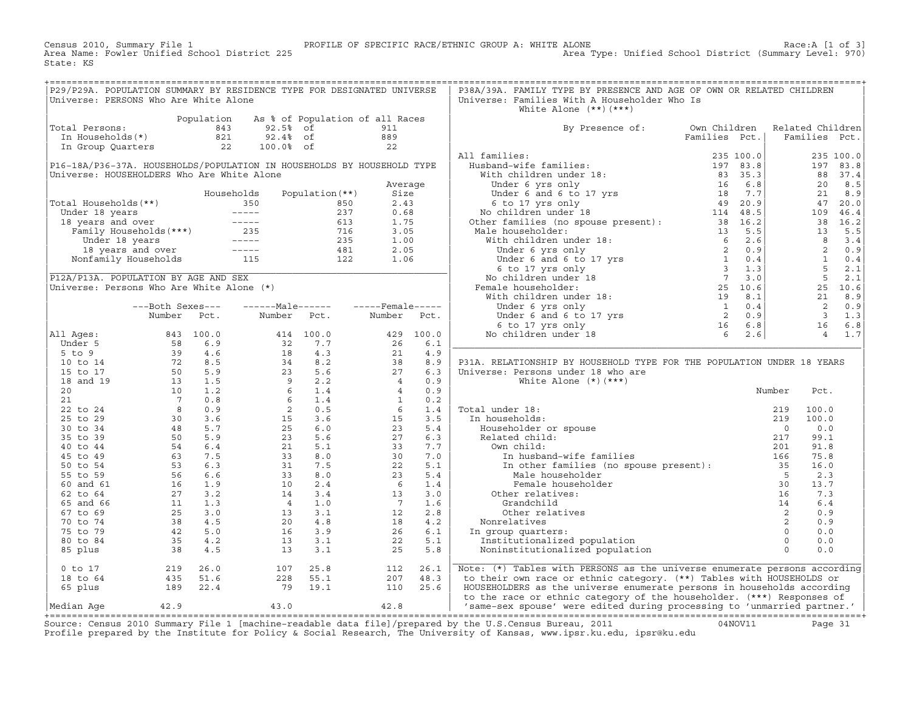Census 2010, Summary File 1 — PROFILE OF SPECIFIC RACE/ETHNIC GROUP A: WHITE ALONE — Race:A [1 of 3]
Area Name: Fowler Unified School District 225 — Area Type: Unified School District (Summary Level: 970)
State: KS

## P29/P29A. POPULATION SUMMARY BY RESIDENCE TYPE FOR DESIGNATED UNIVERSE

Universe: PERSONS Who Are White Alone

| | Population | As % of Population of all Races | |
|---|---|---|---|
| Total Persons: | 843 | 92.5% of | 911 |
| In Households(*) | 821 | 92.4% of | 889 |
| In Group Quarters | 22 | 100.0% of | 22 |

## P16-18A/P36-37A. HOUSEHOLDS/POPULATION IN HOUSEHOLDS BY HOUSEHOLD TYPE

Universe: HOUSEHOLDERS Who Are White Alone

| | Households | Population(**) | Average Size |
|---|---|---|---|
| Total Households(**) | 350 | 850 | 2.43 |
| Under 18 years | ----- | 237 | 0.68 |
| 18 years and over | ----- | 613 | 1.75 |
| Family Households(***) | 235 | 716 | 3.05 |
| Under 18 years | ----- | 235 | 1.00 |
| 18 years and over | ----- | 481 | 2.05 |
| Nonfamily Households | 115 | 122 | 1.06 |

## P12A/P13A. POPULATION BY AGE AND SEX

Universe: Persons Who Are White Alone (*)

| | Both Sexes Number | Both Sexes Pct. | Male Number | Male Pct. | Female Number | Female Pct. |
|---|---|---|---|---|---|---|
| All Ages: | 843 | 100.0 | 414 | 100.0 | 429 | 100.0 |
| Under 5 | 58 | 6.9 | 32 | 7.7 | 26 | 6.1 |
| 5 to 9 | 39 | 4.6 | 18 | 4.3 | 21 | 4.9 |
| 10 to 14 | 72 | 8.5 | 34 | 8.2 | 38 | 8.9 |
| 15 to 17 | 50 | 5.9 | 23 | 5.6 | 27 | 6.3 |
| 18 and 19 | 13 | 1.5 | 9 | 2.2 | 4 | 0.9 |
| 20 | 10 | 1.2 | 6 | 1.4 | 4 | 0.9 |
| 21 | 7 | 0.8 | 6 | 1.4 | 1 | 0.2 |
| 22 to 24 | 8 | 0.9 | 2 | 0.5 | 6 | 1.4 |
| 25 to 29 | 30 | 3.6 | 15 | 3.6 | 15 | 3.5 |
| 30 to 34 | 48 | 5.7 | 25 | 6.0 | 23 | 5.4 |
| 35 to 39 | 50 | 5.9 | 23 | 5.6 | 27 | 6.3 |
| 40 to 44 | 54 | 6.4 | 21 | 5.1 | 33 | 7.7 |
| 45 to 49 | 63 | 7.5 | 33 | 8.0 | 30 | 7.0 |
| 50 to 54 | 53 | 6.3 | 31 | 7.5 | 22 | 5.1 |
| 55 to 59 | 56 | 6.6 | 33 | 8.0 | 23 | 5.4 |
| 60 and 61 | 16 | 1.9 | 10 | 2.4 | 6 | 1.4 |
| 62 to 64 | 27 | 3.2 | 14 | 3.4 | 13 | 3.0 |
| 65 and 66 | 11 | 1.3 | 4 | 1.0 | 7 | 1.6 |
| 67 to 69 | 25 | 3.0 | 13 | 3.1 | 12 | 2.8 |
| 70 to 74 | 38 | 4.5 | 20 | 4.8 | 18 | 4.2 |
| 75 to 79 | 42 | 5.0 | 16 | 3.9 | 26 | 6.1 |
| 80 to 84 | 35 | 4.2 | 13 | 3.1 | 22 | 5.1 |
| 85 plus | 38 | 4.5 | 13 | 3.1 | 25 | 5.8 |
| 0 to 17 | 219 | 26.0 | 107 | 25.8 | 112 | 26.1 |
| 18 to 64 | 435 | 51.6 | 228 | 55.1 | 207 | 48.3 |
| 65 plus | 189 | 22.4 | 79 | 19.1 | 110 | 25.6 |
| Median Age | 42.9 | | 43.0 | | 42.8 | |

## P38A/39A. FAMILY TYPE BY PRESENCE AND AGE OF OWN OR RELATED CHILDREN

Universe: Families With A Householder Who Is White Alone (**)(***)

| By Presence of: | Own Children Families | Own Children Pct. | Related Children Families | Related Children Pct. |
|---|---|---|---|---|
| All families: | 235 | 100.0 | 235 | 100.0 |
| Husband-wife families: | 197 | 83.8 | 197 | 83.8 |
| With children under 18: | 83 | 35.3 | 88 | 37.4 |
| Under 6 yrs only | 16 | 6.8 | 20 | 8.5 |
| Under 6 and 6 to 17 yrs | 18 | 7.7 | 21 | 8.9 |
| 6 to 17 yrs only | 49 | 20.9 | 47 | 20.0 |
| No children under 18 | 114 | 48.5 | 109 | 46.4 |
| Other families (no spouse present): | 38 | 16.2 | 38 | 16.2 |
| Male householder: | 13 | 5.5 | 13 | 5.5 |
| With children under 18: | 6 | 2.6 | 8 | 3.4 |
| Under 6 yrs only | 2 | 0.9 | 2 | 0.9 |
| Under 6 and 6 to 17 yrs | 1 | 0.4 | 1 | 0.4 |
| 6 to 17 yrs only | 3 | 1.3 | 5 | 2.1 |
| No children under 18 | 7 | 3.0 | 5 | 2.1 |
| Female householder: | 25 | 10.6 | 25 | 10.6 |
| With children under 18: | 19 | 8.1 | 21 | 8.9 |
| Under 6 yrs only | 1 | 0.4 | 2 | 0.9 |
| Under 6 and 6 to 17 yrs | 2 | 0.9 | 3 | 1.3 |
| 6 to 17 yrs only | 16 | 6.8 | 16 | 6.8 |
| No children under 18 | 6 | 2.6 | 4 | 1.7 |

## P31A. RELATIONSHIP BY HOUSEHOLD TYPE FOR THE POPULATION UNDER 18 YEARS

Universe: Persons under 18 who are White Alone (*)(***)

| | Number | Pct. |
|---|---|---|
| Total under 18: | 219 | 100.0 |
| In households: | 219 | 100.0 |
| Householder or spouse | 0 | 0.0 |
| Related child: | 217 | 99.1 |
| Own child: | 201 | 91.8 |
| In husband-wife families | 166 | 75.8 |
| In other families (no spouse present): | 35 | 16.0 |
| Male householder | 5 | 2.3 |
| Female householder | 30 | 13.7 |
| Other relatives: | 16 | 7.3 |
| Grandchild | 14 | 6.4 |
| Other relatives | 2 | 0.9 |
| Nonrelatives | 2 | 0.9 |
| In group quarters: | 0 | 0.0 |
| Institutionalized population | 0 | 0.0 |
| Noninstitutionalized population | 0 | 0.0 |

Note: (*) Tables with PERSONS as the universe enumerate persons according to their own race or ethnic category. (**) Tables with HOUSEHOLDS or HOUSEHOLDERS as the universe enumerate persons in households according to the race or ethnic category of the householder. (***) Responses of 'same-sex spouse' were edited during processing to 'unmarried partner.'

Source: Census 2010 Summary File 1 [machine-readable data file]/prepared by the U.S.Census Bureau, 2011 04NOV11
Profile prepared by the Institute for Policy & Social Research, The University of Kansas, www.ipsr.ku.edu, ipsr@ku.edu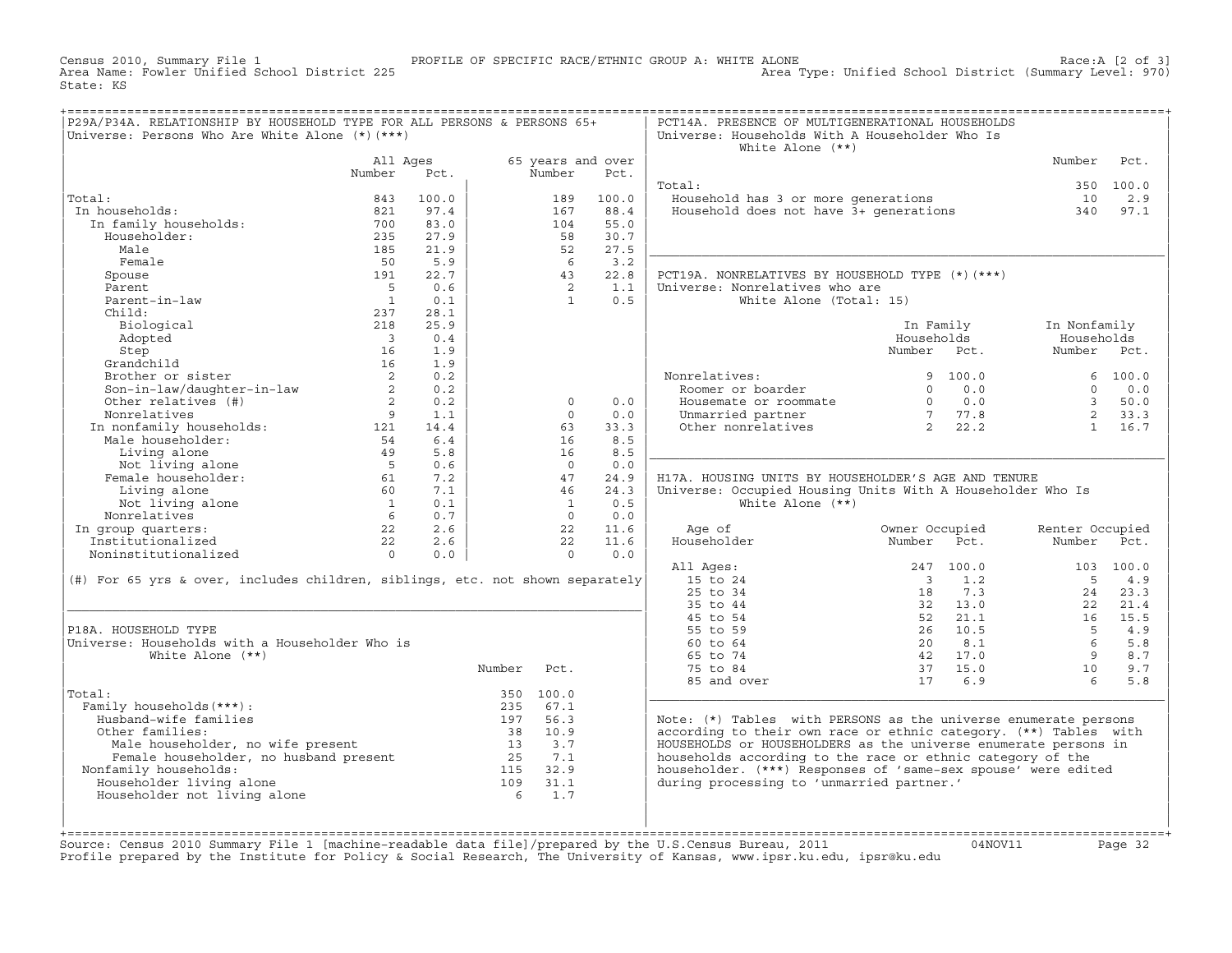Census 2010, Summary File 1 PROFILE OF SPECIFIC RACE/ETHNIC GROUP A: WHITE ALONE Race:A [2 of 3]
Area Name: Fowler Unified School District 225 Area Type: Unified School District (Summary Level: 970)
State: KS

## P29A/P34A. RELATIONSHIP BY HOUSEHOLD TYPE FOR ALL PERSONS & PERSONS 65+

Universe: Persons Who Are White Alone (*)(***)

| | All Ages Number | All Ages Pct. | 65 years and over Number | 65 years and over Pct. |
|---|---|---|---|---|
| Total: | 843 | 100.0 | 189 | 100.0 |
| In households: | 821 | 97.4 | 167 | 88.4 |
| In family households: | 700 | 83.0 | 104 | 55.0 |
| Householder: | 235 | 27.9 | 58 | 30.7 |
| Male | 185 | 21.9 | 52 | 27.5 |
| Female | 50 | 5.9 | 6 | 3.2 |
| Spouse | 191 | 22.7 | 43 | 22.8 |
| Parent | 5 | 0.6 | 2 | 1.1 |
| Parent-in-law | 1 | 0.1 | 1 | 0.5 |
| Child: | 237 | 28.1 | | |
| Biological | 218 | 25.9 | | |
| Adopted | 3 | 0.4 | | |
| Step | 16 | 1.9 | | |
| Grandchild | 16 | 1.9 | | |
| Brother or sister | 2 | 0.2 | | |
| Son-in-law/daughter-in-law | 2 | 0.2 | | |
| Other relatives (#) | 2 | 0.2 | 0 | 0.0 |
| Nonrelatives | 9 | 1.1 | 0 | 0.0 |
| In nonfamily households: | 121 | 14.4 | 63 | 33.3 |
| Male householder: | 54 | 6.4 | 16 | 8.5 |
| Living alone | 49 | 5.8 | 16 | 8.5 |
| Not living alone | 5 | 0.6 | 0 | 0.0 |
| Female householder: | 61 | 7.2 | 47 | 24.9 |
| Living alone | 60 | 7.1 | 46 | 24.3 |
| Not living alone | 1 | 0.1 | 1 | 0.5 |
| Nonrelatives | 6 | 0.7 | 0 | 0.0 |
| In group quarters: | 22 | 2.6 | 22 | 11.6 |
| Institutionalized | 22 | 2.6 | 22 | 11.6 |
| Noninstitutionalized | 0 | 0.0 | 0 | 0.0 |

(#) For 65 yrs & over, includes children, siblings, etc. not shown separately

## P18A. HOUSEHOLD TYPE

Universe: Households with a Householder Who is White Alone (**)

| | Number | Pct. |
|---|---|---|
| Total: | 350 | 100.0 |
| Family households(***): | 235 | 67.1 |
| Husband-wife families | 197 | 56.3 |
| Other families: | 38 | 10.9 |
| Male householder, no wife present | 13 | 3.7 |
| Female householder, no husband present | 25 | 7.1 |
| Nonfamily households: | 115 | 32.9 |
| Householder living alone | 109 | 31.1 |
| Householder not living alone | 6 | 1.7 |

## PCT14A. PRESENCE OF MULTIGENERATIONAL HOUSEHOLDS

Universe: Households With A Householder Who Is White Alone (**)

| | Number | Pct. |
|---|---|---|
| Total: | 350 | 100.0 |
| Household has 3 or more generations | 10 | 2.9 |
| Household does not have 3+ generations | 340 | 97.1 |

## PCT19A. NONRELATIVES BY HOUSEHOLD TYPE (*)(***)

Universe: Nonrelatives who are White Alone (Total: 15)

| | In Family Households Number | In Family Households Pct. | In Nonfamily Households Number | In Nonfamily Households Pct. |
|---|---|---|---|---|
| Nonrelatives: | 9 | 100.0 | 6 | 100.0 |
| Roomer or boarder | 0 | 0.0 | 0 | 0.0 |
| Housemate or roommate | 0 | 0.0 | 3 | 50.0 |
| Unmarried partner | 7 | 77.8 | 2 | 33.3 |
| Other nonrelatives | 2 | 22.2 | 1 | 16.7 |

## H17A. HOUSING UNITS BY HOUSEHOLDER'S AGE AND TENURE

Universe: Occupied Housing Units With A Householder Who Is White Alone (**)

| Age of Householder | Owner Occupied Number | Owner Occupied Pct. | Renter Occupied Number | Renter Occupied Pct. |
|---|---|---|---|---|
| All Ages: | 247 | 100.0 | 103 | 100.0 |
| 15 to 24 | 3 | 1.2 | 5 | 4.9 |
| 25 to 34 | 18 | 7.3 | 24 | 23.3 |
| 35 to 44 | 32 | 13.0 | 22 | 21.4 |
| 45 to 54 | 52 | 21.1 | 16 | 15.5 |
| 55 to 59 | 26 | 10.5 | 5 | 4.9 |
| 60 to 64 | 20 | 8.1 | 6 | 5.8 |
| 65 to 74 | 42 | 17.0 | 9 | 8.7 |
| 75 to 84 | 37 | 15.0 | 10 | 9.7 |
| 85 and over | 17 | 6.9 | 6 | 5.8 |

Note: (*) Tables with PERSONS as the universe enumerate persons according to their own race or ethnic category. (**) Tables with HOUSEHOLDS or HOUSEHOLDERS as the universe enumerate persons in households according to the race or ethnic category of the householder. (***) Responses of 'same-sex spouse' were edited during processing to 'unmarried partner.'

Source: Census 2010 Summary File 1 [machine-readable data file]/prepared by the U.S.Census Bureau, 2011 04NOV11
Profile prepared by the Institute for Policy & Social Research, The University of Kansas, www.ipsr.ku.edu, ipsr@ku.edu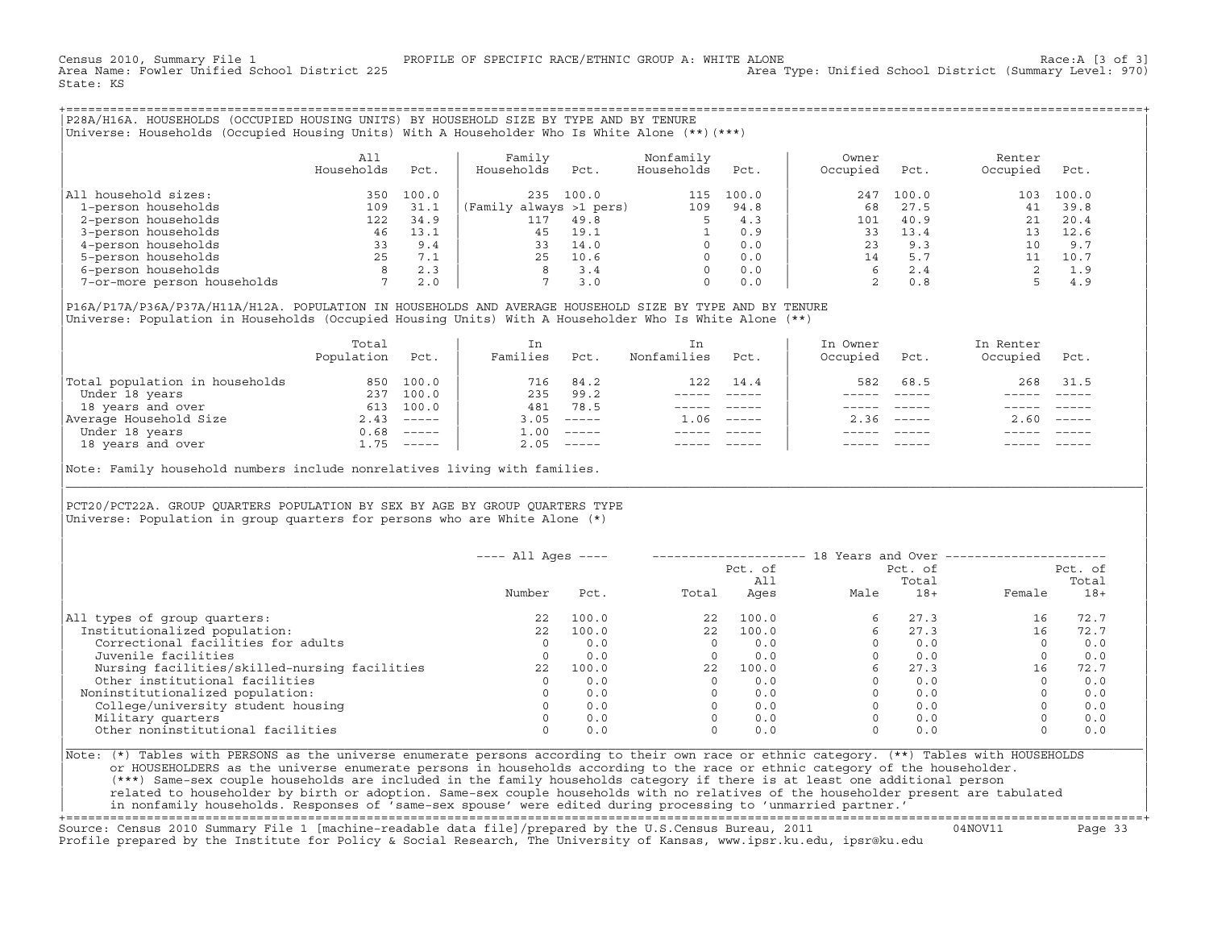Census 2010, Summary File 1 — PROFILE OF SPECIFIC RACE/ETHNIC GROUP A: WHITE ALONE — Race:A [3 of 3]
Area Name: Fowler Unified School District 225 — Area Type: Unified School District (Summary Level: 970)
State: KS

## P28A/H16A. HOUSEHOLDS (OCCUPIED HOUSING UNITS) BY HOUSEHOLD SIZE BY TYPE AND BY TENURE

Universe: Households (Occupied Housing Units) With A Householder Who Is White Alone (**)(***)

| | All Households | Pct. | Family Households | Pct. | Nonfamily Households | Pct. | Owner Occupied | Pct. | Renter Occupied | Pct. |
|---|---|---|---|---|---|---|---|---|---|---|
| All household sizes: | 350 | 100.0 | 235 | 100.0 | 115 | 100.0 | 247 | 100.0 | 103 | 100.0 |
| 1-person households | 109 | 31.1 | (Family always >1 pers) | | 109 | 94.8 | 68 | 27.5 | 41 | 39.8 |
| 2-person households | 122 | 34.9 | 117 | 49.8 | 5 | 4.3 | 101 | 40.9 | 21 | 20.4 |
| 3-person households | 46 | 13.1 | 45 | 19.1 | 1 | 0.9 | 33 | 13.4 | 13 | 12.6 |
| 4-person households | 33 | 9.4 | 33 | 14.0 | 0 | 0.0 | 23 | 9.3 | 10 | 9.7 |
| 5-person households | 25 | 7.1 | 25 | 10.6 | 0 | 0.0 | 14 | 5.7 | 11 | 10.7 |
| 6-person households | 8 | 2.3 | 8 | 3.4 | 0 | 0.0 | 6 | 2.4 | 2 | 1.9 |
| 7-or-more person households | 7 | 2.0 | 7 | 3.0 | 0 | 0.0 | 2 | 0.8 | 5 | 4.9 |

## P16A/P17A/P36A/P37A/H11A/H12A. POPULATION IN HOUSEHOLDS AND AVERAGE HOUSEHOLD SIZE BY TYPE AND BY TENURE

Universe: Population in Households (Occupied Housing Units) With A Householder Who Is White Alone (**)

| | Total Population | Pct. | In Families | Pct. | In Nonfamilies | Pct. | In Owner Occupied | Pct. | In Renter Occupied | Pct. |
|---|---|---|---|---|---|---|---|---|---|---|
| Total population in households | 850 | 100.0 | 716 | 84.2 | 122 | 14.4 | 582 | 68.5 | 268 | 31.5 |
| Under 18 years | 237 | 100.0 | 235 | 99.2 | ----- | ----- | ----- | ----- | ----- | ----- |
| 18 years and over | 613 | 100.0 | 481 | 78.5 | ----- | ----- | ----- | ----- | ----- | ----- |
| Average Household Size | 2.43 | ----- | 3.05 | ----- | 1.06 | ----- | 2.36 | ----- | 2.60 | ----- |
| Under 18 years | 0.68 | ----- | 1.00 | ----- | ----- | ----- | ----- | ----- | ----- | ----- |
| 18 years and over | 1.75 | ----- | 2.05 | ----- | ----- | ----- | ----- | ----- | ----- | ----- |

Note: Family household numbers include nonrelatives living with families.

## PCT20/PCT22A. GROUP QUARTERS POPULATION BY SEX BY AGE BY GROUP QUARTERS TYPE

Universe: Population in group quarters for persons who are White Alone (*)

| | ---- All Ages ---- | | ---- 18 Years and Over ---- | | | | | |
|---|---|---|---|---|---|---|---|---|
| | Number | Pct. | Total | Pct. of All Ages | Male | Pct. of Total 18+ | Female | Pct. of Total 18+ |
| All types of group quarters: | 22 | 100.0 | 22 | 100.0 | 6 | 27.3 | 16 | 72.7 |
| Institutionalized population: | 22 | 100.0 | 22 | 100.0 | 6 | 27.3 | 16 | 72.7 |
| Correctional facilities for adults | 0 | 0.0 | 0 | 0.0 | 0 | 0.0 | 0 | 0.0 |
| Juvenile facilities | 0 | 0.0 | 0 | 0.0 | 0 | 0.0 | 0 | 0.0 |
| Nursing facilities/skilled-nursing facilities | 22 | 100.0 | 22 | 100.0 | 6 | 27.3 | 16 | 72.7 |
| Other institutional facilities | 0 | 0.0 | 0 | 0.0 | 0 | 0.0 | 0 | 0.0 |
| Noninstitutionalized population: | 0 | 0.0 | 0 | 0.0 | 0 | 0.0 | 0 | 0.0 |
| College/university student housing | 0 | 0.0 | 0 | 0.0 | 0 | 0.0 | 0 | 0.0 |
| Military quarters | 0 | 0.0 | 0 | 0.0 | 0 | 0.0 | 0 | 0.0 |
| Other noninstitutional facilities | 0 | 0.0 | 0 | 0.0 | 0 | 0.0 | 0 | 0.0 |

Note: (*) Tables with PERSONS as the universe enumerate persons according to their own race or ethnic category. (**) Tables with HOUSEHOLDS or HOUSEHOLDERS as the universe enumerate persons in households according to the race or ethnic category of the householder. (***) Same-sex couple households are included in the family households category if there is at least one additional person related to householder by birth or adoption. Same-sex couple households with no relatives of the householder present are tabulated in nonfamily households. Responses of 'same-sex spouse' were edited during processing to 'unmarried partner.'

Source: Census 2010 Summary File 1 [machine-readable data file]/prepared by the U.S.Census Bureau, 2011 — 04NOV11
Profile prepared by the Institute for Policy & Social Research, The University of Kansas, www.ipsr.ku.edu, ipsr@ku.edu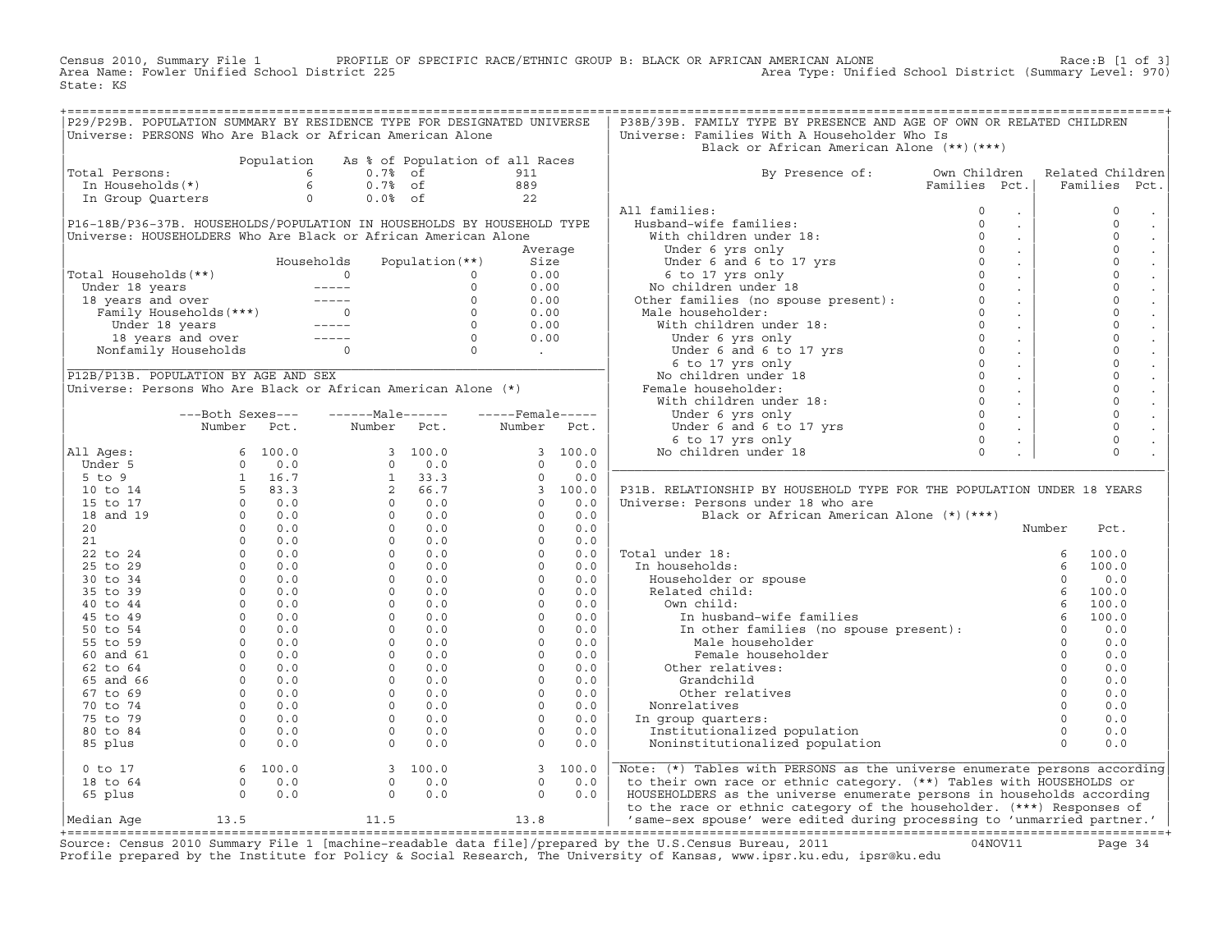Census 2010, Summary File 1 PROFILE OF SPECIFIC RACE/ETHNIC GROUP B: BLACK OR AFRICAN AMERICAN ALONE Race:B [1 of 3]
Area Name: Fowler Unified School District 225 Area Type: Unified School District (Summary Level: 970)
State: KS

## P29/P29B. POPULATION SUMMARY BY RESIDENCE TYPE FOR DESIGNATED UNIVERSE

Universe: PERSONS Who Are Black or African American Alone

| | Population | As % of Population of all Races | |
|---|---|---|---|
| Total Persons: | 6 | 0.7% of | 911 |
| In Households(*) | 6 | 0.7% of | 889 |
| In Group Quarters | 0 | 0.0% of | 22 |

## P16-18B/P36-37B. HOUSEHOLDS/POPULATION IN HOUSEHOLDS BY HOUSEHOLD TYPE

Universe: HOUSEHOLDERS Who Are Black or African American Alone

| | Households | Population(**) | Average Size |
|---|---|---|---|
| Total Households(**) | 0 | 0 | 0.00 |
| Under 18 years | ----- | 0 | 0.00 |
| 18 years and over | ----- | 0 | 0.00 |
| Family Households(***) | 0 | 0 | 0.00 |
| Under 18 years | ----- | 0 | 0.00 |
| 18 years and over | ----- | 0 | 0.00 |
| Nonfamily Households | 0 | 0 | . |

## P12B/P13B. POPULATION BY AGE AND SEX

Universe: Persons Who Are Black or African American Alone (*)

| | Both Sexes Number | Both Sexes Pct. | Male Number | Male Pct. | Female Number | Female Pct. |
|---|---|---|---|---|---|---|
| All Ages: | 6 | 100.0 | 3 | 100.0 | 3 | 100.0 |
| Under 5 | 0 | 0.0 | 0 | 0.0 | 0 | 0.0 |
| 5 to 9 | 1 | 16.7 | 1 | 33.3 | 0 | 0.0 |
| 10 to 14 | 5 | 83.3 | 2 | 66.7 | 3 | 100.0 |
| 15 to 17 | 0 | 0.0 | 0 | 0.0 | 0 | 0.0 |
| 18 and 19 | 0 | 0.0 | 0 | 0.0 | 0 | 0.0 |
| 20 | 0 | 0.0 | 0 | 0.0 | 0 | 0.0 |
| 21 | 0 | 0.0 | 0 | 0.0 | 0 | 0.0 |
| 22 to 24 | 0 | 0.0 | 0 | 0.0 | 0 | 0.0 |
| 25 to 29 | 0 | 0.0 | 0 | 0.0 | 0 | 0.0 |
| 30 to 34 | 0 | 0.0 | 0 | 0.0 | 0 | 0.0 |
| 35 to 39 | 0 | 0.0 | 0 | 0.0 | 0 | 0.0 |
| 40 to 44 | 0 | 0.0 | 0 | 0.0 | 0 | 0.0 |
| 45 to 49 | 0 | 0.0 | 0 | 0.0 | 0 | 0.0 |
| 50 to 54 | 0 | 0.0 | 0 | 0.0 | 0 | 0.0 |
| 55 to 59 | 0 | 0.0 | 0 | 0.0 | 0 | 0.0 |
| 60 and 61 | 0 | 0.0 | 0 | 0.0 | 0 | 0.0 |
| 62 to 64 | 0 | 0.0 | 0 | 0.0 | 0 | 0.0 |
| 65 and 66 | 0 | 0.0 | 0 | 0.0 | 0 | 0.0 |
| 67 to 69 | 0 | 0.0 | 0 | 0.0 | 0 | 0.0 |
| 70 to 74 | 0 | 0.0 | 0 | 0.0 | 0 | 0.0 |
| 75 to 79 | 0 | 0.0 | 0 | 0.0 | 0 | 0.0 |
| 80 to 84 | 0 | 0.0 | 0 | 0.0 | 0 | 0.0 |
| 85 plus | 0 | 0.0 | 0 | 0.0 | 0 | 0.0 |
| 0 to 17 | 6 | 100.0 | 3 | 100.0 | 3 | 100.0 |
| 18 to 64 | 0 | 0.0 | 0 | 0.0 | 0 | 0.0 |
| 65 plus | 0 | 0.0 | 0 | 0.0 | 0 | 0.0 |
| Median Age | 13.5 | | 11.5 | | 13.8 | |

## P38B/39B. FAMILY TYPE BY PRESENCE AND AGE OF OWN OR RELATED CHILDREN

Universe: Families With A Householder Who Is Black or African American Alone (**)(***)

| By Presence of: | Own Children Families | Own Children Pct. | Related Children Families | Related Children Pct. |
|---|---|---|---|---|
| All families: | 0 | . | 0 | . |
| Husband-wife families: | 0 | . | 0 | . |
| With children under 18: | 0 | . | 0 | . |
| Under 6 yrs only | 0 | . | 0 | . |
| Under 6 and 6 to 17 yrs | 0 | . | 0 | . |
| 6 to 17 yrs only | 0 | . | 0 | . |
| No children under 18 | 0 | . | 0 | . |
| Other families (no spouse present): | 0 | . | 0 | . |
| Male householder: | 0 | . | 0 | . |
| With children under 18: | 0 | . | 0 | . |
| Under 6 yrs only | 0 | . | 0 | . |
| Under 6 and 6 to 17 yrs | 0 | . | 0 | . |
| 6 to 17 yrs only | 0 | . | 0 | . |
| No children under 18 | 0 | . | 0 | . |
| Female householder: | 0 | . | 0 | . |
| With children under 18: | 0 | . | 0 | . |
| Under 6 yrs only | 0 | . | 0 | . |
| Under 6 and 6 to 17 yrs | 0 | . | 0 | . |
| 6 to 17 yrs only | 0 | . | 0 | . |
| No children under 18 | 0 | . | 0 | . |

## P31B. RELATIONSHIP BY HOUSEHOLD TYPE FOR THE POPULATION UNDER 18 YEARS

Universe: Persons under 18 who are Black or African American Alone (*)(***)

| | Number | Pct. |
|---|---|---|
| Total under 18: | 6 | 100.0 |
| In households: | 6 | 100.0 |
| Householder or spouse | 0 | 0.0 |
| Related child: | 6 | 100.0 |
| Own child: | 6 | 100.0 |
| In husband-wife families | 6 | 100.0 |
| In other families (no spouse present): | 0 | 0.0 |
| Male householder | 0 | 0.0 |
| Female householder | 0 | 0.0 |
| Other relatives: | 0 | 0.0 |
| Grandchild | 0 | 0.0 |
| Other relatives | 0 | 0.0 |
| Nonrelatives | 0 | 0.0 |
| In group quarters: | 0 | 0.0 |
| Institutionalized population | 0 | 0.0 |
| Noninstitutionalized population | 0 | 0.0 |

Note: (*) Tables with PERSONS as the universe enumerate persons according to their own race or ethnic category. (**) Tables with HOUSEHOLDS or HOUSEHOLDERS as the universe enumerate persons in households according to the race or ethnic category of the householder. (***) Responses of 'same-sex spouse' were edited during processing to 'unmarried partner.'

Source: Census 2010 Summary File 1 [machine-readable data file]/prepared by the U.S.Census Bureau, 2011 04NOV11
Profile prepared by the Institute for Policy & Social Research, The University of Kansas, www.ipsr.ku.edu, ipsr@ku.edu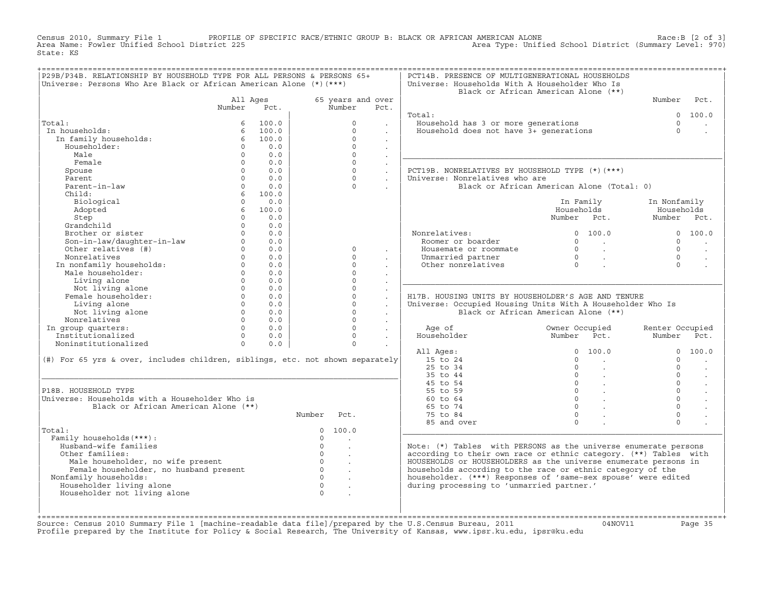Census 2010, Summary File 1 PROFILE OF SPECIFIC RACE/ETHNIC GROUP B: BLACK OR AFRICAN AMERICAN ALONE Race:B [2 of 3]
Area Name: Fowler Unified School District 225 Area Type: Unified School District (Summary Level: 970)
State: KS

## P29B/P34B. RELATIONSHIP BY HOUSEHOLD TYPE FOR ALL PERSONS & PERSONS 65+

Universe: Persons Who Are Black or African American Alone (*)(***)

| | All Ages Number | All Ages Pct. | 65 years and over Number | 65 years and over Pct. |
|---|---|---|---|---|
| Total: | 6 | 100.0 | 0 | . |
| In households: | 6 | 100.0 | 0 | . |
| In family households: | 6 | 100.0 | 0 | . |
| Householder: | 0 | 0.0 | 0 | . |
| Male | 0 | 0.0 | 0 | . |
| Female | 0 | 0.0 | 0 | . |
| Spouse | 0 | 0.0 | 0 | . |
| Parent | 0 | 0.0 | 0 | . |
| Parent-in-law | 0 | 0.0 | 0 | . |
| Child: | 6 | 100.0 | | |
| Biological | 0 | 0.0 | | |
| Adopted | 6 | 100.0 | | |
| Step | 0 | 0.0 | | |
| Grandchild | 0 | 0.0 | | |
| Brother or sister | 0 | 0.0 | | |
| Son-in-law/daughter-in-law | 0 | 0.0 | | |
| Other relatives (#) | 0 | 0.0 | 0 | . |
| Nonrelatives | 0 | 0.0 | 0 | . |
| In nonfamily households: | 0 | 0.0 | 0 | . |
| Male householder: | 0 | 0.0 | 0 | . |
| Living alone | 0 | 0.0 | 0 | . |
| Not living alone | 0 | 0.0 | 0 | . |
| Female householder: | 0 | 0.0 | 0 | . |
| Living alone | 0 | 0.0 | 0 | . |
| Not living alone | 0 | 0.0 | 0 | . |
| Nonrelatives | 0 | 0.0 | 0 | . |
| In group quarters: | 0 | 0.0 | 0 | . |
| Institutionalized | 0 | 0.0 | 0 | . |
| Noninstitutionalized | 0 | 0.0 | 0 | . |

(#) For 65 yrs & over, includes children, siblings, etc. not shown separately

## P18B. HOUSEHOLD TYPE

Universe: Households with a Householder Who is Black or African American Alone (**)

| | Number | Pct. |
|---|---|---|
| Total: | 0 | 100.0 |
| Family households(***): | 0 | . |
| Husband-wife families | 0 | . |
| Other families: | 0 | . |
| Male householder, no wife present | 0 | . |
| Female householder, no husband present | 0 | . |
| Nonfamily households: | 0 | . |
| Householder living alone | 0 | . |
| Householder not living alone | 0 | . |

## PCT14B. PRESENCE OF MULTIGENERATIONAL HOUSEHOLDS

Universe: Households With A Householder Who Is Black or African American Alone (**)

| | Number | Pct. |
|---|---|---|
| Total: | 0 | 100.0 |
| Household has 3 or more generations | 0 | . |
| Household does not have 3+ generations | 0 | . |

## PCT19B. NONRELATIVES BY HOUSEHOLD TYPE (*)(***)

Universe: Nonrelatives who are Black or African American Alone (Total: 0)

| | In Family Households Number | In Family Households Pct. | In Nonfamily Households Number | In Nonfamily Households Pct. |
|---|---|---|---|---|
| Nonrelatives: | 0 | 100.0 | 0 | 100.0 |
| Roomer or boarder | 0 | . | 0 | . |
| Housemate or roommate | 0 | . | 0 | . |
| Unmarried partner | 0 | . | 0 | . |
| Other nonrelatives | 0 | . | 0 | . |

## H17B. HOUSING UNITS BY HOUSEHOLDER'S AGE AND TENURE

Universe: Occupied Housing Units With A Householder Who Is Black or African American Alone (**)

| Age of Householder | Owner Occupied Number | Owner Occupied Pct. | Renter Occupied Number | Renter Occupied Pct. |
|---|---|---|---|---|
| All Ages: | 0 | 100.0 | 0 | 100.0 |
| 15 to 24 | 0 | . | 0 | . |
| 25 to 34 | 0 | . | 0 | . |
| 35 to 44 | 0 | . | 0 | . |
| 45 to 54 | 0 | . | 0 | . |
| 55 to 59 | 0 | . | 0 | . |
| 60 to 64 | 0 | . | 0 | . |
| 65 to 74 | 0 | . | 0 | . |
| 75 to 84 | 0 | . | 0 | . |
| 85 and over | 0 | . | 0 | . |

Note: (*) Tables with PERSONS as the universe enumerate persons according to their own race or ethnic category. (**) Tables with HOUSEHOLDS or HOUSEHOLDERS as the universe enumerate persons in households according to the race or ethnic category of the householder. (***) Responses of 'same-sex spouse' were edited during processing to 'unmarried partner.'

Source: Census 2010 Summary File 1 [machine-readable data file]/prepared by the U.S.Census Bureau, 2011 04NOV11
Profile prepared by the Institute for Policy & Social Research, The University of Kansas, www.ipsr.ku.edu, ipsr@ku.edu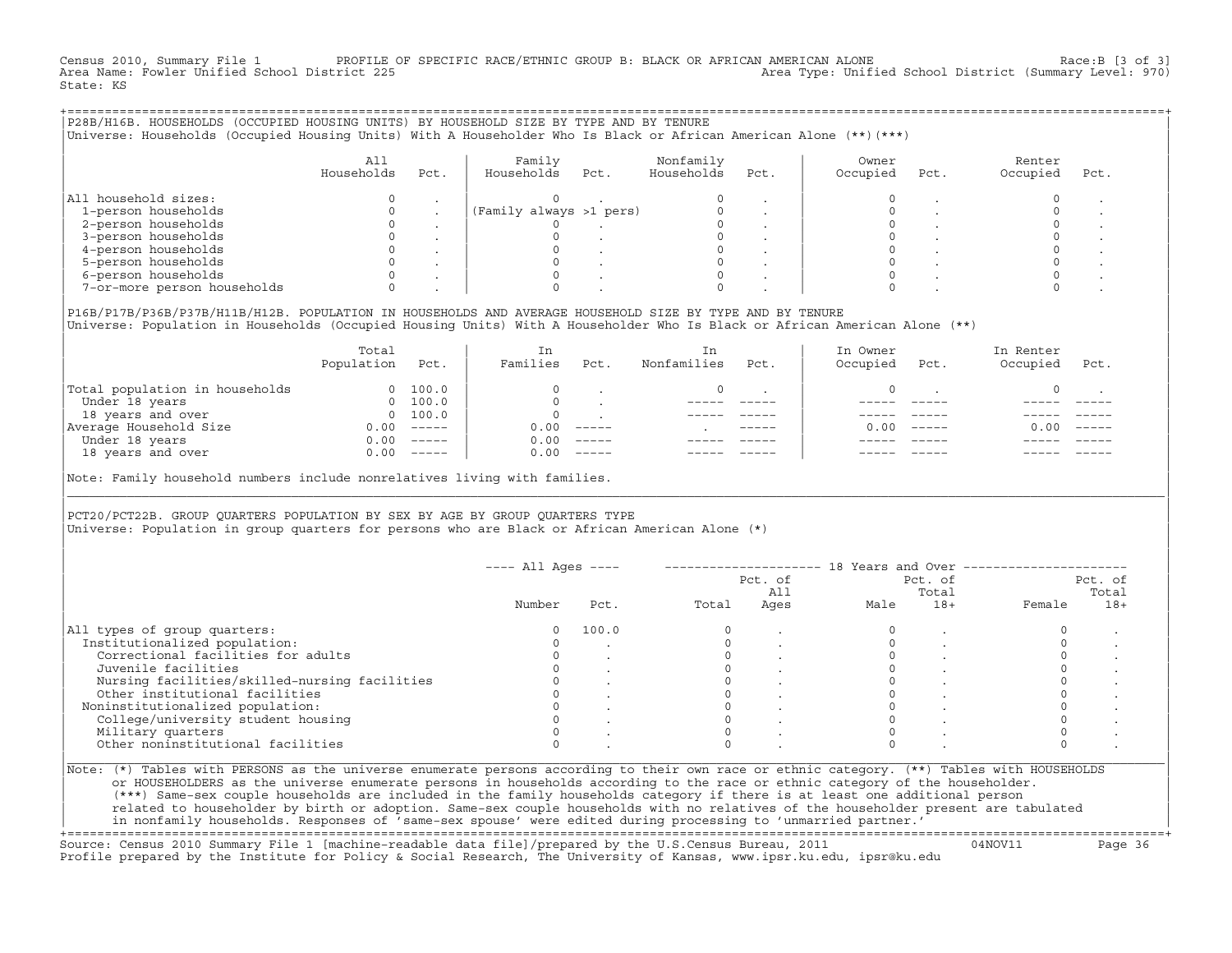Census 2010, Summary File 1 PROFILE OF SPECIFIC RACE/ETHNIC GROUP B: BLACK OR AFRICAN AMERICAN ALONE Race:B [3 of 3]
Area Name: Fowler Unified School District 225 Area Type: Unified School District (Summary Level: 970)
State: KS

## P28B/H16B. HOUSEHOLDS (OCCUPIED HOUSING UNITS) BY HOUSEHOLD SIZE BY TYPE AND BY TENURE

Universe: Households (Occupied Housing Units) With A Householder Who Is Black or African American Alone (**)(***)

| | All Households | Pct. | Family Households | Pct. | Nonfamily Households | Pct. | Owner Occupied | Pct. | Renter Occupied | Pct. |
|---|---|---|---|---|---|---|---|---|---|---|
| All household sizes: | 0 | . | 0 | . | 0 | . | 0 | . | 0 | . |
| 1-person households | 0 | . | (Family always >1 pers) | | 0 | . | 0 | . | 0 | . |
| 2-person households | 0 | . | 0 | . | 0 | . | 0 | . | 0 | . |
| 3-person households | 0 | . | 0 | . | 0 | . | 0 | . | 0 | . |
| 4-person households | 0 | . | 0 | . | 0 | . | 0 | . | 0 | . |
| 5-person households | 0 | . | 0 | . | 0 | . | 0 | . | 0 | . |
| 6-person households | 0 | . | 0 | . | 0 | . | 0 | . | 0 | . |
| 7-or-more person households | 0 | . | 0 | . | 0 | . | 0 | . | 0 | . |

## P16B/P17B/P36B/P37B/H11B/H12B. POPULATION IN HOUSEHOLDS AND AVERAGE HOUSEHOLD SIZE BY TYPE AND BY TENURE

Universe: Population in Households (Occupied Housing Units) With A Householder Who Is Black or African American Alone (**)

| | Total Population | Pct. | In Families | Pct. | In Nonfamilies | Pct. | In Owner Occupied | Pct. | In Renter Occupied | Pct. |
|---|---|---|---|---|---|---|---|---|---|---|
| Total population in households | 0 | 100.0 | 0 | . | 0 | . | 0 | . | 0 | . |
| Under 18 years | 0 | 100.0 | 0 | . | ----- | ----- | ----- | ----- | ----- | ----- |
| 18 years and over | 0 | 100.0 | 0 | . | ----- | ----- | ----- | ----- | ----- | ----- |
| Average Household Size | 0.00 | ----- | 0.00 | ----- | . | ----- | 0.00 | ----- | 0.00 | ----- |
| Under 18 years | 0.00 | ----- | 0.00 | ----- | ----- | ----- | ----- | ----- | ----- | ----- |
| 18 years and over | 0.00 | ----- | 0.00 | ----- | ----- | ----- | ----- | ----- | ----- | ----- |

Note: Family household numbers include nonrelatives living with families.

## PCT20/PCT22B. GROUP QUARTERS POPULATION BY SEX BY AGE BY GROUP QUARTERS TYPE

Universe: Population in group quarters for persons who are Black or African American Alone (*)

| | All Ages | | 18 Years and Over | | | | | |
|---|---|---|---|---|---|---|---|---|
| | Number | Pct. | Total | Pct. of All Ages | Male | Pct. of Total 18+ | Female | Pct. of Total 18+ |
| All types of group quarters: | 0 | 100.0 | 0 | . | 0 | . | 0 | . |
| Institutionalized population: | 0 | . | 0 | . | 0 | . | 0 | . |
| Correctional facilities for adults | 0 | . | 0 | . | 0 | . | 0 | . |
| Juvenile facilities | 0 | . | 0 | . | 0 | . | 0 | . |
| Nursing facilities/skilled-nursing facilities | 0 | . | 0 | . | 0 | . | 0 | . |
| Other institutional facilities | 0 | . | 0 | . | 0 | . | 0 | . |
| Noninstitutionalized population: | 0 | . | 0 | . | 0 | . | 0 | . |
| College/university student housing | 0 | . | 0 | . | 0 | . | 0 | . |
| Military quarters | 0 | . | 0 | . | 0 | . | 0 | . |
| Other noninstitutional facilities | 0 | . | 0 | . | 0 | . | 0 | . |

Note: (*) Tables with PERSONS as the universe enumerate persons according to their own race or ethnic category. (**) Tables with HOUSEHOLDS or HOUSEHOLDERS as the universe enumerate persons in households according to the race or ethnic category of the householder. (***) Same-sex couple households are included in the family households category if there is at least one additional person related to householder by birth or adoption. Same-sex couple households with no relatives of the householder present are tabulated in nonfamily households. Responses of 'same-sex spouse' were edited during processing to 'unmarried partner.'

Source: Census 2010 Summary File 1 [machine-readable data file]/prepared by the U.S.Census Bureau, 2011 04NOV11
Profile prepared by the Institute for Policy & Social Research, The University of Kansas, www.ipsr.ku.edu, ipsr@ku.edu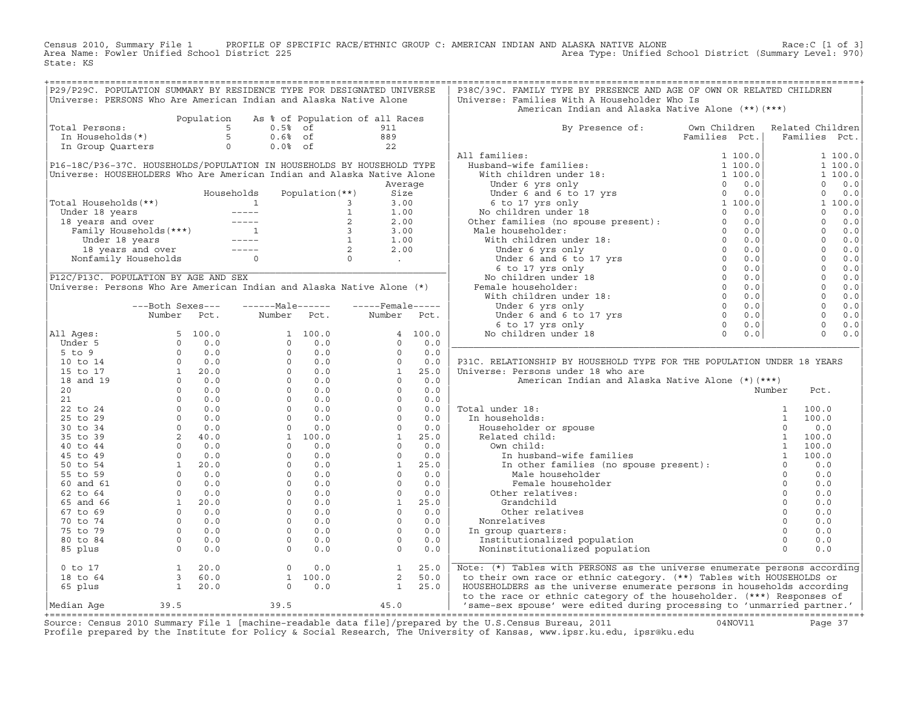Census 2010, Summary File 1 PROFILE OF SPECIFIC RACE/ETHNIC GROUP C: AMERICAN INDIAN AND ALASKA NATIVE ALONE Race:C [1 of 3]
Area Name: Fowler Unified School District 225 Area Type: Unified School District (Summary Level: 970)
State: KS

## P29/P29C. POPULATION SUMMARY BY RESIDENCE TYPE FOR DESIGNATED UNIVERSE

Universe: PERSONS Who Are American Indian and Alaska Native Alone

| | Population | As % of Population of all Races | |
|---|---|---|---|
| Total Persons: | 5 | 0.5% of | 911 |
| In Households(*) | 5 | 0.6% of | 889 |
| In Group Quarters | 0 | 0.0% of | 22 |

## P16-18C/P36-37C. HOUSEHOLDS/POPULATION IN HOUSEHOLDS BY HOUSEHOLD TYPE

Universe: HOUSEHOLDERS Who Are American Indian and Alaska Native Alone

| | Households | Population(**) | Average Size |
|---|---|---|---|
| Total Households(**) | 1 | 3 | 3.00 |
| Under 18 years | ----- | 1 | 1.00 |
| 18 years and over | ----- | 2 | 2.00 |
| Family Households(***) | 1 | 3 | 3.00 |
| Under 18 years | ----- | 1 | 1.00 |
| 18 years and over | ----- | 2 | 2.00 |
| Nonfamily Households | 0 | 0 | . |

## P12C/P13C. POPULATION BY AGE AND SEX

Universe: Persons Who Are American Indian and Alaska Native Alone (*)

| | Both Sexes Number | Both Sexes Pct. | Male Number | Male Pct. | Female Number | Female Pct. |
|---|---|---|---|---|---|---|
| All Ages: | 5 | 100.0 | 1 | 100.0 | 4 | 100.0 |
| Under 5 | 0 | 0.0 | 0 | 0.0 | 0 | 0.0 |
| 5 to 9 | 0 | 0.0 | 0 | 0.0 | 0 | 0.0 |
| 10 to 14 | 0 | 0.0 | 0 | 0.0 | 0 | 0.0 |
| 15 to 17 | 1 | 20.0 | 0 | 0.0 | 1 | 25.0 |
| 18 and 19 | 0 | 0.0 | 0 | 0.0 | 0 | 0.0 |
| 20 | 0 | 0.0 | 0 | 0.0 | 0 | 0.0 |
| 21 | 0 | 0.0 | 0 | 0.0 | 0 | 0.0 |
| 22 to 24 | 0 | 0.0 | 0 | 0.0 | 0 | 0.0 |
| 25 to 29 | 0 | 0.0 | 0 | 0.0 | 0 | 0.0 |
| 30 to 34 | 0 | 0.0 | 0 | 0.0 | 0 | 0.0 |
| 35 to 39 | 2 | 40.0 | 1 | 100.0 | 1 | 25.0 |
| 40 to 44 | 0 | 0.0 | 0 | 0.0 | 0 | 0.0 |
| 45 to 49 | 0 | 0.0 | 0 | 0.0 | 0 | 0.0 |
| 50 to 54 | 1 | 20.0 | 0 | 0.0 | 1 | 25.0 |
| 55 to 59 | 0 | 0.0 | 0 | 0.0 | 0 | 0.0 |
| 60 and 61 | 0 | 0.0 | 0 | 0.0 | 0 | 0.0 |
| 62 to 64 | 0 | 0.0 | 0 | 0.0 | 0 | 0.0 |
| 65 and 66 | 1 | 20.0 | 0 | 0.0 | 1 | 25.0 |
| 67 to 69 | 0 | 0.0 | 0 | 0.0 | 0 | 0.0 |
| 70 to 74 | 0 | 0.0 | 0 | 0.0 | 0 | 0.0 |
| 75 to 79 | 0 | 0.0 | 0 | 0.0 | 0 | 0.0 |
| 80 to 84 | 0 | 0.0 | 0 | 0.0 | 0 | 0.0 |
| 85 plus | 0 | 0.0 | 0 | 0.0 | 0 | 0.0 |
| 0 to 17 | 1 | 20.0 | 0 | 0.0 | 1 | 25.0 |
| 18 to 64 | 3 | 60.0 | 1 | 100.0 | 2 | 50.0 |
| 65 plus | 1 | 20.0 | 0 | 0.0 | 1 | 25.0 |
| Median Age | 39.5 | | 39.5 | | 45.0 | |

## P38C/39C. FAMILY TYPE BY PRESENCE AND AGE OF OWN OR RELATED CHILDREN

Universe: Families With A Householder Who Is American Indian and Alaska Native Alone (**)(***)

| By Presence of: | Own Children Families | Own Children Pct. | Related Children Families | Related Children Pct. |
|---|---|---|---|---|
| All families: | 1 | 100.0 | 1 | 100.0 |
| Husband-wife families: | 1 | 100.0 | 1 | 100.0 |
| With children under 18: | 1 | 100.0 | 1 | 100.0 |
| Under 6 yrs only | 0 | 0.0 | 0 | 0.0 |
| Under 6 and 6 to 17 yrs | 0 | 0.0 | 0 | 0.0 |
| 6 to 17 yrs only | 1 | 100.0 | 1 | 100.0 |
| No children under 18 | 0 | 0.0 | 0 | 0.0 |
| Other families (no spouse present): | 0 | 0.0 | 0 | 0.0 |
| Male householder: | 0 | 0.0 | 0 | 0.0 |
| With children under 18: | 0 | 0.0 | 0 | 0.0 |
| Under 6 yrs only | 0 | 0.0 | 0 | 0.0 |
| Under 6 and 6 to 17 yrs | 0 | 0.0 | 0 | 0.0 |
| 6 to 17 yrs only | 0 | 0.0 | 0 | 0.0 |
| No children under 18 | 0 | 0.0 | 0 | 0.0 |
| Female householder: | 0 | 0.0 | 0 | 0.0 |
| With children under 18: | 0 | 0.0 | 0 | 0.0 |
| Under 6 yrs only | 0 | 0.0 | 0 | 0.0 |
| Under 6 and 6 to 17 yrs | 0 | 0.0 | 0 | 0.0 |
| 6 to 17 yrs only | 0 | 0.0 | 0 | 0.0 |
| No children under 18 | 0 | 0.0 | 0 | 0.0 |

## P31C. RELATIONSHIP BY HOUSEHOLD TYPE FOR THE POPULATION UNDER 18 YEARS

Universe: Persons under 18 who are American Indian and Alaska Native Alone (*)(***)

| | Number | Pct. |
|---|---|---|
| Total under 18: | 1 | 100.0 |
| In households: | 1 | 100.0 |
| Householder or spouse | 0 | 0.0 |
| Related child: | 1 | 100.0 |
| Own child: | 1 | 100.0 |
| In husband-wife families | 1 | 100.0 |
| In other families (no spouse present): | 0 | 0.0 |
| Male householder | 0 | 0.0 |
| Female householder | 0 | 0.0 |
| Other relatives: | 0 | 0.0 |
| Grandchild | 0 | 0.0 |
| Other relatives | 0 | 0.0 |
| Nonrelatives | 0 | 0.0 |
| In group quarters: | 0 | 0.0 |
| Institutionalized population | 0 | 0.0 |
| Noninstitutionalized population | 0 | 0.0 |

Note: (*) Tables with PERSONS as the universe enumerate persons according to their own race or ethnic category. (**) Tables with HOUSEHOLDS or HOUSEHOLDERS as the universe enumerate persons in households according to the race or ethnic category of the householder. (***) Responses of 'same-sex spouse' were edited during processing to 'unmarried partner.'

Source: Census 2010 Summary File 1 [machine-readable data file]/prepared by the U.S.Census Bureau, 2011 04NOV11
Profile prepared by the Institute for Policy & Social Research, The University of Kansas, www.ipsr.ku.edu, ipsr@ku.edu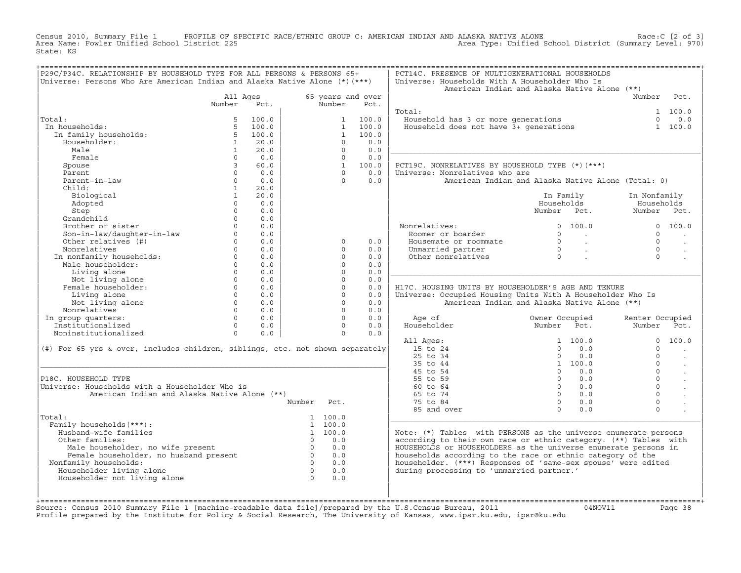Census 2010, Summary File 1 PROFILE OF SPECIFIC RACE/ETHNIC GROUP C: AMERICAN INDIAN AND ALASKA NATIVE ALONE Race:C [2 of 3]
Area Name: Fowler Unified School District 225 Area Type: Unified School District (Summary Level: 970)
State: KS

## P29C/P34C. RELATIONSHIP BY HOUSEHOLD TYPE FOR ALL PERSONS & PERSONS 65+

Universe: Persons Who Are American Indian and Alaska Native Alone (*)(***)

| | All Ages Number | All Ages Pct. | 65 years and over Number | 65 years and over Pct. |
|---|---|---|---|---|
| Total: | 5 | 100.0 | 1 | 100.0 |
| In households: | 5 | 100.0 | 1 | 100.0 |
| In family households: | 5 | 100.0 | 1 | 100.0 |
| Householder: | 1 | 20.0 | 0 | 0.0 |
| Male | 1 | 20.0 | 0 | 0.0 |
| Female | 0 | 0.0 | 0 | 0.0 |
| Spouse | 3 | 60.0 | 1 | 100.0 |
| Parent | 0 | 0.0 | 0 | 0.0 |
| Parent-in-law | 0 | 0.0 | 0 | 0.0 |
| Child: | 1 | 20.0 | | |
| Biological | 1 | 20.0 | | |
| Adopted | 0 | 0.0 | | |
| Step | 0 | 0.0 | | |
| Grandchild | 0 | 0.0 | | |
| Brother or sister | 0 | 0.0 | | |
| Son-in-law/daughter-in-law | 0 | 0.0 | | |
| Other relatives (#) | 0 | 0.0 | 0 | 0.0 |
| Nonrelatives | 0 | 0.0 | 0 | 0.0 |
| In nonfamily households: | 0 | 0.0 | 0 | 0.0 |
| Male householder: | 0 | 0.0 | 0 | 0.0 |
| Living alone | 0 | 0.0 | 0 | 0.0 |
| Not living alone | 0 | 0.0 | 0 | 0.0 |
| Female householder: | 0 | 0.0 | 0 | 0.0 |
| Living alone | 0 | 0.0 | 0 | 0.0 |
| Not living alone | 0 | 0.0 | 0 | 0.0 |
| Nonrelatives | 0 | 0.0 | 0 | 0.0 |
| In group quarters: | 0 | 0.0 | 0 | 0.0 |
| Institutionalized | 0 | 0.0 | 0 | 0.0 |
| Noninstitutionalized | 0 | 0.0 | 0 | 0.0 |

(#) For 65 yrs & over, includes children, siblings, etc. not shown separately

## P18C. HOUSEHOLD TYPE

Universe: Households with a Householder Who is American Indian and Alaska Native Alone (**)

| | Number | Pct. |
|---|---|---|
| Total: | 1 | 100.0 |
| Family households(***): | 1 | 100.0 |
| Husband-wife families | 1 | 100.0 |
| Other families: | 0 | 0.0 |
| Male householder, no wife present | 0 | 0.0 |
| Female householder, no husband present | 0 | 0.0 |
| Nonfamily households: | 0 | 0.0 |
| Householder living alone | 0 | 0.0 |
| Householder not living alone | 0 | 0.0 |

## PCT14C. PRESENCE OF MULTIGENERATIONAL HOUSEHOLDS

Universe: Households With A Householder Who Is American Indian and Alaska Native Alone (**)

| | Number | Pct. |
|---|---|---|
| Total: | 1 | 100.0 |
| Household has 3 or more generations | 0 | 0.0 |
| Household does not have 3+ generations | 1 | 100.0 |

## PCT19C. NONRELATIVES BY HOUSEHOLD TYPE (*)(***)

Universe: Nonrelatives who are American Indian and Alaska Native Alone (Total: 0)

| | In Family Households Number | In Family Households Pct. | In Nonfamily Households Number | In Nonfamily Households Pct. |
|---|---|---|---|---|
| Nonrelatives: | 0 | 100.0 | 0 | 100.0 |
| Roomer or boarder | 0 | . | 0 | . |
| Housemate or roommate | 0 | . | 0 | . |
| Unmarried partner | 0 | . | 0 | . |
| Other nonrelatives | 0 | . | 0 | . |

## H17C. HOUSING UNITS BY HOUSEHOLDER'S AGE AND TENURE

Universe: Occupied Housing Units With A Householder Who Is American Indian and Alaska Native Alone (**)

| Age of Householder | Owner Occupied Number | Owner Occupied Pct. | Renter Occupied Number | Renter Occupied Pct. |
|---|---|---|---|---|
| All Ages: | 1 | 100.0 | 0 | 100.0 |
| 15 to 24 | 0 | 0.0 | 0 | . |
| 25 to 34 | 0 | 0.0 | 0 | . |
| 35 to 44 | 1 | 100.0 | 0 | . |
| 45 to 54 | 0 | 0.0 | 0 | . |
| 55 to 59 | 0 | 0.0 | 0 | . |
| 60 to 64 | 0 | 0.0 | 0 | . |
| 65 to 74 | 0 | 0.0 | 0 | . |
| 75 to 84 | 0 | 0.0 | 0 | . |
| 85 and over | 0 | 0.0 | 0 | . |

Note: (*) Tables with PERSONS as the universe enumerate persons according to their own race or ethnic category. (**) Tables with HOUSEHOLDS or HOUSEHOLDERS as the universe enumerate persons in households according to the race or ethnic category of the householder. (***) Responses of 'same-sex spouse' were edited during processing to 'unmarried partner.'

Source: Census 2010 Summary File 1 [machine-readable data file]/prepared by the U.S.Census Bureau, 2011 04NOV11
Profile prepared by the Institute for Policy & Social Research, The University of Kansas, www.ipsr.ku.edu, ipsr@ku.edu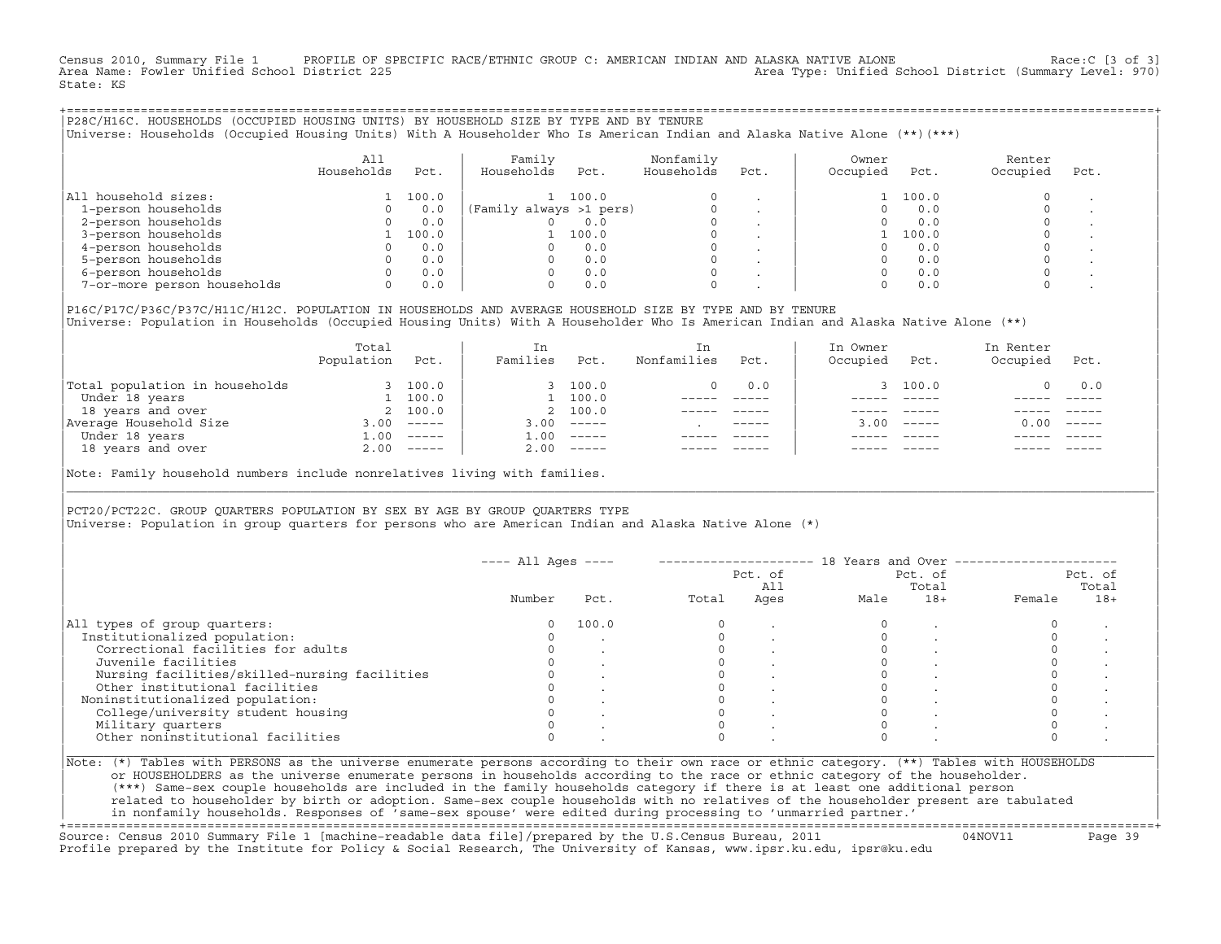Census 2010, Summary File 1 PROFILE OF SPECIFIC RACE/ETHNIC GROUP C: AMERICAN INDIAN AND ALASKA NATIVE ALONE Race:C [3 of 3]
Area Name: Fowler Unified School District 225 Area Type: Unified School District (Summary Level: 970)
State: KS

## P28C/H16C. HOUSEHOLDS (OCCUPIED HOUSING UNITS) BY HOUSEHOLD SIZE BY TYPE AND BY TENURE

Universe: Households (Occupied Housing Units) With A Householder Who Is American Indian and Alaska Native Alone (**)(***)

| | All Households | Pct. | Family Households | Pct. | Nonfamily Households | Pct. | Owner Occupied | Pct. | Renter Occupied | Pct. |
|---|---|---|---|---|---|---|---|---|---|---|
| All household sizes: | 1 | 100.0 | 1 | 100.0 | 0 | . | 1 | 100.0 | 0 | . |
| 1-person households | 0 | 0.0 | (Family always >1 pers) | | 0 | . | 0 | 0.0 | 0 | . |
| 2-person households | 0 | 0.0 | 0 | 0.0 | 0 | . | 0 | 0.0 | 0 | . |
| 3-person households | 1 | 100.0 | 1 | 100.0 | 0 | . | 1 | 100.0 | 0 | . |
| 4-person households | 0 | 0.0 | 0 | 0.0 | 0 | . | 0 | 0.0 | 0 | . |
| 5-person households | 0 | 0.0 | 0 | 0.0 | 0 | . | 0 | 0.0 | 0 | . |
| 6-person households | 0 | 0.0 | 0 | 0.0 | 0 | . | 0 | 0.0 | 0 | . |
| 7-or-more person households | 0 | 0.0 | 0 | 0.0 | 0 | . | 0 | 0.0 | 0 | . |

## P16C/P17C/P36C/P37C/H11C/H12C. POPULATION IN HOUSEHOLDS AND AVERAGE HOUSEHOLD SIZE BY TYPE AND BY TENURE

Universe: Population in Households (Occupied Housing Units) With A Householder Who Is American Indian and Alaska Native Alone (**)

| | Total Population | Pct. | In Families | Pct. | In Nonfamilies | Pct. | In Owner Occupied | Pct. | In Renter Occupied | Pct. |
|---|---|---|---|---|---|---|---|---|---|---|
| Total population in households | 3 | 100.0 | 3 | 100.0 | 0 | 0.0 | 3 | 100.0 | 0 | 0.0 |
| Under 18 years | 1 | 100.0 | 1 | 100.0 | ----- | ----- | ----- | ----- | ----- | ----- |
| 18 years and over | 2 | 100.0 | 2 | 100.0 | ----- | ----- | ----- | ----- | ----- | ----- |
| Average Household Size | 3.00 | ----- | 3.00 | ----- | . | ----- | 3.00 | ----- | 0.00 | ----- |
| Under 18 years | 1.00 | ----- | 1.00 | ----- | ----- | ----- | ----- | ----- | ----- | ----- |
| 18 years and over | 2.00 | ----- | 2.00 | ----- | ----- | ----- | ----- | ----- | ----- | ----- |

Note: Family household numbers include nonrelatives living with families.

## PCT20/PCT22C. GROUP QUARTERS POPULATION BY SEX BY AGE BY GROUP QUARTERS TYPE

Universe: Population in group quarters for persons who are American Indian and Alaska Native Alone (*)

| | All Ages | | 18 Years and Over | | | | | |
|---|---|---|---|---|---|---|---|---|
| | Number | Pct. | Total | Pct. of All Ages | Male | Pct. of Total 18+ | Female | Pct. of Total 18+ |
| All types of group quarters: | 0 | 100.0 | 0 | . | 0 | . | 0 | . |
| Institutionalized population: | 0 | . | 0 | . | 0 | . | 0 | . |
| Correctional facilities for adults | 0 | . | 0 | . | 0 | . | 0 | . |
| Juvenile facilities | 0 | . | 0 | . | 0 | . | 0 | . |
| Nursing facilities/skilled-nursing facilities | 0 | . | 0 | . | 0 | . | 0 | . |
| Other institutional facilities | 0 | . | 0 | . | 0 | . | 0 | . |
| Noninstitutionalized population: | 0 | . | 0 | . | 0 | . | 0 | . |
| College/university student housing | 0 | . | 0 | . | 0 | . | 0 | . |
| Military quarters | 0 | . | 0 | . | 0 | . | 0 | . |
| Other noninstitutional facilities | 0 | . | 0 | . | 0 | . | 0 | . |

Note: (*) Tables with PERSONS as the universe enumerate persons according to their own race or ethnic category. (**) Tables with HOUSEHOLDS or HOUSEHOLDERS as the universe enumerate persons in households according to the race or ethnic category of the householder. (***) Same-sex couple households are included in the family households category if there is at least one additional person related to householder by birth or adoption. Same-sex couple households with no relatives of the householder present are tabulated in nonfamily households. Responses of 'same-sex spouse' were edited during processing to 'unmarried partner.'

Source: Census 2010 Summary File 1 [machine-readable data file]/prepared by the U.S.Census Bureau, 2011 04NOV11
Profile prepared by the Institute for Policy & Social Research, The University of Kansas, www.ipsr.ku.edu, ipsr@ku.edu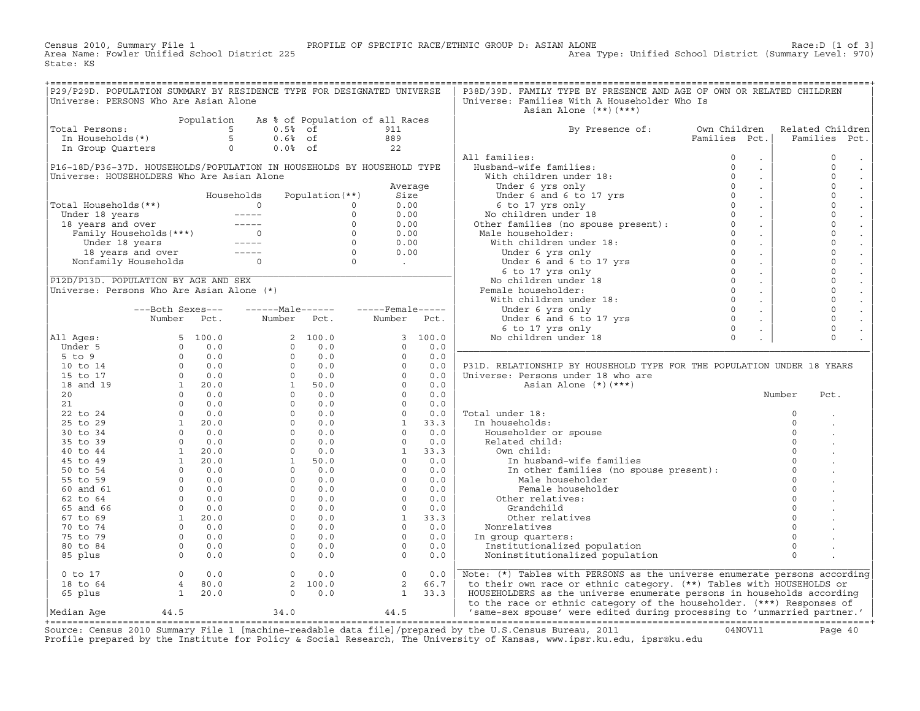Census 2010, Summary File 1 — PROFILE OF SPECIFIC RACE/ETHNIC GROUP D: ASIAN ALONE — Race:D [1 of 3]
Area Name: Fowler Unified School District 225 — Area Type: Unified School District (Summary Level: 970)
State: KS

## P29/P29D. POPULATION SUMMARY BY RESIDENCE TYPE FOR DESIGNATED UNIVERSE

Universe: PERSONS Who Are Asian Alone

| | Population | As % of Population of all Races | |
|---|---|---|---|
| Total Persons: | 5 | 0.5% of | 911 |
| In Households(*) | 5 | 0.6% of | 889 |
| In Group Quarters | 0 | 0.0% of | 22 |

## P16-18D/P36-37D. HOUSEHOLDS/POPULATION IN HOUSEHOLDS BY HOUSEHOLD TYPE

Universe: HOUSEHOLDERS Who Are Asian Alone

| | Households | Population(**) | Average Size |
|---|---|---|---|
| Total Households(**) | 0 | 0 | 0.00 |
| Under 18 years | ----- | 0 | 0.00 |
| 18 years and over | ----- | 0 | 0.00 |
| Family Households(***) | 0 | 0 | 0.00 |
| Under 18 years | ----- | 0 | 0.00 |
| 18 years and over | ----- | 0 | 0.00 |
| Nonfamily Households | 0 | 0 | . |

## P12D/P13D. POPULATION BY AGE AND SEX

Universe: Persons Who Are Asian Alone (*)

| | Both Sexes Number | Both Sexes Pct. | Male Number | Male Pct. | Female Number | Female Pct. |
|---|---|---|---|---|---|---|
| All Ages: | 5 | 100.0 | 2 | 100.0 | 3 | 100.0 |
| Under 5 | 0 | 0.0 | 0 | 0.0 | 0 | 0.0 |
| 5 to 9 | 0 | 0.0 | 0 | 0.0 | 0 | 0.0 |
| 10 to 14 | 0 | 0.0 | 0 | 0.0 | 0 | 0.0 |
| 15 to 17 | 0 | 0.0 | 0 | 0.0 | 0 | 0.0 |
| 18 and 19 | 1 | 20.0 | 1 | 50.0 | 0 | 0.0 |
| 20 | 0 | 0.0 | 0 | 0.0 | 0 | 0.0 |
| 21 | 0 | 0.0 | 0 | 0.0 | 0 | 0.0 |
| 22 to 24 | 0 | 0.0 | 0 | 0.0 | 0 | 0.0 |
| 25 to 29 | 1 | 20.0 | 0 | 0.0 | 1 | 33.3 |
| 30 to 34 | 0 | 0.0 | 0 | 0.0 | 0 | 0.0 |
| 35 to 39 | 0 | 0.0 | 0 | 0.0 | 0 | 0.0 |
| 40 to 44 | 1 | 20.0 | 0 | 0.0 | 1 | 33.3 |
| 45 to 49 | 1 | 20.0 | 1 | 50.0 | 0 | 0.0 |
| 50 to 54 | 0 | 0.0 | 0 | 0.0 | 0 | 0.0 |
| 55 to 59 | 0 | 0.0 | 0 | 0.0 | 0 | 0.0 |
| 60 and 61 | 0 | 0.0 | 0 | 0.0 | 0 | 0.0 |
| 62 to 64 | 0 | 0.0 | 0 | 0.0 | 0 | 0.0 |
| 65 and 66 | 0 | 0.0 | 0 | 0.0 | 0 | 0.0 |
| 67 to 69 | 1 | 20.0 | 0 | 0.0 | 1 | 33.3 |
| 70 to 74 | 0 | 0.0 | 0 | 0.0 | 0 | 0.0 |
| 75 to 79 | 0 | 0.0 | 0 | 0.0 | 0 | 0.0 |
| 80 to 84 | 0 | 0.0 | 0 | 0.0 | 0 | 0.0 |
| 85 plus | 0 | 0.0 | 0 | 0.0 | 0 | 0.0 |
| 0 to 17 | 0 | 0.0 | 0 | 0.0 | 0 | 0.0 |
| 18 to 64 | 4 | 80.0 | 2 | 100.0 | 2 | 66.7 |
| 65 plus | 1 | 20.0 | 0 | 0.0 | 1 | 33.3 |
| Median Age | 44.5 | | 34.0 | | 44.5 | |

## P38D/39D. FAMILY TYPE BY PRESENCE AND AGE OF OWN OR RELATED CHILDREN

Universe: Families With A Householder Who Is Asian Alone (**)(***)

| By Presence of: | Own Children Families | Own Children Pct. | Related Children Families | Related Children Pct. |
|---|---|---|---|---|
| All families: | 0 | . | 0 | . |
| Husband-wife families: | 0 | . | 0 | . |
| With children under 18: | 0 | . | 0 | . |
| Under 6 yrs only | 0 | . | 0 | . |
| Under 6 and 6 to 17 yrs | 0 | . | 0 | . |
| 6 to 17 yrs only | 0 | . | 0 | . |
| No children under 18 | 0 | . | 0 | . |
| Other families (no spouse present): | 0 | . | 0 | . |
| Male householder: | 0 | . | 0 | . |
| With children under 18: | 0 | . | 0 | . |
| Under 6 yrs only | 0 | . | 0 | . |
| Under 6 and 6 to 17 yrs | 0 | . | 0 | . |
| 6 to 17 yrs only | 0 | . | 0 | . |
| No children under 18 | 0 | . | 0 | . |
| Female householder: | 0 | . | 0 | . |
| With children under 18: | 0 | . | 0 | . |
| Under 6 yrs only | 0 | . | 0 | . |
| Under 6 and 6 to 17 yrs | 0 | . | 0 | . |
| 6 to 17 yrs only | 0 | . | 0 | . |
| No children under 18 | 0 | . | 0 | . |

## P31D. RELATIONSHIP BY HOUSEHOLD TYPE FOR THE POPULATION UNDER 18 YEARS

Universe: Persons under 18 who are Asian Alone (*)(***)

| | Number | Pct. |
|---|---|---|
| Total under 18: | 0 | . |
| In households: | 0 | . |
| Householder or spouse | 0 | . |
| Related child: | 0 | . |
| Own child: | 0 | . |
| In husband-wife families | 0 | . |
| In other families (no spouse present): | 0 | . |
| Male householder | 0 | . |
| Female householder | 0 | . |
| Other relatives: | 0 | . |
| Grandchild | 0 | . |
| Other relatives | 0 | . |
| Nonrelatives | 0 | . |
| In group quarters: | 0 | . |
| Institutionalized population | 0 | . |
| Noninstitutionalized population | 0 | . |

Note: (*) Tables with PERSONS as the universe enumerate persons according to their own race or ethnic category. (**) Tables with HOUSEHOLDS or HOUSEHOLDERS as the universe enumerate persons in households according to the race or ethnic category of the householder. (***) Responses of 'same-sex spouse' were edited during processing to 'unmarried partner.'

Source: Census 2010 Summary File 1 [machine-readable data file]/prepared by the U.S.Census Bureau, 2011 04NOV11
Profile prepared by the Institute for Policy & Social Research, The University of Kansas, www.ipsr.ku.edu, ipsr@ku.edu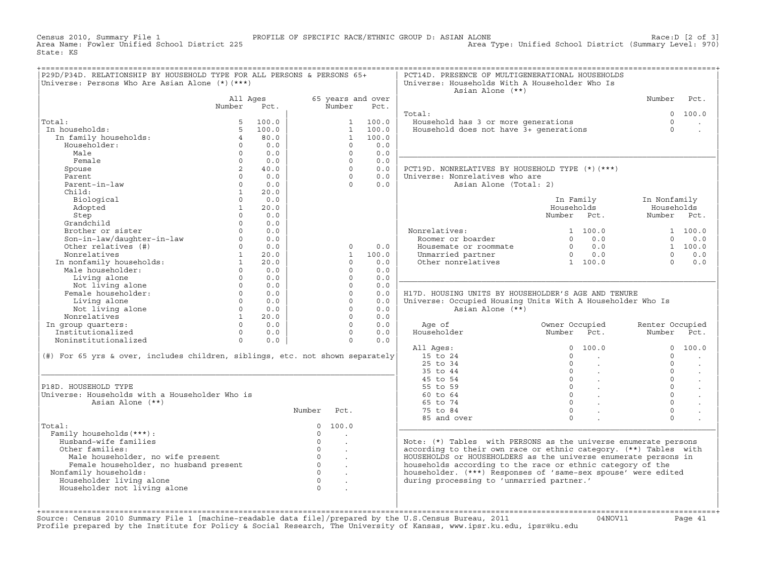Census 2010, Summary File 1 PROFILE OF SPECIFIC RACE/ETHNIC GROUP D: ASIAN ALONE Race:D [2 of 3]
Area Name: Fowler Unified School District 225 Area Type: Unified School District (Summary Level: 970)
State: KS

## P29D/P34D. RELATIONSHIP BY HOUSEHOLD TYPE FOR ALL PERSONS & PERSONS 65+

Universe: Persons Who Are Asian Alone (*)(***)

| | All Ages Number | All Ages Pct. | 65 years and over Number | 65 years and over Pct. |
|---|---|---|---|---|
| Total: | 5 | 100.0 | 1 | 100.0 |
| In households: | 5 | 100.0 | 1 | 100.0 |
| In family households: | 4 | 80.0 | 1 | 100.0 |
| Householder: | 0 | 0.0 | 0 | 0.0 |
| Male | 0 | 0.0 | 0 | 0.0 |
| Female | 0 | 0.0 | 0 | 0.0 |
| Spouse | 2 | 40.0 | 0 | 0.0 |
| Parent | 0 | 0.0 | 0 | 0.0 |
| Parent-in-law | 0 | 0.0 | 0 | 0.0 |
| Child: | 1 | 20.0 | | |
| Biological | 0 | 0.0 | | |
| Adopted | 1 | 20.0 | | |
| Step | 0 | 0.0 | | |
| Grandchild | 0 | 0.0 | | |
| Brother or sister | 0 | 0.0 | | |
| Son-in-law/daughter-in-law | 0 | 0.0 | | |
| Other relatives (#) | 0 | 0.0 | 0 | 0.0 |
| Nonrelatives | 1 | 20.0 | 1 | 100.0 |
| In nonfamily households: | 1 | 20.0 | 0 | 0.0 |
| Male householder: | 0 | 0.0 | 0 | 0.0 |
| Living alone | 0 | 0.0 | 0 | 0.0 |
| Not living alone | 0 | 0.0 | 0 | 0.0 |
| Female householder: | 0 | 0.0 | 0 | 0.0 |
| Living alone | 0 | 0.0 | 0 | 0.0 |
| Not living alone | 0 | 0.0 | 0 | 0.0 |
| Nonrelatives | 1 | 20.0 | 0 | 0.0 |
| In group quarters: | 0 | 0.0 | 0 | 0.0 |
| Institutionalized | 0 | 0.0 | 0 | 0.0 |
| Noninstitutionalized | 0 | 0.0 | 0 | 0.0 |

(#) For 65 yrs & over, includes children, siblings, etc. not shown separately

## P18D. HOUSEHOLD TYPE

Universe: Households with a Householder Who is Asian Alone (**)

| | Number | Pct. |
|---|---|---|
| Total: | 0 | 100.0 |
| Family households(***): | 0 | . |
| Husband-wife families | 0 | . |
| Other families: | 0 | . |
| Male householder, no wife present | 0 | . |
| Female householder, no husband present | 0 | . |
| Nonfamily households: | 0 | . |
| Householder living alone | 0 | . |
| Householder not living alone | 0 | . |

## PCT14D. PRESENCE OF MULTIGENERATIONAL HOUSEHOLDS

Universe: Households With A Householder Who Is Asian Alone (**)

| | Number | Pct. |
|---|---|---|
| Total: | 0 | 100.0 |
| Household has 3 or more generations | 0 | . |
| Household does not have 3+ generations | 0 | . |

## PCT19D. NONRELATIVES BY HOUSEHOLD TYPE (*)(***)

Universe: Nonrelatives who are Asian Alone (Total: 2)

| | In Family Households Number | In Family Households Pct. | In Nonfamily Households Number | In Nonfamily Households Pct. |
|---|---|---|---|---|
| Nonrelatives: | 1 | 100.0 | 1 | 100.0 |
| Roomer or boarder | 0 | 0.0 | 0 | 0.0 |
| Housemate or roommate | 0 | 0.0 | 1 | 100.0 |
| Unmarried partner | 0 | 0.0 | 0 | 0.0 |
| Other nonrelatives | 1 | 100.0 | 0 | 0.0 |

## H17D. HOUSING UNITS BY HOUSEHOLDER'S AGE AND TENURE

Universe: Occupied Housing Units With A Householder Who Is Asian Alone (**)

| Age of Householder | Owner Occupied Number | Owner Occupied Pct. | Renter Occupied Number | Renter Occupied Pct. |
|---|---|---|---|---|
| All Ages: | 0 | 100.0 | 0 | 100.0 |
| 15 to 24 | 0 | . | 0 | . |
| 25 to 34 | 0 | . | 0 | . |
| 35 to 44 | 0 | . | 0 | . |
| 45 to 54 | 0 | . | 0 | . |
| 55 to 59 | 0 | . | 0 | . |
| 60 to 64 | 0 | . | 0 | . |
| 65 to 74 | 0 | . | 0 | . |
| 75 to 84 | 0 | . | 0 | . |
| 85 and over | 0 | . | 0 | . |

Note: (*) Tables with PERSONS as the universe enumerate persons according to their own race or ethnic category. (**) Tables with HOUSEHOLDS or HOUSEHOLDERS as the universe enumerate persons in households according to the race or ethnic category of the householder. (***) Responses of 'same-sex spouse' were edited during processing to 'unmarried partner.'

Source: Census 2010 Summary File 1 [machine-readable data file]/prepared by the U.S.Census Bureau, 2011 04NOV11
Profile prepared by the Institute for Policy & Social Research, The University of Kansas, www.ipsr.ku.edu, ipsr@ku.edu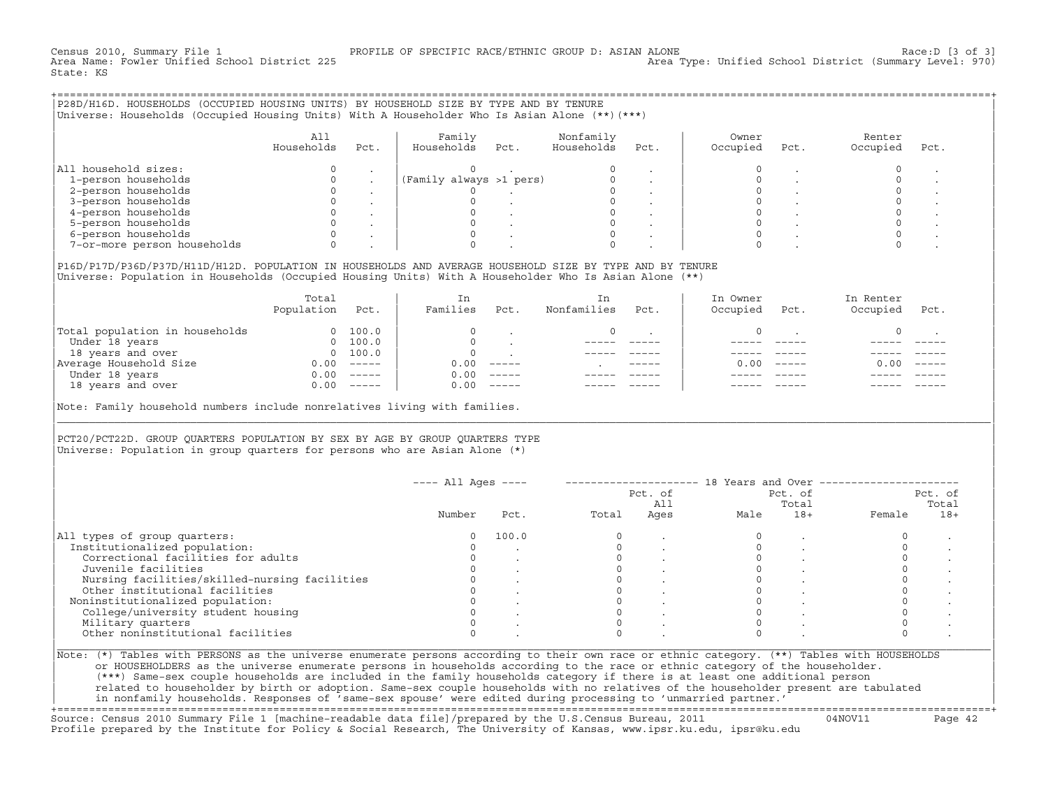Census 2010, Summary File 1 PROFILE OF SPECIFIC RACE/ETHNIC GROUP D: ASIAN ALONE Race:D [3 of 3]
Area Name: Fowler Unified School District 225 Area Type: Unified School District (Summary Level: 970)
State: KS

## P28D/H16D. HOUSEHOLDS (OCCUPIED HOUSING UNITS) BY HOUSEHOLD SIZE BY TYPE AND BY TENURE

Universe: Households (Occupied Housing Units) With A Householder Who Is Asian Alone (**)(***)

| | All Households | Pct. | Family Households | Pct. | Nonfamily Households | Pct. | Owner Occupied | Pct. | Renter Occupied | Pct. |
|---|---|---|---|---|---|---|---|---|---|---|
| All household sizes: | 0 | . | 0 | . | 0 | . | 0 | . | 0 | . |
| 1-person households | 0 | . | (Family always >1 pers) | | 0 | . | 0 | . | 0 | . |
| 2-person households | 0 | . | 0 | . | 0 | . | 0 | . | 0 | . |
| 3-person households | 0 | . | 0 | . | 0 | . | 0 | . | 0 | . |
| 4-person households | 0 | . | 0 | . | 0 | . | 0 | . | 0 | . |
| 5-person households | 0 | . | 0 | . | 0 | . | 0 | . | 0 | . |
| 6-person households | 0 | . | 0 | . | 0 | . | 0 | . | 0 | . |
| 7-or-more person households | 0 | . | 0 | . | 0 | . | 0 | . | 0 | . |

## P16D/P17D/P36D/P37D/H11D/H12D. POPULATION IN HOUSEHOLDS AND AVERAGE HOUSEHOLD SIZE BY TYPE AND BY TENURE

Universe: Population in Households (Occupied Housing Units) With A Householder Who Is Asian Alone (**)

| | Total Population | Pct. | In Families | Pct. | In Nonfamilies | Pct. | In Owner Occupied | Pct. | In Renter Occupied | Pct. |
|---|---|---|---|---|---|---|---|---|---|---|
| Total population in households | 0 | 100.0 | 0 | . | 0 | . | 0 | . | 0 | . |
| Under 18 years | 0 | 100.0 | 0 | . | ----- | ----- | ----- | ----- | ----- | ----- |
| 18 years and over | 0 | 100.0 | 0 | . | ----- | ----- | ----- | ----- | ----- | ----- |
| Average Household Size | 0.00 | ----- | 0.00 | ----- | . | ----- | 0.00 | ----- | 0.00 | ----- |
| Under 18 years | 0.00 | ----- | 0.00 | ----- | ----- | ----- | ----- | ----- | ----- | ----- |
| 18 years and over | 0.00 | ----- | 0.00 | ----- | ----- | ----- | ----- | ----- | ----- | ----- |

Note: Family household numbers include nonrelatives living with families.

## PCT20/PCT22D. GROUP QUARTERS POPULATION BY SEX BY AGE BY GROUP QUARTERS TYPE

Universe: Population in group quarters for persons who are Asian Alone (*)

| | All Ages | | 18 Years and Over | | | | | |
|---|---|---|---|---|---|---|---|---|
| | Number | Pct. | Total | Pct. of All Ages | Male | Pct. of Total 18+ | Female | Pct. of Total 18+ |
| All types of group quarters: | 0 | 100.0 | 0 | . | 0 | . | 0 | . |
| Institutionalized population: | 0 | . | 0 | . | 0 | . | 0 | . |
| Correctional facilities for adults | 0 | . | 0 | . | 0 | . | 0 | . |
| Juvenile facilities | 0 | . | 0 | . | 0 | . | 0 | . |
| Nursing facilities/skilled-nursing facilities | 0 | . | 0 | . | 0 | . | 0 | . |
| Other institutional facilities | 0 | . | 0 | . | 0 | . | 0 | . |
| Noninstitutionalized population: | 0 | . | 0 | . | 0 | . | 0 | . |
| College/university student housing | 0 | . | 0 | . | 0 | . | 0 | . |
| Military quarters | 0 | . | 0 | . | 0 | . | 0 | . |
| Other noninstitutional facilities | 0 | . | 0 | . | 0 | . | 0 | . |

Note: (*) Tables with PERSONS as the universe enumerate persons according to their own race or ethnic category. (**) Tables with HOUSEHOLDS or HOUSEHOLDERS as the universe enumerate persons in households according to the race or ethnic category of the householder. (***) Same-sex couple households are included in the family households category if there is at least one additional person related to householder by birth or adoption. Same-sex couple households with no relatives of the householder present are tabulated in nonfamily households. Responses of 'same-sex spouse' were edited during processing to 'unmarried partner.'

Source: Census 2010 Summary File 1 [machine-readable data file]/prepared by the U.S.Census Bureau, 2011 04NOV11
Profile prepared by the Institute for Policy & Social Research, The University of Kansas, www.ipsr.ku.edu, ipsr@ku.edu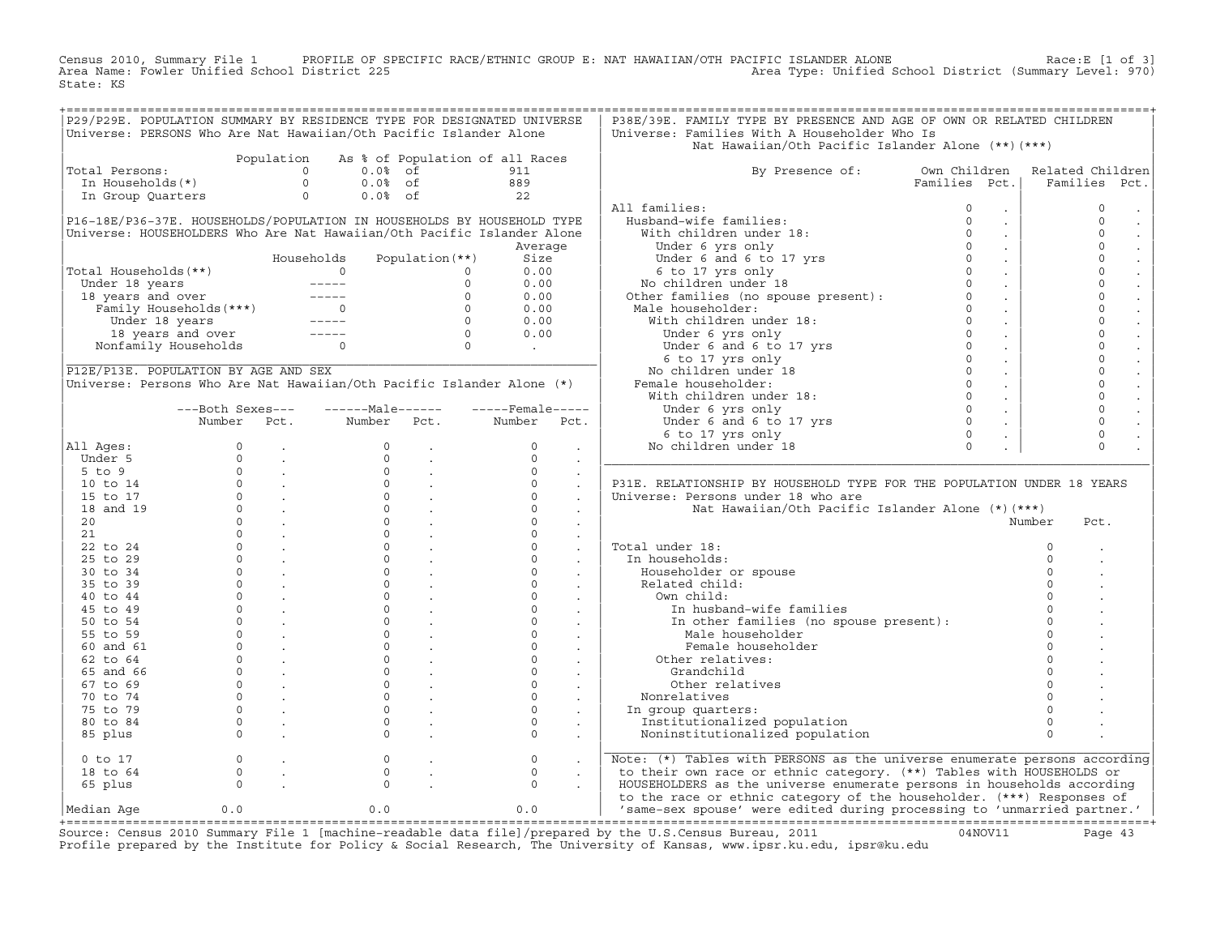Census 2010, Summary File 1 PROFILE OF SPECIFIC RACE/ETHNIC GROUP E: NAT HAWAIIAN/OTH PACIFIC ISLANDER ALONE Race:E [1 of 3]
Area Name: Fowler Unified School District 225 Area Type: Unified School District (Summary Level: 970)
State: KS

## P29/P29E. POPULATION SUMMARY BY RESIDENCE TYPE FOR DESIGNATED UNIVERSE

Universe: PERSONS Who Are Nat Hawaiian/Oth Pacific Islander Alone

| | Population | As % of Population of all Races | |
|---|---|---|---|
| Total Persons: | 0 | 0.0% of | 911 |
| In Households(*) | 0 | 0.0% of | 889 |
| In Group Quarters | 0 | 0.0% of | 22 |

## P16-18E/P36-37E. HOUSEHOLDS/POPULATION IN HOUSEHOLDS BY HOUSEHOLD TYPE

Universe: HOUSEHOLDERS Who Are Nat Hawaiian/Oth Pacific Islander Alone

| | Households | Population(**) | Average Size |
|---|---|---|---|
| Total Households(**) | 0 | 0 | 0.00 |
| Under 18 years | ----- | 0 | 0.00 |
| 18 years and over | ----- | 0 | 0.00 |
| Family Households(***) | 0 | 0 | 0.00 |
| Under 18 years | ----- | 0 | 0.00 |
| 18 years and over | ----- | 0 | 0.00 |
| Nonfamily Households | 0 | 0 | . |

## P12E/P13E. POPULATION BY AGE AND SEX

Universe: Persons Who Are Nat Hawaiian/Oth Pacific Islander Alone (*)

| | Both Sexes Number | Both Sexes Pct. | Male Number | Male Pct. | Female Number | Female Pct. |
|---|---|---|---|---|---|---|
| All Ages: | 0 | . | 0 | . | 0 | . |
| Under 5 | 0 | . | 0 | . | 0 | . |
| 5 to 9 | 0 | . | 0 | . | 0 | . |
| 10 to 14 | 0 | . | 0 | . | 0 | . |
| 15 to 17 | 0 | . | 0 | . | 0 | . |
| 18 and 19 | 0 | . | 0 | . | 0 | . |
| 20 | 0 | . | 0 | . | 0 | . |
| 21 | 0 | . | 0 | . | 0 | . |
| 22 to 24 | 0 | . | 0 | . | 0 | . |
| 25 to 29 | 0 | . | 0 | . | 0 | . |
| 30 to 34 | 0 | . | 0 | . | 0 | . |
| 35 to 39 | 0 | . | 0 | . | 0 | . |
| 40 to 44 | 0 | . | 0 | . | 0 | . |
| 45 to 49 | 0 | . | 0 | . | 0 | . |
| 50 to 54 | 0 | . | 0 | . | 0 | . |
| 55 to 59 | 0 | . | 0 | . | 0 | . |
| 60 and 61 | 0 | . | 0 | . | 0 | . |
| 62 to 64 | 0 | . | 0 | . | 0 | . |
| 65 and 66 | 0 | . | 0 | . | 0 | . |
| 67 to 69 | 0 | . | 0 | . | 0 | . |
| 70 to 74 | 0 | . | 0 | . | 0 | . |
| 75 to 79 | 0 | . | 0 | . | 0 | . |
| 80 to 84 | 0 | . | 0 | . | 0 | . |
| 85 plus | 0 | . | 0 | . | 0 | . |
| 0 to 17 | 0 | . | 0 | . | 0 | . |
| 18 to 64 | 0 | . | 0 | . | 0 | . |
| 65 plus | 0 | . | 0 | . | 0 | . |
| Median Age | 0.0 | | 0.0 | | 0.0 | |

## P38E/39E. FAMILY TYPE BY PRESENCE AND AGE OF OWN OR RELATED CHILDREN

Universe: Families With A Householder Who Is Nat Hawaiian/Oth Pacific Islander Alone (**)(***)

| By Presence of: | Own Children Families | Own Children Pct. | Related Children Families | Related Children Pct. |
|---|---|---|---|---|
| All families: | 0 | . | 0 | . |
| Husband-wife families: | 0 | . | 0 | . |
| With children under 18: | 0 | . | 0 | . |
| Under 6 yrs only | 0 | . | 0 | . |
| Under 6 and 6 to 17 yrs | 0 | . | 0 | . |
| 6 to 17 yrs only | 0 | . | 0 | . |
| No children under 18 | 0 | . | 0 | . |
| Other families (no spouse present): | 0 | . | 0 | . |
| Male householder: | 0 | . | 0 | . |
| With children under 18: | 0 | . | 0 | . |
| Under 6 yrs only | 0 | . | 0 | . |
| Under 6 and 6 to 17 yrs | 0 | . | 0 | . |
| 6 to 17 yrs only | 0 | . | 0 | . |
| No children under 18 | 0 | . | 0 | . |
| Female householder: | 0 | . | 0 | . |
| With children under 18: | 0 | . | 0 | . |
| Under 6 yrs only | 0 | . | 0 | . |
| Under 6 and 6 to 17 yrs | 0 | . | 0 | . |
| 6 to 17 yrs only | 0 | . | 0 | . |
| No children under 18 | 0 | . | 0 | . |

## P31E. RELATIONSHIP BY HOUSEHOLD TYPE FOR THE POPULATION UNDER 18 YEARS

Universe: Persons under 18 who are Nat Hawaiian/Oth Pacific Islander Alone (*)(***)

| | Number | Pct. |
|---|---|---|
| Total under 18: | 0 | . |
| In households: | 0 | . |
| Householder or spouse | 0 | . |
| Related child: | 0 | . |
| Own child: | 0 | . |
| In husband-wife families | 0 | . |
| In other families (no spouse present): | 0 | . |
| Male householder | 0 | . |
| Female householder | 0 | . |
| Other relatives: | 0 | . |
| Grandchild | 0 | . |
| Other relatives | 0 | . |
| Nonrelatives | 0 | . |
| In group quarters: | 0 | . |
| Institutionalized population | 0 | . |
| Noninstitutionalized population | 0 | . |

Note: (*) Tables with PERSONS as the universe enumerate persons according to their own race or ethnic category. (**) Tables with HOUSEHOLDS or HOUSEHOLDERS as the universe enumerate persons in households according to the race or ethnic category of the householder. (***) Responses of 'same-sex spouse' were edited during processing to 'unmarried partner.'

Source: Census 2010 Summary File 1 [machine-readable data file]/prepared by the U.S.Census Bureau, 2011 04NOV11
Profile prepared by the Institute for Policy & Social Research, The University of Kansas, www.ipsr.ku.edu, ipsr@ku.edu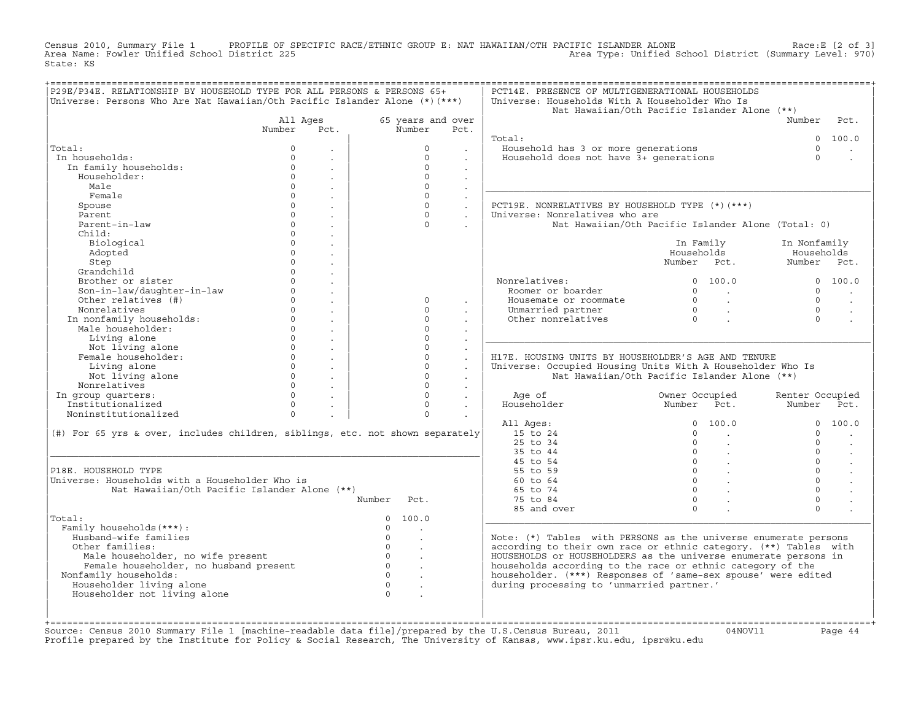Census 2010, Summary File 1 PROFILE OF SPECIFIC RACE/ETHNIC GROUP E: NAT HAWAIIAN/OTH PACIFIC ISLANDER ALONE Race:E [2 of 3]
Area Name: Fowler Unified School District 225 Area Type: Unified School District (Summary Level: 970)
State: KS

## P29E/P34E. RELATIONSHIP BY HOUSEHOLD TYPE FOR ALL PERSONS & PERSONS 65+

Universe: Persons Who Are Nat Hawaiian/Oth Pacific Islander Alone (*)(***)

| | All Ages Number | All Ages Pct. | 65 years and over Number | 65 years and over Pct. |
|---|---|---|---|---|
| Total: | 0 | . | 0 | . |
| In households: | 0 | . | 0 | . |
| In family households: | 0 | . | 0 | . |
| Householder: | 0 | . | 0 | . |
| Male | 0 | . | 0 | . |
| Female | 0 | . | 0 | . |
| Spouse | 0 | . | 0 | . |
| Parent | 0 | . | 0 | . |
| Parent-in-law | 0 | . | 0 | . |
| Child: | 0 | . | | |
| Biological | 0 | . | | |
| Adopted | 0 | . | | |
| Step | 0 | . | | |
| Grandchild | 0 | . | | |
| Brother or sister | 0 | . | | |
| Son-in-law/daughter-in-law | 0 | . | | |
| Other relatives (#) | 0 | . | 0 | . |
| Nonrelatives | 0 | . | 0 | . |
| In nonfamily households: | 0 | . | 0 | . |
| Male householder: | 0 | . | 0 | . |
| Living alone | 0 | . | 0 | . |
| Not living alone | 0 | . | 0 | . |
| Female householder: | 0 | . | 0 | . |
| Living alone | 0 | . | 0 | . |
| Not living alone | 0 | . | 0 | . |
| Nonrelatives | 0 | . | 0 | . |
| In group quarters: | 0 | . | 0 | . |
| Institutionalized | 0 | . | 0 | . |
| Noninstitutionalized | 0 | . | 0 | . |

(#) For 65 yrs & over, includes children, siblings, etc. not shown separately

## P18E. HOUSEHOLD TYPE

Universe: Households with a Householder Who is Nat Hawaiian/Oth Pacific Islander Alone (**)

| | Number | Pct. |
|---|---|---|
| Total: | 0 | 100.0 |
| Family households(***): | 0 | . |
| Husband-wife families | 0 | . |
| Other families: | 0 | . |
| Male householder, no wife present | 0 | . |
| Female householder, no husband present | 0 | . |
| Nonfamily households: | 0 | . |
| Householder living alone | 0 | . |
| Householder not living alone | 0 | . |

## PCT14E. PRESENCE OF MULTIGENERATIONAL HOUSEHOLDS

Universe: Households With A Householder Who Is Nat Hawaiian/Oth Pacific Islander Alone (**)

| | Number | Pct. |
|---|---|---|
| Total: | 0 | 100.0 |
| Household has 3 or more generations | 0 | . |
| Household does not have 3+ generations | 0 | . |

## PCT19E. NONRELATIVES BY HOUSEHOLD TYPE (*)(***)

Universe: Nonrelatives who are Nat Hawaiian/Oth Pacific Islander Alone (Total: 0)

| | In Family Households Number | In Family Households Pct. | In Nonfamily Households Number | In Nonfamily Households Pct. |
|---|---|---|---|---|
| Nonrelatives: | 0 | 100.0 | 0 | 100.0 |
| Roomer or boarder | 0 | . | 0 | . |
| Housemate or roommate | 0 | . | 0 | . |
| Unmarried partner | 0 | . | 0 | . |
| Other nonrelatives | 0 | . | 0 | . |

## H17E. HOUSING UNITS BY HOUSEHOLDER'S AGE AND TENURE

Universe: Occupied Housing Units With A Householder Who Is Nat Hawaiian/Oth Pacific Islander Alone (**)

| Age of Householder | Owner Occupied Number | Owner Occupied Pct. | Renter Occupied Number | Renter Occupied Pct. |
|---|---|---|---|---|
| All Ages: | 0 | 100.0 | 0 | 100.0 |
| 15 to 24 | 0 | . | 0 | . |
| 25 to 34 | 0 | . | 0 | . |
| 35 to 44 | 0 | . | 0 | . |
| 45 to 54 | 0 | . | 0 | . |
| 55 to 59 | 0 | . | 0 | . |
| 60 to 64 | 0 | . | 0 | . |
| 65 to 74 | 0 | . | 0 | . |
| 75 to 84 | 0 | . | 0 | . |
| 85 and over | 0 | . | 0 | . |

Note: (*) Tables with PERSONS as the universe enumerate persons according to their own race or ethnic category. (**) Tables with HOUSEHOLDS or HOUSEHOLDERS as the universe enumerate persons in households according to the race or ethnic category of the householder. (***) Responses of 'same-sex spouse' were edited during processing to 'unmarried partner.'

Source: Census 2010 Summary File 1 [machine-readable data file]/prepared by the U.S.Census Bureau, 2011 04NOV11
Profile prepared by the Institute for Policy & Social Research, The University of Kansas, www.ipsr.ku.edu, ipsr@ku.edu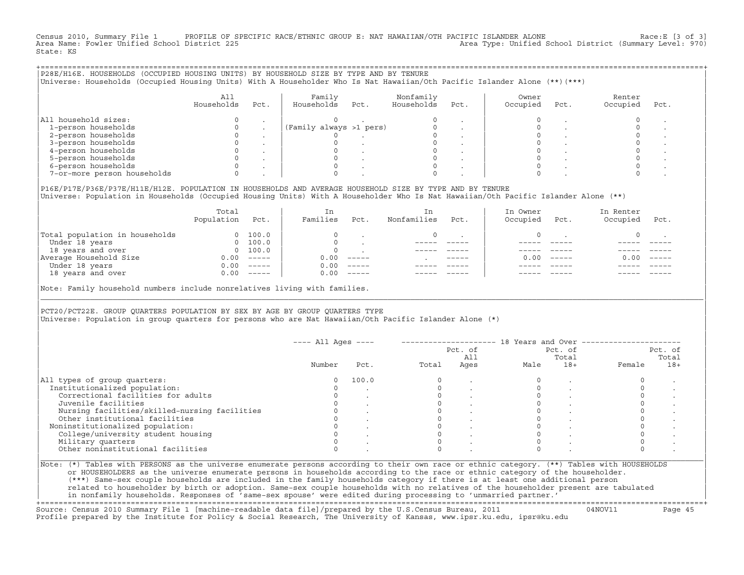Census 2010, Summary File 1 PROFILE OF SPECIFIC RACE/ETHNIC GROUP E: NAT HAWAIIAN/OTH PACIFIC ISLANDER ALONE Race:E [3 of 3]
Area Name: Fowler Unified School District 225 Area Type: Unified School District (Summary Level: 970)
State: KS

## P28E/H16E. HOUSEHOLDS (OCCUPIED HOUSING UNITS) BY HOUSEHOLD SIZE BY TYPE AND BY TENURE

Universe: Households (Occupied Housing Units) With A Householder Who Is Nat Hawaiian/Oth Pacific Islander Alone (**)(***)

| | All Households | Pct. | Family Households | Pct. | Nonfamily Households | Pct. | Owner Occupied | Pct. | Renter Occupied | Pct. |
|---|---|---|---|---|---|---|---|---|---|---|
| All household sizes: | 0 | . | 0 | . | 0 | . | 0 | . | 0 | . |
| 1-person households | 0 | . | (Family always >1 pers) | | 0 | . | 0 | . | 0 | . |
| 2-person households | 0 | . | 0 | . | 0 | . | 0 | . | 0 | . |
| 3-person households | 0 | . | 0 | . | 0 | . | 0 | . | 0 | . |
| 4-person households | 0 | . | 0 | . | 0 | . | 0 | . | 0 | . |
| 5-person households | 0 | . | 0 | . | 0 | . | 0 | . | 0 | . |
| 6-person households | 0 | . | 0 | . | 0 | . | 0 | . | 0 | . |
| 7-or-more person households | 0 | . | 0 | . | 0 | . | 0 | . | 0 | . |

## P16E/P17E/P36E/P37E/H11E/H12E. POPULATION IN HOUSEHOLDS AND AVERAGE HOUSEHOLD SIZE BY TYPE AND BY TENURE

Universe: Population in Households (Occupied Housing Units) With A Householder Who Is Nat Hawaiian/Oth Pacific Islander Alone (**)

| | Total Population | Pct. | In Families | Pct. | In Nonfamilies | Pct. | In Owner Occupied | Pct. | In Renter Occupied | Pct. |
|---|---|---|---|---|---|---|---|---|---|---|
| Total population in households | 0 | 100.0 | 0 | . | 0 | . | 0 | . | 0 | . |
| Under 18 years | 0 | 100.0 | 0 | . | ----- | ----- | ----- | ----- | ----- | ----- |
| 18 years and over | 0 | 100.0 | 0 | . | ----- | ----- | ----- | ----- | ----- | ----- |
| Average Household Size | 0.00 | ----- | 0.00 | ----- | . | ----- | 0.00 | ----- | 0.00 | ----- |
| Under 18 years | 0.00 | ----- | 0.00 | ----- | ----- | ----- | ----- | ----- | ----- | ----- |
| 18 years and over | 0.00 | ----- | 0.00 | ----- | ----- | ----- | ----- | ----- | ----- | ----- |

Note: Family household numbers include nonrelatives living with families.

## PCT20/PCT22E. GROUP QUARTERS POPULATION BY SEX BY AGE BY GROUP QUARTERS TYPE

Universe: Population in group quarters for persons who are Nat Hawaiian/Oth Pacific Islander Alone (*)

| | ---- All Ages ---- | | 18 Years and Over | | | | | |
|---|---|---|---|---|---|---|---|---|
| | Number | Pct. | Total | Pct. of All Ages | Male | Pct. of Total 18+ | Female | Pct. of Total 18+ |
| All types of group quarters: | 0 | 100.0 | 0 | . | 0 | . | 0 | . |
| Institutionalized population: | 0 | . | 0 | . | 0 | . | 0 | . |
| Correctional facilities for adults | 0 | . | 0 | . | 0 | . | 0 | . |
| Juvenile facilities | 0 | . | 0 | . | 0 | . | 0 | . |
| Nursing facilities/skilled-nursing facilities | 0 | . | 0 | . | 0 | . | 0 | . |
| Other institutional facilities | 0 | . | 0 | . | 0 | . | 0 | . |
| Noninstitutionalized population: | 0 | . | 0 | . | 0 | . | 0 | . |
| College/university student housing | 0 | . | 0 | . | 0 | . | 0 | . |
| Military quarters | 0 | . | 0 | . | 0 | . | 0 | . |
| Other noninstitutional facilities | 0 | . | 0 | . | 0 | . | 0 | . |

Note: (*) Tables with PERSONS as the universe enumerate persons according to their own race or ethnic category. (**) Tables with HOUSEHOLDS or HOUSEHOLDERS as the universe enumerate persons in households according to the race or ethnic category of the householder. (***) Same-sex couple households are included in the family households category if there is at least one additional person related to householder by birth or adoption. Same-sex couple households with no relatives of the householder present are tabulated in nonfamily households. Responses of 'same-sex spouse' were edited during processing to 'unmarried partner.'

Source: Census 2010 Summary File 1 [machine-readable data file]/prepared by the U.S.Census Bureau, 2011 04NOV11
Profile prepared by the Institute for Policy & Social Research, The University of Kansas, www.ipsr.ku.edu, ipsr@ku.edu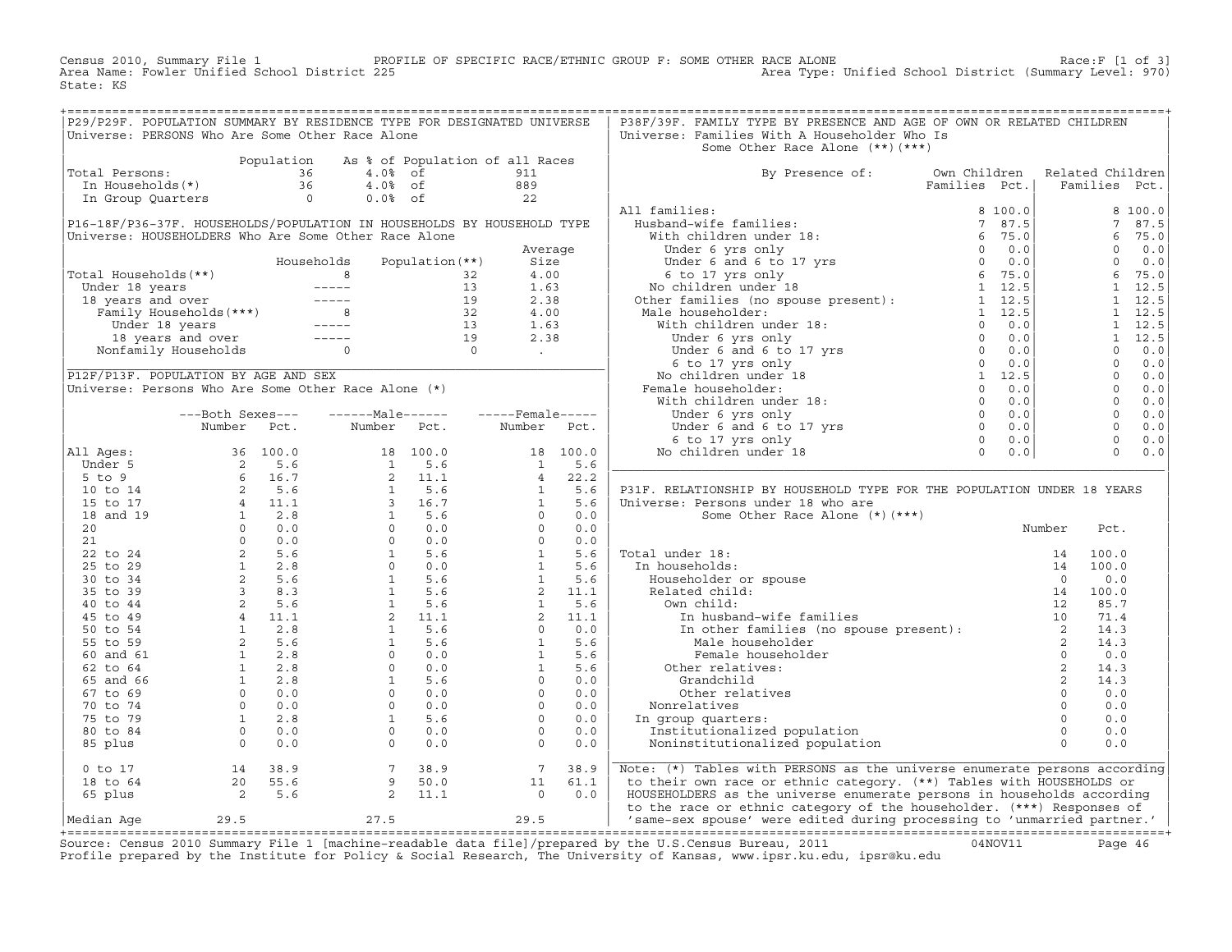Census 2010, Summary File 1 PROFILE OF SPECIFIC RACE/ETHNIC GROUP F: SOME OTHER RACE ALONE Race:F [1 of 3]
Area Name: Fowler Unified School District 225 Area Type: Unified School District (Summary Level: 970)
State: KS

## P29/P29F. POPULATION SUMMARY BY RESIDENCE TYPE FOR DESIGNATED UNIVERSE

Universe: PERSONS Who Are Some Other Race Alone

| | Population | As % of Population of all Races | | |
|---|---|---|---|---|
| Total Persons: | 36 | 4.0% | of | 911 |
| In Households(*) | 36 | 4.0% | of | 889 |
| In Group Quarters | 0 | 0.0% | of | 22 |

## P16-18F/P36-37F. HOUSEHOLDS/POPULATION IN HOUSEHOLDS BY HOUSEHOLD TYPE

Universe: HOUSEHOLDERS Who Are Some Other Race Alone

| | Households | Population(**) | Average Size |
|---|---|---|---|
| Total Households(**) | 8 | 32 | 4.00 |
| Under 18 years | ----- | 13 | 1.63 |
| 18 years and over | ----- | 19 | 2.38 |
| Family Households(***) | 8 | 32 | 4.00 |
| Under 18 years | ----- | 13 | 1.63 |
| 18 years and over | ----- | 19 | 2.38 |
| Nonfamily Households | 0 | 0 | . |

## P12F/P13F. POPULATION BY AGE AND SEX

Universe: Persons Who Are Some Other Race Alone (*)

| | Both Sexes Number | Both Sexes Pct. | Male Number | Male Pct. | Female Number | Female Pct. |
|---|---|---|---|---|---|---|
| All Ages: | 36 | 100.0 | 18 | 100.0 | 18 | 100.0 |
| Under 5 | 2 | 5.6 | 1 | 5.6 | 1 | 5.6 |
| 5 to 9 | 6 | 16.7 | 2 | 11.1 | 4 | 22.2 |
| 10 to 14 | 2 | 5.6 | 1 | 5.6 | 1 | 5.6 |
| 15 to 17 | 4 | 11.1 | 3 | 16.7 | 1 | 5.6 |
| 18 and 19 | 1 | 2.8 | 1 | 5.6 | 0 | 0.0 |
| 20 | 0 | 0.0 | 0 | 0.0 | 0 | 0.0 |
| 21 | 0 | 0.0 | 0 | 0.0 | 0 | 0.0 |
| 22 to 24 | 2 | 5.6 | 1 | 5.6 | 1 | 5.6 |
| 25 to 29 | 1 | 2.8 | 0 | 0.0 | 1 | 5.6 |
| 30 to 34 | 2 | 5.6 | 1 | 5.6 | 1 | 5.6 |
| 35 to 39 | 3 | 8.3 | 1 | 5.6 | 2 | 11.1 |
| 40 to 44 | 2 | 5.6 | 1 | 5.6 | 1 | 5.6 |
| 45 to 49 | 4 | 11.1 | 2 | 11.1 | 2 | 11.1 |
| 50 to 54 | 1 | 2.8 | 1 | 5.6 | 0 | 0.0 |
| 55 to 59 | 2 | 5.6 | 1 | 5.6 | 1 | 5.6 |
| 60 and 61 | 1 | 2.8 | 0 | 0.0 | 1 | 5.6 |
| 62 to 64 | 1 | 2.8 | 0 | 0.0 | 1 | 5.6 |
| 65 and 66 | 1 | 2.8 | 1 | 5.6 | 0 | 0.0 |
| 67 to 69 | 0 | 0.0 | 0 | 0.0 | 0 | 0.0 |
| 70 to 74 | 0 | 0.0 | 0 | 0.0 | 0 | 0.0 |
| 75 to 79 | 1 | 2.8 | 1 | 5.6 | 0 | 0.0 |
| 80 to 84 | 0 | 0.0 | 0 | 0.0 | 0 | 0.0 |
| 85 plus | 0 | 0.0 | 0 | 0.0 | 0 | 0.0 |
| 0 to 17 | 14 | 38.9 | 7 | 38.9 | 7 | 38.9 |
| 18 to 64 | 20 | 55.6 | 9 | 50.0 | 11 | 61.1 |
| 65 plus | 2 | 5.6 | 2 | 11.1 | 0 | 0.0 |
| Median Age | 29.5 | | 27.5 | | 29.5 | |

## P38F/39F. FAMILY TYPE BY PRESENCE AND AGE OF OWN OR RELATED CHILDREN

Universe: Families With A Householder Who Is Some Other Race Alone (**)(***)

| By Presence of: | Own Children Families | Own Children Pct. | Related Children Families | Related Children Pct. |
|---|---|---|---|---|
| All families: | 8 | 100.0 | 8 | 100.0 |
| Husband-wife families: | 7 | 87.5 | 7 | 87.5 |
| With children under 18: | 6 | 75.0 | 6 | 75.0 |
| Under 6 yrs only | 0 | 0.0 | 0 | 0.0 |
| Under 6 and 6 to 17 yrs | 0 | 0.0 | 0 | 0.0 |
| 6 to 17 yrs only | 6 | 75.0 | 6 | 75.0 |
| No children under 18 | 1 | 12.5 | 1 | 12.5 |
| Other families (no spouse present): | 1 | 12.5 | 1 | 12.5 |
| Male householder: | 1 | 12.5 | 1 | 12.5 |
| With children under 18: | 0 | 0.0 | 1 | 12.5 |
| Under 6 yrs only | 0 | 0.0 | 1 | 12.5 |
| Under 6 and 6 to 17 yrs | 0 | 0.0 | 0 | 0.0 |
| 6 to 17 yrs only | 0 | 0.0 | 0 | 0.0 |
| No children under 18 | 1 | 12.5 | 0 | 0.0 |
| Female householder: | 0 | 0.0 | 0 | 0.0 |
| With children under 18: | 0 | 0.0 | 0 | 0.0 |
| Under 6 yrs only | 0 | 0.0 | 0 | 0.0 |
| Under 6 and 6 to 17 yrs | 0 | 0.0 | 0 | 0.0 |
| 6 to 17 yrs only | 0 | 0.0 | 0 | 0.0 |
| No children under 18 | 0 | 0.0 | 0 | 0.0 |

## P31F. RELATIONSHIP BY HOUSEHOLD TYPE FOR THE POPULATION UNDER 18 YEARS

Universe: Persons under 18 who are Some Other Race Alone (*)(***)

| | Number | Pct. |
|---|---|---|
| Total under 18: | 14 | 100.0 |
| In households: | 14 | 100.0 |
| Householder or spouse | 0 | 0.0 |
| Related child: | 14 | 100.0 |
| Own child: | 12 | 85.7 |
| In husband-wife families | 10 | 71.4 |
| In other families (no spouse present): | 2 | 14.3 |
| Male householder | 2 | 14.3 |
| Female householder | 0 | 0.0 |
| Other relatives: | 2 | 14.3 |
| Grandchild | 2 | 14.3 |
| Other relatives | 0 | 0.0 |
| Nonrelatives | 0 | 0.0 |
| In group quarters: | 0 | 0.0 |
| Institutionalized population | 0 | 0.0 |
| Noninstitutionalized population | 0 | 0.0 |

Note: (*) Tables with PERSONS as the universe enumerate persons according to their own race or ethnic category. (**) Tables with HOUSEHOLDS or HOUSEHOLDERS as the universe enumerate persons in households according to the race or ethnic category of the householder. (***) Responses of 'same-sex spouse' were edited during processing to 'unmarried partner.'

Source: Census 2010 Summary File 1 [machine-readable data file]/prepared by the U.S.Census Bureau, 2011 04NOV11
Profile prepared by the Institute for Policy & Social Research, The University of Kansas, www.ipsr.ku.edu, ipsr@ku.edu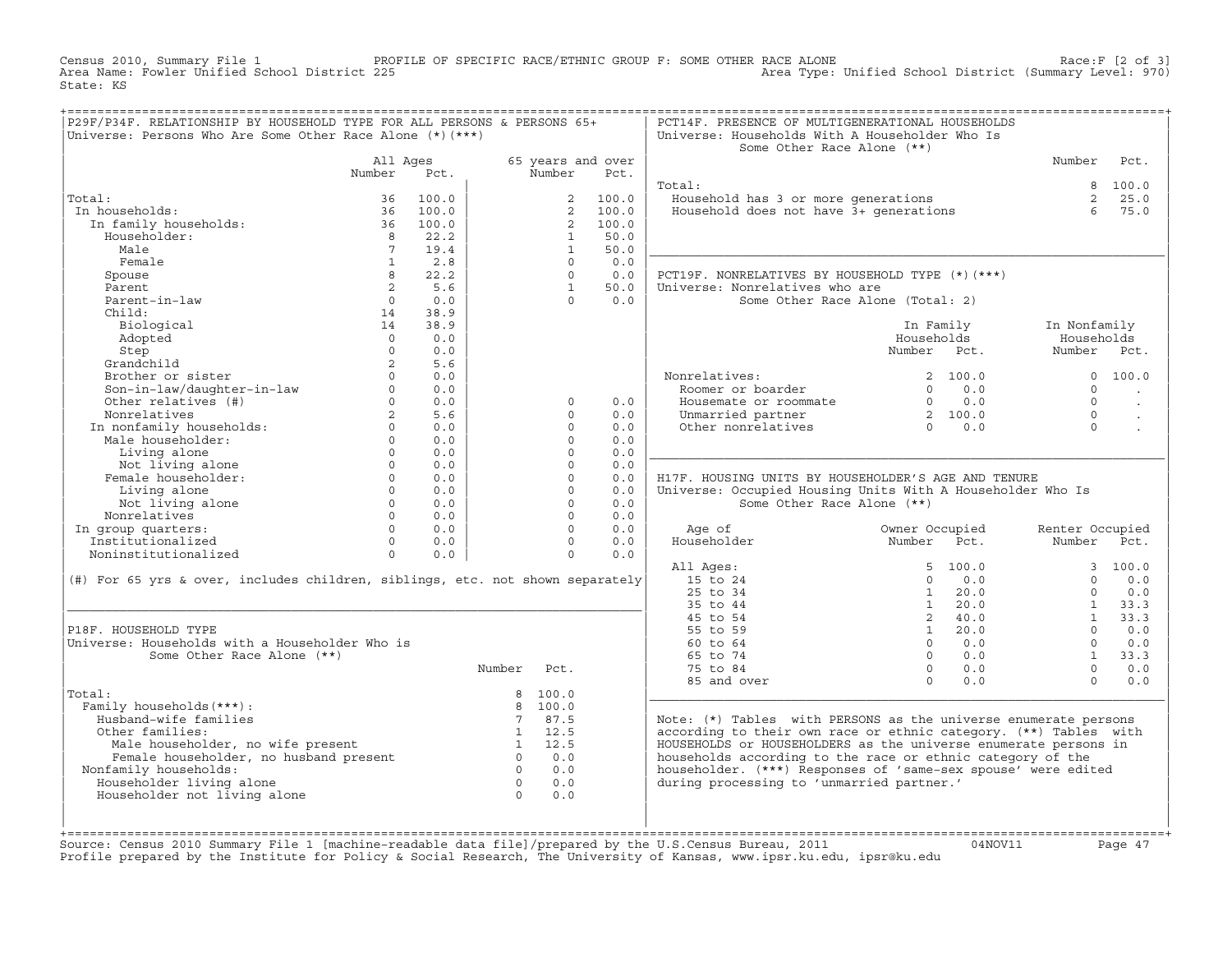Census 2010, Summary File 1 — PROFILE OF SPECIFIC RACE/ETHNIC GROUP F: SOME OTHER RACE ALONE — Race:F [2 of 3]
Area Name: Fowler Unified School District 225 — Area Type: Unified School District (Summary Level: 970)
State: KS

## P29F/P34F. RELATIONSHIP BY HOUSEHOLD TYPE FOR ALL PERSONS & PERSONS 65+

Universe: Persons Who Are Some Other Race Alone (*)(***)

| | All Ages Number | All Ages Pct. | 65 years and over Number | 65 years and over Pct. |
|---|---|---|---|---|
| Total: | 36 | 100.0 | 2 | 100.0 |
| In households: | 36 | 100.0 | 2 | 100.0 |
| In family households: | 36 | 100.0 | 2 | 100.0 |
| Householder: | 8 | 22.2 | 1 | 50.0 |
| Male | 7 | 19.4 | 1 | 50.0 |
| Female | 1 | 2.8 | 0 | 0.0 |
| Spouse | 8 | 22.2 | 0 | 0.0 |
| Parent | 2 | 5.6 | 1 | 50.0 |
| Parent-in-law | 0 | 0.0 | 0 | 0.0 |
| Child: | 14 | 38.9 | | |
| Biological | 14 | 38.9 | | |
| Adopted | 0 | 0.0 | | |
| Step | 0 | 0.0 | | |
| Grandchild | 2 | 5.6 | | |
| Brother or sister | 0 | 0.0 | | |
| Son-in-law/daughter-in-law | 0 | 0.0 | | |
| Other relatives (#) | 0 | 0.0 | 0 | 0.0 |
| Nonrelatives | 2 | 5.6 | 0 | 0.0 |
| In nonfamily households: | 0 | 0.0 | 0 | 0.0 |
| Male householder: | 0 | 0.0 | 0 | 0.0 |
| Living alone | 0 | 0.0 | 0 | 0.0 |
| Not living alone | 0 | 0.0 | 0 | 0.0 |
| Female householder: | 0 | 0.0 | 0 | 0.0 |
| Living alone | 0 | 0.0 | 0 | 0.0 |
| Not living alone | 0 | 0.0 | 0 | 0.0 |
| Nonrelatives | 0 | 0.0 | 0 | 0.0 |
| In group quarters: | 0 | 0.0 | 0 | 0.0 |
| Institutionalized | 0 | 0.0 | 0 | 0.0 |
| Noninstitutionalized | 0 | 0.0 | 0 | 0.0 |

(#) For 65 yrs & over, includes children, siblings, etc. not shown separately

## P18F. HOUSEHOLD TYPE

Universe: Households with a Householder Who is Some Other Race Alone (**)

| | Number | Pct. |
|---|---|---|
| Total: | 8 | 100.0 |
| Family households(***): | 8 | 100.0 |
| Husband-wife families | 7 | 87.5 |
| Other families: | 1 | 12.5 |
| Male householder, no wife present | 1 | 12.5 |
| Female householder, no husband present | 0 | 0.0 |
| Nonfamily households: | 0 | 0.0 |
| Householder living alone | 0 | 0.0 |
| Householder not living alone | 0 | 0.0 |

## PCT14F. PRESENCE OF MULTIGENERATIONAL HOUSEHOLDS

Universe: Households With A Householder Who Is Some Other Race Alone (**)

| | Number | Pct. |
|---|---|---|
| Total: | 8 | 100.0 |
| Household has 3 or more generations | 2 | 25.0 |
| Household does not have 3+ generations | 6 | 75.0 |

## PCT19F. NONRELATIVES BY HOUSEHOLD TYPE (*)(***)

Universe: Nonrelatives who are Some Other Race Alone (Total: 2)

| | In Family Households Number | In Family Households Pct. | In Nonfamily Households Number | In Nonfamily Households Pct. |
|---|---|---|---|---|
| Nonrelatives: | 2 | 100.0 | 0 | 100.0 |
| Roomer or boarder | 0 | 0.0 | 0 | . |
| Housemate or roommate | 0 | 0.0 | 0 | . |
| Unmarried partner | 2 | 100.0 | 0 | . |
| Other nonrelatives | 0 | 0.0 | 0 | . |

## H17F. HOUSING UNITS BY HOUSEHOLDER'S AGE AND TENURE

Universe: Occupied Housing Units With A Householder Who Is Some Other Race Alone (**)

| Age of Householder | Owner Occupied Number | Owner Occupied Pct. | Renter Occupied Number | Renter Occupied Pct. |
|---|---|---|---|---|
| All Ages: | 5 | 100.0 | 3 | 100.0 |
| 15 to 24 | 0 | 0.0 | 0 | 0.0 |
| 25 to 34 | 1 | 20.0 | 0 | 0.0 |
| 35 to 44 | 1 | 20.0 | 1 | 33.3 |
| 45 to 54 | 2 | 40.0 | 1 | 33.3 |
| 55 to 59 | 1 | 20.0 | 0 | 0.0 |
| 60 to 64 | 0 | 0.0 | 0 | 0.0 |
| 65 to 74 | 0 | 0.0 | 1 | 33.3 |
| 75 to 84 | 0 | 0.0 | 0 | 0.0 |
| 85 and over | 0 | 0.0 | 0 | 0.0 |

Note: (*) Tables with PERSONS as the universe enumerate persons according to their own race or ethnic category. (**) Tables with HOUSEHOLDS or HOUSEHOLDERS as the universe enumerate persons in households according to the race or ethnic category of the householder. (***) Responses of 'same-sex spouse' were edited during processing to 'unmarried partner.'

Source: Census 2010 Summary File 1 [machine-readable data file]/prepared by the U.S.Census Bureau, 2011 04NOV11
Profile prepared by the Institute for Policy & Social Research, The University of Kansas, www.ipsr.ku.edu, ipsr@ku.edu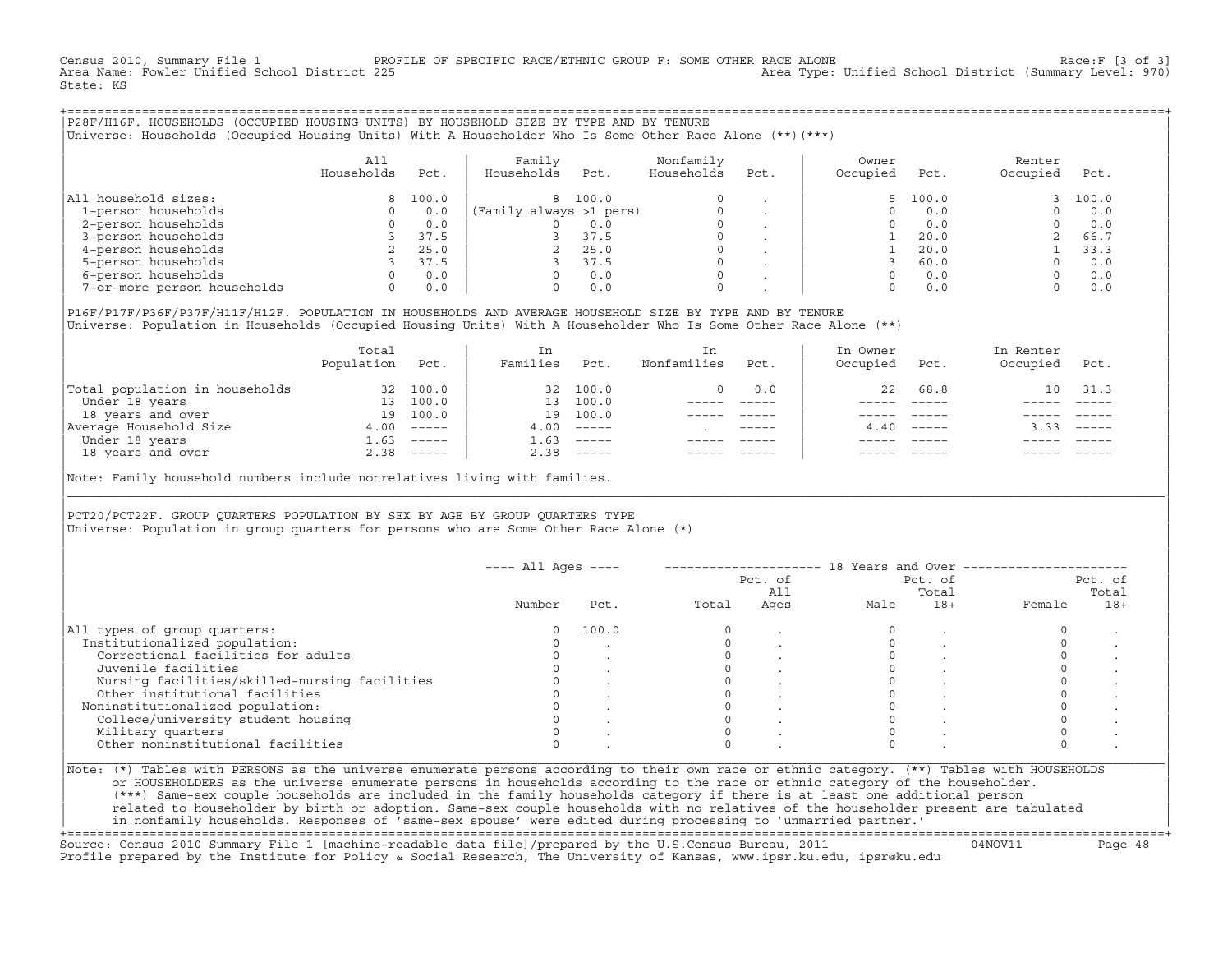Census 2010, Summary File 1 PROFILE OF SPECIFIC RACE/ETHNIC GROUP F: SOME OTHER RACE ALONE Race:F [3 of 3]
Area Name: Fowler Unified School District 225 Area Type: Unified School District (Summary Level: 970)
State: KS

## P28F/H16F. HOUSEHOLDS (OCCUPIED HOUSING UNITS) BY HOUSEHOLD SIZE BY TYPE AND BY TENURE

Universe: Households (Occupied Housing Units) With A Householder Who Is Some Other Race Alone (**)(***)

| | All Households | Pct. | Family Households | Pct. | Nonfamily Households | Pct. | Owner Occupied | Pct. | Renter Occupied | Pct. |
|---|---|---|---|---|---|---|---|---|---|---|
| All household sizes: | 8 | 100.0 | 8 | 100.0 | 0 | . | 5 | 100.0 | 3 | 100.0 |
| 1-person households | 0 | 0.0 | (Family always >1 pers) | | 0 | . | 0 | 0.0 | 0 | 0.0 |
| 2-person households | 0 | 0.0 | 0 | 0.0 | 0 | . | 0 | 0.0 | 0 | 0.0 |
| 3-person households | 3 | 37.5 | 3 | 37.5 | 0 | . | 1 | 20.0 | 2 | 66.7 |
| 4-person households | 2 | 25.0 | 2 | 25.0 | 0 | . | 1 | 20.0 | 1 | 33.3 |
| 5-person households | 3 | 37.5 | 3 | 37.5 | 0 | . | 3 | 60.0 | 0 | 0.0 |
| 6-person households | 0 | 0.0 | 0 | 0.0 | 0 | . | 0 | 0.0 | 0 | 0.0 |
| 7-or-more person households | 0 | 0.0 | 0 | 0.0 | 0 | . | 0 | 0.0 | 0 | 0.0 |

## P16F/P17F/P36F/P37F/H11F/H12F. POPULATION IN HOUSEHOLDS AND AVERAGE HOUSEHOLD SIZE BY TYPE AND BY TENURE

Universe: Population in Households (Occupied Housing Units) With A Householder Who Is Some Other Race Alone (**)

| | Total Population | Pct. | In Families | Pct. | In Nonfamilies | Pct. | In Owner Occupied | Pct. | In Renter Occupied | Pct. |
|---|---|---|---|---|---|---|---|---|---|---|
| Total population in households | 32 | 100.0 | 32 | 100.0 | 0 | 0.0 | 22 | 68.8 | 10 | 31.3 |
| Under 18 years | 13 | 100.0 | 13 | 100.0 | ----- | ----- | ----- | ----- | ----- | ----- |
| 18 years and over | 19 | 100.0 | 19 | 100.0 | ----- | ----- | ----- | ----- | ----- | ----- |
| Average Household Size | 4.00 | ----- | 4.00 | ----- | . | ----- | 4.40 | ----- | 3.33 | ----- |
| Under 18 years | 1.63 | ----- | 1.63 | ----- | ----- | ----- | ----- | ----- | ----- | ----- |
| 18 years and over | 2.38 | ----- | 2.38 | ----- | ----- | ----- | ----- | ----- | ----- | ----- |

Note: Family household numbers include nonrelatives living with families.

## PCT20/PCT22F. GROUP QUARTERS POPULATION BY SEX BY AGE BY GROUP QUARTERS TYPE

Universe: Population in group quarters for persons who are Some Other Race Alone (*)

| | All Ages | | 18 Years and Over | | | | | |
|---|---|---|---|---|---|---|---|---|
| | Number | Pct. | Total | Pct. of All Ages | Male | Pct. of Total 18+ | Female | Pct. of Total 18+ |
| All types of group quarters: | 0 | 100.0 | 0 | . | 0 | . | 0 | . |
| Institutionalized population: | 0 | . | 0 | . | 0 | . | 0 | . |
| Correctional facilities for adults | 0 | . | 0 | . | 0 | . | 0 | . |
| Juvenile facilities | 0 | . | 0 | . | 0 | . | 0 | . |
| Nursing facilities/skilled-nursing facilities | 0 | . | 0 | . | 0 | . | 0 | . |
| Other institutional facilities | 0 | . | 0 | . | 0 | . | 0 | . |
| Noninstitutionalized population: | 0 | . | 0 | . | 0 | . | 0 | . |
| College/university student housing | 0 | . | 0 | . | 0 | . | 0 | . |
| Military quarters | 0 | . | 0 | . | 0 | . | 0 | . |
| Other noninstitutional facilities | 0 | . | 0 | . | 0 | . | 0 | . |

Note: (*) Tables with PERSONS as the universe enumerate persons according to their own race or ethnic category. (**) Tables with HOUSEHOLDS or HOUSEHOLDERS as the universe enumerate persons in households according to the race or ethnic category of the householder. (***) Same-sex couple households are included in the family households category if there is at least one additional person related to householder by birth or adoption. Same-sex couple households with no relatives of the householder present are tabulated in nonfamily households. Responses of 'same-sex spouse' were edited during processing to 'unmarried partner.'

Source: Census 2010 Summary File 1 [machine-readable data file]/prepared by the U.S.Census Bureau, 2011 04NOV11
Profile prepared by the Institute for Policy & Social Research, The University of Kansas, www.ipsr.ku.edu, ipsr@ku.edu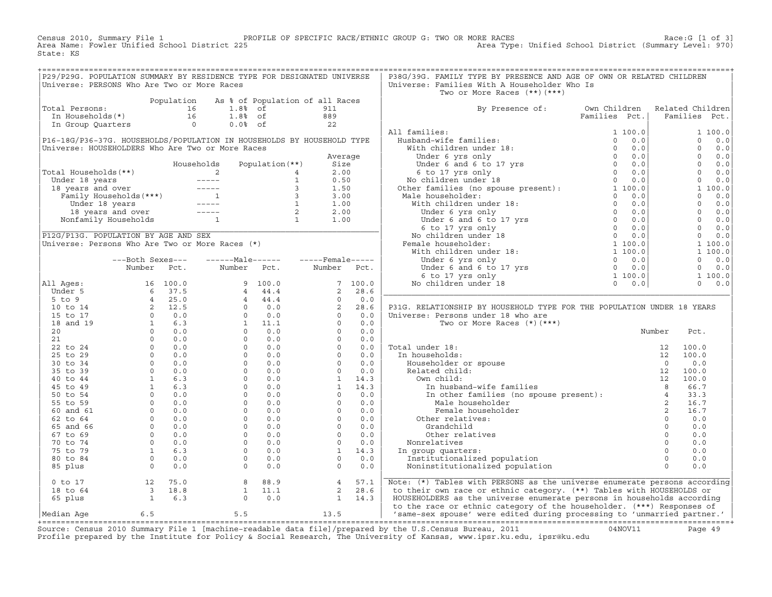Census 2010, Summary File 1 — PROFILE OF SPECIFIC RACE/ETHNIC GROUP G: TWO OR MORE RACES — Race:G [1 of 3]
Area Name: Fowler Unified School District 225 — Area Type: Unified School District (Summary Level: 970)
State: KS

## P29/P29G. POPULATION SUMMARY BY RESIDENCE TYPE FOR DESIGNATED UNIVERSE

Universe: PERSONS Who Are Two or More Races

| | Population | As % of Population of all Races | | |
|---|---|---|---|---|
| Total Persons: | 16 | 1.8% | of | 911 |
| In Households(*) | 16 | 1.8% | of | 889 |
| In Group Quarters | 0 | 0.0% | of | 22 |

## P16-18G/P36-37G. HOUSEHOLDS/POPULATION IN HOUSEHOLDS BY HOUSEHOLD TYPE

Universe: HOUSEHOLDERS Who Are Two or More Races

| | Households | Population(**) | Average Size |
|---|---|---|---|
| Total Households(**) | 2 | 4 | 2.00 |
| Under 18 years | ----- | 1 | 0.50 |
| 18 years and over | ----- | 3 | 1.50 |
| Family Households(***) | 1 | 3 | 3.00 |
| Under 18 years | ----- | 1 | 1.00 |
| 18 years and over | ----- | 2 | 2.00 |
| Nonfamily Households | 1 | 1 | 1.00 |

## P12G/P13G. POPULATION BY AGE AND SEX

Universe: Persons Who Are Two or More Races (*)

| | Both Sexes Number | Both Sexes Pct. | Male Number | Male Pct. | Female Number | Female Pct. |
|---|---|---|---|---|---|---|
| All Ages: | 16 | 100.0 | 9 | 100.0 | 7 | 100.0 |
| Under 5 | 6 | 37.5 | 4 | 44.4 | 2 | 28.6 |
| 5 to 9 | 4 | 25.0 | 4 | 44.4 | 0 | 0.0 |
| 10 to 14 | 2 | 12.5 | 0 | 0.0 | 2 | 28.6 |
| 15 to 17 | 0 | 0.0 | 0 | 0.0 | 0 | 0.0 |
| 18 and 19 | 1 | 6.3 | 1 | 11.1 | 0 | 0.0 |
| 20 | 0 | 0.0 | 0 | 0.0 | 0 | 0.0 |
| 21 | 0 | 0.0 | 0 | 0.0 | 0 | 0.0 |
| 22 to 24 | 0 | 0.0 | 0 | 0.0 | 0 | 0.0 |
| 25 to 29 | 0 | 0.0 | 0 | 0.0 | 0 | 0.0 |
| 30 to 34 | 0 | 0.0 | 0 | 0.0 | 0 | 0.0 |
| 35 to 39 | 0 | 0.0 | 0 | 0.0 | 0 | 0.0 |
| 40 to 44 | 1 | 6.3 | 0 | 0.0 | 1 | 14.3 |
| 45 to 49 | 1 | 6.3 | 0 | 0.0 | 1 | 14.3 |
| 50 to 54 | 0 | 0.0 | 0 | 0.0 | 0 | 0.0 |
| 55 to 59 | 0 | 0.0 | 0 | 0.0 | 0 | 0.0 |
| 60 and 61 | 0 | 0.0 | 0 | 0.0 | 0 | 0.0 |
| 62 to 64 | 0 | 0.0 | 0 | 0.0 | 0 | 0.0 |
| 65 and 66 | 0 | 0.0 | 0 | 0.0 | 0 | 0.0 |
| 67 to 69 | 0 | 0.0 | 0 | 0.0 | 0 | 0.0 |
| 70 to 74 | 0 | 0.0 | 0 | 0.0 | 0 | 0.0 |
| 75 to 79 | 1 | 6.3 | 0 | 0.0 | 1 | 14.3 |
| 80 to 84 | 0 | 0.0 | 0 | 0.0 | 0 | 0.0 |
| 85 plus | 0 | 0.0 | 0 | 0.0 | 0 | 0.0 |
| 0 to 17 | 12 | 75.0 | 8 | 88.9 | 4 | 57.1 |
| 18 to 64 | 3 | 18.8 | 1 | 11.1 | 2 | 28.6 |
| 65 plus | 1 | 6.3 | 0 | 0.0 | 1 | 14.3 |
| Median Age | 6.5 | | 5.5 | | 13.5 | |

## P38G/39G. FAMILY TYPE BY PRESENCE AND AGE OF OWN OR RELATED CHILDREN

Universe: Families With A Householder Who Is Two or More Races (**)(***)

| By Presence of: | Own Children Families | Own Children Pct. | Related Children Families | Related Children Pct. |
|---|---|---|---|---|
| All families: | 1 | 100.0 | 1 | 100.0 |
| Husband-wife families: | 0 | 0.0 | 0 | 0.0 |
| With children under 18: | 0 | 0.0 | 0 | 0.0 |
| Under 6 yrs only | 0 | 0.0 | 0 | 0.0 |
| Under 6 and 6 to 17 yrs | 0 | 0.0 | 0 | 0.0 |
| 6 to 17 yrs only | 0 | 0.0 | 0 | 0.0 |
| No children under 18 | 0 | 0.0 | 0 | 0.0 |
| Other families (no spouse present): | 1 | 100.0 | 1 | 100.0 |
| Male householder: | 0 | 0.0 | 0 | 0.0 |
| With children under 18: | 0 | 0.0 | 0 | 0.0 |
| Under 6 yrs only | 0 | 0.0 | 0 | 0.0 |
| Under 6 and 6 to 17 yrs | 0 | 0.0 | 0 | 0.0 |
| 6 to 17 yrs only | 0 | 0.0 | 0 | 0.0 |
| No children under 18 | 0 | 0.0 | 0 | 0.0 |
| Female householder: | 1 | 100.0 | 1 | 100.0 |
| With children under 18: | 1 | 100.0 | 1 | 100.0 |
| Under 6 yrs only | 0 | 0.0 | 0 | 0.0 |
| Under 6 and 6 to 17 yrs | 0 | 0.0 | 0 | 0.0 |
| 6 to 17 yrs only | 1 | 100.0 | 1 | 100.0 |
| No children under 18 | 0 | 0.0 | 0 | 0.0 |

## P31G. RELATIONSHIP BY HOUSEHOLD TYPE FOR THE POPULATION UNDER 18 YEARS

Universe: Persons under 18 who are Two or More Races (*)(***)

| | Number | Pct. |
|---|---|---|
| Total under 18: | 12 | 100.0 |
| In households: | 12 | 100.0 |
| Householder or spouse | 0 | 0.0 |
| Related child: | 12 | 100.0 |
| Own child: | 12 | 100.0 |
| In husband-wife families | 8 | 66.7 |
| In other families (no spouse present): | 4 | 33.3 |
| Male householder | 2 | 16.7 |
| Female householder | 2 | 16.7 |
| Other relatives: | 0 | 0.0 |
| Grandchild | 0 | 0.0 |
| Other relatives | 0 | 0.0 |
| Nonrelatives | 0 | 0.0 |
| In group quarters: | 0 | 0.0 |
| Institutionalized population | 0 | 0.0 |
| Noninstitutionalized population | 0 | 0.0 |

Note: (*) Tables with PERSONS as the universe enumerate persons according to their own race or ethnic category. (**) Tables with HOUSEHOLDS or HOUSEHOLDERS as the universe enumerate persons in households according to the race or ethnic category of the householder. (***) Responses of 'same-sex spouse' were edited during processing to 'unmarried partner.'

Source: Census 2010 Summary File 1 [machine-readable data file]/prepared by the U.S.Census Bureau, 2011 04NOV11
Profile prepared by the Institute for Policy & Social Research, The University of Kansas, www.ipsr.ku.edu, ipsr@ku.edu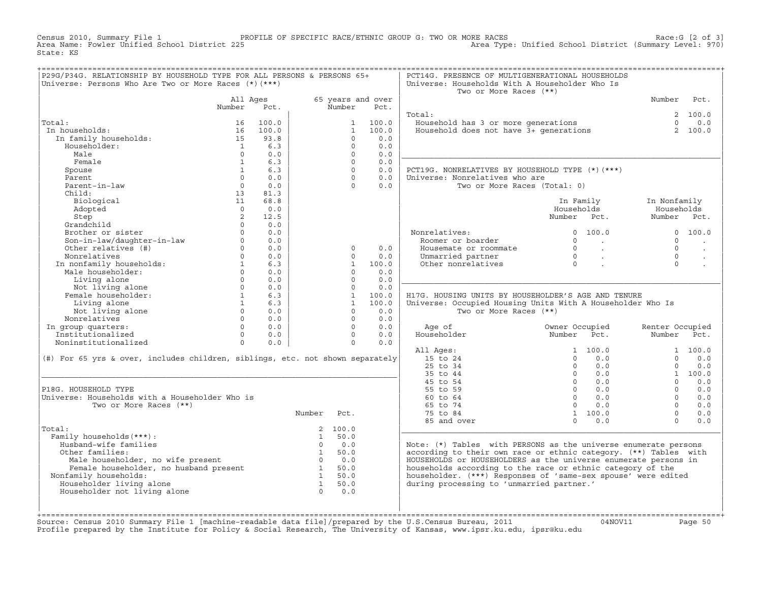Census 2010, Summary File 1 — PROFILE OF SPECIFIC RACE/ETHNIC GROUP G: TWO OR MORE RACES — Race:G [2 of 3]
Area Name: Fowler Unified School District 225 — Area Type: Unified School District (Summary Level: 970)
State: KS

## P29G/P34G. RELATIONSHIP BY HOUSEHOLD TYPE FOR ALL PERSONS & PERSONS 65+
Universe: Persons Who Are Two or More Races (*)(***)

| | All Ages Number | All Ages Pct. | 65 years and over Number | 65 years and over Pct. |
|---|---|---|---|---|
| Total: | 16 | 100.0 | 1 | 100.0 |
| In households: | 16 | 100.0 | 1 | 100.0 |
| In family households: | 15 | 93.8 | 0 | 0.0 |
| Householder: | 1 | 6.3 | 0 | 0.0 |
| Male | 0 | 0.0 | 0 | 0.0 |
| Female | 1 | 6.3 | 0 | 0.0 |
| Spouse | 1 | 6.3 | 0 | 0.0 |
| Parent | 0 | 0.0 | 0 | 0.0 |
| Parent-in-law | 0 | 0.0 | 0 | 0.0 |
| Child: | 13 | 81.3 | | |
| Biological | 11 | 68.8 | | |
| Adopted | 0 | 0.0 | | |
| Step | 2 | 12.5 | | |
| Grandchild | 0 | 0.0 | | |
| Brother or sister | 0 | 0.0 | | |
| Son-in-law/daughter-in-law | 0 | 0.0 | | |
| Other relatives (#) | 0 | 0.0 | 0 | 0.0 |
| Nonrelatives | 0 | 0.0 | 0 | 0.0 |
| In nonfamily households: | 1 | 6.3 | 1 | 100.0 |
| Male householder: | 0 | 0.0 | 0 | 0.0 |
| Living alone | 0 | 0.0 | 0 | 0.0 |
| Not living alone | 0 | 0.0 | 0 | 0.0 |
| Female householder: | 1 | 6.3 | 1 | 100.0 |
| Living alone | 1 | 6.3 | 1 | 100.0 |
| Not living alone | 0 | 0.0 | 0 | 0.0 |
| Nonrelatives | 0 | 0.0 | 0 | 0.0 |
| In group quarters: | 0 | 0.0 | 0 | 0.0 |
| Institutionalized | 0 | 0.0 | 0 | 0.0 |
| Noninstitutionalized | 0 | 0.0 | 0 | 0.0 |

(#) For 65 yrs & over, includes children, siblings, etc. not shown separately

## P18G. HOUSEHOLD TYPE
Universe: Households with a Householder Who is Two or More Races (**)

| | Number | Pct. |
|---|---|---|
| Total: | 2 | 100.0 |
| Family households(***): | 1 | 50.0 |
| Husband-wife families | 0 | 0.0 |
| Other families: | 1 | 50.0 |
| Male householder, no wife present | 0 | 0.0 |
| Female householder, no husband present | 1 | 50.0 |
| Nonfamily households: | 1 | 50.0 |
| Householder living alone | 1 | 50.0 |
| Householder not living alone | 0 | 0.0 |

## PCT14G. PRESENCE OF MULTIGENERATIONAL HOUSEHOLDS
Universe: Households With A Householder Who Is Two or More Races (**)

| | Number | Pct. |
|---|---|---|
| Total: | 2 | 100.0 |
| Household has 3 or more generations | 0 | 0.0 |
| Household does not have 3+ generations | 2 | 100.0 |

## PCT19G. NONRELATIVES BY HOUSEHOLD TYPE (*)(***)
Universe: Nonrelatives who are Two or More Races (Total: 0)

| | In Family Households Number | In Family Households Pct. | In Nonfamily Households Number | In Nonfamily Households Pct. |
|---|---|---|---|---|
| Nonrelatives: | 0 | 100.0 | 0 | 100.0 |
| Roomer or boarder | 0 | . | 0 | . |
| Housemate or roommate | 0 | . | 0 | . |
| Unmarried partner | 0 | . | 0 | . |
| Other nonrelatives | 0 | . | 0 | . |

## H17G. HOUSING UNITS BY HOUSEHOLDER'S AGE AND TENURE
Universe: Occupied Housing Units With A Householder Who Is Two or More Races (**)

| Age of Householder | Owner Occupied Number | Owner Occupied Pct. | Renter Occupied Number | Renter Occupied Pct. |
|---|---|---|---|---|
| All Ages: | 1 | 100.0 | 1 | 100.0 |
| 15 to 24 | 0 | 0.0 | 0 | 0.0 |
| 25 to 34 | 0 | 0.0 | 0 | 0.0 |
| 35 to 44 | 0 | 0.0 | 1 | 100.0 |
| 45 to 54 | 0 | 0.0 | 0 | 0.0 |
| 55 to 59 | 0 | 0.0 | 0 | 0.0 |
| 60 to 64 | 0 | 0.0 | 0 | 0.0 |
| 65 to 74 | 0 | 0.0 | 0 | 0.0 |
| 75 to 84 | 1 | 100.0 | 0 | 0.0 |
| 85 and over | 0 | 0.0 | 0 | 0.0 |

Note: (*) Tables with PERSONS as the universe enumerate persons according to their own race or ethnic category. (**) Tables with HOUSEHOLDS or HOUSEHOLDERS as the universe enumerate persons in households according to the race or ethnic category of the householder. (***) Responses of 'same-sex spouse' were edited during processing to 'unmarried partner.'

Source: Census 2010 Summary File 1 [machine-readable data file]/prepared by the U.S.Census Bureau, 2011 04NOV11
Profile prepared by the Institute for Policy & Social Research, The University of Kansas, www.ipsr.ku.edu, ipsr@ku.edu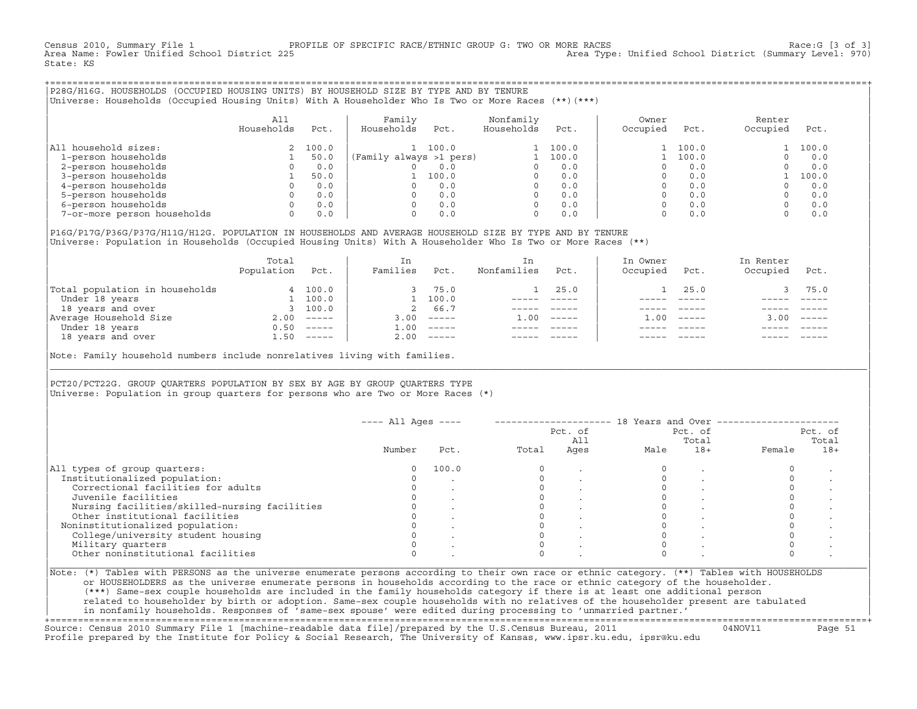Census 2010, Summary File 1 PROFILE OF SPECIFIC RACE/ETHNIC GROUP G: TWO OR MORE RACES Race:G [3 of 3]
Area Name: Fowler Unified School District 225 Area Type: Unified School District (Summary Level: 970)
State: KS

## P28G/H16G. HOUSEHOLDS (OCCUPIED HOUSING UNITS) BY HOUSEHOLD SIZE BY TYPE AND BY TENURE

Universe: Households (Occupied Housing Units) With A Householder Who Is Two or More Races (**)(***)

| | All Households | Pct. | Family Households | Pct. | Nonfamily Households | Pct. | Owner Occupied | Pct. | Renter Occupied | Pct. |
|---|---|---|---|---|---|---|---|---|---|---|
| All household sizes: | 2 | 100.0 | 1 | 100.0 | 1 | 100.0 | 1 | 100.0 | 1 | 100.0 |
| 1-person households | 1 | 50.0 | (Family always >1 pers) | | 1 | 100.0 | 1 | 100.0 | 0 | 0.0 |
| 2-person households | 0 | 0.0 | 0 | 0.0 | 0 | 0.0 | 0 | 0.0 | 0 | 0.0 |
| 3-person households | 1 | 50.0 | 1 | 100.0 | 0 | 0.0 | 0 | 0.0 | 1 | 100.0 |
| 4-person households | 0 | 0.0 | 0 | 0.0 | 0 | 0.0 | 0 | 0.0 | 0 | 0.0 |
| 5-person households | 0 | 0.0 | 0 | 0.0 | 0 | 0.0 | 0 | 0.0 | 0 | 0.0 |
| 6-person households | 0 | 0.0 | 0 | 0.0 | 0 | 0.0 | 0 | 0.0 | 0 | 0.0 |
| 7-or-more person households | 0 | 0.0 | 0 | 0.0 | 0 | 0.0 | 0 | 0.0 | 0 | 0.0 |

## P16G/P17G/P36G/P37G/H11G/H12G. POPULATION IN HOUSEHOLDS AND AVERAGE HOUSEHOLD SIZE BY TYPE AND BY TENURE

Universe: Population in Households (Occupied Housing Units) With A Householder Who Is Two or More Races (**)

| | Total Population | Pct. | In Families | Pct. | In Nonfamilies | Pct. | In Owner Occupied | Pct. | In Renter Occupied | Pct. |
|---|---|---|---|---|---|---|---|---|---|---|
| Total population in households | 4 | 100.0 | 3 | 75.0 | 1 | 25.0 | 1 | 25.0 | 3 | 75.0 |
| Under 18 years | 1 | 100.0 | 1 | 100.0 | ----- | ----- | ----- | ----- | ----- | ----- |
| 18 years and over | 3 | 100.0 | 2 | 66.7 | ----- | ----- | ----- | ----- | ----- | ----- |
| Average Household Size | 2.00 | ----- | 3.00 | ----- | 1.00 | ----- | 1.00 | ----- | 3.00 | ----- |
| Under 18 years | 0.50 | ----- | 1.00 | ----- | ----- | ----- | ----- | ----- | ----- | ----- |
| 18 years and over | 1.50 | ----- | 2.00 | ----- | ----- | ----- | ----- | ----- | ----- | ----- |

Note: Family household numbers include nonrelatives living with families.

## PCT20/PCT22G. GROUP QUARTERS POPULATION BY SEX BY AGE BY GROUP QUARTERS TYPE

Universe: Population in group quarters for persons who are Two or More Races (*)

| | All Ages Number | All Ages Pct. | 18 Years and Over Total | Pct. of All Ages | Male | Pct. of Total 18+ | Female | Pct. of Total 18+ |
|---|---|---|---|---|---|---|---|---|
| All types of group quarters: | 0 | 100.0 | 0 | . | 0 | . | 0 | . |
| Institutionalized population: | 0 | . | 0 | . | 0 | . | 0 | . |
| Correctional facilities for adults | 0 | . | 0 | . | 0 | . | 0 | . |
| Juvenile facilities | 0 | . | 0 | . | 0 | . | 0 | . |
| Nursing facilities/skilled-nursing facilities | 0 | . | 0 | . | 0 | . | 0 | . |
| Other institutional facilities | 0 | . | 0 | . | 0 | . | 0 | . |
| Noninstitutionalized population: | 0 | . | 0 | . | 0 | . | 0 | . |
| College/university student housing | 0 | . | 0 | . | 0 | . | 0 | . |
| Military quarters | 0 | . | 0 | . | 0 | . | 0 | . |
| Other noninstitutional facilities | 0 | . | 0 | . | 0 | . | 0 | . |

Note: (*) Tables with PERSONS as the universe enumerate persons according to their own race or ethnic category. (**) Tables with HOUSEHOLDS or HOUSEHOLDERS as the universe enumerate persons in households according to the race or ethnic category of the householder. (***) Same-sex couple households are included in the family households category if there is at least one additional person related to householder by birth or adoption. Same-sex couple households with no relatives of the householder present are tabulated in nonfamily households. Responses of 'same-sex spouse' were edited during processing to 'unmarried partner.'

Source: Census 2010 Summary File 1 [machine-readable data file]/prepared by the U.S.Census Bureau, 2011 04NOV11
Profile prepared by the Institute for Policy & Social Research, The University of Kansas, www.ipsr.ku.edu, ipsr@ku.edu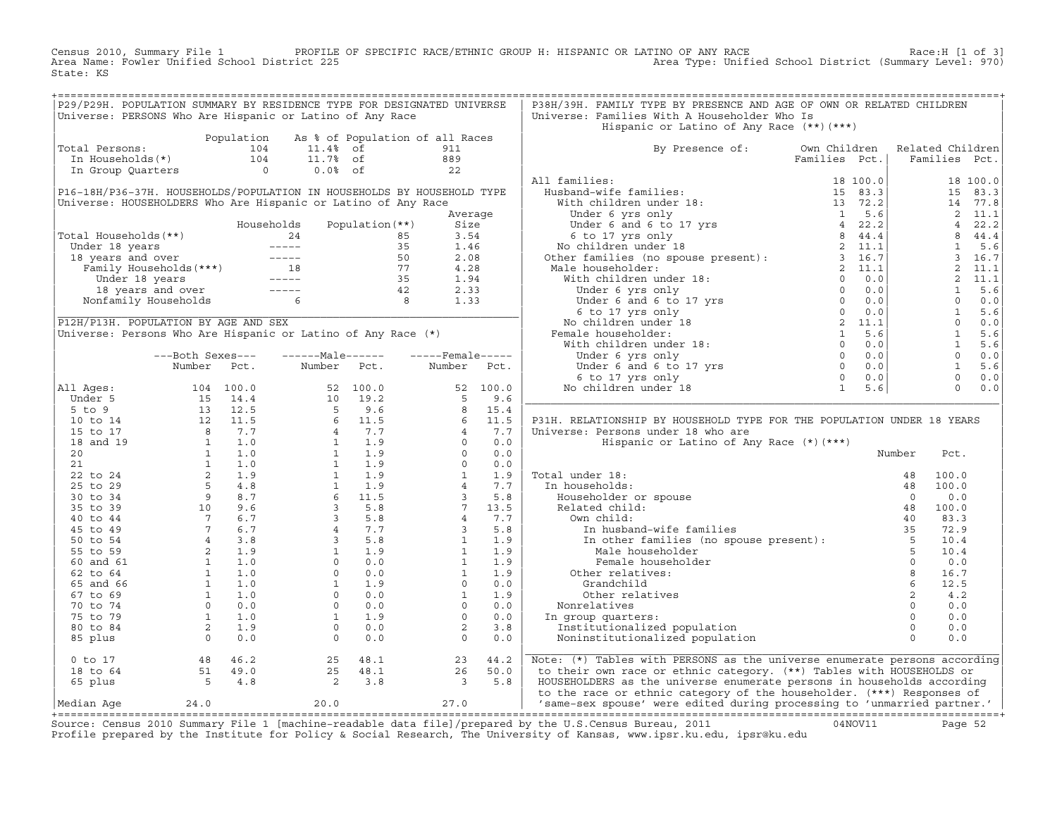Census 2010, Summary File 1 PROFILE OF SPECIFIC RACE/ETHNIC GROUP H: HISPANIC OR LATINO OF ANY RACE Race:H [1 of 3]
Area Name: Fowler Unified School District 225 Area Type: Unified School District (Summary Level: 970)
State: KS

## P29/P29H. POPULATION SUMMARY BY RESIDENCE TYPE FOR DESIGNATED UNIVERSE

Universe: PERSONS Who Are Hispanic or Latino of Any Race

| | Population | As % of Population of all Races | |
|---|---|---|---|
| Total Persons: | 104 | 11.4% of | 911 |
| In Households(*) | 104 | 11.7% of | 889 |
| In Group Quarters | 0 | 0.0% of | 22 |

## P16-18H/P36-37H. HOUSEHOLDS/POPULATION IN HOUSEHOLDS BY HOUSEHOLD TYPE

Universe: HOUSEHOLDERS Who Are Hispanic or Latino of Any Race

| | Households | Population(**) | Average Size |
|---|---|---|---|
| Total Households(**) | 24 | 85 | 3.54 |
| Under 18 years | ----- | 35 | 1.46 |
| 18 years and over | ----- | 50 | 2.08 |
| Family Households(***) | 18 | 77 | 4.28 |
| Under 18 years | ----- | 35 | 1.94 |
| 18 years and over | ----- | 42 | 2.33 |
| Nonfamily Households | 6 | 8 | 1.33 |

## P12H/P13H. POPULATION BY AGE AND SEX

Universe: Persons Who Are Hispanic or Latino of Any Race (*)

| | Both Sexes Number | Both Sexes Pct. | Male Number | Male Pct. | Female Number | Female Pct. |
|---|---|---|---|---|---|---|
| All Ages: | 104 | 100.0 | 52 | 100.0 | 52 | 100.0 |
| Under 5 | 15 | 14.4 | 10 | 19.2 | 5 | 9.6 |
| 5 to 9 | 13 | 12.5 | 5 | 9.6 | 8 | 15.4 |
| 10 to 14 | 12 | 11.5 | 6 | 11.5 | 6 | 11.5 |
| 15 to 17 | 8 | 7.7 | 4 | 7.7 | 4 | 7.7 |
| 18 and 19 | 1 | 1.0 | 1 | 1.9 | 0 | 0.0 |
| 20 | 1 | 1.0 | 1 | 1.9 | 0 | 0.0 |
| 21 | 1 | 1.0 | 1 | 1.9 | 0 | 0.0 |
| 22 to 24 | 2 | 1.9 | 1 | 1.9 | 1 | 1.9 |
| 25 to 29 | 5 | 4.8 | 1 | 1.9 | 4 | 7.7 |
| 30 to 34 | 9 | 8.7 | 6 | 11.5 | 3 | 5.8 |
| 35 to 39 | 10 | 9.6 | 3 | 5.8 | 7 | 13.5 |
| 40 to 44 | 7 | 6.7 | 3 | 5.8 | 4 | 7.7 |
| 45 to 49 | 7 | 6.7 | 4 | 7.7 | 3 | 5.8 |
| 50 to 54 | 4 | 3.8 | 3 | 5.8 | 1 | 1.9 |
| 55 to 59 | 2 | 1.9 | 1 | 1.9 | 1 | 1.9 |
| 60 and 61 | 1 | 1.0 | 0 | 0.0 | 1 | 1.9 |
| 62 to 64 | 1 | 1.0 | 0 | 0.0 | 1 | 1.9 |
| 65 and 66 | 1 | 1.0 | 1 | 1.9 | 0 | 0.0 |
| 67 to 69 | 1 | 1.0 | 0 | 0.0 | 1 | 1.9 |
| 70 to 74 | 0 | 0.0 | 0 | 0.0 | 0 | 0.0 |
| 75 to 79 | 1 | 1.0 | 1 | 1.9 | 0 | 0.0 |
| 80 to 84 | 2 | 1.9 | 0 | 0.0 | 2 | 3.8 |
| 85 plus | 0 | 0.0 | 0 | 0.0 | 0 | 0.0 |
| 0 to 17 | 48 | 46.2 | 25 | 48.1 | 23 | 44.2 |
| 18 to 64 | 51 | 49.0 | 25 | 48.1 | 26 | 50.0 |
| 65 plus | 5 | 4.8 | 2 | 3.8 | 3 | 5.8 |
| Median Age | 24.0 | | 20.0 | | 27.0 | |

## P38H/39H. FAMILY TYPE BY PRESENCE AND AGE OF OWN OR RELATED CHILDREN

Universe: Families With A Householder Who Is Hispanic or Latino of Any Race (**)(***)

| By Presence of: | Own Children Families | Own Children Pct. | Related Children Families | Related Children Pct. |
|---|---|---|---|---|
| All families: | 18 | 100.0 | 18 | 100.0 |
| Husband-wife families: | 15 | 83.3 | 15 | 83.3 |
| With children under 18: | 13 | 72.2 | 14 | 77.8 |
| Under 6 yrs only | 1 | 5.6 | 2 | 11.1 |
| Under 6 and 6 to 17 yrs | 4 | 22.2 | 4 | 22.2 |
| 6 to 17 yrs only | 8 | 44.4 | 8 | 44.4 |
| No children under 18 | 2 | 11.1 | 1 | 5.6 |
| Other families (no spouse present): | 3 | 16.7 | 3 | 16.7 |
| Male householder: | 2 | 11.1 | 2 | 11.1 |
| With children under 18: | 0 | 0.0 | 2 | 11.1 |
| Under 6 yrs only | 0 | 0.0 | 1 | 5.6 |
| Under 6 and 6 to 17 yrs | 0 | 0.0 | 0 | 0.0 |
| 6 to 17 yrs only | 0 | 0.0 | 1 | 5.6 |
| No children under 18 | 2 | 11.1 | 0 | 0.0 |
| Female householder: | 1 | 5.6 | 1 | 5.6 |
| With children under 18: | 0 | 0.0 | 1 | 5.6 |
| Under 6 yrs only | 0 | 0.0 | 0 | 0.0 |
| Under 6 and 6 to 17 yrs | 0 | 0.0 | 1 | 5.6 |
| 6 to 17 yrs only | 0 | 0.0 | 0 | 0.0 |
| No children under 18 | 1 | 5.6 | 0 | 0.0 |

## P31H. RELATIONSHIP BY HOUSEHOLD TYPE FOR THE POPULATION UNDER 18 YEARS

Universe: Persons under 18 who are Hispanic or Latino of Any Race (*)(***)

| | Number | Pct. |
|---|---|---|
| Total under 18: | 48 | 100.0 |
| In households: | 48 | 100.0 |
| Householder or spouse | 0 | 0.0 |
| Related child: | 48 | 100.0 |
| Own child: | 40 | 83.3 |
| In husband-wife families | 35 | 72.9 |
| In other families (no spouse present): | 5 | 10.4 |
| Male householder | 5 | 10.4 |
| Female householder | 0 | 0.0 |
| Other relatives: | 8 | 16.7 |
| Grandchild | 6 | 12.5 |
| Other relatives | 2 | 4.2 |
| Nonrelatives | 0 | 0.0 |
| In group quarters: | 0 | 0.0 |
| Institutionalized population | 0 | 0.0 |
| Noninstitutionalized population | 0 | 0.0 |

Note: (*) Tables with PERSONS as the universe enumerate persons according to their own race or ethnic category. (**) Tables with HOUSEHOLDS or HOUSEHOLDERS as the universe enumerate persons in households according to the race or ethnic category of the householder. (***) Responses of 'same-sex spouse' were edited during processing to 'unmarried partner.'

Source: Census 2010 Summary File 1 [machine-readable data file]/prepared by the U.S.Census Bureau, 2011 04NOV11
Profile prepared by the Institute for Policy & Social Research, The University of Kansas, www.ipsr.ku.edu, ipsr@ku.edu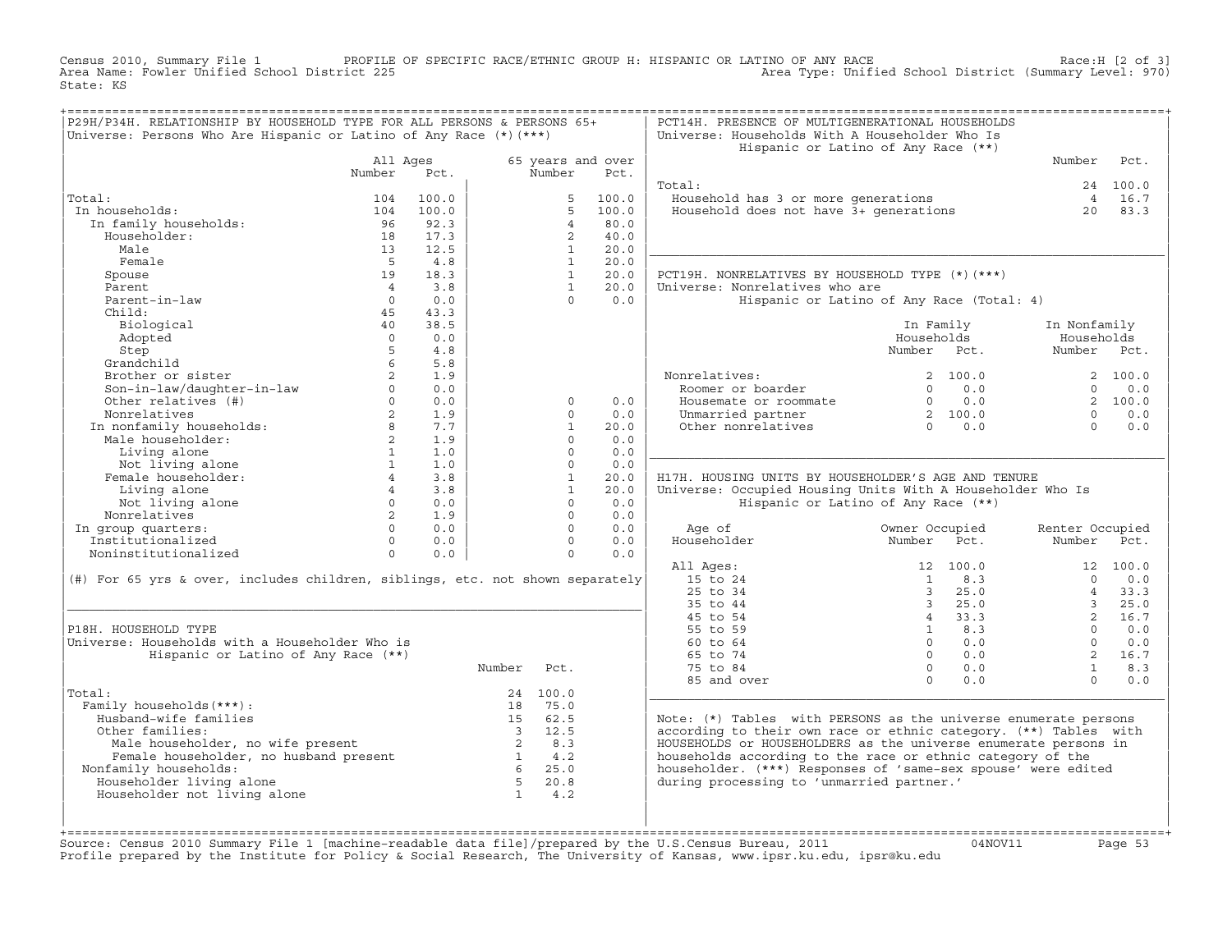Census 2010, Summary File 1 — PROFILE OF SPECIFIC RACE/ETHNIC GROUP H: HISPANIC OR LATINO OF ANY RACE — Race:H [2 of 3]
Area Name: Fowler Unified School District 225 — Area Type: Unified School District (Summary Level: 970)
State: KS

## P29H/P34H. RELATIONSHIP BY HOUSEHOLD TYPE FOR ALL PERSONS & PERSONS 65+

Universe: Persons Who Are Hispanic or Latino of Any Race (*)(***)

| | All Ages Number | All Ages Pct. | 65 years and over Number | 65 years and over Pct. |
|---|---|---|---|---|
| Total: | 104 | 100.0 | 5 | 100.0 |
| In households: | 104 | 100.0 | 5 | 100.0 |
| In family households: | 96 | 92.3 | 4 | 80.0 |
| Householder: | 18 | 17.3 | 2 | 40.0 |
| Male | 13 | 12.5 | 1 | 20.0 |
| Female | 5 | 4.8 | 1 | 20.0 |
| Spouse | 19 | 18.3 | 1 | 20.0 |
| Parent | 4 | 3.8 | 1 | 20.0 |
| Parent-in-law | 0 | 0.0 | 0 | 0.0 |
| Child: | 45 | 43.3 | | |
| Biological | 40 | 38.5 | | |
| Adopted | 0 | 0.0 | | |
| Step | 5 | 4.8 | | |
| Grandchild | 6 | 5.8 | | |
| Brother or sister | 2 | 1.9 | | |
| Son-in-law/daughter-in-law | 0 | 0.0 | | |
| Other relatives (#) | 0 | 0.0 | 0 | 0.0 |
| Nonrelatives | 2 | 1.9 | 0 | 0.0 |
| In nonfamily households: | 8 | 7.7 | 1 | 20.0 |
| Male householder: | 2 | 1.9 | 0 | 0.0 |
| Living alone | 1 | 1.0 | 0 | 0.0 |
| Not living alone | 1 | 1.0 | 0 | 0.0 |
| Female householder: | 4 | 3.8 | 1 | 20.0 |
| Living alone | 4 | 3.8 | 1 | 20.0 |
| Not living alone | 0 | 0.0 | 0 | 0.0 |
| Nonrelatives | 2 | 1.9 | 0 | 0.0 |
| In group quarters: | 0 | 0.0 | 0 | 0.0 |
| Institutionalized | 0 | 0.0 | 0 | 0.0 |
| Noninstitutionalized | 0 | 0.0 | 0 | 0.0 |

(#) For 65 yrs & over, includes children, siblings, etc. not shown separately

## P18H. HOUSEHOLD TYPE

Universe: Households with a Householder Who is Hispanic or Latino of Any Race (**)

| | Number | Pct. |
|---|---|---|
| Total: | 24 | 100.0 |
| Family households(***): | 18 | 75.0 |
| Husband-wife families | 15 | 62.5 |
| Other families: | 3 | 12.5 |
| Male householder, no wife present | 2 | 8.3 |
| Female householder, no husband present | 1 | 4.2 |
| Nonfamily households: | 6 | 25.0 |
| Householder living alone | 5 | 20.8 |
| Householder not living alone | 1 | 4.2 |

## PCT14H. PRESENCE OF MULTIGENERATIONAL HOUSEHOLDS

Universe: Households With A Householder Who Is Hispanic or Latino of Any Race (**)

| | Number | Pct. |
|---|---|---|
| Total: | 24 | 100.0 |
| Household has 3 or more generations | 4 | 16.7 |
| Household does not have 3+ generations | 20 | 83.3 |

## PCT19H. NONRELATIVES BY HOUSEHOLD TYPE (*)(***)

Universe: Nonrelatives who are Hispanic or Latino of Any Race (Total: 4)

| | In Family Households Number | In Family Households Pct. | In Nonfamily Households Number | In Nonfamily Households Pct. |
|---|---|---|---|---|
| Nonrelatives: | 2 | 100.0 | 2 | 100.0 |
| Roomer or boarder | 0 | 0.0 | 0 | 0.0 |
| Housemate or roommate | 0 | 0.0 | 2 | 100.0 |
| Unmarried partner | 2 | 100.0 | 0 | 0.0 |
| Other nonrelatives | 0 | 0.0 | 0 | 0.0 |

## H17H. HOUSING UNITS BY HOUSEHOLDER'S AGE AND TENURE

Universe: Occupied Housing Units With A Householder Who Is Hispanic or Latino of Any Race (**)

| Age of Householder | Owner Occupied Number | Owner Occupied Pct. | Renter Occupied Number | Renter Occupied Pct. |
|---|---|---|---|---|
| All Ages: | 12 | 100.0 | 12 | 100.0 |
| 15 to 24 | 1 | 8.3 | 0 | 0.0 |
| 25 to 34 | 3 | 25.0 | 4 | 33.3 |
| 35 to 44 | 3 | 25.0 | 3 | 25.0 |
| 45 to 54 | 4 | 33.3 | 2 | 16.7 |
| 55 to 59 | 1 | 8.3 | 0 | 0.0 |
| 60 to 64 | 0 | 0.0 | 0 | 0.0 |
| 65 to 74 | 0 | 0.0 | 2 | 16.7 |
| 75 to 84 | 0 | 0.0 | 1 | 8.3 |
| 85 and over | 0 | 0.0 | 0 | 0.0 |

Note: (*) Tables with PERSONS as the universe enumerate persons according to their own race or ethnic category. (**) Tables with HOUSEHOLDS or HOUSEHOLDERS as the universe enumerate persons in households according to the race or ethnic category of the householder. (***) Responses of 'same-sex spouse' were edited during processing to 'unmarried partner.'

Source: Census 2010 Summary File 1 [machine-readable data file]/prepared by the U.S.Census Bureau, 2011 04NOV11
Profile prepared by the Institute for Policy & Social Research, The University of Kansas, www.ipsr.ku.edu, ipsr@ku.edu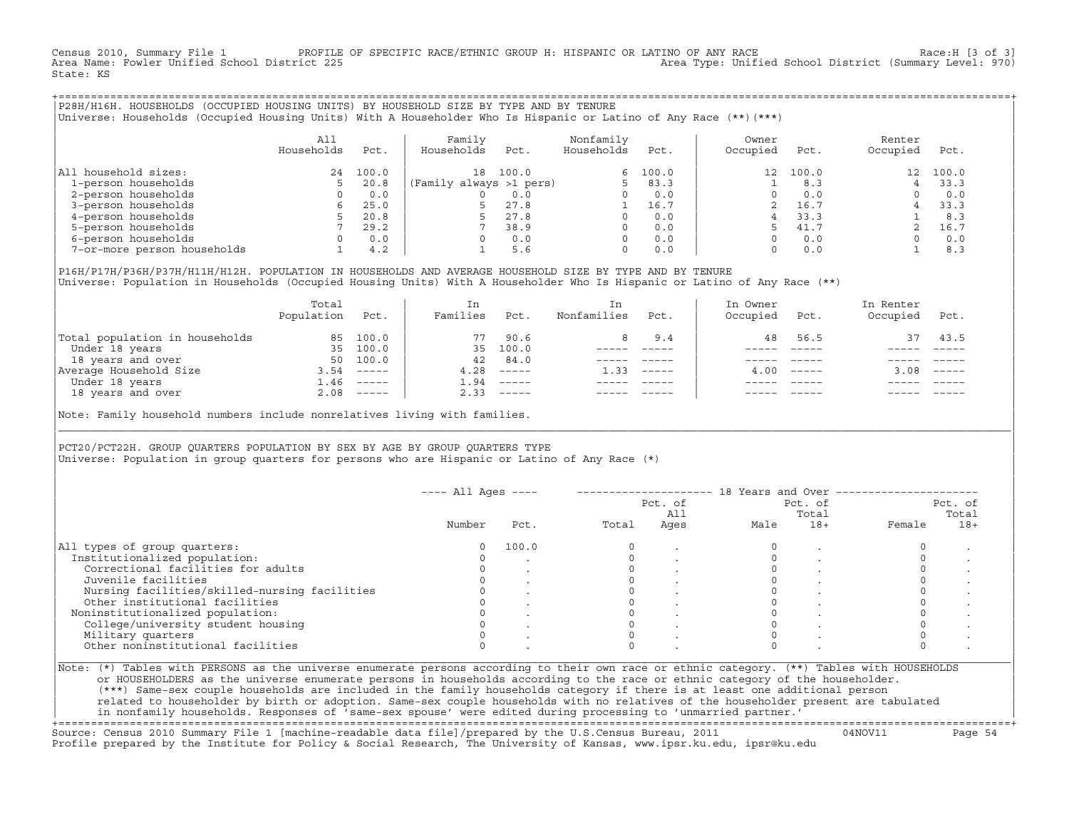Census 2010, Summary File 1 PROFILE OF SPECIFIC RACE/ETHNIC GROUP H: HISPANIC OR LATINO OF ANY RACE Race:H [3 of 3]
Area Name: Fowler Unified School District 225 Area Type: Unified School District (Summary Level: 970)
State: KS

## P28H/H16H. HOUSEHOLDS (OCCUPIED HOUSING UNITS) BY HOUSEHOLD SIZE BY TYPE AND BY TENURE

Universe: Households (Occupied Housing Units) With A Householder Who Is Hispanic or Latino of Any Race (**)(***)

| | All Households | Pct. | Family Households | Pct. | Nonfamily Households | Pct. | Owner Occupied | Pct. | Renter Occupied | Pct. |
|---|---|---|---|---|---|---|---|---|---|---|
| All household sizes: | 24 | 100.0 | 18 | 100.0 | 6 | 100.0 | 12 | 100.0 | 12 | 100.0 |
| 1-person households | 5 | 20.8 | (Family always >1 pers) | | 5 | 83.3 | 1 | 8.3 | 4 | 33.3 |
| 2-person households | 0 | 0.0 | 0 | 0.0 | 0 | 0.0 | 0 | 0.0 | 0 | 0.0 |
| 3-person households | 6 | 25.0 | 5 | 27.8 | 1 | 16.7 | 2 | 16.7 | 4 | 33.3 |
| 4-person households | 5 | 20.8 | 5 | 27.8 | 0 | 0.0 | 4 | 33.3 | 1 | 8.3 |
| 5-person households | 7 | 29.2 | 7 | 38.9 | 0 | 0.0 | 5 | 41.7 | 2 | 16.7 |
| 6-person households | 0 | 0.0 | 0 | 0.0 | 0 | 0.0 | 0 | 0.0 | 0 | 0.0 |
| 7-or-more person households | 1 | 4.2 | 1 | 5.6 | 0 | 0.0 | 0 | 0.0 | 1 | 8.3 |

## P16H/P17H/P36H/P37H/H11H/H12H. POPULATION IN HOUSEHOLDS AND AVERAGE HOUSEHOLD SIZE BY TYPE AND BY TENURE

Universe: Population in Households (Occupied Housing Units) With A Householder Who Is Hispanic or Latino of Any Race (**)

| | Total Population | Pct. | In Families | Pct. | In Nonfamilies | Pct. | In Owner Occupied | Pct. | In Renter Occupied | Pct. |
|---|---|---|---|---|---|---|---|---|---|---|
| Total population in households | 85 | 100.0 | 77 | 90.6 | 8 | 9.4 | 48 | 56.5 | 37 | 43.5 |
| Under 18 years | 35 | 100.0 | 35 | 100.0 | ----- | ----- | ----- | ----- | ----- | ----- |
| 18 years and over | 50 | 100.0 | 42 | 84.0 | ----- | ----- | ----- | ----- | ----- | ----- |
| Average Household Size | 3.54 | ----- | 4.28 | ----- | 1.33 | ----- | 4.00 | ----- | 3.08 | ----- |
| Under 18 years | 1.46 | ----- | 1.94 | ----- | ----- | ----- | ----- | ----- | ----- | ----- |
| 18 years and over | 2.08 | ----- | 2.33 | ----- | ----- | ----- | ----- | ----- | ----- | ----- |

Note: Family household numbers include nonrelatives living with families.

## PCT20/PCT22H. GROUP QUARTERS POPULATION BY SEX BY AGE BY GROUP QUARTERS TYPE

Universe: Population in group quarters for persons who are Hispanic or Latino of Any Race (*)

| | All Ages | | 18 Years and Over | | | | | |
|---|---|---|---|---|---|---|---|---|
| | Number | Pct. | Total | Pct. of All Ages | Male | Pct. of Total 18+ | Female | Pct. of Total 18+ |
| All types of group quarters: | 0 | 100.0 | 0 | . | 0 | . | 0 | . |
| Institutionalized population: | 0 | . | 0 | . | 0 | . | 0 | . |
| Correctional facilities for adults | 0 | . | 0 | . | 0 | . | 0 | . |
| Juvenile facilities | 0 | . | 0 | . | 0 | . | 0 | . |
| Nursing facilities/skilled-nursing facilities | 0 | . | 0 | . | 0 | . | 0 | . |
| Other institutional facilities | 0 | . | 0 | . | 0 | . | 0 | . |
| Noninstitutionalized population: | 0 | . | 0 | . | 0 | . | 0 | . |
| College/university student housing | 0 | . | 0 | . | 0 | . | 0 | . |
| Military quarters | 0 | . | 0 | . | 0 | . | 0 | . |
| Other noninstitutional facilities | 0 | . | 0 | . | 0 | . | 0 | . |

Note: (*) Tables with PERSONS as the universe enumerate persons according to their own race or ethnic category. (**) Tables with HOUSEHOLDS or HOUSEHOLDERS as the universe enumerate persons in households according to the race or ethnic category of the householder. (***) Same-sex couple households are included in the family households category if there is at least one additional person related to householder by birth or adoption. Same-sex couple households with no relatives of the householder present are tabulated in nonfamily households. Responses of 'same-sex spouse' were edited during processing to 'unmarried partner.'

Source: Census 2010 Summary File 1 [machine-readable data file]/prepared by the U.S.Census Bureau, 2011 04NOV11
Profile prepared by the Institute for Policy & Social Research, The University of Kansas, www.ipsr.ku.edu, ipsr@ku.edu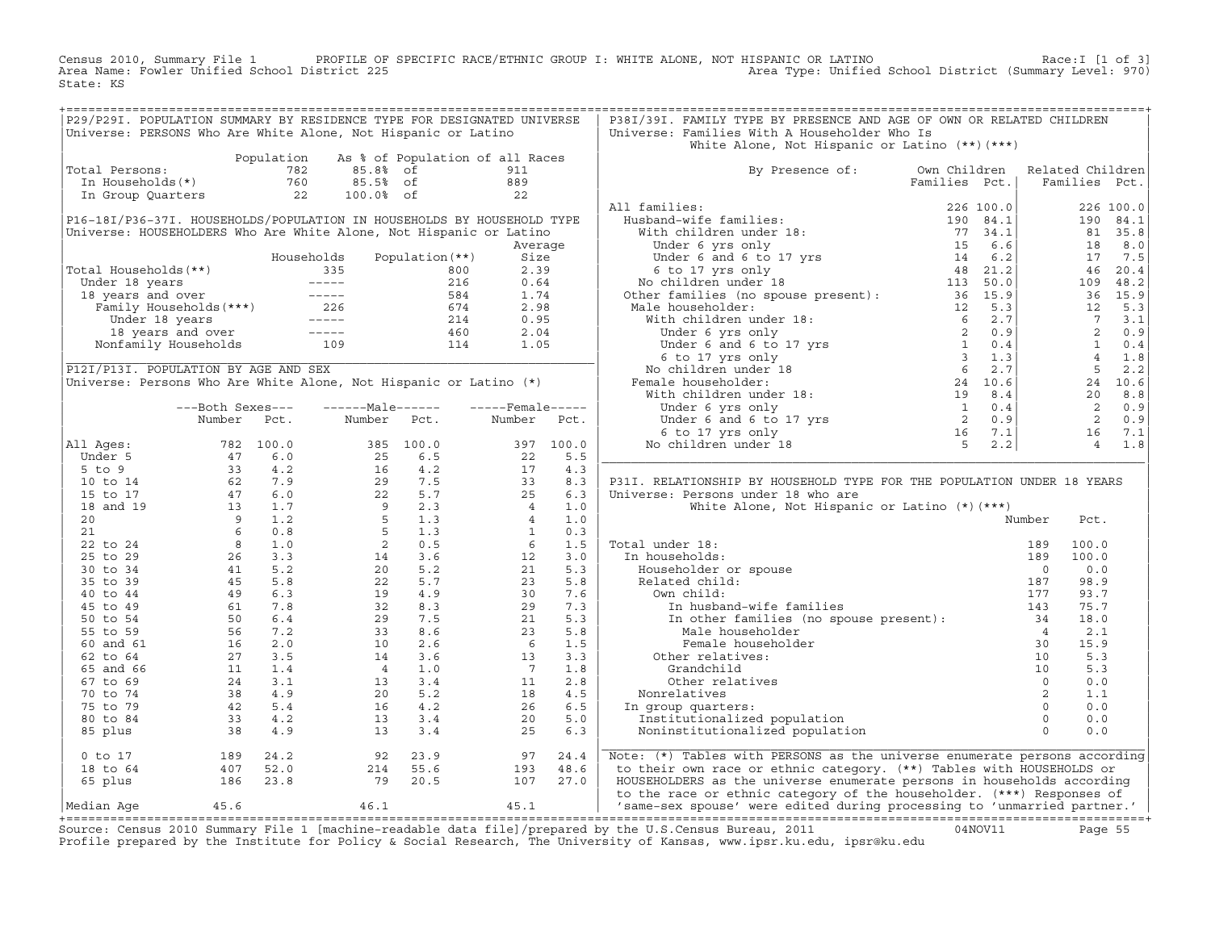Census 2010, Summary File 1 PROFILE OF SPECIFIC RACE/ETHNIC GROUP I: WHITE ALONE, NOT HISPANIC OR LATINO Race:I [1 of 3]
Area Name: Fowler Unified School District 225 Area Type: Unified School District (Summary Level: 970)
State: KS

## P29/P29I. POPULATION SUMMARY BY RESIDENCE TYPE FOR DESIGNATED UNIVERSE

Universe: PERSONS Who Are White Alone, Not Hispanic or Latino

| | Population | As % of Population of all Races | |
|---|---|---|---|
| Total Persons: | 782 | 85.8% of | 911 |
| In Households(*) | 760 | 85.5% of | 889 |
| In Group Quarters | 22 | 100.0% of | 22 |

## P16-18I/P36-37I. HOUSEHOLDS/POPULATION IN HOUSEHOLDS BY HOUSEHOLD TYPE

Universe: HOUSEHOLDERS Who Are White Alone, Not Hispanic or Latino

| | Households | Population(**) | Average Size |
|---|---|---|---|
| Total Households(**) | 335 | 800 | 2.39 |
| Under 18 years | ----- | 216 | 0.64 |
| 18 years and over | ----- | 584 | 1.74 |
| Family Households(***) | 226 | 674 | 2.98 |
| Under 18 years | ----- | 214 | 0.95 |
| 18 years and over | ----- | 460 | 2.04 |
| Nonfamily Households | 109 | 114 | 1.05 |

## P12I/P13I. POPULATION BY AGE AND SEX

Universe: Persons Who Are White Alone, Not Hispanic or Latino (*)

| | Both Sexes Number | Both Sexes Pct. | Male Number | Male Pct. | Female Number | Female Pct. |
|---|---|---|---|---|---|---|
| All Ages: | 782 | 100.0 | 385 | 100.0 | 397 | 100.0 |
| Under 5 | 47 | 6.0 | 25 | 6.5 | 22 | 5.5 |
| 5 to 9 | 33 | 4.2 | 16 | 4.2 | 17 | 4.3 |
| 10 to 14 | 62 | 7.9 | 29 | 7.5 | 33 | 8.3 |
| 15 to 17 | 47 | 6.0 | 22 | 5.7 | 25 | 6.3 |
| 18 and 19 | 13 | 1.7 | 9 | 2.3 | 4 | 1.0 |
| 20 | 9 | 1.2 | 5 | 1.3 | 4 | 1.0 |
| 21 | 6 | 0.8 | 5 | 1.3 | 1 | 0.3 |
| 22 to 24 | 8 | 1.0 | 2 | 0.5 | 6 | 1.5 |
| 25 to 29 | 26 | 3.3 | 14 | 3.6 | 12 | 3.0 |
| 30 to 34 | 41 | 5.2 | 20 | 5.2 | 21 | 5.3 |
| 35 to 39 | 45 | 5.8 | 22 | 5.7 | 23 | 5.8 |
| 40 to 44 | 49 | 6.3 | 19 | 4.9 | 30 | 7.6 |
| 45 to 49 | 61 | 7.8 | 32 | 8.3 | 29 | 7.3 |
| 50 to 54 | 50 | 6.4 | 29 | 7.5 | 21 | 5.3 |
| 55 to 59 | 56 | 7.2 | 33 | 8.6 | 23 | 5.8 |
| 60 and 61 | 16 | 2.0 | 10 | 2.6 | 6 | 1.5 |
| 62 to 64 | 27 | 3.5 | 14 | 3.6 | 13 | 3.3 |
| 65 and 66 | 11 | 1.4 | 4 | 1.0 | 7 | 1.8 |
| 67 to 69 | 24 | 3.1 | 13 | 3.4 | 11 | 2.8 |
| 70 to 74 | 38 | 4.9 | 20 | 5.2 | 18 | 4.5 |
| 75 to 79 | 42 | 5.4 | 16 | 4.2 | 26 | 6.5 |
| 80 to 84 | 33 | 4.2 | 13 | 3.4 | 20 | 5.0 |
| 85 plus | 38 | 4.9 | 13 | 3.4 | 25 | 6.3 |
| 0 to 17 | 189 | 24.2 | 92 | 23.9 | 97 | 24.4 |
| 18 to 64 | 407 | 52.0 | 214 | 55.6 | 193 | 48.6 |
| 65 plus | 186 | 23.8 | 79 | 20.5 | 107 | 27.0 |
| Median Age | 45.6 | | 46.1 | | 45.1 | |

## P38I/39I. FAMILY TYPE BY PRESENCE AND AGE OF OWN OR RELATED CHILDREN

Universe: Families With A Householder Who Is White Alone, Not Hispanic or Latino (**)(***)

| By Presence of: | Own Children Families | Own Children Pct. | Related Children Families | Related Children Pct. |
|---|---|---|---|---|
| All families: | 226 | 100.0 | 226 | 100.0 |
| Husband-wife families: | 190 | 84.1 | 190 | 84.1 |
| With children under 18: | 77 | 34.1 | 81 | 35.8 |
| Under 6 yrs only | 15 | 6.6 | 18 | 8.0 |
| Under 6 and 6 to 17 yrs | 14 | 6.2 | 17 | 7.5 |
| 6 to 17 yrs only | 48 | 21.2 | 46 | 20.4 |
| No children under 18 | 113 | 50.0 | 109 | 48.2 |
| Other families (no spouse present): | 36 | 15.9 | 36 | 15.9 |
| Male householder: | 12 | 5.3 | 12 | 5.3 |
| With children under 18: | 6 | 2.7 | 7 | 3.1 |
| Under 6 yrs only | 2 | 0.9 | 2 | 0.9 |
| Under 6 and 6 to 17 yrs | 1 | 0.4 | 1 | 0.4 |
| 6 to 17 yrs only | 3 | 1.3 | 4 | 1.8 |
| No children under 18 | 6 | 2.7 | 5 | 2.2 |
| Female householder: | 24 | 10.6 | 24 | 10.6 |
| With children under 18: | 19 | 8.4 | 20 | 8.8 |
| Under 6 yrs only | 1 | 0.4 | 2 | 0.9 |
| Under 6 and 6 to 17 yrs | 2 | 0.9 | 2 | 0.9 |
| 6 to 17 yrs only | 16 | 7.1 | 16 | 7.1 |
| No children under 18 | 5 | 2.2 | 4 | 1.8 |

## P31I. RELATIONSHIP BY HOUSEHOLD TYPE FOR THE POPULATION UNDER 18 YEARS

Universe: Persons under 18 who are White Alone, Not Hispanic or Latino (*)(***)

| | Number | Pct. |
|---|---|---|
| Total under 18: | 189 | 100.0 |
| In households: | 189 | 100.0 |
| Householder or spouse | 0 | 0.0 |
| Related child: | 187 | 98.9 |
| Own child: | 177 | 93.7 |
| In husband-wife families | 143 | 75.7 |
| In other families (no spouse present): | 34 | 18.0 |
| Male householder | 4 | 2.1 |
| Female householder | 30 | 15.9 |
| Other relatives: | 10 | 5.3 |
| Grandchild | 10 | 5.3 |
| Other relatives | 0 | 0.0 |
| Nonrelatives | 2 | 1.1 |
| In group quarters: | 0 | 0.0 |
| Institutionalized population | 0 | 0.0 |
| Noninstitutionalized population | 0 | 0.0 |

Note: (*) Tables with PERSONS as the universe enumerate persons according to their own race or ethnic category. (**) Tables with HOUSEHOLDS or HOUSEHOLDERS as the universe enumerate persons in households according to the race or ethnic category of the householder. (***) Responses of 'same-sex spouse' were edited during processing to 'unmarried partner.'

Source: Census 2010 Summary File 1 [machine-readable data file]/prepared by the U.S.Census Bureau, 2011 04NOV11
Profile prepared by the Institute for Policy & Social Research, The University of Kansas, www.ipsr.ku.edu, ipsr@ku.edu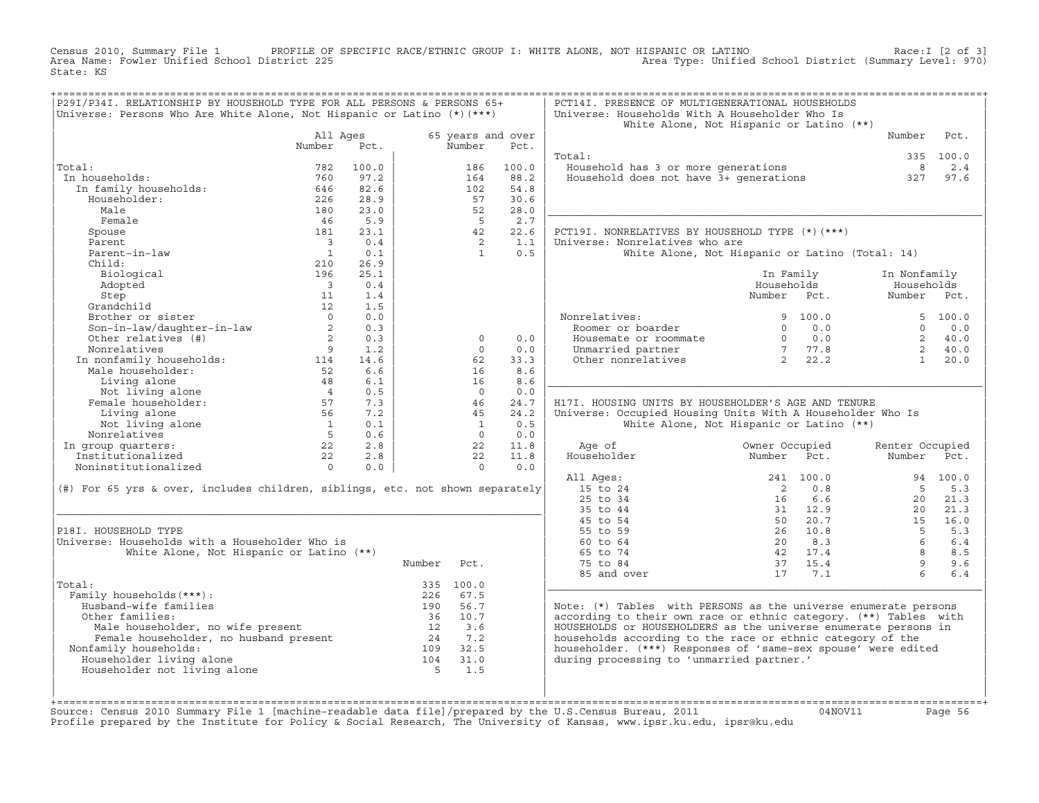Census 2010, Summary File 1 PROFILE OF SPECIFIC RACE/ETHNIC GROUP I: WHITE ALONE, NOT HISPANIC OR LATINO Race:I [2 of 3]
Area Name: Fowler Unified School District 225 Area Type: Unified School District (Summary Level: 970)
State: KS

## P29I/P34I. RELATIONSHIP BY HOUSEHOLD TYPE FOR ALL PERSONS & PERSONS 65+

Universe: Persons Who Are White Alone, Not Hispanic or Latino (*)(***)

| | All Ages Number | All Ages Pct. | 65 years and over Number | 65 years and over Pct. |
|---|---|---|---|---|
| Total: | 782 | 100.0 | 186 | 100.0 |
| In households: | 760 | 97.2 | 164 | 88.2 |
| In family households: | 646 | 82.6 | 102 | 54.8 |
| Householder: | 226 | 28.9 | 57 | 30.6 |
| Male | 180 | 23.0 | 52 | 28.0 |
| Female | 46 | 5.9 | 5 | 2.7 |
| Spouse | 181 | 23.1 | 42 | 22.6 |
| Parent | 3 | 0.4 | 2 | 1.1 |
| Parent-in-law | 1 | 0.1 | 1 | 0.5 |
| Child: | 210 | 26.9 | | |
| Biological | 196 | 25.1 | | |
| Adopted | 3 | 0.4 | | |
| Step | 11 | 1.4 | | |
| Grandchild | 12 | 1.5 | | |
| Brother or sister | 0 | 0.0 | | |
| Son-in-law/daughter-in-law | 2 | 0.3 | | |
| Other relatives (#) | 2 | 0.3 | 0 | 0.0 |
| Nonrelatives | 9 | 1.2 | 0 | 0.0 |
| In nonfamily households: | 114 | 14.6 | 62 | 33.3 |
| Male householder: | 52 | 6.6 | 16 | 8.6 |
| Living alone | 48 | 6.1 | 16 | 8.6 |
| Not living alone | 4 | 0.5 | 0 | 0.0 |
| Female householder: | 57 | 7.3 | 46 | 24.7 |
| Living alone | 56 | 7.2 | 45 | 24.2 |
| Not living alone | 1 | 0.1 | 1 | 0.5 |
| Nonrelatives | 5 | 0.6 | 0 | 0.0 |
| In group quarters: | 22 | 2.8 | 22 | 11.8 |
| Institutionalized | 22 | 2.8 | 22 | 11.8 |
| Noninstitutionalized | 0 | 0.0 | 0 | 0.0 |

(#) For 65 yrs & over, includes children, siblings, etc. not shown separately

## P18I. HOUSEHOLD TYPE

Universe: Households with a Householder Who is White Alone, Not Hispanic or Latino (**)

| | Number | Pct. |
|---|---|---|
| Total: | 335 | 100.0 |
| Family households(***): | 226 | 67.5 |
| Husband-wife families | 190 | 56.7 |
| Other families: | 36 | 10.7 |
| Male householder, no wife present | 12 | 3.6 |
| Female householder, no husband present | 24 | 7.2 |
| Nonfamily households: | 109 | 32.5 |
| Householder living alone | 104 | 31.0 |
| Householder not living alone | 5 | 1.5 |

## PCT14I. PRESENCE OF MULTIGENERATIONAL HOUSEHOLDS

Universe: Households With A Householder Who Is White Alone, Not Hispanic or Latino (**)

| | Number | Pct. |
|---|---|---|
| Total: | 335 | 100.0 |
| Household has 3 or more generations | 8 | 2.4 |
| Household does not have 3+ generations | 327 | 97.6 |

## PCT19I. NONRELATIVES BY HOUSEHOLD TYPE (*)(***)

Universe: Nonrelatives who are White Alone, Not Hispanic or Latino (Total: 14)

| | In Family Households Number | In Family Households Pct. | In Nonfamily Households Number | In Nonfamily Households Pct. |
|---|---|---|---|---|
| Nonrelatives: | 9 | 100.0 | 5 | 100.0 |
| Roomer or boarder | 0 | 0.0 | 0 | 0.0 |
| Housemate or roommate | 0 | 0.0 | 2 | 40.0 |
| Unmarried partner | 7 | 77.8 | 2 | 40.0 |
| Other nonrelatives | 2 | 22.2 | 1 | 20.0 |

## H17I. HOUSING UNITS BY HOUSEHOLDER'S AGE AND TENURE

Universe: Occupied Housing Units With A Householder Who Is White Alone, Not Hispanic or Latino (**)

| Age of Householder | Owner Occupied Number | Owner Occupied Pct. | Renter Occupied Number | Renter Occupied Pct. |
|---|---|---|---|---|
| All Ages: | 241 | 100.0 | 94 | 100.0 |
| 15 to 24 | 2 | 0.8 | 5 | 5.3 |
| 25 to 34 | 16 | 6.6 | 20 | 21.3 |
| 35 to 44 | 31 | 12.9 | 20 | 21.3 |
| 45 to 54 | 50 | 20.7 | 15 | 16.0 |
| 55 to 59 | 26 | 10.8 | 5 | 5.3 |
| 60 to 64 | 20 | 8.3 | 6 | 6.4 |
| 65 to 74 | 42 | 17.4 | 8 | 8.5 |
| 75 to 84 | 37 | 15.4 | 9 | 9.6 |
| 85 and over | 17 | 7.1 | 6 | 6.4 |

Note: (*) Tables with PERSONS as the universe enumerate persons according to their own race or ethnic category. (**) Tables with HOUSEHOLDS or HOUSEHOLDERS as the universe enumerate persons in households according to the race or ethnic category of the householder. (***) Responses of 'same-sex spouse' were edited during processing to 'unmarried partner.'

Source: Census 2010 Summary File 1 [machine-readable data file]/prepared by the U.S.Census Bureau, 2011 04NOV11
Profile prepared by the Institute for Policy & Social Research, The University of Kansas, www.ipsr.ku.edu, ipsr@ku.edu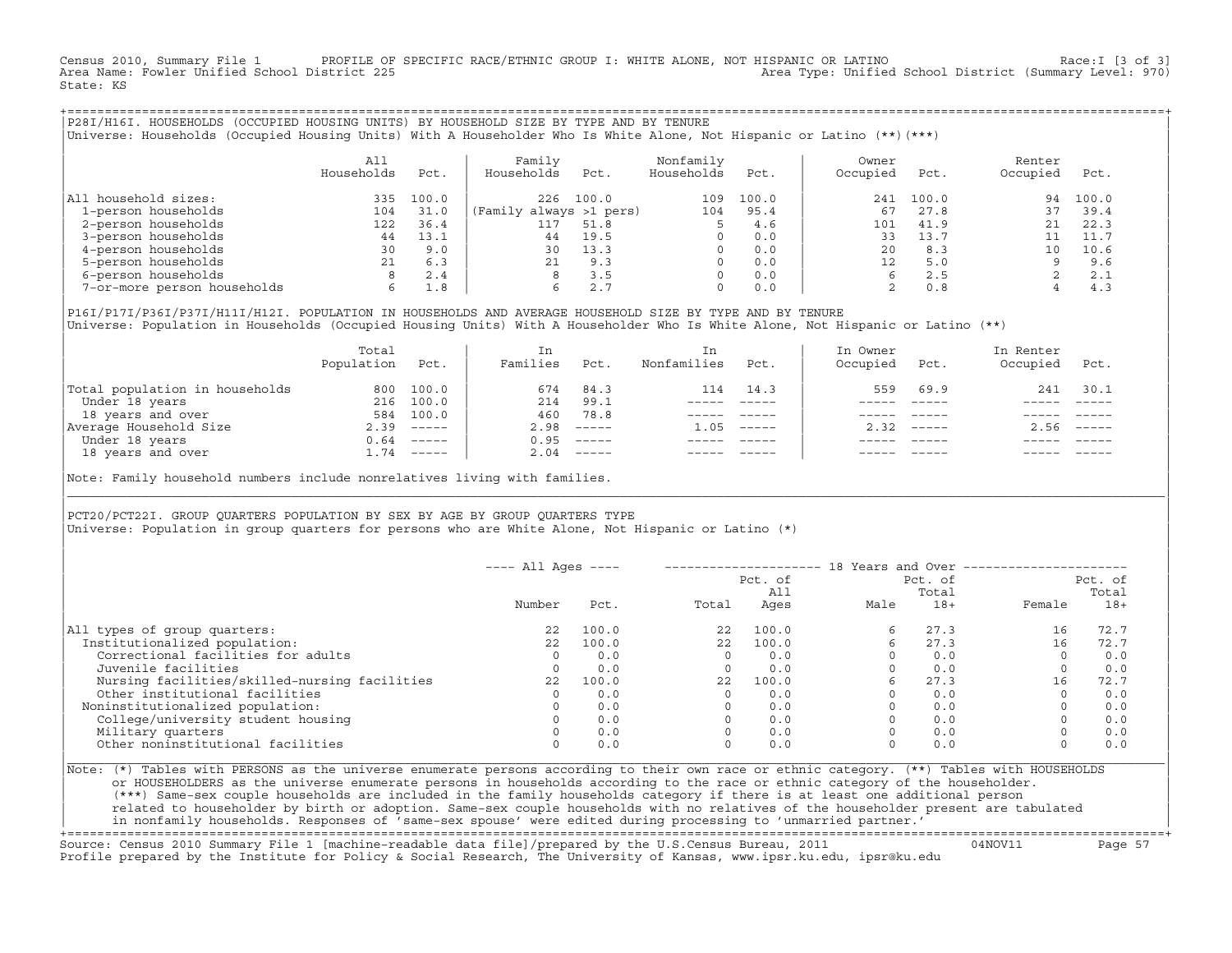Census 2010, Summary File 1 PROFILE OF SPECIFIC RACE/ETHNIC GROUP I: WHITE ALONE, NOT HISPANIC OR LATINO Race:I [3 of 3]
Area Name: Fowler Unified School District 225 Area Type: Unified School District (Summary Level: 970)
State: KS

## P28I/H16I. HOUSEHOLDS (OCCUPIED HOUSING UNITS) BY HOUSEHOLD SIZE BY TYPE AND BY TENURE

Universe: Households (Occupied Housing Units) With A Householder Who Is White Alone, Not Hispanic or Latino (**)(***)

| | All Households | Pct. | Family Households | Pct. | Nonfamily Households | Pct. | Owner Occupied | Pct. | Renter Occupied | Pct. |
|---|---|---|---|---|---|---|---|---|---|---|
| All household sizes: | 335 | 100.0 | 226 | 100.0 | 109 | 100.0 | 241 | 100.0 | 94 | 100.0 |
| 1-person households | 104 | 31.0 | (Family always >1 pers) | | 104 | 95.4 | 67 | 27.8 | 37 | 39.4 |
| 2-person households | 122 | 36.4 | 117 | 51.8 | 5 | 4.6 | 101 | 41.9 | 21 | 22.3 |
| 3-person households | 44 | 13.1 | 44 | 19.5 | 0 | 0.0 | 33 | 13.7 | 11 | 11.7 |
| 4-person households | 30 | 9.0 | 30 | 13.3 | 0 | 0.0 | 20 | 8.3 | 10 | 10.6 |
| 5-person households | 21 | 6.3 | 21 | 9.3 | 0 | 0.0 | 12 | 5.0 | 9 | 9.6 |
| 6-person households | 8 | 2.4 | 8 | 3.5 | 0 | 0.0 | 6 | 2.5 | 2 | 2.1 |
| 7-or-more person households | 6 | 1.8 | 6 | 2.7 | 0 | 0.0 | 2 | 0.8 | 4 | 4.3 |

## P16I/P17I/P36I/P37I/H11I/H12I. POPULATION IN HOUSEHOLDS AND AVERAGE HOUSEHOLD SIZE BY TYPE AND BY TENURE

Universe: Population in Households (Occupied Housing Units) With A Householder Who Is White Alone, Not Hispanic or Latino (**)

| | Total Population | Pct. | In Families | Pct. | In Nonfamilies | Pct. | In Owner Occupied | Pct. | In Renter Occupied | Pct. |
|---|---|---|---|---|---|---|---|---|---|---|
| Total population in households | 800 | 100.0 | 674 | 84.3 | 114 | 14.3 | 559 | 69.9 | 241 | 30.1 |
| Under 18 years | 216 | 100.0 | 214 | 99.1 | ----- | ----- | ----- | ----- | ----- | ----- |
| 18 years and over | 584 | 100.0 | 460 | 78.8 | ----- | ----- | ----- | ----- | ----- | ----- |
| Average Household Size | 2.39 | ----- | 2.98 | ----- | 1.05 | ----- | 2.32 | ----- | 2.56 | ----- |
| Under 18 years | 0.64 | ----- | 0.95 | ----- | ----- | ----- | ----- | ----- | ----- | ----- |
| 18 years and over | 1.74 | ----- | 2.04 | ----- | ----- | ----- | ----- | ----- | ----- | ----- |

Note: Family household numbers include nonrelatives living with families.

## PCT20/PCT22I. GROUP QUARTERS POPULATION BY SEX BY AGE BY GROUP QUARTERS TYPE

Universe: Population in group quarters for persons who are White Alone, Not Hispanic or Latino (*)

| | All Ages | | 18 Years and Over | | | | | |
|---|---|---|---|---|---|---|---|---|
| | Number | Pct. | Total | Pct. of All Ages | Male | Pct. of Total 18+ | Female | Pct. of Total 18+ |
| All types of group quarters: | 22 | 100.0 | 22 | 100.0 | 6 | 27.3 | 16 | 72.7 |
| Institutionalized population: | 22 | 100.0 | 22 | 100.0 | 6 | 27.3 | 16 | 72.7 |
| Correctional facilities for adults | 0 | 0.0 | 0 | 0.0 | 0 | 0.0 | 0 | 0.0 |
| Juvenile facilities | 0 | 0.0 | 0 | 0.0 | 0 | 0.0 | 0 | 0.0 |
| Nursing facilities/skilled-nursing facilities | 22 | 100.0 | 22 | 100.0 | 6 | 27.3 | 16 | 72.7 |
| Other institutional facilities | 0 | 0.0 | 0 | 0.0 | 0 | 0.0 | 0 | 0.0 |
| Noninstitutionalized population: | 0 | 0.0 | 0 | 0.0 | 0 | 0.0 | 0 | 0.0 |
| College/university student housing | 0 | 0.0 | 0 | 0.0 | 0 | 0.0 | 0 | 0.0 |
| Military quarters | 0 | 0.0 | 0 | 0.0 | 0 | 0.0 | 0 | 0.0 |
| Other noninstitutional facilities | 0 | 0.0 | 0 | 0.0 | 0 | 0.0 | 0 | 0.0 |

Note: (*) Tables with PERSONS as the universe enumerate persons according to their own race or ethnic category. (**) Tables with HOUSEHOLDS or HOUSEHOLDERS as the universe enumerate persons in households according to the race or ethnic category of the householder. (***) Same-sex couple households are included in the family households category if there is at least one additional person related to householder by birth or adoption. Same-sex couple households with no relatives of the householder present are tabulated in nonfamily households. Responses of 'same-sex spouse' were edited during processing to 'unmarried partner.'

Source: Census 2010 Summary File 1 [machine-readable data file]/prepared by the U.S.Census Bureau, 2011 04NOV11
Profile prepared by the Institute for Policy & Social Research, The University of Kansas, www.ipsr.ku.edu, ipsr@ku.edu